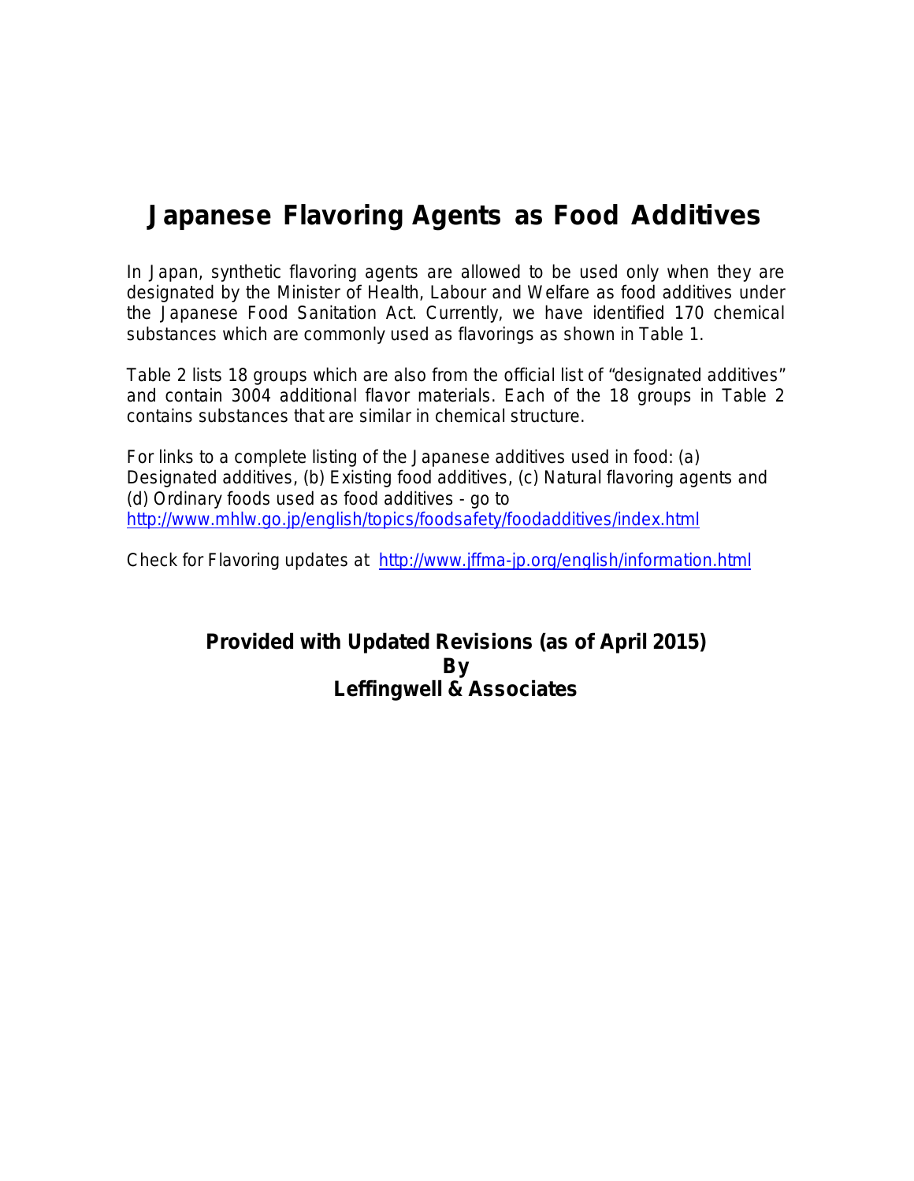# Japanese Flavoring Agents as Food Additives

In Japan, synthetic flavoring agents are allowed to be used only when they are designated by the Minister of Health, Labour and Welfare as food additives under the Japanese Food Sanitation Act. Currently, we have identified 170 chemical substances which are commonly used as flavorings as shown in Table 1.

Table 2 lists 18 groups which are also from the official list of "designated additives" and contain 3004 additional flavor materials. Each of the 18 groups in Table 2 contains substances that are similar in chemical structure.

For links to a complete listing of the Japanese additives used in food: (a) Designated additives, (b) Existing food additives, (c) Natural flavoring agents and (d) Ordinary foods used as food additives - go to http://www.mhlw.go.jp/english/topics/foodsafety/foodadditives/index.html

Check for Flavoring updates at http://www.jffma-jp.org/english/information.html

**Provided with Updated Revisions (as of April 2015)**
**By**
**Leffingwell & Associates**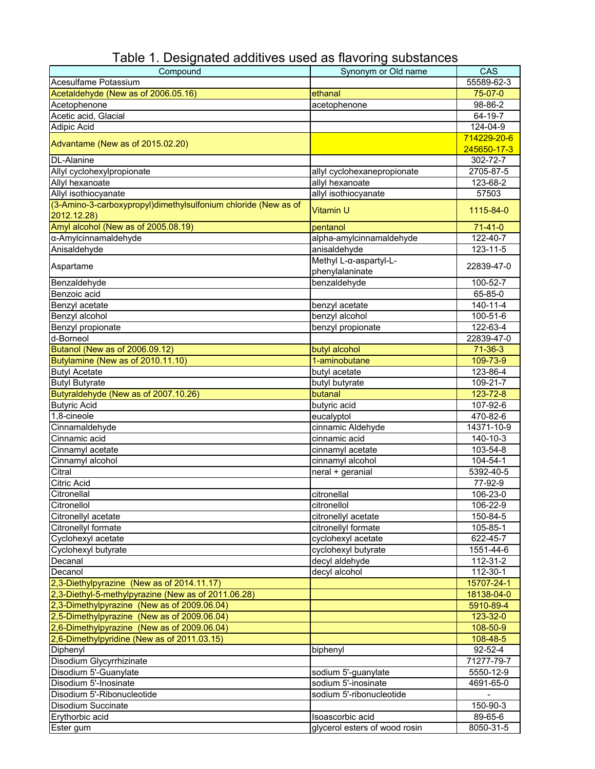# Table 1. Designated additives used as flavoring substances

| Compound | Synonym or Old name | CAS |
|---|---|---|
| Acesulfame Potassium | | 55589-62-3 |
| Acetaldehyde (New as of 2006.05.16) | ethanal | 75-07-0 |
| Acetophenone | acetophenone | 98-86-2 |
| Acetic acid, Glacial | | 64-19-7 |
| Adipic Acid | | 124-04-9 |
| Advantame (New as of 2015.02.20) | | 714229-20-6<br>245650-17-3 |
| DL-Alanine | | 302-72-7 |
| Allyl cyclohexylpropionate | allyl cyclohexanepropionate | 2705-87-5 |
| Allyl hexanoate | allyl hexanoate | 123-68-2 |
| Allyl isothiocyanate | allyl isothiocyanate | 57503 |
| (3-Amino-3-carboxypropyl)dimethylsulfonium chloride (New as of 2012.12.28) | Vitamin U | 1115-84-0 |
| Amyl alcohol (New as of 2005.08.19) | pentanol | 71-41-0 |
| α-Amylcinnamaldehyde | alpha-amylcinnamaldehyde | 122-40-7 |
| Anisaldehyde | anisaldehyde | 123-11-5 |
| Aspartame | Methyl L-α-aspartyl-L-phenylalaninate | 22839-47-0 |
| Benzaldehyde | benzaldehyde | 100-52-7 |
| Benzoic acid | | 65-85-0 |
| Benzyl acetate | benzyl acetate | 140-11-4 |
| Benzyl alcohol | benzyl alcohol | 100-51-6 |
| Benzyl propionate | benzyl propionate | 122-63-4 |
| d-Borneol | | 22839-47-0 |
| Butanol (New as of 2006.09.12) | butyl alcohol | 71-36-3 |
| Butylamine (New as of 2010.11.10) | 1-aminobutane | 109-73-9 |
| Butyl Acetate | butyl acetate | 123-86-4 |
| Butyl Butyrate | butyl butyrate | 109-21-7 |
| Butyraldehyde (New as of 2007.10.26) | butanal | 123-72-8 |
| Butyric Acid | butyric acid | 107-92-6 |
| 1,8-cineole | eucalyptol | 470-82-6 |
| Cinnamaldehyde | cinnamic Aldehyde | 14371-10-9 |
| Cinnamic acid | cinnamic acid | 140-10-3 |
| Cinnamyl acetate | cinnamyl acetate | 103-54-8 |
| Cinnamyl alcohol | cinnamyl alcohol | 104-54-1 |
| Citral | neral + geranial | 5392-40-5 |
| Citric Acid | | 77-92-9 |
| Citronellal | citronellal | 106-23-0 |
| Citronellol | citronellol | 106-22-9 |
| Citronellyl acetate | citronellyl acetate | 150-84-5 |
| Citronellyl formate | citronellyl formate | 105-85-1 |
| Cyclohexyl acetate | cyclohexyl acetate | 622-45-7 |
| Cyclohexyl butyrate | cyclohexyl butyrate | 1551-44-6 |
| Decanal | decyl aldehyde | 112-31-2 |
| Decanol | decyl alcohol | 112-30-1 |
| 2,3-Diethylpyrazine (New as of 2014.11.17) | | 15707-24-1 |
| 2,3-Diethyl-5-methylpyrazine (New as of 2011.06.28) | | 18138-04-0 |
| 2,3-Dimethylpyrazine (New as of 2009.06.04) | | 5910-89-4 |
| 2,5-Dimethylpyrazine (New as of 2009.06.04) | | 123-32-0 |
| 2,6-Dimethylpyrazine (New as of 2009.06.04) | | 108-50-9 |
| 2,6-Dimethylpyridine (New as of 2011.03.15) | | 108-48-5 |
| Diphenyl | biphenyl | 92-52-4 |
| Disodium Glycyrrhizinate | | 71277-79-7 |
| Disodium 5'-Guanylate | sodium 5'-guanylate | 5550-12-9 |
| Disodium 5'-Inosinate | sodium 5'-inosinate | 4691-65-0 |
| Disodium 5'-Ribonucleotide | sodium 5'-ribonucleotide | - |
| Disodium Succinate | | 150-90-3 |
| Erythorbic acid | Isoascorbic acid | 89-65-6 |
| Ester gum | glycerol esters of wood rosin | 8050-31-5 |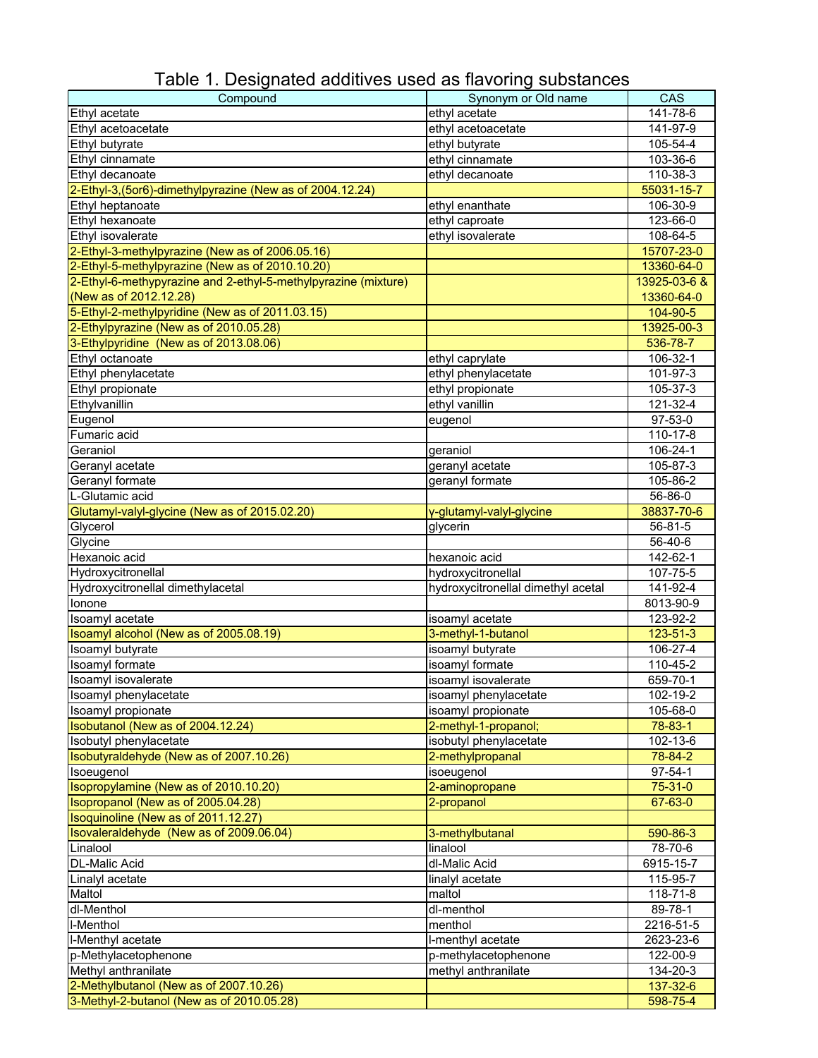# Table 1. Designated additives used as flavoring substances

| Compound | Synonym or Old name | CAS |
|---|---|---|
| Ethyl acetate | ethyl acetate | 141-78-6 |
| Ethyl acetoacetate | ethyl acetoacetate | 141-97-9 |
| Ethyl butyrate | ethyl butyrate | 105-54-4 |
| Ethyl cinnamate | ethyl cinnamate | 103-36-6 |
| Ethyl decanoate | ethyl decanoate | 110-38-3 |
| 2-Ethyl-3,(5or6)-dimethylpyrazine (New as of 2004.12.24) | | 55031-15-7 |
| Ethyl heptanoate | ethyl enanthate | 106-30-9 |
| Ethyl hexanoate | ethyl caproate | 123-66-0 |
| Ethyl isovalerate | ethyl isovalerate | 108-64-5 |
| 2-Ethyl-3-methylpyrazine (New as of 2006.05.16) | | 15707-23-0 |
| 2-Ethyl-5-methylpyrazine (New as of 2010.10.20) | | 13360-64-0 |
| 2-Ethyl-6-methypyrazine and 2-ethyl-5-methylpyrazine (mixture) (New as of 2012.12.28) | | 13925-03-6 & 13360-64-0 |
| 5-Ethyl-2-methylpyridine (New as of 2011.03.15) | | 104-90-5 |
| 2-Ethylpyrazine (New as of 2010.05.28) | | 13925-00-3 |
| 3-Ethylpyridine (New as of 2013.08.06) | | 536-78-7 |
| Ethyl octanoate | ethyl caprylate | 106-32-1 |
| Ethyl phenylacetate | ethyl phenylacetate | 101-97-3 |
| Ethyl propionate | ethyl propionate | 105-37-3 |
| Ethylvanillin | ethyl vanillin | 121-32-4 |
| Eugenol | eugenol | 97-53-0 |
| Fumaric acid | | 110-17-8 |
| Geraniol | geraniol | 106-24-1 |
| Geranyl acetate | geranyl acetate | 105-87-3 |
| Geranyl formate | geranyl formate | 105-86-2 |
| L-Glutamic acid | | 56-86-0 |
| Glutamyl-valyl-glycine (New as of 2015.02.20) | γ-glutamyl-valyl-glycine | 38837-70-6 |
| Glycerol | glycerin | 56-81-5 |
| Glycine | | 56-40-6 |
| Hexanoic acid | hexanoic acid | 142-62-1 |
| Hydroxycitronellal | hydroxycitronellal | 107-75-5 |
| Hydroxycitronellal dimethylacetal | hydroxycitronellal dimethyl acetal | 141-92-4 |
| Ionone | | 8013-90-9 |
| Isoamyl acetate | isoamyl acetate | 123-92-2 |
| Isoamyl alcohol (New as of 2005.08.19) | 3-methyl-1-butanol | 123-51-3 |
| Isoamyl butyrate | isoamyl butyrate | 106-27-4 |
| Isoamyl formate | isoamyl formate | 110-45-2 |
| Isoamyl isovalerate | isoamyl isovalerate | 659-70-1 |
| Isoamyl phenylacetate | isoamyl phenylacetate | 102-19-2 |
| Isoamyl propionate | isoamyl propionate | 105-68-0 |
| Isobutanol (New as of 2004.12.24) | 2-methyl-1-propanol; | 78-83-1 |
| Isobutyl phenylacetate | isobutyl phenylacetate | 102-13-6 |
| Isobutyraldehyde (New as of 2007.10.26) | 2-methylpropanal | 78-84-2 |
| Isoeugenol | isoeugenol | 97-54-1 |
| Isopropylamine (New as of 2010.10.20) | 2-aminopropane | 75-31-0 |
| Isopropanol (New as of 2005.04.28) | 2-propanol | 67-63-0 |
| Isoquinoline (New as of 2011.12.27) | | |
| Isovaleraldehyde (New as of 2009.06.04) | 3-methylbutanal | 590-86-3 |
| Linalool | linalool | 78-70-6 |
| DL-Malic Acid | dl-Malic Acid | 6915-15-7 |
| Linalyl acetate | linalyl acetate | 115-95-7 |
| Maltol | maltol | 118-71-8 |
| dl-Menthol | dl-menthol | 89-78-1 |
| l-Menthol | menthol | 2216-51-5 |
| l-Menthyl acetate | l-menthyl acetate | 2623-23-6 |
| p-Methylacetophenone | p-methylacetophenone | 122-00-9 |
| Methyl anthranilate | methyl anthranilate | 134-20-3 |
| 2-Methylbutanol (New as of 2007.10.26) | | 137-32-6 |
| 3-Methyl-2-butanol (New as of 2010.05.28) | | 598-75-4 |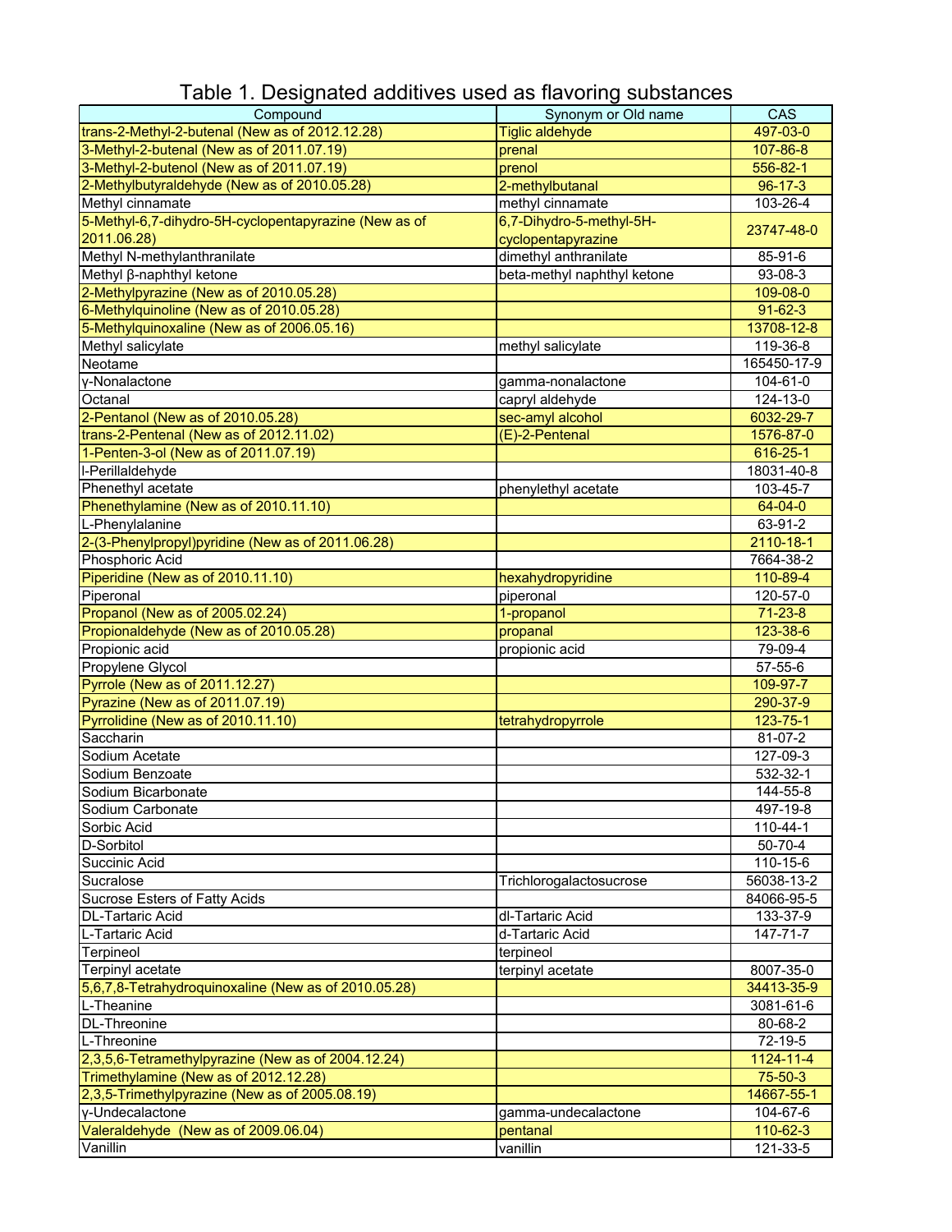# Table 1. Designated additives used as flavoring substances

| Compound | Synonym or Old name | CAS |
|---|---|---|
| trans-2-Methyl-2-butenal (New as of 2012.12.28) | Tiglic aldehyde | 497-03-0 |
| 3-Methyl-2-butenal (New as of 2011.07.19) | prenal | 107-86-8 |
| 3-Methyl-2-butenol (New as of 2011.07.19) | prenol | 556-82-1 |
| 2-Methylbutyraldehyde (New as of 2010.05.28) | 2-methylbutanal | 96-17-3 |
| Methyl cinnamate | methyl cinnamate | 103-26-4 |
| 5-Methyl-6,7-dihydro-5H-cyclopentapyrazine (New as of 2011.06.28) | 6,7-Dihydro-5-methyl-5H-cyclopentapyrazine | 23747-48-0 |
| Methyl N-methylanthranilate | dimethyl anthranilate | 85-91-6 |
| Methyl β-naphthyl ketone | beta-methyl naphthyl ketone | 93-08-3 |
| 2-Methylpyrazine (New as of 2010.05.28) | | 109-08-0 |
| 6-Methylquinoline (New as of 2010.05.28) | | 91-62-3 |
| 5-Methylquinoxaline (New as of 2006.05.16) | | 13708-12-8 |
| Methyl salicylate | methyl salicylate | 119-36-8 |
| Neotame | | 165450-17-9 |
| γ-Nonalactone | gamma-nonalactone | 104-61-0 |
| Octanal | capryl aldehyde | 124-13-0 |
| 2-Pentanol (New as of 2010.05.28) | sec-amyl alcohol | 6032-29-7 |
| trans-2-Pentenal (New as of 2012.11.02) | (E)-2-Pentenal | 1576-87-0 |
| 1-Penten-3-ol (New as of 2011.07.19) | | 616-25-1 |
| l-Perillaldehyde | | 18031-40-8 |
| Phenethyl acetate | phenylethyl acetate | 103-45-7 |
| Phenethylamine (New as of 2010.11.10) | | 64-04-0 |
| L-Phenylalanine | | 63-91-2 |
| 2-(3-Phenylpropyl)pyridine (New as of 2011.06.28) | | 2110-18-1 |
| Phosphoric Acid | | 7664-38-2 |
| Piperidine (New as of 2010.11.10) | hexahydropyridine | 110-89-4 |
| Piperonal | piperonal | 120-57-0 |
| Propanol (New as of 2005.02.24) | 1-propanol | 71-23-8 |
| Propionaldehyde (New as of 2010.05.28) | propanal | 123-38-6 |
| Propionic acid | propionic acid | 79-09-4 |
| Propylene Glycol | | 57-55-6 |
| Pyrrole (New as of 2011.12.27) | | 109-97-7 |
| Pyrazine (New as of 2011.07.19) | | 290-37-9 |
| Pyrrolidine (New as of 2010.11.10) | tetrahydropyrrole | 123-75-1 |
| Saccharin | | 81-07-2 |
| Sodium Acetate | | 127-09-3 |
| Sodium Benzoate | | 532-32-1 |
| Sodium Bicarbonate | | 144-55-8 |
| Sodium Carbonate | | 497-19-8 |
| Sorbic Acid | | 110-44-1 |
| D-Sorbitol | | 50-70-4 |
| Succinic Acid | | 110-15-6 |
| Sucralose | Trichlorogalactosucrose | 56038-13-2 |
| Sucrose Esters of Fatty Acids | | 84066-95-5 |
| DL-Tartaric Acid | dl-Tartaric Acid | 133-37-9 |
| L-Tartaric Acid | d-Tartaric Acid | 147-71-7 |
| Terpineol | terpineol | |
| Terpinyl acetate | terpinyl acetate | 8007-35-0 |
| 5,6,7,8-Tetrahydroquinoxaline (New as of 2010.05.28) | | 34413-35-9 |
| L-Theanine | | 3081-61-6 |
| DL-Threonine | | 80-68-2 |
| L-Threonine | | 72-19-5 |
| 2,3,5,6-Tetramethylpyrazine (New as of 2004.12.24) | | 1124-11-4 |
| Trimethylamine (New as of 2012.12.28) | | 75-50-3 |
| 2,3,5-Trimethylpyrazine (New as of 2005.08.19) | | 14667-55-1 |
| γ-Undecalactone | gamma-undecalactone | 104-67-6 |
| Valeraldehyde (New as of 2009.06.04) | pentanal | 110-62-3 |
| Vanillin | vanillin | 121-33-5 |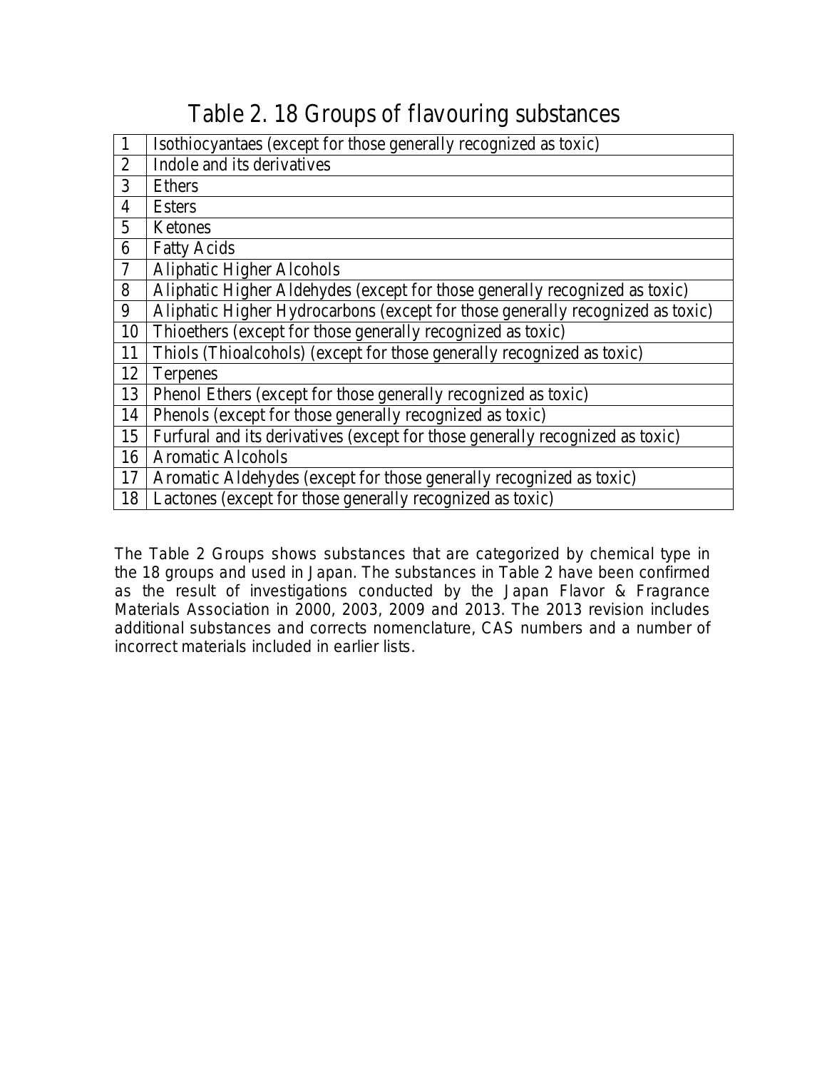# Table 2. 18 Groups of flavouring substances

| | |
|---|---|
| 1 | Isothiocyantaes (except for those generally recognized as toxic) |
| 2 | Indole and its derivatives |
| 3 | Ethers |
| 4 | Esters |
| 5 | Ketones |
| 6 | Fatty Acids |
| 7 | Aliphatic Higher Alcohols |
| 8 | Aliphatic Higher Aldehydes (except for those generally recognized as toxic) |
| 9 | Aliphatic Higher Hydrocarbons (except for those generally recognized as toxic) |
| 10 | Thioethers (except for those generally recognized as toxic) |
| 11 | Thiols (Thioalcohols) (except for those generally recognized as toxic) |
| 12 | Terpenes |
| 13 | Phenol Ethers (except for those generally recognized as toxic) |
| 14 | Phenols (except for those generally recognized as toxic) |
| 15 | Furfural and its derivatives (except for those generally recognized as toxic) |
| 16 | Aromatic Alcohols |
| 17 | Aromatic Aldehydes (except for those generally recognized as toxic) |
| 18 | Lactones (except for those generally recognized as toxic) |

The Table 2 Groups shows substances that are categorized by chemical type in the 18 groups and used in Japan. The substances in Table 2 have been confirmed as the result of investigations conducted by the Japan Flavor & Fragrance Materials Association in 2000, 2003, 2009 and 2013. The 2013 revision includes additional substances and corrects nomenclature, CAS numbers and a number of incorrect materials included in earlier lists.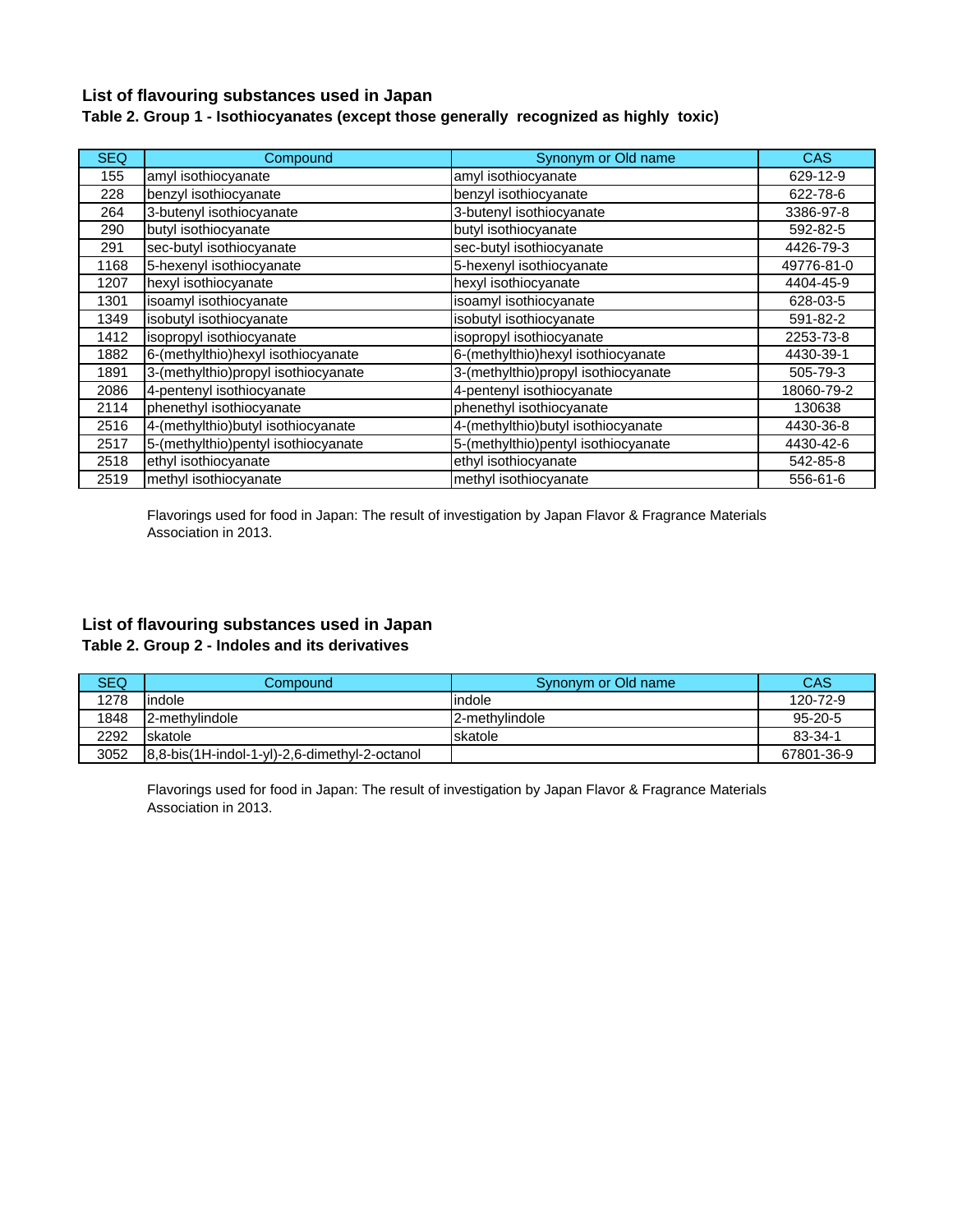## List of flavouring substances used in Japan

### Table 2. Group 1 - Isothiocyanates (except those generally recognized as highly toxic)

| SEQ | Compound | Synonym or Old name | CAS |
|---|---|---|---|
| 155 | amyl isothiocyanate | amyl isothiocyanate | 629-12-9 |
| 228 | benzyl isothiocyanate | benzyl isothiocyanate | 622-78-6 |
| 264 | 3-butenyl isothiocyanate | 3-butenyl isothiocyanate | 3386-97-8 |
| 290 | butyl isothiocyanate | butyl isothiocyanate | 592-82-5 |
| 291 | sec-butyl isothiocyanate | sec-butyl isothiocyanate | 4426-79-3 |
| 1168 | 5-hexenyl isothiocyanate | 5-hexenyl isothiocyanate | 49776-81-0 |
| 1207 | hexyl isothiocyanate | hexyl isothiocyanate | 4404-45-9 |
| 1301 | isoamyl isothiocyanate | isoamyl isothiocyanate | 628-03-5 |
| 1349 | isobutyl isothiocyanate | isobutyl isothiocyanate | 591-82-2 |
| 1412 | isopropyl isothiocyanate | isopropyl isothiocyanate | 2253-73-8 |
| 1882 | 6-(methylthio)hexyl isothiocyanate | 6-(methylthio)hexyl isothiocyanate | 4430-39-1 |
| 1891 | 3-(methylthio)propyl isothiocyanate | 3-(methylthio)propyl isothiocyanate | 505-79-3 |
| 2086 | 4-pentenyl isothiocyanate | 4-pentenyl isothiocyanate | 18060-79-2 |
| 2114 | phenethyl isothiocyanate | phenethyl isothiocyanate | 130638 |
| 2516 | 4-(methylthio)butyl isothiocyanate | 4-(methylthio)butyl isothiocyanate | 4430-36-8 |
| 2517 | 5-(methylthio)pentyl isothiocyanate | 5-(methylthio)pentyl isothiocyanate | 4430-42-6 |
| 2518 | ethyl isothiocyanate | ethyl isothiocyanate | 542-85-8 |
| 2519 | methyl isothiocyanate | methyl isothiocyanate | 556-61-6 |

Flavorings used for food in Japan: The result of investigation by Japan Flavor & Fragrance Materials Association in 2013.

## List of flavouring substances used in Japan

### Table 2. Group 2 - Indoles and its derivatives

| SEQ | Compound | Synonym or Old name | CAS |
|---|---|---|---|
| 1278 | indole | indole | 120-72-9 |
| 1848 | 2-methylindole | 2-methylindole | 95-20-5 |
| 2292 | skatole | skatole | 83-34-1 |
| 3052 | 8,8-bis(1H-indol-1-yl)-2,6-dimethyl-2-octanol | | 67801-36-9 |

Flavorings used for food in Japan: The result of investigation by Japan Flavor & Fragrance Materials Association in 2013.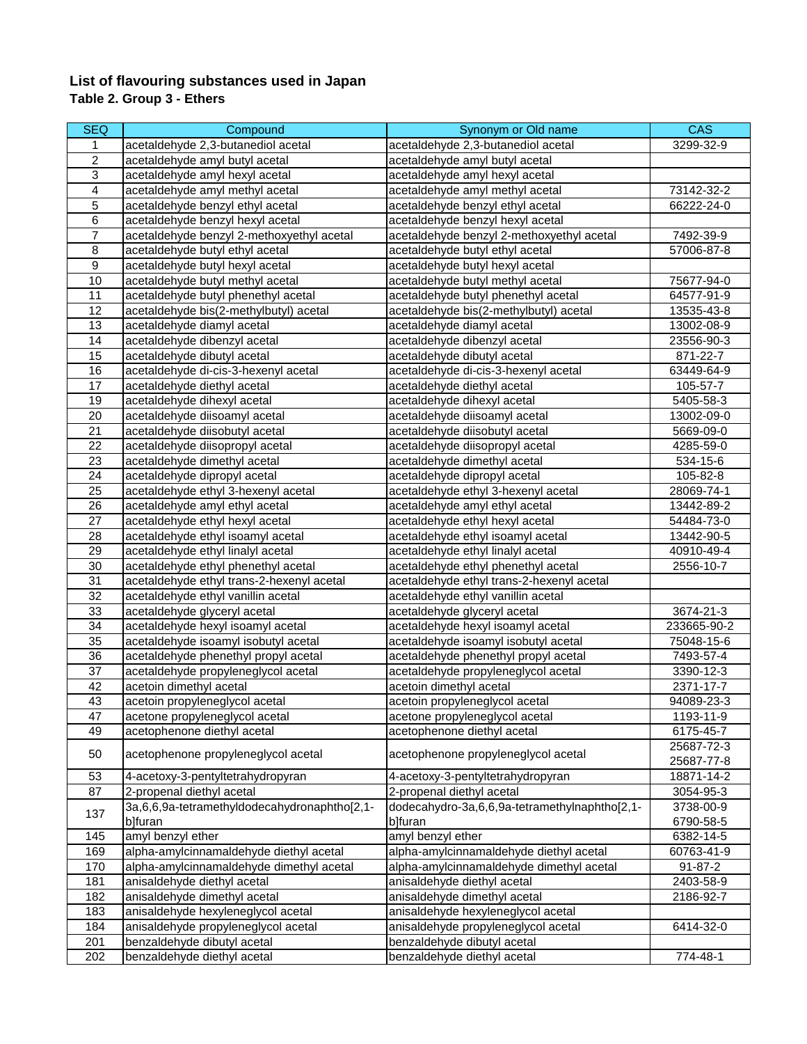## List of flavouring substances used in Japan

### Table 2. Group 3 - Ethers

| SEQ | Compound | Synonym or Old name | CAS |
|---|---|---|---|
| 1 | acetaldehyde 2,3-butanediol acetal | acetaldehyde 2,3-butanediol acetal | 3299-32-9 |
| 2 | acetaldehyde amyl butyl acetal | acetaldehyde amyl butyl acetal | |
| 3 | acetaldehyde amyl hexyl acetal | acetaldehyde amyl hexyl acetal | |
| 4 | acetaldehyde amyl methyl acetal | acetaldehyde amyl methyl acetal | 73142-32-2 |
| 5 | acetaldehyde benzyl ethyl acetal | acetaldehyde benzyl ethyl acetal | 66222-24-0 |
| 6 | acetaldehyde benzyl hexyl acetal | acetaldehyde benzyl hexyl acetal | |
| 7 | acetaldehyde benzyl 2-methoxyethyl acetal | acetaldehyde benzyl 2-methoxyethyl acetal | 7492-39-9 |
| 8 | acetaldehyde butyl ethyl acetal | acetaldehyde butyl ethyl acetal | 57006-87-8 |
| 9 | acetaldehyde butyl hexyl acetal | acetaldehyde butyl hexyl acetal | |
| 10 | acetaldehyde butyl methyl acetal | acetaldehyde butyl methyl acetal | 75677-94-0 |
| 11 | acetaldehyde butyl phenethyl acetal | acetaldehyde butyl phenethyl acetal | 64577-91-9 |
| 12 | acetaldehyde bis(2-methylbutyl) acetal | acetaldehyde bis(2-methylbutyl) acetal | 13535-43-8 |
| 13 | acetaldehyde diamyl acetal | acetaldehyde diamyl acetal | 13002-08-9 |
| 14 | acetaldehyde dibenzyl acetal | acetaldehyde dibenzyl acetal | 23556-90-3 |
| 15 | acetaldehyde dibutyl acetal | acetaldehyde dibutyl acetal | 871-22-7 |
| 16 | acetaldehyde di-cis-3-hexenyl acetal | acetaldehyde di-cis-3-hexenyl acetal | 63449-64-9 |
| 17 | acetaldehyde diethyl acetal | acetaldehyde diethyl acetal | 105-57-7 |
| 19 | acetaldehyde dihexyl acetal | acetaldehyde dihexyl acetal | 5405-58-3 |
| 20 | acetaldehyde diisoamyl acetal | acetaldehyde diisoamyl acetal | 13002-09-0 |
| 21 | acetaldehyde diisobutyl acetal | acetaldehyde diisobutyl acetal | 5669-09-0 |
| 22 | acetaldehyde diisopropyl acetal | acetaldehyde diisopropyl acetal | 4285-59-0 |
| 23 | acetaldehyde dimethyl acetal | acetaldehyde dimethyl acetal | 534-15-6 |
| 24 | acetaldehyde dipropyl acetal | acetaldehyde dipropyl acetal | 105-82-8 |
| 25 | acetaldehyde ethyl 3-hexenyl acetal | acetaldehyde ethyl 3-hexenyl acetal | 28069-74-1 |
| 26 | acetaldehyde amyl ethyl acetal | acetaldehyde amyl ethyl acetal | 13442-89-2 |
| 27 | acetaldehyde ethyl hexyl acetal | acetaldehyde ethyl hexyl acetal | 54484-73-0 |
| 28 | acetaldehyde ethyl isoamyl acetal | acetaldehyde ethyl isoamyl acetal | 13442-90-5 |
| 29 | acetaldehyde ethyl linalyl acetal | acetaldehyde ethyl linalyl acetal | 40910-49-4 |
| 30 | acetaldehyde ethyl phenethyl acetal | acetaldehyde ethyl phenethyl acetal | 2556-10-7 |
| 31 | acetaldehyde ethyl trans-2-hexenyl acetal | acetaldehyde ethyl trans-2-hexenyl acetal | |
| 32 | acetaldehyde ethyl vanillin acetal | acetaldehyde ethyl vanillin acetal | |
| 33 | acetaldehyde glyceryl acetal | acetaldehyde glyceryl acetal | 3674-21-3 |
| 34 | acetaldehyde hexyl isoamyl acetal | acetaldehyde hexyl isoamyl acetal | 233665-90-2 |
| 35 | acetaldehyde isoamyl isobutyl acetal | acetaldehyde isoamyl isobutyl acetal | 75048-15-6 |
| 36 | acetaldehyde phenethyl propyl acetal | acetaldehyde phenethyl propyl acetal | 7493-57-4 |
| 37 | acetaldehyde propyleneglycol acetal | acetaldehyde propyleneglycol acetal | 3390-12-3 |
| 42 | acetoin dimethyl acetal | acetoin dimethyl acetal | 2371-17-7 |
| 43 | acetoin propyleneglycol acetal | acetoin propyleneglycol acetal | 94089-23-3 |
| 47 | acetone propyleneglycol acetal | acetone propyleneglycol acetal | 1193-11-9 |
| 49 | acetophenone diethyl acetal | acetophenone diethyl acetal | 6175-45-7 |
| 50 | acetophenone propyleneglycol acetal | acetophenone propyleneglycol acetal | 25687-72-3 25687-77-8 |
| 53 | 4-acetoxy-3-pentyltetrahydropyran | 4-acetoxy-3-pentyltetrahydropyran | 18871-14-2 |
| 87 | 2-propenal diethyl acetal | 2-propenal diethyl acetal | 3054-95-3 |
| 137 | 3a,6,6,9a-tetramethyldodecahydronaphtho[2,1-b]furan | dodecahydro-3a,6,6,9a-tetramethylnaphtho[2,1-b]furan | 3738-00-9 6790-58-5 |
| 145 | amyl benzyl ether | amyl benzyl ether | 6382-14-5 |
| 169 | alpha-amylcinnamaldehyde diethyl acetal | alpha-amylcinnamaldehyde diethyl acetal | 60763-41-9 |
| 170 | alpha-amylcinnamaldehyde dimethyl acetal | alpha-amylcinnamaldehyde dimethyl acetal | 91-87-2 |
| 181 | anisaldehyde diethyl acetal | anisaldehyde diethyl acetal | 2403-58-9 |
| 182 | anisaldehyde dimethyl acetal | anisaldehyde dimethyl acetal | 2186-92-7 |
| 183 | anisaldehyde hexyleneglycol acetal | anisaldehyde hexyleneglycol acetal | |
| 184 | anisaldehyde propyleneglycol acetal | anisaldehyde propyleneglycol acetal | 6414-32-0 |
| 201 | benzaldehyde dibutyl acetal | benzaldehyde dibutyl acetal | |
| 202 | benzaldehyde diethyl acetal | benzaldehyde diethyl acetal | 774-48-1 |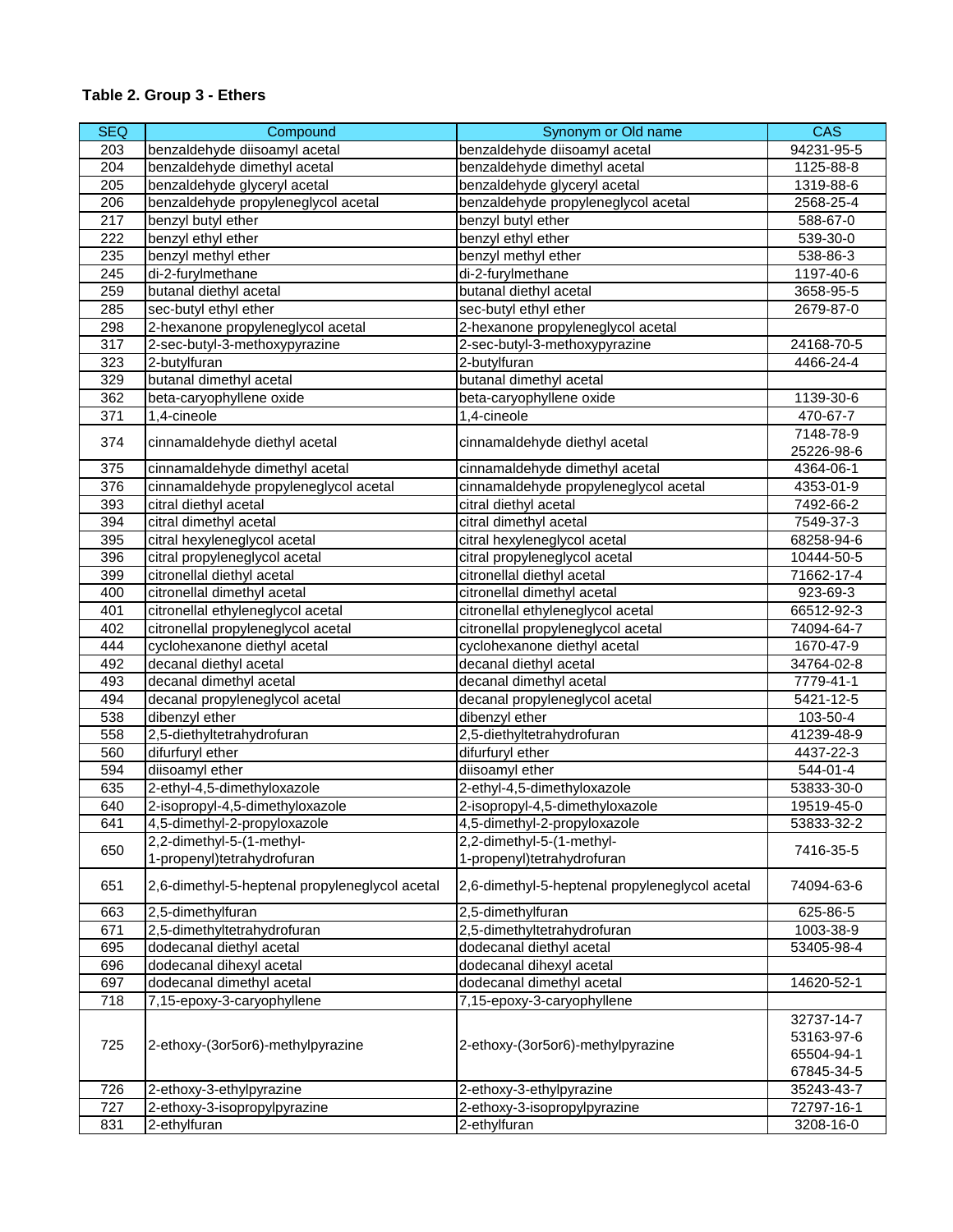**Table 2. Group 3 - Ethers**

| SEQ | Compound | Synonym or Old name | CAS |
|---|---|---|---|
| 203 | benzaldehyde diisoamyl acetal | benzaldehyde diisoamyl acetal | 94231-95-5 |
| 204 | benzaldehyde dimethyl acetal | benzaldehyde dimethyl acetal | 1125-88-8 |
| 205 | benzaldehyde glyceryl acetal | benzaldehyde glyceryl acetal | 1319-88-6 |
| 206 | benzaldehyde propyleneglycol acetal | benzaldehyde propyleneglycol acetal | 2568-25-4 |
| 217 | benzyl butyl ether | benzyl butyl ether | 588-67-0 |
| 222 | benzyl ethyl ether | benzyl ethyl ether | 539-30-0 |
| 235 | benzyl methyl ether | benzyl methyl ether | 538-86-3 |
| 245 | di-2-furylmethane | di-2-furylmethane | 1197-40-6 |
| 259 | butanal diethyl acetal | butanal diethyl acetal | 3658-95-5 |
| 285 | sec-butyl ethyl ether | sec-butyl ethyl ether | 2679-87-0 |
| 298 | 2-hexanone propyleneglycol acetal | 2-hexanone propyleneglycol acetal | |
| 317 | 2-sec-butyl-3-methoxypyrazine | 2-sec-butyl-3-methoxypyrazine | 24168-70-5 |
| 323 | 2-butylfuran | 2-butylfuran | 4466-24-4 |
| 329 | butanal dimethyl acetal | butanal dimethyl acetal | |
| 362 | beta-caryophyllene oxide | beta-caryophyllene oxide | 1139-30-6 |
| 371 | 1,4-cineole | 1,4-cineole | 470-67-7 |
| 374 | cinnamaldehyde diethyl acetal | cinnamaldehyde diethyl acetal | 7148-78-9<br>25226-98-6 |
| 375 | cinnamaldehyde dimethyl acetal | cinnamaldehyde dimethyl acetal | 4364-06-1 |
| 376 | cinnamaldehyde propyleneglycol acetal | cinnamaldehyde propyleneglycol acetal | 4353-01-9 |
| 393 | citral diethyl acetal | citral diethyl acetal | 7492-66-2 |
| 394 | citral dimethyl acetal | citral dimethyl acetal | 7549-37-3 |
| 395 | citral hexyleneglycol acetal | citral hexyleneglycol acetal | 68258-94-6 |
| 396 | citral propyleneglycol acetal | citral propyleneglycol acetal | 10444-50-5 |
| 399 | citronellal diethyl acetal | citronellal diethyl acetal | 71662-17-4 |
| 400 | citronellal dimethyl acetal | citronellal dimethyl acetal | 923-69-3 |
| 401 | citronellal ethyleneglycol acetal | citronellal ethyleneglycol acetal | 66512-92-3 |
| 402 | citronellal propyleneglycol acetal | citronellal propyleneglycol acetal | 74094-64-7 |
| 444 | cyclohexanone diethyl acetal | cyclohexanone diethyl acetal | 1670-47-9 |
| 492 | decanal diethyl acetal | decanal diethyl acetal | 34764-02-8 |
| 493 | decanal dimethyl acetal | decanal dimethyl acetal | 7779-41-1 |
| 494 | decanal propyleneglycol acetal | decanal propyleneglycol acetal | 5421-12-5 |
| 538 | dibenzyl ether | dibenzyl ether | 103-50-4 |
| 558 | 2,5-diethyltetrahydrofuran | 2,5-diethyltetrahydrofuran | 41239-48-9 |
| 560 | difurfuryl ether | difurfuryl ether | 4437-22-3 |
| 594 | diisoamyl ether | diisoamyl ether | 544-01-4 |
| 635 | 2-ethyl-4,5-dimethyloxazole | 2-ethyl-4,5-dimethyloxazole | 53833-30-0 |
| 640 | 2-isopropyl-4,5-dimethyloxazole | 2-isopropyl-4,5-dimethyloxazole | 19519-45-0 |
| 641 | 4,5-dimethyl-2-propyloxazole | 4,5-dimethyl-2-propyloxazole | 53833-32-2 |
| 650 | 2,2-dimethyl-5-(1-methyl-1-propenyl)tetrahydrofuran | 2,2-dimethyl-5-(1-methyl-1-propenyl)tetrahydrofuran | 7416-35-5 |
| 651 | 2,6-dimethyl-5-heptenal propyleneglycol acetal | 2,6-dimethyl-5-heptenal propyleneglycol acetal | 74094-63-6 |
| 663 | 2,5-dimethylfuran | 2,5-dimethylfuran | 625-86-5 |
| 671 | 2,5-dimethyltetrahydrofuran | 2,5-dimethyltetrahydrofuran | 1003-38-9 |
| 695 | dodecanal diethyl acetal | dodecanal diethyl acetal | 53405-98-4 |
| 696 | dodecanal dihexyl acetal | dodecanal dihexyl acetal | |
| 697 | dodecanal dimethyl acetal | dodecanal dimethyl acetal | 14620-52-1 |
| 718 | 7,15-epoxy-3-caryophyllene | 7,15-epoxy-3-caryophyllene | |
| 725 | 2-ethoxy-(3or5or6)-methylpyrazine | 2-ethoxy-(3or5or6)-methylpyrazine | 32737-14-7<br>53163-97-6<br>65504-94-1<br>67845-34-5 |
| 726 | 2-ethoxy-3-ethylpyrazine | 2-ethoxy-3-ethylpyrazine | 35243-43-7 |
| 727 | 2-ethoxy-3-isopropylpyrazine | 2-ethoxy-3-isopropylpyrazine | 72797-16-1 |
| 831 | 2-ethylfuran | 2-ethylfuran | 3208-16-0 |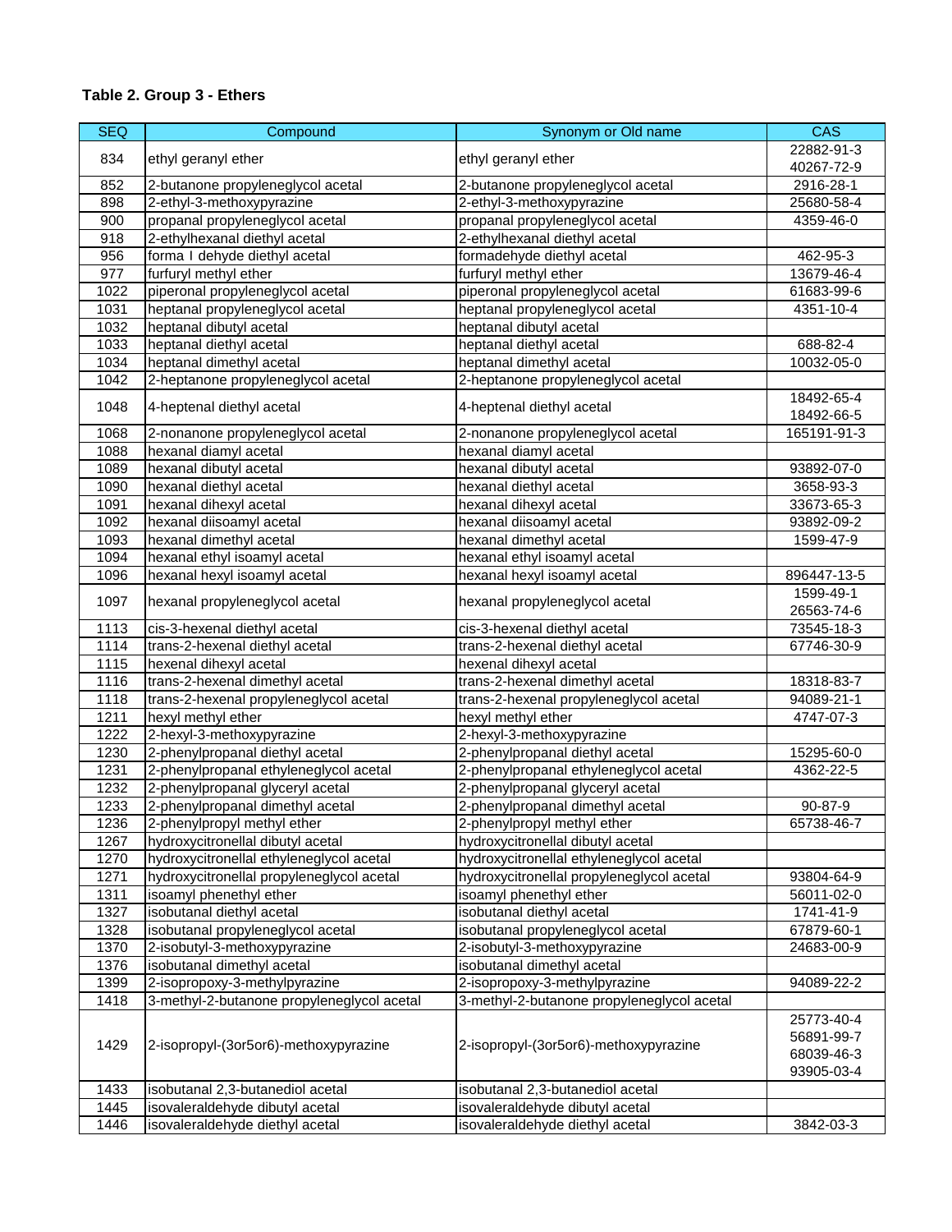**Table 2. Group 3 - Ethers**

| SEQ | Compound | Synonym or Old name | CAS |
|---|---|---|---|
| 834 | ethyl geranyl ether | ethyl geranyl ether | 22882-91-3 40267-72-9 |
| 852 | 2-butanone propyleneglycol acetal | 2-butanone propyleneglycol acetal | 2916-28-1 |
| 898 | 2-ethyl-3-methoxypyrazine | 2-ethyl-3-methoxypyrazine | 25680-58-4 |
| 900 | propanal propyleneglycol acetal | propanal propyleneglycol acetal | 4359-46-0 |
| 918 | 2-ethylhexanal diethyl acetal | 2-ethylhexanal diethyl acetal | |
| 956 | forma l dehyde diethyl acetal | formadehyde diethyl acetal | 462-95-3 |
| 977 | furfuryl methyl ether | furfuryl methyl ether | 13679-46-4 |
| 1022 | piperonal propyleneglycol acetal | piperonal propyleneglycol acetal | 61683-99-6 |
| 1031 | heptanal propyleneglycol acetal | heptanal propyleneglycol acetal | 4351-10-4 |
| 1032 | heptanal dibutyl acetal | heptanal dibutyl acetal | |
| 1033 | heptanal diethyl acetal | heptanal diethyl acetal | 688-82-4 |
| 1034 | heptanal dimethyl acetal | heptanal dimethyl acetal | 10032-05-0 |
| 1042 | 2-heptanone propyleneglycol acetal | 2-heptanone propyleneglycol acetal | |
| 1048 | 4-heptenal diethyl acetal | 4-heptenal diethyl acetal | 18492-65-4 18492-66-5 |
| 1068 | 2-nonanone propyleneglycol acetal | 2-nonanone propyleneglycol acetal | 165191-91-3 |
| 1088 | hexanal diamyl acetal | hexanal diamyl acetal | |
| 1089 | hexanal dibutyl acetal | hexanal dibutyl acetal | 93892-07-0 |
| 1090 | hexanal diethyl acetal | hexanal diethyl acetal | 3658-93-3 |
| 1091 | hexanal dihexyl acetal | hexanal dihexyl acetal | 33673-65-3 |
| 1092 | hexanal diisoamyl acetal | hexanal diisoamyl acetal | 93892-09-2 |
| 1093 | hexanal dimethyl acetal | hexanal dimethyl acetal | 1599-47-9 |
| 1094 | hexanal ethyl isoamyl acetal | hexanal ethyl isoamyl acetal | |
| 1096 | hexanal hexyl isoamyl acetal | hexanal hexyl isoamyl acetal | 896447-13-5 |
| 1097 | hexanal propyleneglycol acetal | hexanal propyleneglycol acetal | 1599-49-1 26563-74-6 |
| 1113 | cis-3-hexenal diethyl acetal | cis-3-hexenal diethyl acetal | 73545-18-3 |
| 1114 | trans-2-hexenal diethyl acetal | trans-2-hexenal diethyl acetal | 67746-30-9 |
| 1115 | hexenal dihexyl acetal | hexenal dihexyl acetal | |
| 1116 | trans-2-hexenal dimethyl acetal | trans-2-hexenal dimethyl acetal | 18318-83-7 |
| 1118 | trans-2-hexenal propyleneglycol acetal | trans-2-hexenal propyleneglycol acetal | 94089-21-1 |
| 1211 | hexyl methyl ether | hexyl methyl ether | 4747-07-3 |
| 1222 | 2-hexyl-3-methoxypyrazine | 2-hexyl-3-methoxypyrazine | |
| 1230 | 2-phenylpropanal diethyl acetal | 2-phenylpropanal diethyl acetal | 15295-60-0 |
| 1231 | 2-phenylpropanal ethyleneglycol acetal | 2-phenylpropanal ethyleneglycol acetal | 4362-22-5 |
| 1232 | 2-phenylpropanal glyceryl acetal | 2-phenylpropanal glyceryl acetal | |
| 1233 | 2-phenylpropanal dimethyl acetal | 2-phenylpropanal dimethyl acetal | 90-87-9 |
| 1236 | 2-phenylpropyl methyl ether | 2-phenylpropyl methyl ether | 65738-46-7 |
| 1267 | hydroxycitronellal dibutyl acetal | hydroxycitronellal dibutyl acetal | |
| 1270 | hydroxycitronellal ethyleneglycol acetal | hydroxycitronellal ethyleneglycol acetal | |
| 1271 | hydroxycitronellal propyleneglycol acetal | hydroxycitronellal propyleneglycol acetal | 93804-64-9 |
| 1311 | isoamyl phenethyl ether | isoamyl phenethyl ether | 56011-02-0 |
| 1327 | isobutanal diethyl acetal | isobutanal diethyl acetal | 1741-41-9 |
| 1328 | isobutanal propyleneglycol acetal | isobutanal propyleneglycol acetal | 67879-60-1 |
| 1370 | 2-isobutyl-3-methoxypyrazine | 2-isobutyl-3-methoxypyrazine | 24683-00-9 |
| 1376 | isobutanal dimethyl acetal | isobutanal dimethyl acetal | |
| 1399 | 2-isopropoxy-3-methylpyrazine | 2-isopropoxy-3-methylpyrazine | 94089-22-2 |
| 1418 | 3-methyl-2-butanone propyleneglycol acetal | 3-methyl-2-butanone propyleneglycol acetal | |
| 1429 | 2-isopropyl-(3or5or6)-methoxypyrazine | 2-isopropyl-(3or5or6)-methoxypyrazine | 25773-40-4 56891-99-7 68039-46-3 93905-03-4 |
| 1433 | isobutanal 2,3-butanediol acetal | isobutanal 2,3-butanediol acetal | |
| 1445 | isovaleraldehyde dibutyl acetal | isovaleraldehyde dibutyl acetal | |
| 1446 | isovaleraldehyde diethyl acetal | isovaleraldehyde diethyl acetal | 3842-03-3 |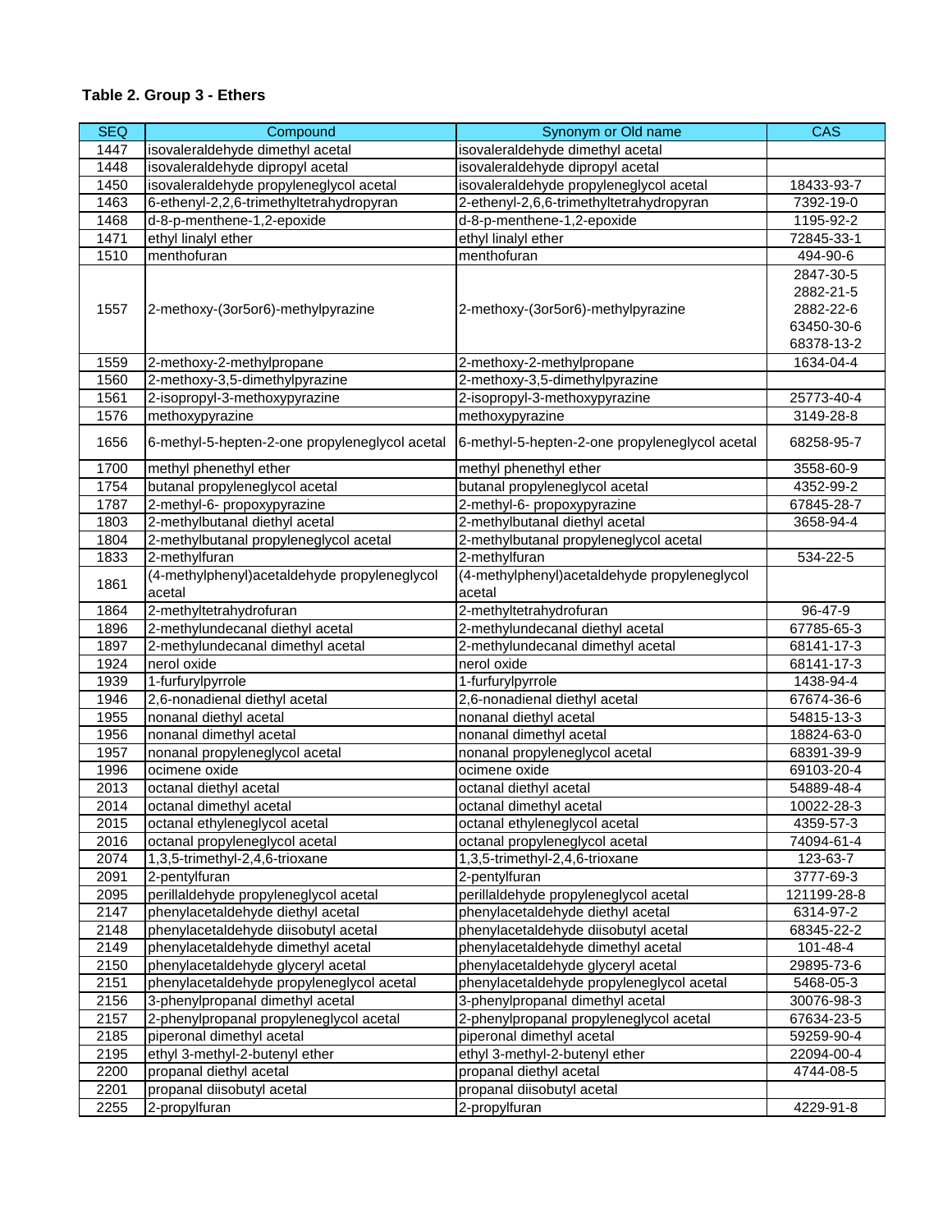**Table 2. Group 3 - Ethers**

| SEQ | Compound | Synonym or Old name | CAS |
|---|---|---|---|
| 1447 | isovaleraldehyde dimethyl acetal | isovaleraldehyde dimethyl acetal | |
| 1448 | isovaleraldehyde dipropyl acetal | isovaleraldehyde dipropyl acetal | |
| 1450 | isovaleraldehyde propyleneglycol acetal | isovaleraldehyde propyleneglycol acetal | 18433-93-7 |
| 1463 | 6-ethenyl-2,2,6-trimethyltetrahydropyran | 2-ethenyl-2,6,6-trimethyltetrahydropyran | 7392-19-0 |
| 1468 | d-8-p-menthene-1,2-epoxide | d-8-p-menthene-1,2-epoxide | 1195-92-2 |
| 1471 | ethyl linalyl ether | ethyl linalyl ether | 72845-33-1 |
| 1510 | menthofuran | menthofuran | 494-90-6 |
| 1557 | 2-methoxy-(3or5or6)-methylpyrazine | 2-methoxy-(3or5or6)-methylpyrazine | 2847-30-5 2882-21-5 2882-22-6 63450-30-6 68378-13-2 |
| 1559 | 2-methoxy-2-methylpropane | 2-methoxy-2-methylpropane | 1634-04-4 |
| 1560 | 2-methoxy-3,5-dimethylpyrazine | 2-methoxy-3,5-dimethylpyrazine | |
| 1561 | 2-isopropyl-3-methoxypyrazine | 2-isopropyl-3-methoxypyrazine | 25773-40-4 |
| 1576 | methoxypyrazine | methoxypyrazine | 3149-28-8 |
| 1656 | 6-methyl-5-hepten-2-one propyleneglycol acetal | 6-methyl-5-hepten-2-one propyleneglycol acetal | 68258-95-7 |
| 1700 | methyl phenethyl ether | methyl phenethyl ether | 3558-60-9 |
| 1754 | butanal propyleneglycol acetal | butanal propyleneglycol acetal | 4352-99-2 |
| 1787 | 2-methyl-6- propoxypyrazine | 2-methyl-6- propoxypyrazine | 67845-28-7 |
| 1803 | 2-methylbutanal diethyl acetal | 2-methylbutanal diethyl acetal | 3658-94-4 |
| 1804 | 2-methylbutanal propyleneglycol acetal | 2-methylbutanal propyleneglycol acetal | |
| 1833 | 2-methylfuran | 2-methylfuran | 534-22-5 |
| 1861 | (4-methylphenyl)acetaldehyde propyleneglycol acetal | (4-methylphenyl)acetaldehyde propyleneglycol acetal | |
| 1864 | 2-methyltetrahydrofuran | 2-methyltetrahydrofuran | 96-47-9 |
| 1896 | 2-methylundecanal diethyl acetal | 2-methylundecanal diethyl acetal | 67785-65-3 |
| 1897 | 2-methylundecanal dimethyl acetal | 2-methylundecanal dimethyl acetal | 68141-17-3 |
| 1924 | nerol oxide | nerol oxide | 68141-17-3 |
| 1939 | 1-furfurylpyrrole | 1-furfurylpyrrole | 1438-94-4 |
| 1946 | 2,6-nonadienal diethyl acetal | 2,6-nonadienal diethyl acetal | 67674-36-6 |
| 1955 | nonanal diethyl acetal | nonanal diethyl acetal | 54815-13-3 |
| 1956 | nonanal dimethyl acetal | nonanal dimethyl acetal | 18824-63-0 |
| 1957 | nonanal propyleneglycol acetal | nonanal propyleneglycol acetal | 68391-39-9 |
| 1996 | ocimene oxide | ocimene oxide | 69103-20-4 |
| 2013 | octanal diethyl acetal | octanal diethyl acetal | 54889-48-4 |
| 2014 | octanal dimethyl acetal | octanal dimethyl acetal | 10022-28-3 |
| 2015 | octanal ethyleneglycol acetal | octanal ethyleneglycol acetal | 4359-57-3 |
| 2016 | octanal propyleneglycol acetal | octanal propyleneglycol acetal | 74094-61-4 |
| 2074 | 1,3,5-trimethyl-2,4,6-trioxane | 1,3,5-trimethyl-2,4,6-trioxane | 123-63-7 |
| 2091 | 2-pentylfuran | 2-pentylfuran | 3777-69-3 |
| 2095 | perillaldehyde propyleneglycol acetal | perillaldehyde propyleneglycol acetal | 121199-28-8 |
| 2147 | phenylacetaldehyde diethyl acetal | phenylacetaldehyde diethyl acetal | 6314-97-2 |
| 2148 | phenylacetaldehyde diisobutyl acetal | phenylacetaldehyde diisobutyl acetal | 68345-22-2 |
| 2149 | phenylacetaldehyde dimethyl acetal | phenylacetaldehyde dimethyl acetal | 101-48-4 |
| 2150 | phenylacetaldehyde glyceryl acetal | phenylacetaldehyde glyceryl acetal | 29895-73-6 |
| 2151 | phenylacetaldehyde propyleneglycol acetal | phenylacetaldehyde propyleneglycol acetal | 5468-05-3 |
| 2156 | 3-phenylpropanal dimethyl acetal | 3-phenylpropanal dimethyl acetal | 30076-98-3 |
| 2157 | 2-phenylpropanal propyleneglycol acetal | 2-phenylpropanal propyleneglycol acetal | 67634-23-5 |
| 2185 | piperonal dimethyl acetal | piperonal dimethyl acetal | 59259-90-4 |
| 2195 | ethyl 3-methyl-2-butenyl ether | ethyl 3-methyl-2-butenyl ether | 22094-00-4 |
| 2200 | propanal diethyl acetal | propanal diethyl acetal | 4744-08-5 |
| 2201 | propanal diisobutyl acetal | propanal diisobutyl acetal | |
| 2255 | 2-propylfuran | 2-propylfuran | 4229-91-8 |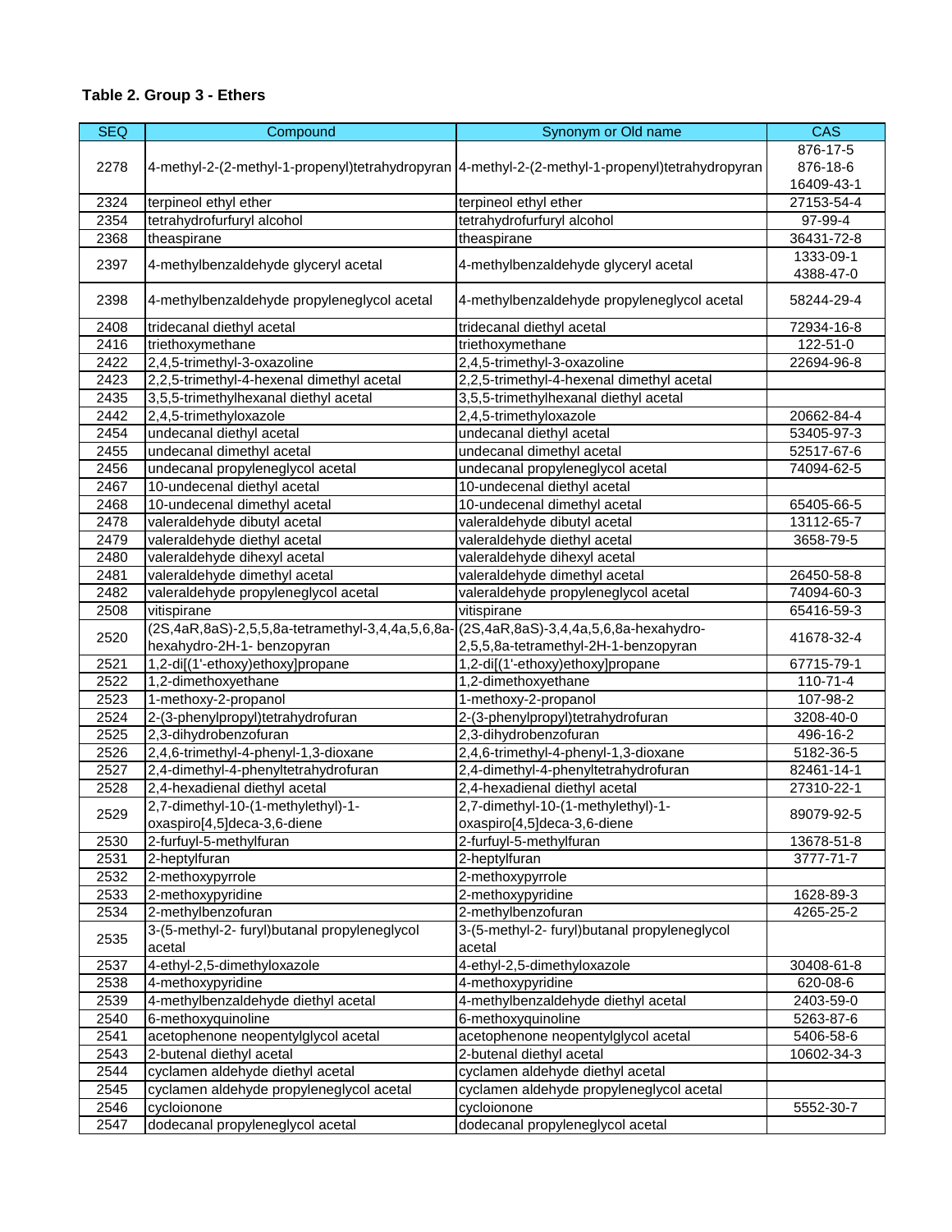**Table 2. Group 3 - Ethers**

| SEQ | Compound | Synonym or Old name | CAS |
|---|---|---|---|
| 2278 | 4-methyl-2-(2-methyl-1-propenyl)tetrahydropyran | 4-methyl-2-(2-methyl-1-propenyl)tetrahydropyran | 876-17-5 876-18-6 16409-43-1 |
| 2324 | terpineol ethyl ether | terpineol ethyl ether | 27153-54-4 |
| 2354 | tetrahydrofurfuryl alcohol | tetrahydrofurfuryl alcohol | 97-99-4 |
| 2368 | theaspirane | theaspirane | 36431-72-8 |
| 2397 | 4-methylbenzaldehyde glyceryl acetal | 4-methylbenzaldehyde glyceryl acetal | 1333-09-1 4388-47-0 |
| 2398 | 4-methylbenzaldehyde propyleneglycol acetal | 4-methylbenzaldehyde propyleneglycol acetal | 58244-29-4 |
| 2408 | tridecanal diethyl acetal | tridecanal diethyl acetal | 72934-16-8 |
| 2416 | triethoxymethane | triethoxymethane | 122-51-0 |
| 2422 | 2,4,5-trimethyl-3-oxazoline | 2,4,5-trimethyl-3-oxazoline | 22694-96-8 |
| 2423 | 2,2,5-trimethyl-4-hexenal dimethyl acetal | 2,2,5-trimethyl-4-hexenal dimethyl acetal | |
| 2435 | 3,5,5-trimethylhexanal diethyl acetal | 3,5,5-trimethylhexanal diethyl acetal | |
| 2442 | 2,4,5-trimethyloxazole | 2,4,5-trimethyloxazole | 20662-84-4 |
| 2454 | undecanal diethyl acetal | undecanal diethyl acetal | 53405-97-3 |
| 2455 | undecanal dimethyl acetal | undecanal dimethyl acetal | 52517-67-6 |
| 2456 | undecanal propyleneglycol acetal | undecanal propyleneglycol acetal | 74094-62-5 |
| 2467 | 10-undecenal diethyl acetal | 10-undecenal diethyl acetal | |
| 2468 | 10-undecenal dimethyl acetal | 10-undecenal dimethyl acetal | 65405-66-5 |
| 2478 | valeraldehyde dibutyl acetal | valeraldehyde dibutyl acetal | 13112-65-7 |
| 2479 | valeraldehyde diethyl acetal | valeraldehyde diethyl acetal | 3658-79-5 |
| 2480 | valeraldehyde dihexyl acetal | valeraldehyde dihexyl acetal | |
| 2481 | valeraldehyde dimethyl acetal | valeraldehyde dimethyl acetal | 26450-58-8 |
| 2482 | valeraldehyde propyleneglycol acetal | valeraldehyde propyleneglycol acetal | 74094-60-3 |
| 2508 | vitispirane | vitispirane | 65416-59-3 |
| 2520 | (2S,4aR,8aS)-2,5,5,8a-tetramethyl-3,4,4a,5,6,8a-hexahydro-2H-1- benzopyran | (2S,4aR,8aS)-3,4,4a,5,6,8a-hexahydro-2,5,5,8a-tetramethyl-2H-1-benzopyran | 41678-32-4 |
| 2521 | 1,2-di[(1'-ethoxy)ethoxy]propane | 1,2-di[(1'-ethoxy)ethoxy]propane | 67715-79-1 |
| 2522 | 1,2-dimethoxyethane | 1,2-dimethoxyethane | 110-71-4 |
| 2523 | 1-methoxy-2-propanol | 1-methoxy-2-propanol | 107-98-2 |
| 2524 | 2-(3-phenylpropyl)tetrahydrofuran | 2-(3-phenylpropyl)tetrahydrofuran | 3208-40-0 |
| 2525 | 2,3-dihydrobenzofuran | 2,3-dihydrobenzofuran | 496-16-2 |
| 2526 | 2,4,6-trimethyl-4-phenyl-1,3-dioxane | 2,4,6-trimethyl-4-phenyl-1,3-dioxane | 5182-36-5 |
| 2527 | 2,4-dimethyl-4-phenyltetrahydrofuran | 2,4-dimethyl-4-phenyltetrahydrofuran | 82461-14-1 |
| 2528 | 2,4-hexadienal diethyl acetal | 2,4-hexadienal diethyl acetal | 27310-22-1 |
| 2529 | 2,7-dimethyl-10-(1-methylethyl)-1-oxaspiro[4,5]deca-3,6-diene | 2,7-dimethyl-10-(1-methylethyl)-1-oxaspiro[4,5]deca-3,6-diene | 89079-92-5 |
| 2530 | 2-furfuyl-5-methylfuran | 2-furfuyl-5-methylfuran | 13678-51-8 |
| 2531 | 2-heptylfuran | 2-heptylfuran | 3777-71-7 |
| 2532 | 2-methoxypyrrole | 2-methoxypyrrole | |
| 2533 | 2-methoxypyridine | 2-methoxypyridine | 1628-89-3 |
| 2534 | 2-methylbenzofuran | 2-methylbenzofuran | 4265-25-2 |
| 2535 | 3-(5-methyl-2- furyl)butanal propyleneglycol acetal | 3-(5-methyl-2- furyl)butanal propyleneglycol acetal | |
| 2537 | 4-ethyl-2,5-dimethyloxazole | 4-ethyl-2,5-dimethyloxazole | 30408-61-8 |
| 2538 | 4-methoxypyridine | 4-methoxypyridine | 620-08-6 |
| 2539 | 4-methylbenzaldehyde diethyl acetal | 4-methylbenzaldehyde diethyl acetal | 2403-59-0 |
| 2540 | 6-methoxyquinoline | 6-methoxyquinoline | 5263-87-6 |
| 2541 | acetophenone neopentylglycol acetal | acetophenone neopentylglycol acetal | 5406-58-6 |
| 2543 | 2-butenal diethyl acetal | 2-butenal diethyl acetal | 10602-34-3 |
| 2544 | cyclamen aldehyde diethyl acetal | cyclamen aldehyde diethyl acetal | |
| 2545 | cyclamen aldehyde propyleneglycol acetal | cyclamen aldehyde propyleneglycol acetal | |
| 2546 | cycloionone | cycloionone | 5552-30-7 |
| 2547 | dodecanal propyleneglycol acetal | dodecanal propyleneglycol acetal | |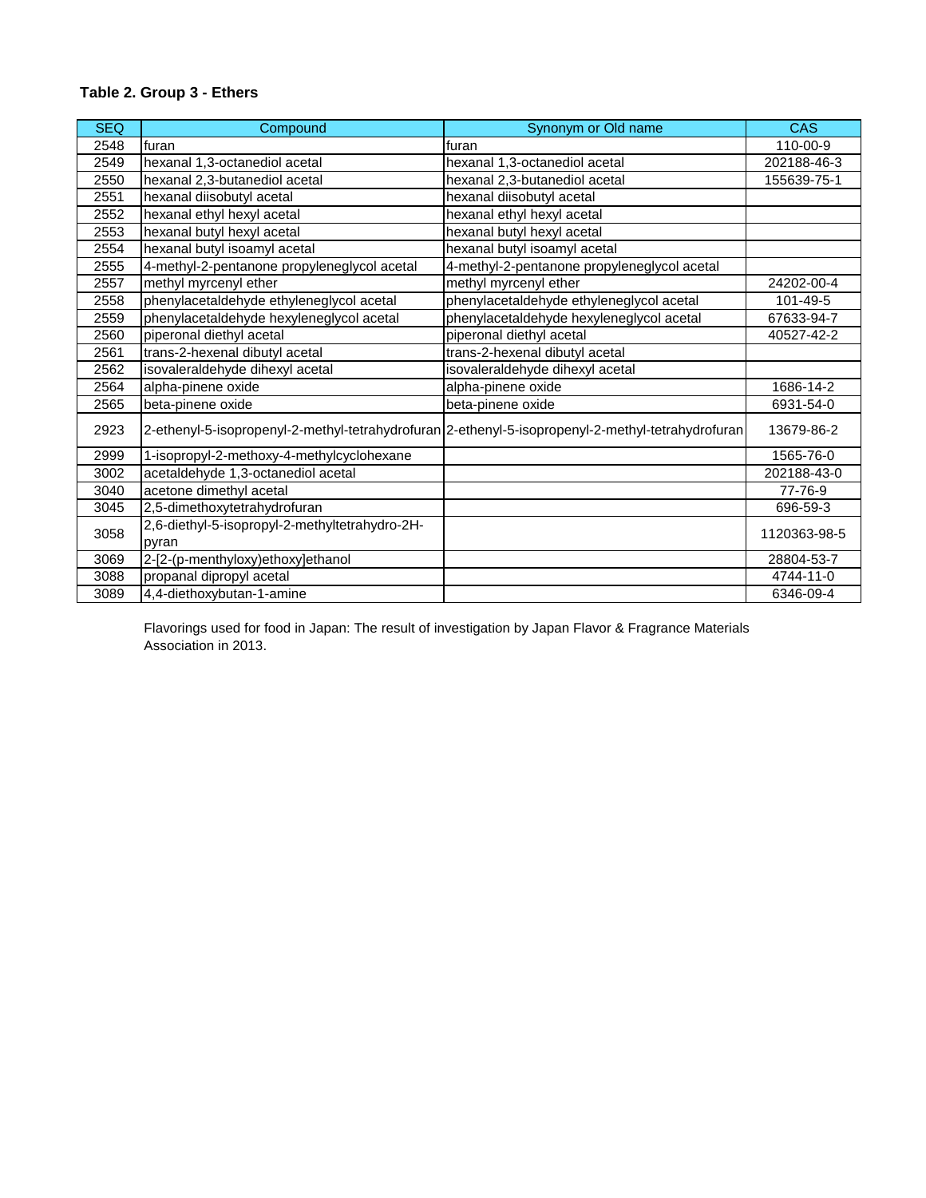**Table 2. Group 3 - Ethers**

| SEQ | Compound | Synonym or Old name | CAS |
|---|---|---|---|
| 2548 | furan | furan | 110-00-9 |
| 2549 | hexanal 1,3-octanediol acetal | hexanal 1,3-octanediol acetal | 202188-46-3 |
| 2550 | hexanal 2,3-butanediol acetal | hexanal 2,3-butanediol acetal | 155639-75-1 |
| 2551 | hexanal diisobutyl acetal | hexanal diisobutyl acetal | |
| 2552 | hexanal ethyl hexyl acetal | hexanal ethyl hexyl acetal | |
| 2553 | hexanal butyl hexyl acetal | hexanal butyl hexyl acetal | |
| 2554 | hexanal butyl isoamyl acetal | hexanal butyl isoamyl acetal | |
| 2555 | 4-methyl-2-pentanone propyleneglycol acetal | 4-methyl-2-pentanone propyleneglycol acetal | |
| 2557 | methyl myrcenyl ether | methyl myrcenyl ether | 24202-00-4 |
| 2558 | phenylacetaldehyde ethyleneglycol acetal | phenylacetaldehyde ethyleneglycol acetal | 101-49-5 |
| 2559 | phenylacetaldehyde hexyleneglycol acetal | phenylacetaldehyde hexyleneglycol acetal | 67633-94-7 |
| 2560 | piperonal diethyl acetal | piperonal diethyl acetal | 40527-42-2 |
| 2561 | trans-2-hexenal dibutyl acetal | trans-2-hexenal dibutyl acetal | |
| 2562 | isovaleraldehyde dihexyl acetal | isovaleraldehyde dihexyl acetal | |
| 2564 | alpha-pinene oxide | alpha-pinene oxide | 1686-14-2 |
| 2565 | beta-pinene oxide | beta-pinene oxide | 6931-54-0 |
| 2923 | 2-ethenyl-5-isopropenyl-2-methyl-tetrahydrofuran | 2-ethenyl-5-isopropenyl-2-methyl-tetrahydrofuran | 13679-86-2 |
| 2999 | 1-isopropyl-2-methoxy-4-methylcyclohexane | | 1565-76-0 |
| 3002 | acetaldehyde 1,3-octanediol acetal | | 202188-43-0 |
| 3040 | acetone dimethyl acetal | | 77-76-9 |
| 3045 | 2,5-dimethoxytetrahydrofuran | | 696-59-3 |
| 3058 | 2,6-diethyl-5-isopropyl-2-methyltetrahydro-2H-pyran | | 1120363-98-5 |
| 3069 | 2-[2-(p-menthyloxy)ethoxy]ethanol | | 28804-53-7 |
| 3088 | propanal dipropyl acetal | | 4744-11-0 |
| 3089 | 4,4-diethoxybutan-1-amine | | 6346-09-4 |

Flavorings used for food in Japan: The result of investigation by Japan Flavor & Fragrance Materials Association in 2013.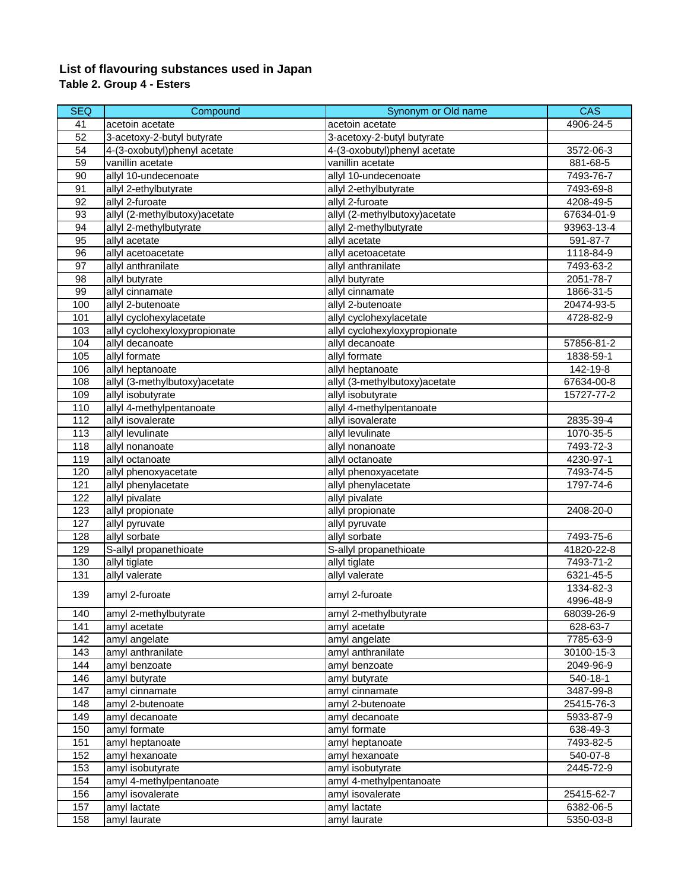## List of flavouring substances used in Japan

### Table 2. Group 4 - Esters

| SEQ | Compound | Synonym or Old name | CAS |
|---|---|---|---|
| 41 | acetoin acetate | acetoin acetate | 4906-24-5 |
| 52 | 3-acetoxy-2-butyl butyrate | 3-acetoxy-2-butyl butyrate | |
| 54 | 4-(3-oxobutyl)phenyl acetate | 4-(3-oxobutyl)phenyl acetate | 3572-06-3 |
| 59 | vanillin acetate | vanillin acetate | 881-68-5 |
| 90 | allyl 10-undecenoate | allyl 10-undecenoate | 7493-76-7 |
| 91 | allyl 2-ethylbutyrate | allyl 2-ethylbutyrate | 7493-69-8 |
| 92 | allyl 2-furoate | allyl 2-furoate | 4208-49-5 |
| 93 | allyl (2-methylbutoxy)acetate | allyl (2-methylbutoxy)acetate | 67634-01-9 |
| 94 | allyl 2-methylbutyrate | allyl 2-methylbutyrate | 93963-13-4 |
| 95 | allyl acetate | allyl acetate | 591-87-7 |
| 96 | allyl acetoacetate | allyl acetoacetate | 1118-84-9 |
| 97 | allyl anthranilate | allyl anthranilate | 7493-63-2 |
| 98 | allyl butyrate | allyl butyrate | 2051-78-7 |
| 99 | allyl cinnamate | allyl cinnamate | 1866-31-5 |
| 100 | allyl 2-butenoate | allyl 2-butenoate | 20474-93-5 |
| 101 | allyl cyclohexylacetate | allyl cyclohexylacetate | 4728-82-9 |
| 103 | allyl cyclohexyloxypropionate | allyl cyclohexyloxypropionate | |
| 104 | allyl decanoate | allyl decanoate | 57856-81-2 |
| 105 | allyl formate | allyl formate | 1838-59-1 |
| 106 | allyl heptanoate | allyl heptanoate | 142-19-8 |
| 108 | allyl (3-methylbutoxy)acetate | allyl (3-methylbutoxy)acetate | 67634-00-8 |
| 109 | allyl isobutyrate | allyl isobutyrate | 15727-77-2 |
| 110 | allyl 4-methylpentanoate | allyl 4-methylpentanoate | |
| 112 | allyl isovalerate | allyl isovalerate | 2835-39-4 |
| 113 | allyl levulinate | allyl levulinate | 1070-35-5 |
| 118 | allyl nonanoate | allyl nonanoate | 7493-72-3 |
| 119 | allyl octanoate | allyl octanoate | 4230-97-1 |
| 120 | allyl phenoxyacetate | allyl phenoxyacetate | 7493-74-5 |
| 121 | allyl phenylacetate | allyl phenylacetate | 1797-74-6 |
| 122 | allyl pivalate | allyl pivalate | |
| 123 | allyl propionate | allyl propionate | 2408-20-0 |
| 127 | allyl pyruvate | allyl pyruvate | |
| 128 | allyl sorbate | allyl sorbate | 7493-75-6 |
| 129 | S-allyl propanethioate | S-allyl propanethioate | 41820-22-8 |
| 130 | allyl tiglate | allyl tiglate | 7493-71-2 |
| 131 | allyl valerate | allyl valerate | 6321-45-5 |
| 139 | amyl 2-furoate | amyl 2-furoate | 1334-82-3<br>4996-48-9 |
| 140 | amyl 2-methylbutyrate | amyl 2-methylbutyrate | 68039-26-9 |
| 141 | amyl acetate | amyl acetate | 628-63-7 |
| 142 | amyl angelate | amyl angelate | 7785-63-9 |
| 143 | amyl anthranilate | amyl anthranilate | 30100-15-3 |
| 144 | amyl benzoate | amyl benzoate | 2049-96-9 |
| 146 | amyl butyrate | amyl butyrate | 540-18-1 |
| 147 | amyl cinnamate | amyl cinnamate | 3487-99-8 |
| 148 | amyl 2-butenoate | amyl 2-butenoate | 25415-76-3 |
| 149 | amyl decanoate | amyl decanoate | 5933-87-9 |
| 150 | amyl formate | amyl formate | 638-49-3 |
| 151 | amyl heptanoate | amyl heptanoate | 7493-82-5 |
| 152 | amyl hexanoate | amyl hexanoate | 540-07-8 |
| 153 | amyl isobutyrate | amyl isobutyrate | 2445-72-9 |
| 154 | amyl 4-methylpentanoate | amyl 4-methylpentanoate | |
| 156 | amyl isovalerate | amyl isovalerate | 25415-62-7 |
| 157 | amyl lactate | amyl lactate | 6382-06-5 |
| 158 | amyl laurate | amyl laurate | 5350-03-8 |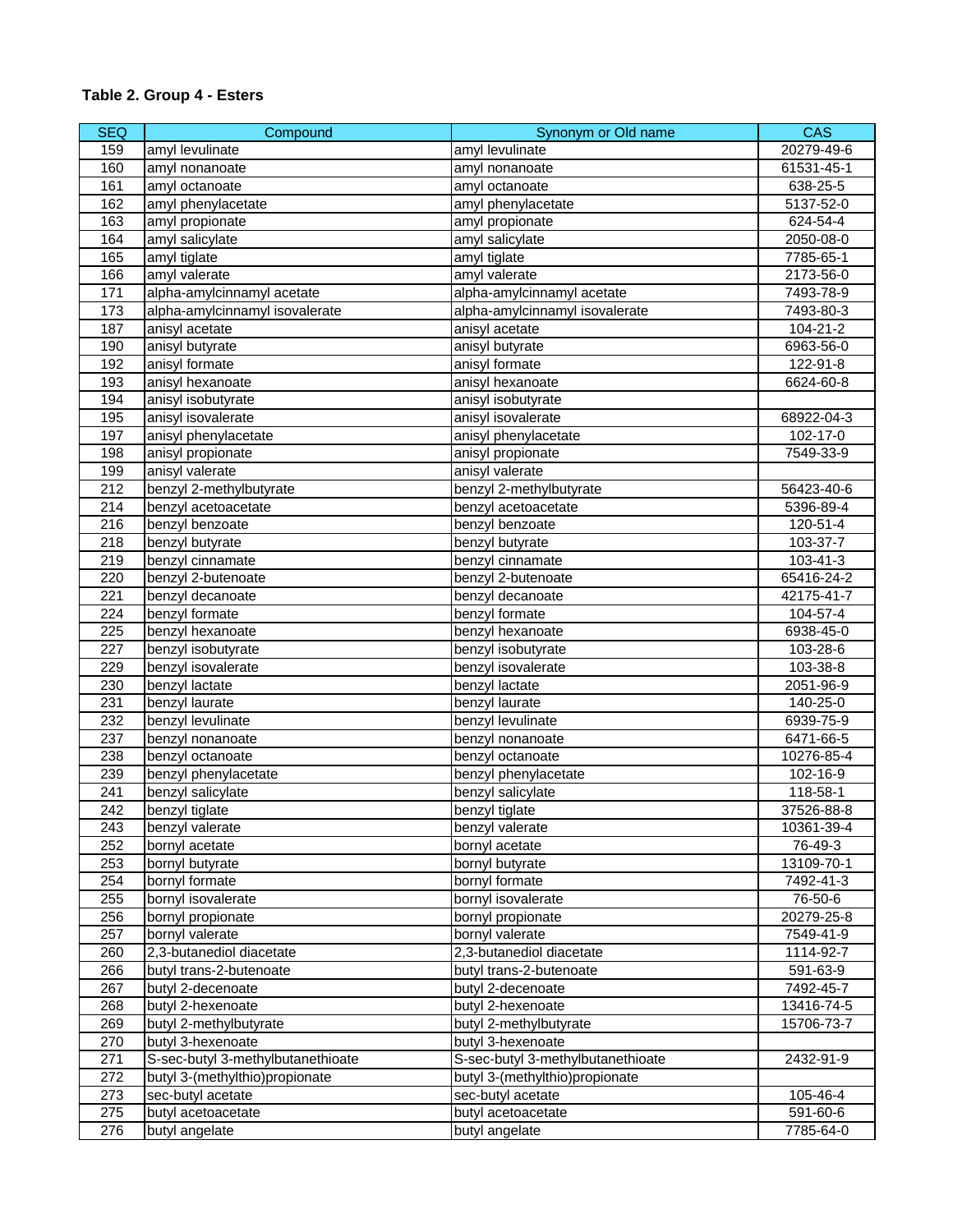**Table 2. Group 4 - Esters**

| SEQ | Compound | Synonym or Old name | CAS |
|---|---|---|---|
| 159 | amyl levulinate | amyl levulinate | 20279-49-6 |
| 160 | amyl nonanoate | amyl nonanoate | 61531-45-1 |
| 161 | amyl octanoate | amyl octanoate | 638-25-5 |
| 162 | amyl phenylacetate | amyl phenylacetate | 5137-52-0 |
| 163 | amyl propionate | amyl propionate | 624-54-4 |
| 164 | amyl salicylate | amyl salicylate | 2050-08-0 |
| 165 | amyl tiglate | amyl tiglate | 7785-65-1 |
| 166 | amyl valerate | amyl valerate | 2173-56-0 |
| 171 | alpha-amylcinnamyl acetate | alpha-amylcinnamyl acetate | 7493-78-9 |
| 173 | alpha-amylcinnamyl isovalerate | alpha-amylcinnamyl isovalerate | 7493-80-3 |
| 187 | anisyl acetate | anisyl acetate | 104-21-2 |
| 190 | anisyl butyrate | anisyl butyrate | 6963-56-0 |
| 192 | anisyl formate | anisyl formate | 122-91-8 |
| 193 | anisyl hexanoate | anisyl hexanoate | 6624-60-8 |
| 194 | anisyl isobutyrate | anisyl isobutyrate | |
| 195 | anisyl isovalerate | anisyl isovalerate | 68922-04-3 |
| 197 | anisyl phenylacetate | anisyl phenylacetate | 102-17-0 |
| 198 | anisyl propionate | anisyl propionate | 7549-33-9 |
| 199 | anisyl valerate | anisyl valerate | |
| 212 | benzyl 2-methylbutyrate | benzyl 2-methylbutyrate | 56423-40-6 |
| 214 | benzyl acetoacetate | benzyl acetoacetate | 5396-89-4 |
| 216 | benzyl benzoate | benzyl benzoate | 120-51-4 |
| 218 | benzyl butyrate | benzyl butyrate | 103-37-7 |
| 219 | benzyl cinnamate | benzyl cinnamate | 103-41-3 |
| 220 | benzyl 2-butenoate | benzyl 2-butenoate | 65416-24-2 |
| 221 | benzyl decanoate | benzyl decanoate | 42175-41-7 |
| 224 | benzyl formate | benzyl formate | 104-57-4 |
| 225 | benzyl hexanoate | benzyl hexanoate | 6938-45-0 |
| 227 | benzyl isobutyrate | benzyl isobutyrate | 103-28-6 |
| 229 | benzyl isovalerate | benzyl isovalerate | 103-38-8 |
| 230 | benzyl lactate | benzyl lactate | 2051-96-9 |
| 231 | benzyl laurate | benzyl laurate | 140-25-0 |
| 232 | benzyl levulinate | benzyl levulinate | 6939-75-9 |
| 237 | benzyl nonanoate | benzyl nonanoate | 6471-66-5 |
| 238 | benzyl octanoate | benzyl octanoate | 10276-85-4 |
| 239 | benzyl phenylacetate | benzyl phenylacetate | 102-16-9 |
| 241 | benzyl salicylate | benzyl salicylate | 118-58-1 |
| 242 | benzyl tiglate | benzyl tiglate | 37526-88-8 |
| 243 | benzyl valerate | benzyl valerate | 10361-39-4 |
| 252 | bornyl acetate | bornyl acetate | 76-49-3 |
| 253 | bornyl butyrate | bornyl butyrate | 13109-70-1 |
| 254 | bornyl formate | bornyl formate | 7492-41-3 |
| 255 | bornyl isovalerate | bornyl isovalerate | 76-50-6 |
| 256 | bornyl propionate | bornyl propionate | 20279-25-8 |
| 257 | bornyl valerate | bornyl valerate | 7549-41-9 |
| 260 | 2,3-butanediol diacetate | 2,3-butanediol diacetate | 1114-92-7 |
| 266 | butyl trans-2-butenoate | butyl trans-2-butenoate | 591-63-9 |
| 267 | butyl 2-decenoate | butyl 2-decenoate | 7492-45-7 |
| 268 | butyl 2-hexenoate | butyl 2-hexenoate | 13416-74-5 |
| 269 | butyl 2-methylbutyrate | butyl 2-methylbutyrate | 15706-73-7 |
| 270 | butyl 3-hexenoate | butyl 3-hexenoate | |
| 271 | S-sec-butyl 3-methylbutanethioate | S-sec-butyl 3-methylbutanethioate | 2432-91-9 |
| 272 | butyl 3-(methylthio)propionate | butyl 3-(methylthio)propionate | |
| 273 | sec-butyl acetate | sec-butyl acetate | 105-46-4 |
| 275 | butyl acetoacetate | butyl acetoacetate | 591-60-6 |
| 276 | butyl angelate | butyl angelate | 7785-64-0 |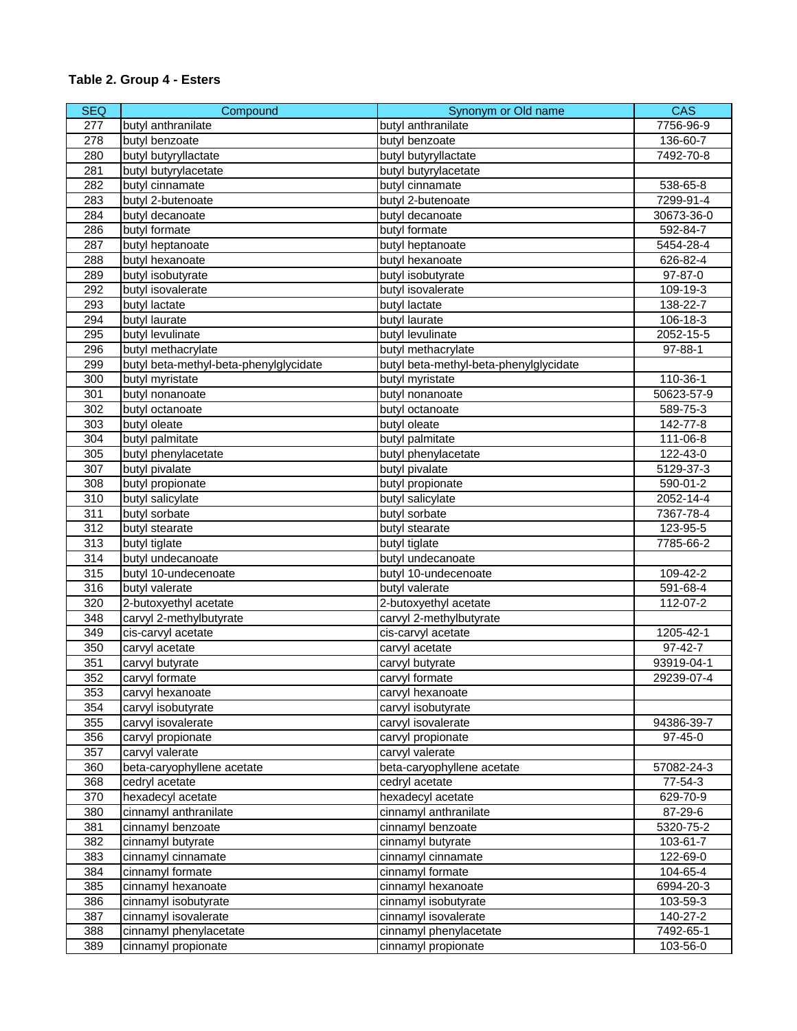**Table 2. Group 4 - Esters**

| SEQ | Compound | Synonym or Old name | CAS |
|---|---|---|---|
| 277 | butyl anthranilate | butyl anthranilate | 7756-96-9 |
| 278 | butyl benzoate | butyl benzoate | 136-60-7 |
| 280 | butyl butyryllactate | butyl butyryllactate | 7492-70-8 |
| 281 | butyl butyrylacetate | butyl butyrylacetate | |
| 282 | butyl cinnamate | butyl cinnamate | 538-65-8 |
| 283 | butyl 2-butenoate | butyl 2-butenoate | 7299-91-4 |
| 284 | butyl decanoate | butyl decanoate | 30673-36-0 |
| 286 | butyl formate | butyl formate | 592-84-7 |
| 287 | butyl heptanoate | butyl heptanoate | 5454-28-4 |
| 288 | butyl hexanoate | butyl hexanoate | 626-82-4 |
| 289 | butyl isobutyrate | butyl isobutyrate | 97-87-0 |
| 292 | butyl isovalerate | butyl isovalerate | 109-19-3 |
| 293 | butyl lactate | butyl lactate | 138-22-7 |
| 294 | butyl laurate | butyl laurate | 106-18-3 |
| 295 | butyl levulinate | butyl levulinate | 2052-15-5 |
| 296 | butyl methacrylate | butyl methacrylate | 97-88-1 |
| 299 | butyl beta-methyl-beta-phenylglycidate | butyl beta-methyl-beta-phenylglycidate | |
| 300 | butyl myristate | butyl myristate | 110-36-1 |
| 301 | butyl nonanoate | butyl nonanoate | 50623-57-9 |
| 302 | butyl octanoate | butyl octanoate | 589-75-3 |
| 303 | butyl oleate | butyl oleate | 142-77-8 |
| 304 | butyl palmitate | butyl palmitate | 111-06-8 |
| 305 | butyl phenylacetate | butyl phenylacetate | 122-43-0 |
| 307 | butyl pivalate | butyl pivalate | 5129-37-3 |
| 308 | butyl propionate | butyl propionate | 590-01-2 |
| 310 | butyl salicylate | butyl salicylate | 2052-14-4 |
| 311 | butyl sorbate | butyl sorbate | 7367-78-4 |
| 312 | butyl stearate | butyl stearate | 123-95-5 |
| 313 | butyl tiglate | butyl tiglate | 7785-66-2 |
| 314 | butyl undecanoate | butyl undecanoate | |
| 315 | butyl 10-undecenoate | butyl 10-undecenoate | 109-42-2 |
| 316 | butyl valerate | butyl valerate | 591-68-4 |
| 320 | 2-butoxyethyl acetate | 2-butoxyethyl acetate | 112-07-2 |
| 348 | carvyl 2-methylbutyrate | carvyl 2-methylbutyrate | |
| 349 | cis-carvyl acetate | cis-carvyl acetate | 1205-42-1 |
| 350 | carvyl acetate | carvyl acetate | 97-42-7 |
| 351 | carvyl butyrate | carvyl butyrate | 93919-04-1 |
| 352 | carvyl formate | carvyl formate | 29239-07-4 |
| 353 | carvyl hexanoate | carvyl hexanoate | |
| 354 | carvyl isobutyrate | carvyl isobutyrate | |
| 355 | carvyl isovalerate | carvyl isovalerate | 94386-39-7 |
| 356 | carvyl propionate | carvyl propionate | 97-45-0 |
| 357 | carvyl valerate | carvyl valerate | |
| 360 | beta-caryophyllene acetate | beta-caryophyllene acetate | 57082-24-3 |
| 368 | cedryl acetate | cedryl acetate | 77-54-3 |
| 370 | hexadecyl acetate | hexadecyl acetate | 629-70-9 |
| 380 | cinnamyl anthranilate | cinnamyl anthranilate | 87-29-6 |
| 381 | cinnamyl benzoate | cinnamyl benzoate | 5320-75-2 |
| 382 | cinnamyl butyrate | cinnamyl butyrate | 103-61-7 |
| 383 | cinnamyl cinnamate | cinnamyl cinnamate | 122-69-0 |
| 384 | cinnamyl formate | cinnamyl formate | 104-65-4 |
| 385 | cinnamyl hexanoate | cinnamyl hexanoate | 6994-20-3 |
| 386 | cinnamyl isobutyrate | cinnamyl isobutyrate | 103-59-3 |
| 387 | cinnamyl isovalerate | cinnamyl isovalerate | 140-27-2 |
| 388 | cinnamyl phenylacetate | cinnamyl phenylacetate | 7492-65-1 |
| 389 | cinnamyl propionate | cinnamyl propionate | 103-56-0 |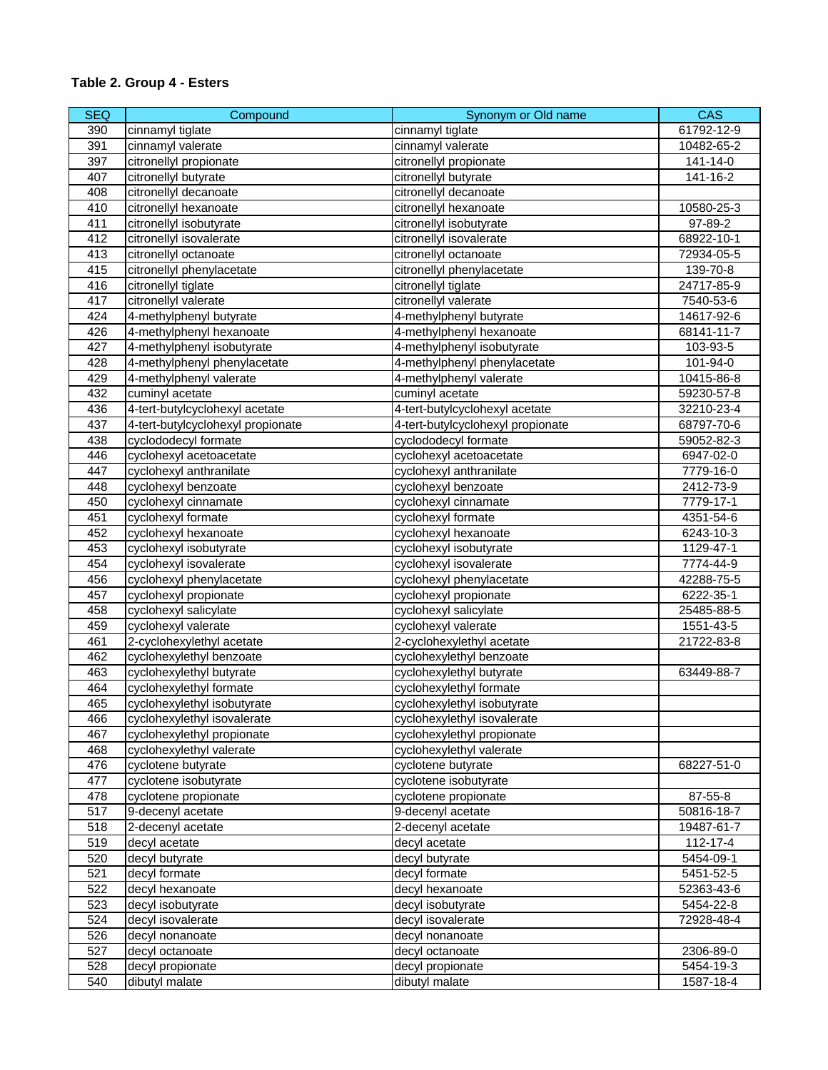**Table 2. Group 4 - Esters**

| SEQ | Compound | Synonym or Old name | CAS |
|---|---|---|---|
| 390 | cinnamyl tiglate | cinnamyl tiglate | 61792-12-9 |
| 391 | cinnamyl valerate | cinnamyl valerate | 10482-65-2 |
| 397 | citronellyl propionate | citronellyl propionate | 141-14-0 |
| 407 | citronellyl butyrate | citronellyl butyrate | 141-16-2 |
| 408 | citronellyl decanoate | citronellyl decanoate | |
| 410 | citronellyl hexanoate | citronellyl hexanoate | 10580-25-3 |
| 411 | citronellyl isobutyrate | citronellyl isobutyrate | 97-89-2 |
| 412 | citronellyl isovalerate | citronellyl isovalerate | 68922-10-1 |
| 413 | citronellyl octanoate | citronellyl octanoate | 72934-05-5 |
| 415 | citronellyl phenylacetate | citronellyl phenylacetate | 139-70-8 |
| 416 | citronellyl tiglate | citronellyl tiglate | 24717-85-9 |
| 417 | citronellyl valerate | citronellyl valerate | 7540-53-6 |
| 424 | 4-methylphenyl butyrate | 4-methylphenyl butyrate | 14617-92-6 |
| 426 | 4-methylphenyl hexanoate | 4-methylphenyl hexanoate | 68141-11-7 |
| 427 | 4-methylphenyl isobutyrate | 4-methylphenyl isobutyrate | 103-93-5 |
| 428 | 4-methylphenyl phenylacetate | 4-methylphenyl phenylacetate | 101-94-0 |
| 429 | 4-methylphenyl valerate | 4-methylphenyl valerate | 10415-86-8 |
| 432 | cuminyl acetate | cuminyl acetate | 59230-57-8 |
| 436 | 4-tert-butylcyclohexyl acetate | 4-tert-butylcyclohexyl acetate | 32210-23-4 |
| 437 | 4-tert-butylcyclohexyl propionate | 4-tert-butylcyclohexyl propionate | 68797-70-6 |
| 438 | cyclododecyl formate | cyclododecyl formate | 59052-82-3 |
| 446 | cyclohexyl acetoacetate | cyclohexyl acetoacetate | 6947-02-0 |
| 447 | cyclohexyl anthranilate | cyclohexyl anthranilate | 7779-16-0 |
| 448 | cyclohexyl benzoate | cyclohexyl benzoate | 2412-73-9 |
| 450 | cyclohexyl cinnamate | cyclohexyl cinnamate | 7779-17-1 |
| 451 | cyclohexyl formate | cyclohexyl formate | 4351-54-6 |
| 452 | cyclohexyl hexanoate | cyclohexyl hexanoate | 6243-10-3 |
| 453 | cyclohexyl isobutyrate | cyclohexyl isobutyrate | 1129-47-1 |
| 454 | cyclohexyl isovalerate | cyclohexyl isovalerate | 7774-44-9 |
| 456 | cyclohexyl phenylacetate | cyclohexyl phenylacetate | 42288-75-5 |
| 457 | cyclohexyl propionate | cyclohexyl propionate | 6222-35-1 |
| 458 | cyclohexyl salicylate | cyclohexyl salicylate | 25485-88-5 |
| 459 | cyclohexyl valerate | cyclohexyl valerate | 1551-43-5 |
| 461 | 2-cyclohexylethyl acetate | 2-cyclohexylethyl acetate | 21722-83-8 |
| 462 | cyclohexylethyl benzoate | cyclohexylethyl benzoate | |
| 463 | cyclohexylethyl butyrate | cyclohexylethyl butyrate | 63449-88-7 |
| 464 | cyclohexylethyl formate | cyclohexylethyl formate | |
| 465 | cyclohexylethyl isobutyrate | cyclohexylethyl isobutyrate | |
| 466 | cyclohexylethyl isovalerate | cyclohexylethyl isovalerate | |
| 467 | cyclohexylethyl propionate | cyclohexylethyl propionate | |
| 468 | cyclohexylethyl valerate | cyclohexylethyl valerate | |
| 476 | cyclotene butyrate | cyclotene butyrate | 68227-51-0 |
| 477 | cyclotene isobutyrate | cyclotene isobutyrate | |
| 478 | cyclotene propionate | cyclotene propionate | 87-55-8 |
| 517 | 9-decenyl acetate | 9-decenyl acetate | 50816-18-7 |
| 518 | 2-decenyl acetate | 2-decenyl acetate | 19487-61-7 |
| 519 | decyl acetate | decyl acetate | 112-17-4 |
| 520 | decyl butyrate | decyl butyrate | 5454-09-1 |
| 521 | decyl formate | decyl formate | 5451-52-5 |
| 522 | decyl hexanoate | decyl hexanoate | 52363-43-6 |
| 523 | decyl isobutyrate | decyl isobutyrate | 5454-22-8 |
| 524 | decyl isovalerate | decyl isovalerate | 72928-48-4 |
| 526 | decyl nonanoate | decyl nonanoate | |
| 527 | decyl octanoate | decyl octanoate | 2306-89-0 |
| 528 | decyl propionate | decyl propionate | 5454-19-3 |
| 540 | dibutyl malate | dibutyl malate | 1587-18-4 |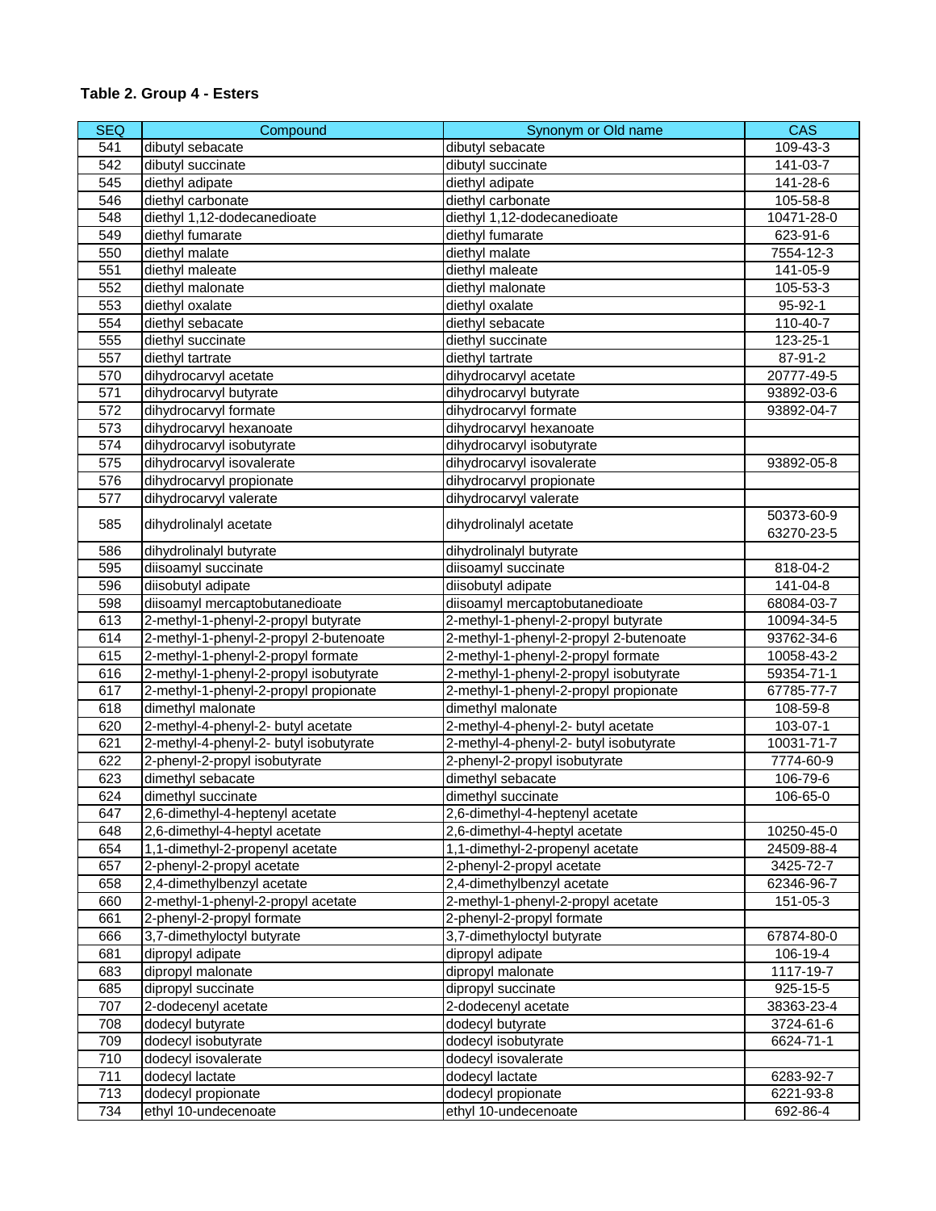**Table 2. Group 4 - Esters**

| SEQ | Compound | Synonym or Old name | CAS |
|---|---|---|---|
| 541 | dibutyl sebacate | dibutyl sebacate | 109-43-3 |
| 542 | dibutyl succinate | dibutyl succinate | 141-03-7 |
| 545 | diethyl adipate | diethyl adipate | 141-28-6 |
| 546 | diethyl carbonate | diethyl carbonate | 105-58-8 |
| 548 | diethyl 1,12-dodecanedioate | diethyl 1,12-dodecanedioate | 10471-28-0 |
| 549 | diethyl fumarate | diethyl fumarate | 623-91-6 |
| 550 | diethyl malate | diethyl malate | 7554-12-3 |
| 551 | diethyl maleate | diethyl maleate | 141-05-9 |
| 552 | diethyl malonate | diethyl malonate | 105-53-3 |
| 553 | diethyl oxalate | diethyl oxalate | 95-92-1 |
| 554 | diethyl sebacate | diethyl sebacate | 110-40-7 |
| 555 | diethyl succinate | diethyl succinate | 123-25-1 |
| 557 | diethyl tartrate | diethyl tartrate | 87-91-2 |
| 570 | dihydrocarvyl acetate | dihydrocarvyl acetate | 20777-49-5 |
| 571 | dihydrocarvyl butyrate | dihydrocarvyl butyrate | 93892-03-6 |
| 572 | dihydrocarvyl formate | dihydrocarvyl formate | 93892-04-7 |
| 573 | dihydrocarvyl hexanoate | dihydrocarvyl hexanoate | |
| 574 | dihydrocarvyl isobutyrate | dihydrocarvyl isobutyrate | |
| 575 | dihydrocarvyl isovalerate | dihydrocarvyl isovalerate | 93892-05-8 |
| 576 | dihydrocarvyl propionate | dihydrocarvyl propionate | |
| 577 | dihydrocarvyl valerate | dihydrocarvyl valerate | |
| 585 | dihydrolinalyl acetate | dihydrolinalyl acetate | 50373-60-9 63270-23-5 |
| 586 | dihydrolinalyl butyrate | dihydrolinalyl butyrate | |
| 595 | diisoamyl succinate | diisoamyl succinate | 818-04-2 |
| 596 | diisobutyl adipate | diisobutyl adipate | 141-04-8 |
| 598 | diisoamyl mercaptobutanedioate | diisoamyl mercaptobutanedioate | 68084-03-7 |
| 613 | 2-methyl-1-phenyl-2-propyl butyrate | 2-methyl-1-phenyl-2-propyl butyrate | 10094-34-5 |
| 614 | 2-methyl-1-phenyl-2-propyl 2-butenoate | 2-methyl-1-phenyl-2-propyl 2-butenoate | 93762-34-6 |
| 615 | 2-methyl-1-phenyl-2-propyl formate | 2-methyl-1-phenyl-2-propyl formate | 10058-43-2 |
| 616 | 2-methyl-1-phenyl-2-propyl isobutyrate | 2-methyl-1-phenyl-2-propyl isobutyrate | 59354-71-1 |
| 617 | 2-methyl-1-phenyl-2-propyl propionate | 2-methyl-1-phenyl-2-propyl propionate | 67785-77-7 |
| 618 | dimethyl malonate | dimethyl malonate | 108-59-8 |
| 620 | 2-methyl-4-phenyl-2- butyl acetate | 2-methyl-4-phenyl-2- butyl acetate | 103-07-1 |
| 621 | 2-methyl-4-phenyl-2- butyl isobutyrate | 2-methyl-4-phenyl-2- butyl isobutyrate | 10031-71-7 |
| 622 | 2-phenyl-2-propyl isobutyrate | 2-phenyl-2-propyl isobutyrate | 7774-60-9 |
| 623 | dimethyl sebacate | dimethyl sebacate | 106-79-6 |
| 624 | dimethyl succinate | dimethyl succinate | 106-65-0 |
| 647 | 2,6-dimethyl-4-heptenyl acetate | 2,6-dimethyl-4-heptenyl acetate | |
| 648 | 2,6-dimethyl-4-heptyl acetate | 2,6-dimethyl-4-heptyl acetate | 10250-45-0 |
| 654 | 1,1-dimethyl-2-propenyl acetate | 1,1-dimethyl-2-propenyl acetate | 24509-88-4 |
| 657 | 2-phenyl-2-propyl acetate | 2-phenyl-2-propyl acetate | 3425-72-7 |
| 658 | 2,4-dimethylbenzyl acetate | 2,4-dimethylbenzyl acetate | 62346-96-7 |
| 660 | 2-methyl-1-phenyl-2-propyl acetate | 2-methyl-1-phenyl-2-propyl acetate | 151-05-3 |
| 661 | 2-phenyl-2-propyl formate | 2-phenyl-2-propyl formate | |
| 666 | 3,7-dimethyloctyl butyrate | 3,7-dimethyloctyl butyrate | 67874-80-0 |
| 681 | dipropyl adipate | dipropyl adipate | 106-19-4 |
| 683 | dipropyl malonate | dipropyl malonate | 1117-19-7 |
| 685 | dipropyl succinate | dipropyl succinate | 925-15-5 |
| 707 | 2-dodecenyl acetate | 2-dodecenyl acetate | 38363-23-4 |
| 708 | dodecyl butyrate | dodecyl butyrate | 3724-61-6 |
| 709 | dodecyl isobutyrate | dodecyl isobutyrate | 6624-71-1 |
| 710 | dodecyl isovalerate | dodecyl isovalerate | |
| 711 | dodecyl lactate | dodecyl lactate | 6283-92-7 |
| 713 | dodecyl propionate | dodecyl propionate | 6221-93-8 |
| 734 | ethyl 10-undecenoate | ethyl 10-undecenoate | 692-86-4 |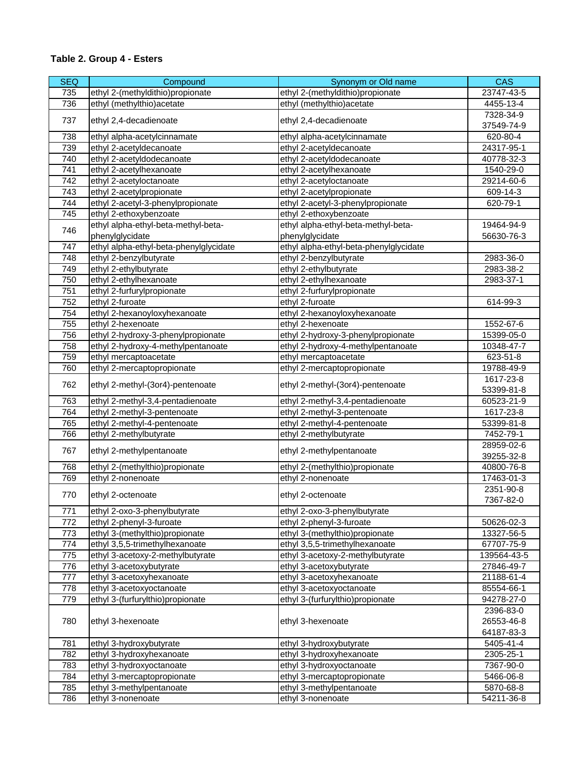**Table 2. Group 4 - Esters**

| SEQ | Compound | Synonym or Old name | CAS |
|---|---|---|---|
| 735 | ethyl 2-(methyldithio)propionate | ethyl 2-(methyldithio)propionate | 23747-43-5 |
| 736 | ethyl (methylthio)acetate | ethyl (methylthio)acetate | 4455-13-4 |
| 737 | ethyl 2,4-decadienoate | ethyl 2,4-decadienoate | 7328-34-9 37549-74-9 |
| 738 | ethyl alpha-acetylcinnamate | ethyl alpha-acetylcinnamate | 620-80-4 |
| 739 | ethyl 2-acetyldecanoate | ethyl 2-acetyldecanoate | 24317-95-1 |
| 740 | ethyl 2-acetyldodecanoate | ethyl 2-acetyldodecanoate | 40778-32-3 |
| 741 | ethyl 2-acetylhexanoate | ethyl 2-acetylhexanoate | 1540-29-0 |
| 742 | ethyl 2-acetyloctanoate | ethyl 2-acetyloctanoate | 29214-60-6 |
| 743 | ethyl 2-acetylpropionate | ethyl 2-acetylpropionate | 609-14-3 |
| 744 | ethyl 2-acetyl-3-phenylpropionate | ethyl 2-acetyl-3-phenylpropionate | 620-79-1 |
| 745 | ethyl 2-ethoxybenzoate | ethyl 2-ethoxybenzoate | |
| 746 | ethyl alpha-ethyl-beta-methyl-beta-phenylglycidate | ethyl alpha-ethyl-beta-methyl-beta-phenylglycidate | 19464-94-9 56630-76-3 |
| 747 | ethyl alpha-ethyl-beta-phenylglycidate | ethyl alpha-ethyl-beta-phenylglycidate | |
| 748 | ethyl 2-benzylbutyrate | ethyl 2-benzylbutyrate | 2983-36-0 |
| 749 | ethyl 2-ethylbutyrate | ethyl 2-ethylbutyrate | 2983-38-2 |
| 750 | ethyl 2-ethylhexanoate | ethyl 2-ethylhexanoate | 2983-37-1 |
| 751 | ethyl 2-furfurylpropionate | ethyl 2-furfurylpropionate | |
| 752 | ethyl 2-furoate | ethyl 2-furoate | 614-99-3 |
| 754 | ethyl 2-hexanoyloxyhexanoate | ethyl 2-hexanoyloxyhexanoate | |
| 755 | ethyl 2-hexenoate | ethyl 2-hexenoate | 1552-67-6 |
| 756 | ethyl 2-hydroxy-3-phenylpropionate | ethyl 2-hydroxy-3-phenylpropionate | 15399-05-0 |
| 758 | ethyl 2-hydroxy-4-methylpentanoate | ethyl 2-hydroxy-4-methylpentanoate | 10348-47-7 |
| 759 | ethyl mercaptoacetate | ethyl mercaptoacetate | 623-51-8 |
| 760 | ethyl 2-mercaptopropionate | ethyl 2-mercaptopropionate | 19788-49-9 |
| 762 | ethyl 2-methyl-(3or4)-pentenoate | ethyl 2-methyl-(3or4)-pentenoate | 1617-23-8 53399-81-8 |
| 763 | ethyl 2-methyl-3,4-pentadienoate | ethyl 2-methyl-3,4-pentadienoate | 60523-21-9 |
| 764 | ethyl 2-methyl-3-pentenoate | ethyl 2-methyl-3-pentenoate | 1617-23-8 |
| 765 | ethyl 2-methyl-4-pentenoate | ethyl 2-methyl-4-pentenoate | 53399-81-8 |
| 766 | ethyl 2-methylbutyrate | ethyl 2-methylbutyrate | 7452-79-1 |
| 767 | ethyl 2-methylpentanoate | ethyl 2-methylpentanoate | 28959-02-6 39255-32-8 |
| 768 | ethyl 2-(methylthio)propionate | ethyl 2-(methylthio)propionate | 40800-76-8 |
| 769 | ethyl 2-nonenoate | ethyl 2-nonenoate | 17463-01-3 |
| 770 | ethyl 2-octenoate | ethyl 2-octenoate | 2351-90-8 7367-82-0 |
| 771 | ethyl 2-oxo-3-phenylbutyrate | ethyl 2-oxo-3-phenylbutyrate | |
| 772 | ethyl 2-phenyl-3-furoate | ethyl 2-phenyl-3-furoate | 50626-02-3 |
| 773 | ethyl 3-(methylthio)propionate | ethyl 3-(methylthio)propionate | 13327-56-5 |
| 774 | ethyl 3,5,5-trimethylhexanoate | ethyl 3,5,5-trimethylhexanoate | 67707-75-9 |
| 775 | ethyl 3-acetoxy-2-methylbutyrate | ethyl 3-acetoxy-2-methylbutyrate | 139564-43-5 |
| 776 | ethyl 3-acetoxybutyrate | ethyl 3-acetoxybutyrate | 27846-49-7 |
| 777 | ethyl 3-acetoxyhexanoate | ethyl 3-acetoxyhexanoate | 21188-61-4 |
| 778 | ethyl 3-acetoxyoctanoate | ethyl 3-acetoxyoctanoate | 85554-66-1 |
| 779 | ethyl 3-(furfurylthio)propionate | ethyl 3-(furfurylthio)propionate | 94278-27-0 |
| 780 | ethyl 3-hexenoate | ethyl 3-hexenoate | 2396-83-0 26553-46-8 64187-83-3 |
| 781 | ethyl 3-hydroxybutyrate | ethyl 3-hydroxybutyrate | 5405-41-4 |
| 782 | ethyl 3-hydroxyhexanoate | ethyl 3-hydroxyhexanoate | 2305-25-1 |
| 783 | ethyl 3-hydroxyoctanoate | ethyl 3-hydroxyoctanoate | 7367-90-0 |
| 784 | ethyl 3-mercaptopropionate | ethyl 3-mercaptopropionate | 5466-06-8 |
| 785 | ethyl 3-methylpentanoate | ethyl 3-methylpentanoate | 5870-68-8 |
| 786 | ethyl 3-nonenoate | ethyl 3-nonenoate | 54211-36-8 |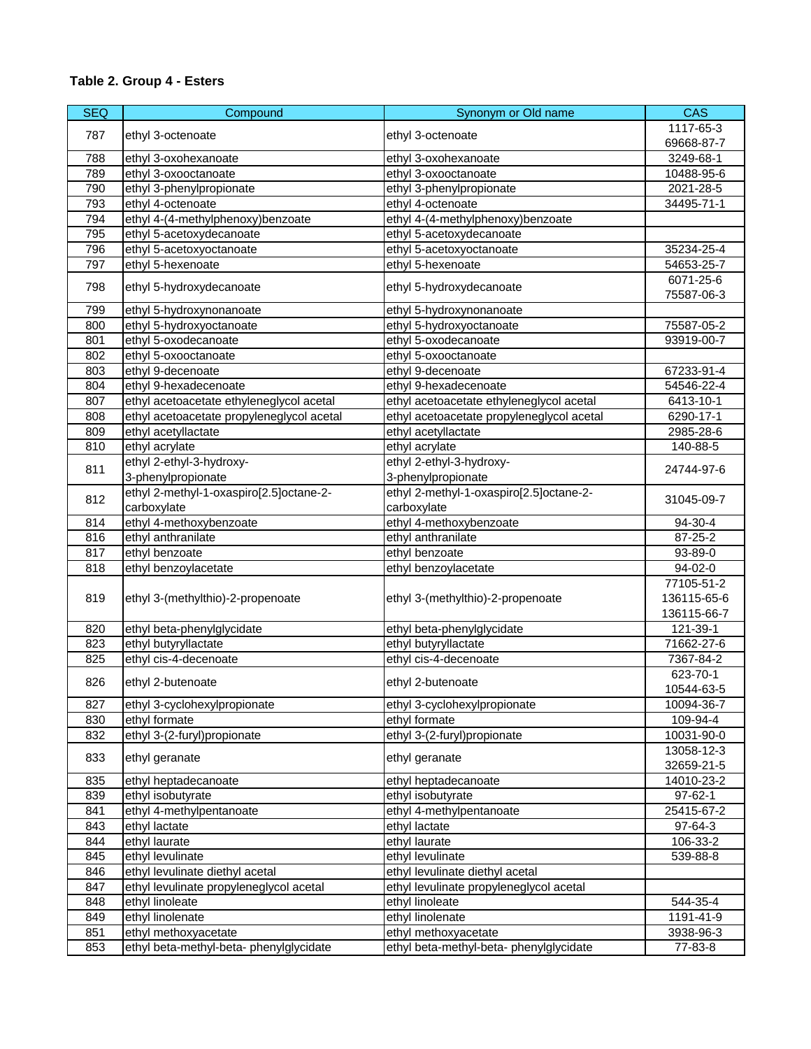**Table 2. Group 4 - Esters**

| SEQ | Compound | Synonym or Old name | CAS |
|---|---|---|---|
| 787 | ethyl 3-octenoate | ethyl 3-octenoate | 1117-65-3<br>69668-87-7 |
| 788 | ethyl 3-oxohexanoate | ethyl 3-oxohexanoate | 3249-68-1 |
| 789 | ethyl 3-oxooctanoate | ethyl 3-oxooctanoate | 10488-95-6 |
| 790 | ethyl 3-phenylpropionate | ethyl 3-phenylpropionate | 2021-28-5 |
| 793 | ethyl 4-octenoate | ethyl 4-octenoate | 34495-71-1 |
| 794 | ethyl 4-(4-methylphenoxy)benzoate | ethyl 4-(4-methylphenoxy)benzoate | |
| 795 | ethyl 5-acetoxydecanoate | ethyl 5-acetoxydecanoate | |
| 796 | ethyl 5-acetoxyoctanoate | ethyl 5-acetoxyoctanoate | 35234-25-4 |
| 797 | ethyl 5-hexenoate | ethyl 5-hexenoate | 54653-25-7 |
| 798 | ethyl 5-hydroxydecanoate | ethyl 5-hydroxydecanoate | 6071-25-6<br>75587-06-3 |
| 799 | ethyl 5-hydroxynonanoate | ethyl 5-hydroxynonanoate | |
| 800 | ethyl 5-hydroxyoctanoate | ethyl 5-hydroxyoctanoate | 75587-05-2 |
| 801 | ethyl 5-oxodecanoate | ethyl 5-oxodecanoate | 93919-00-7 |
| 802 | ethyl 5-oxooctanoate | ethyl 5-oxooctanoate | |
| 803 | ethyl 9-decenoate | ethyl 9-decenoate | 67233-91-4 |
| 804 | ethyl 9-hexadecenoate | ethyl 9-hexadecenoate | 54546-22-4 |
| 807 | ethyl acetoacetate ethyleneglycol acetal | ethyl acetoacetate ethyleneglycol acetal | 6413-10-1 |
| 808 | ethyl acetoacetate propyleneglycol acetal | ethyl acetoacetate propyleneglycol acetal | 6290-17-1 |
| 809 | ethyl acetyllactate | ethyl acetyllactate | 2985-28-6 |
| 810 | ethyl acrylate | ethyl acrylate | 140-88-5 |
| 811 | ethyl 2-ethyl-3-hydroxy-3-phenylpropionate | ethyl 2-ethyl-3-hydroxy-3-phenylpropionate | 24744-97-6 |
| 812 | ethyl 2-methyl-1-oxaspiro[2.5]octane-2-carboxylate | ethyl 2-methyl-1-oxaspiro[2.5]octane-2-carboxylate | 31045-09-7 |
| 814 | ethyl 4-methoxybenzoate | ethyl 4-methoxybenzoate | 94-30-4 |
| 816 | ethyl anthranilate | ethyl anthranilate | 87-25-2 |
| 817 | ethyl benzoate | ethyl benzoate | 93-89-0 |
| 818 | ethyl benzoylacetate | ethyl benzoylacetate | 94-02-0 |
| 819 | ethyl 3-(methylthio)-2-propenoate | ethyl 3-(methylthio)-2-propenoate | 77105-51-2<br>136115-65-6<br>136115-66-7 |
| 820 | ethyl beta-phenylglycidate | ethyl beta-phenylglycidate | 121-39-1 |
| 823 | ethyl butyryllactate | ethyl butyryllactate | 71662-27-6 |
| 825 | ethyl cis-4-decenoate | ethyl cis-4-decenoate | 7367-84-2 |
| 826 | ethyl 2-butenoate | ethyl 2-butenoate | 623-70-1<br>10544-63-5 |
| 827 | ethyl 3-cyclohexylpropionate | ethyl 3-cyclohexylpropionate | 10094-36-7 |
| 830 | ethyl formate | ethyl formate | 109-94-4 |
| 832 | ethyl 3-(2-furyl)propionate | ethyl 3-(2-furyl)propionate | 10031-90-0 |
| 833 | ethyl geranate | ethyl geranate | 13058-12-3<br>32659-21-5 |
| 835 | ethyl heptadecanoate | ethyl heptadecanoate | 14010-23-2 |
| 839 | ethyl isobutyrate | ethyl isobutyrate | 97-62-1 |
| 841 | ethyl 4-methylpentanoate | ethyl 4-methylpentanoate | 25415-67-2 |
| 843 | ethyl lactate | ethyl lactate | 97-64-3 |
| 844 | ethyl laurate | ethyl laurate | 106-33-2 |
| 845 | ethyl levulinate | ethyl levulinate | 539-88-8 |
| 846 | ethyl levulinate diethyl acetal | ethyl levulinate diethyl acetal | |
| 847 | ethyl levulinate propyleneglycol acetal | ethyl levulinate propyleneglycol acetal | |
| 848 | ethyl linoleate | ethyl linoleate | 544-35-4 |
| 849 | ethyl linolenate | ethyl linolenate | 1191-41-9 |
| 851 | ethyl methoxyacetate | ethyl methoxyacetate | 3938-96-3 |
| 853 | ethyl beta-methyl-beta- phenylglycidate | ethyl beta-methyl-beta- phenylglycidate | 77-83-8 |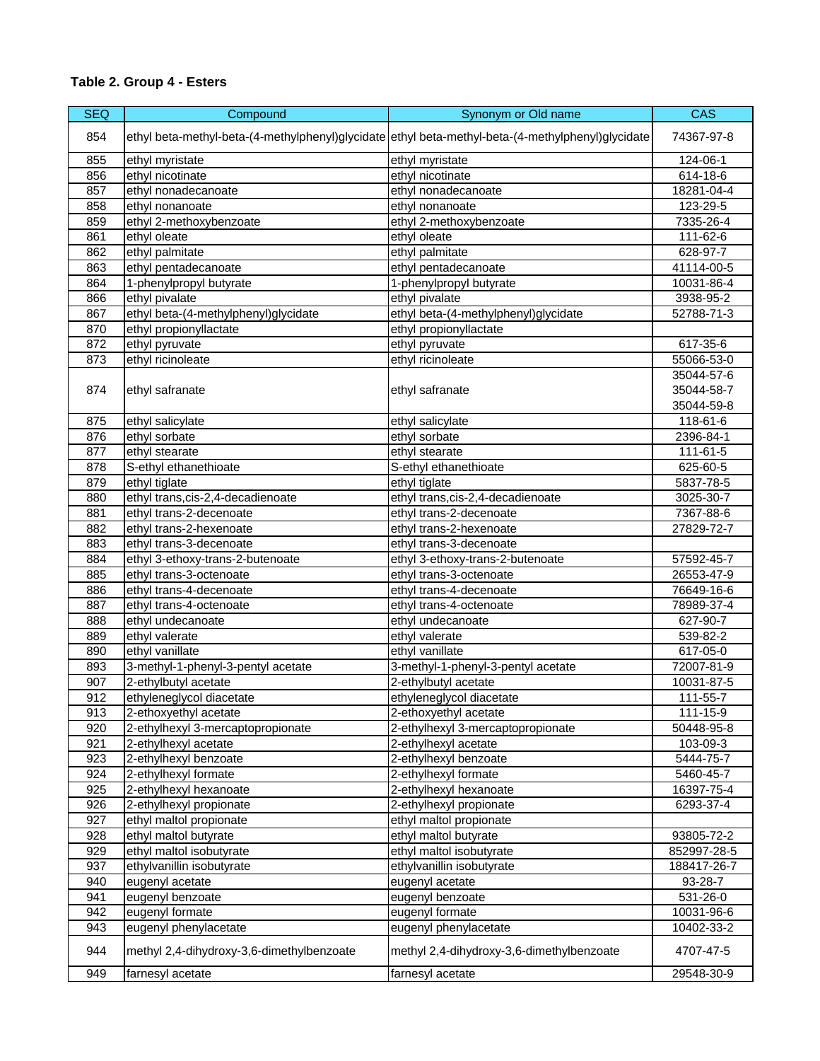**Table 2. Group 4 - Esters**

| SEQ | Compound | Synonym or Old name | CAS |
|---|---|---|---|
| 854 | ethyl beta-methyl-beta-(4-methylphenyl)glycidate | ethyl beta-methyl-beta-(4-methylphenyl)glycidate | 74367-97-8 |
| 855 | ethyl myristate | ethyl myristate | 124-06-1 |
| 856 | ethyl nicotinate | ethyl nicotinate | 614-18-6 |
| 857 | ethyl nonadecanoate | ethyl nonadecanoate | 18281-04-4 |
| 858 | ethyl nonanoate | ethyl nonanoate | 123-29-5 |
| 859 | ethyl 2-methoxybenzoate | ethyl 2-methoxybenzoate | 7335-26-4 |
| 861 | ethyl oleate | ethyl oleate | 111-62-6 |
| 862 | ethyl palmitate | ethyl palmitate | 628-97-7 |
| 863 | ethyl pentadecanoate | ethyl pentadecanoate | 41114-00-5 |
| 864 | 1-phenylpropyl butyrate | 1-phenylpropyl butyrate | 10031-86-4 |
| 866 | ethyl pivalate | ethyl pivalate | 3938-95-2 |
| 867 | ethyl beta-(4-methylphenyl)glycidate | ethyl beta-(4-methylphenyl)glycidate | 52788-71-3 |
| 870 | ethyl propionyllactate | ethyl propionyllactate | |
| 872 | ethyl pyruvate | ethyl pyruvate | 617-35-6 |
| 873 | ethyl ricinoleate | ethyl ricinoleate | 55066-53-0 |
| 874 | ethyl safranate | ethyl safranate | 35044-57-6<br>35044-58-7<br>35044-59-8 |
| 875 | ethyl salicylate | ethyl salicylate | 118-61-6 |
| 876 | ethyl sorbate | ethyl sorbate | 2396-84-1 |
| 877 | ethyl stearate | ethyl stearate | 111-61-5 |
| 878 | S-ethyl ethanethioate | S-ethyl ethanethioate | 625-60-5 |
| 879 | ethyl tiglate | ethyl tiglate | 5837-78-5 |
| 880 | ethyl trans,cis-2,4-decadienoate | ethyl trans,cis-2,4-decadienoate | 3025-30-7 |
| 881 | ethyl trans-2-decenoate | ethyl trans-2-decenoate | 7367-88-6 |
| 882 | ethyl trans-2-hexenoate | ethyl trans-2-hexenoate | 27829-72-7 |
| 883 | ethyl trans-3-decenoate | ethyl trans-3-decenoate | |
| 884 | ethyl 3-ethoxy-trans-2-butenoate | ethyl 3-ethoxy-trans-2-butenoate | 57592-45-7 |
| 885 | ethyl trans-3-octenoate | ethyl trans-3-octenoate | 26553-47-9 |
| 886 | ethyl trans-4-decenoate | ethyl trans-4-decenoate | 76649-16-6 |
| 887 | ethyl trans-4-octenoate | ethyl trans-4-octenoate | 78989-37-4 |
| 888 | ethyl undecanoate | ethyl undecanoate | 627-90-7 |
| 889 | ethyl valerate | ethyl valerate | 539-82-2 |
| 890 | ethyl vanillate | ethyl vanillate | 617-05-0 |
| 893 | 3-methyl-1-phenyl-3-pentyl acetate | 3-methyl-1-phenyl-3-pentyl acetate | 72007-81-9 |
| 907 | 2-ethylbutyl acetate | 2-ethylbutyl acetate | 10031-87-5 |
| 912 | ethyleneglycol diacetate | ethyleneglycol diacetate | 111-55-7 |
| 913 | 2-ethoxyethyl acetate | 2-ethoxyethyl acetate | 111-15-9 |
| 920 | 2-ethylhexyl 3-mercaptopropionate | 2-ethylhexyl 3-mercaptopropionate | 50448-95-8 |
| 921 | 2-ethylhexyl acetate | 2-ethylhexyl acetate | 103-09-3 |
| 923 | 2-ethylhexyl benzoate | 2-ethylhexyl benzoate | 5444-75-7 |
| 924 | 2-ethylhexyl formate | 2-ethylhexyl formate | 5460-45-7 |
| 925 | 2-ethylhexyl hexanoate | 2-ethylhexyl hexanoate | 16397-75-4 |
| 926 | 2-ethylhexyl propionate | 2-ethylhexyl propionate | 6293-37-4 |
| 927 | ethyl maltol propionate | ethyl maltol propionate | |
| 928 | ethyl maltol butyrate | ethyl maltol butyrate | 93805-72-2 |
| 929 | ethyl maltol isobutyrate | ethyl maltol isobutyrate | 852997-28-5 |
| 937 | ethylvanillin isobutyrate | ethylvanillin isobutyrate | 188417-26-7 |
| 940 | eugenyl acetate | eugenyl acetate | 93-28-7 |
| 941 | eugenyl benzoate | eugenyl benzoate | 531-26-0 |
| 942 | eugenyl formate | eugenyl formate | 10031-96-6 |
| 943 | eugenyl phenylacetate | eugenyl phenylacetate | 10402-33-2 |
| 944 | methyl 2,4-dihydroxy-3,6-dimethylbenzoate | methyl 2,4-dihydroxy-3,6-dimethylbenzoate | 4707-47-5 |
| 949 | farnesyl acetate | farnesyl acetate | 29548-30-9 |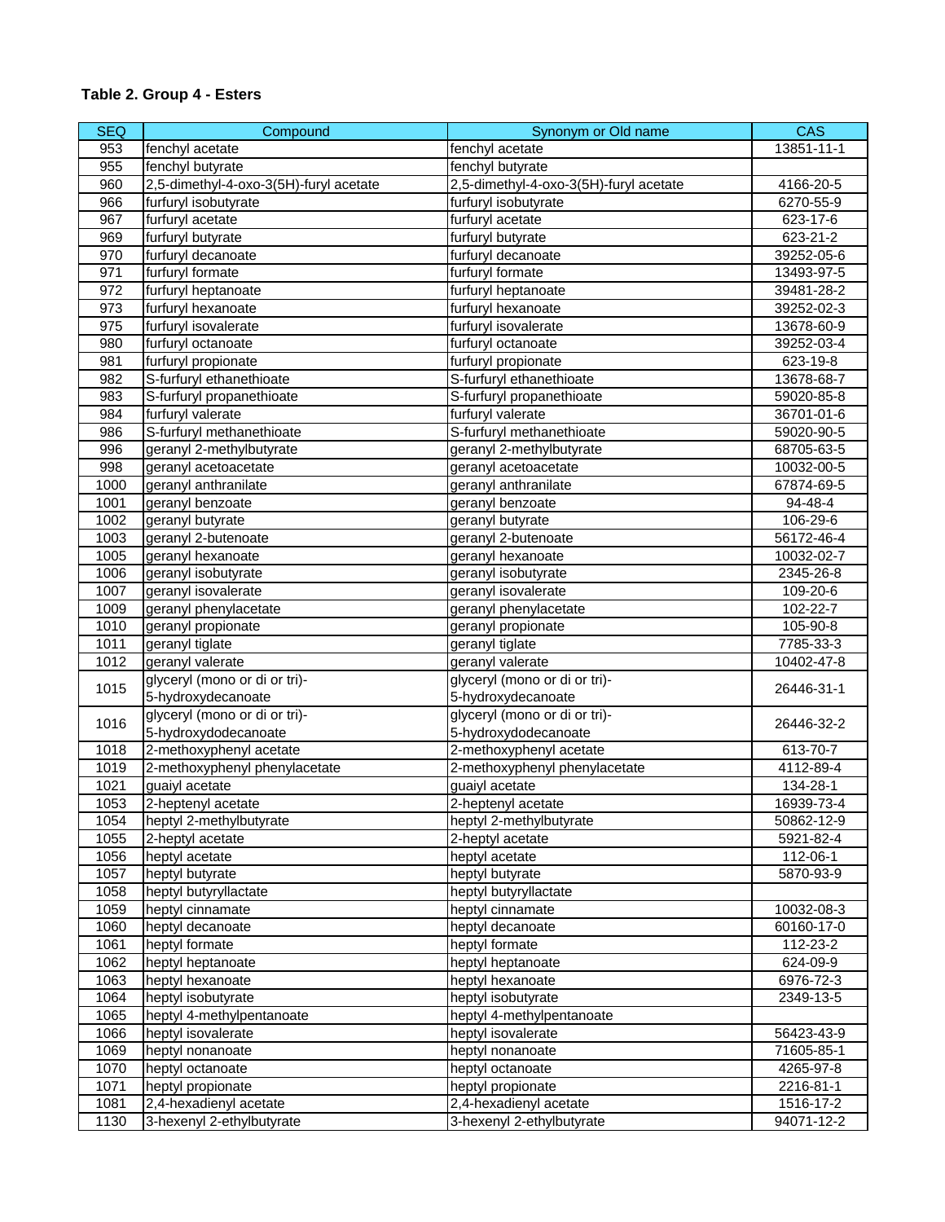**Table 2. Group 4 - Esters**

| SEQ | Compound | Synonym or Old name | CAS |
|---|---|---|---|
| 953 | fenchyl acetate | fenchyl acetate | 13851-11-1 |
| 955 | fenchyl butyrate | fenchyl butyrate | |
| 960 | 2,5-dimethyl-4-oxo-3(5H)-furyl acetate | 2,5-dimethyl-4-oxo-3(5H)-furyl acetate | 4166-20-5 |
| 966 | furfuryl isobutyrate | furfuryl isobutyrate | 6270-55-9 |
| 967 | furfuryl acetate | furfuryl acetate | 623-17-6 |
| 969 | furfuryl butyrate | furfuryl butyrate | 623-21-2 |
| 970 | furfuryl decanoate | furfuryl decanoate | 39252-05-6 |
| 971 | furfuryl formate | furfuryl formate | 13493-97-5 |
| 972 | furfuryl heptanoate | furfuryl heptanoate | 39481-28-2 |
| 973 | furfuryl hexanoate | furfuryl hexanoate | 39252-02-3 |
| 975 | furfuryl isovalerate | furfuryl isovalerate | 13678-60-9 |
| 980 | furfuryl octanoate | furfuryl octanoate | 39252-03-4 |
| 981 | furfuryl propionate | furfuryl propionate | 623-19-8 |
| 982 | S-furfuryl ethanethioate | S-furfuryl ethanethioate | 13678-68-7 |
| 983 | S-furfuryl propanethioate | S-furfuryl propanethioate | 59020-85-8 |
| 984 | furfuryl valerate | furfuryl valerate | 36701-01-6 |
| 986 | S-furfuryl methanethioate | S-furfuryl methanethioate | 59020-90-5 |
| 996 | geranyl 2-methylbutyrate | geranyl 2-methylbutyrate | 68705-63-5 |
| 998 | geranyl acetoacetate | geranyl acetoacetate | 10032-00-5 |
| 1000 | geranyl anthranilate | geranyl anthranilate | 67874-69-5 |
| 1001 | geranyl benzoate | geranyl benzoate | 94-48-4 |
| 1002 | geranyl butyrate | geranyl butyrate | 106-29-6 |
| 1003 | geranyl 2-butenoate | geranyl 2-butenoate | 56172-46-4 |
| 1005 | geranyl hexanoate | geranyl hexanoate | 10032-02-7 |
| 1006 | geranyl isobutyrate | geranyl isobutyrate | 2345-26-8 |
| 1007 | geranyl isovalerate | geranyl isovalerate | 109-20-6 |
| 1009 | geranyl phenylacetate | geranyl phenylacetate | 102-22-7 |
| 1010 | geranyl propionate | geranyl propionate | 105-90-8 |
| 1011 | geranyl tiglate | geranyl tiglate | 7785-33-3 |
| 1012 | geranyl valerate | geranyl valerate | 10402-47-8 |
| 1015 | glyceryl (mono or di or tri)-5-hydroxydecanoate | glyceryl (mono or di or tri)-5-hydroxydecanoate | 26446-31-1 |
| 1016 | glyceryl (mono or di or tri)-5-hydroxydodecanoate | glyceryl (mono or di or tri)-5-hydroxydodecanoate | 26446-32-2 |
| 1018 | 2-methoxyphenyl acetate | 2-methoxyphenyl acetate | 613-70-7 |
| 1019 | 2-methoxyphenyl phenylacetate | 2-methoxyphenyl phenylacetate | 4112-89-4 |
| 1021 | guaiyl acetate | guaiyl acetate | 134-28-1 |
| 1053 | 2-heptenyl acetate | 2-heptenyl acetate | 16939-73-4 |
| 1054 | heptyl 2-methylbutyrate | heptyl 2-methylbutyrate | 50862-12-9 |
| 1055 | 2-heptyl acetate | 2-heptyl acetate | 5921-82-4 |
| 1056 | heptyl acetate | heptyl acetate | 112-06-1 |
| 1057 | heptyl butyrate | heptyl butyrate | 5870-93-9 |
| 1058 | heptyl butyryllactate | heptyl butyryllactate | |
| 1059 | heptyl cinnamate | heptyl cinnamate | 10032-08-3 |
| 1060 | heptyl decanoate | heptyl decanoate | 60160-17-0 |
| 1061 | heptyl formate | heptyl formate | 112-23-2 |
| 1062 | heptyl heptanoate | heptyl heptanoate | 624-09-9 |
| 1063 | heptyl hexanoate | heptyl hexanoate | 6976-72-3 |
| 1064 | heptyl isobutyrate | heptyl isobutyrate | 2349-13-5 |
| 1065 | heptyl 4-methylpentanoate | heptyl 4-methylpentanoate | |
| 1066 | heptyl isovalerate | heptyl isovalerate | 56423-43-9 |
| 1069 | heptyl nonanoate | heptyl nonanoate | 71605-85-1 |
| 1070 | heptyl octanoate | heptyl octanoate | 4265-97-8 |
| 1071 | heptyl propionate | heptyl propionate | 2216-81-1 |
| 1081 | 2,4-hexadienyl acetate | 2,4-hexadienyl acetate | 1516-17-2 |
| 1130 | 3-hexenyl 2-ethylbutyrate | 3-hexenyl 2-ethylbutyrate | 94071-12-2 |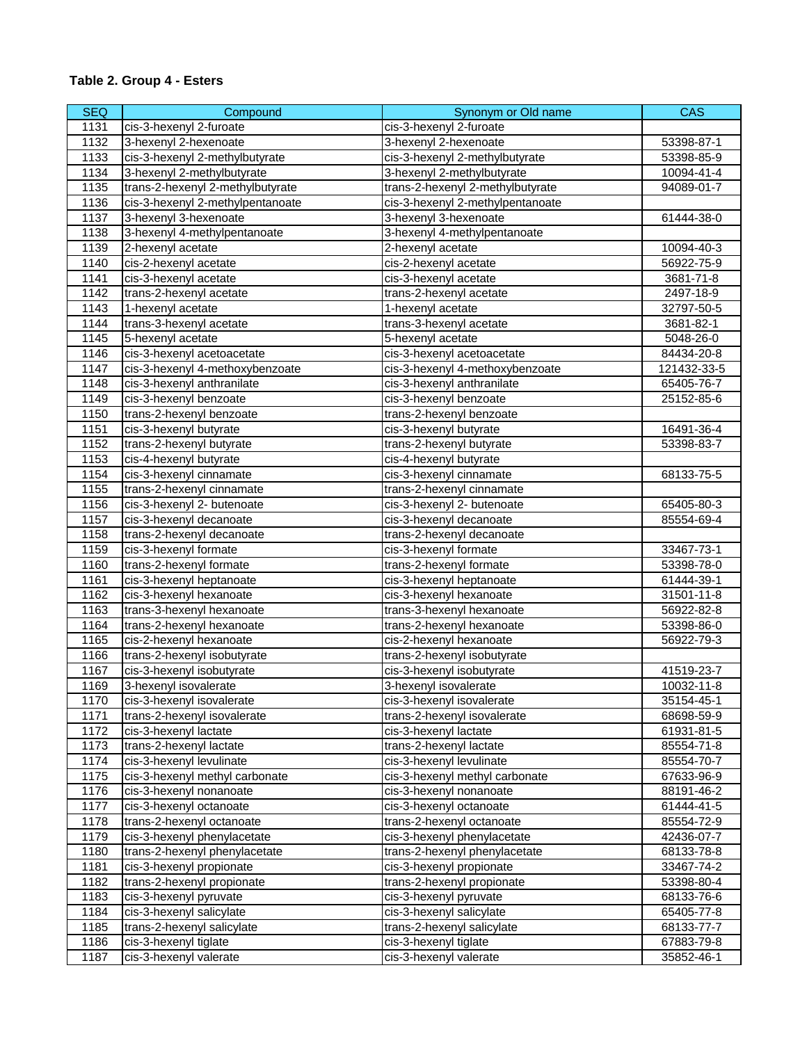**Table 2. Group 4 - Esters**

| SEQ | Compound | Synonym or Old name | CAS |
|---|---|---|---|
| 1131 | cis-3-hexenyl 2-furoate | cis-3-hexenyl 2-furoate | |
| 1132 | 3-hexenyl 2-hexenoate | 3-hexenyl 2-hexenoate | 53398-87-1 |
| 1133 | cis-3-hexenyl 2-methylbutyrate | cis-3-hexenyl 2-methylbutyrate | 53398-85-9 |
| 1134 | 3-hexenyl 2-methylbutyrate | 3-hexenyl 2-methylbutyrate | 10094-41-4 |
| 1135 | trans-2-hexenyl 2-methylbutyrate | trans-2-hexenyl 2-methylbutyrate | 94089-01-7 |
| 1136 | cis-3-hexenyl 2-methylpentanoate | cis-3-hexenyl 2-methylpentanoate | |
| 1137 | 3-hexenyl 3-hexenoate | 3-hexenyl 3-hexenoate | 61444-38-0 |
| 1138 | 3-hexenyl 4-methylpentanoate | 3-hexenyl 4-methylpentanoate | |
| 1139 | 2-hexenyl acetate | 2-hexenyl acetate | 10094-40-3 |
| 1140 | cis-2-hexenyl acetate | cis-2-hexenyl acetate | 56922-75-9 |
| 1141 | cis-3-hexenyl acetate | cis-3-hexenyl acetate | 3681-71-8 |
| 1142 | trans-2-hexenyl acetate | trans-2-hexenyl acetate | 2497-18-9 |
| 1143 | 1-hexenyl acetate | 1-hexenyl acetate | 32797-50-5 |
| 1144 | trans-3-hexenyl acetate | trans-3-hexenyl acetate | 3681-82-1 |
| 1145 | 5-hexenyl acetate | 5-hexenyl acetate | 5048-26-0 |
| 1146 | cis-3-hexenyl acetoacetate | cis-3-hexenyl acetoacetate | 84434-20-8 |
| 1147 | cis-3-hexenyl 4-methoxybenzoate | cis-3-hexenyl 4-methoxybenzoate | 121432-33-5 |
| 1148 | cis-3-hexenyl anthranilate | cis-3-hexenyl anthranilate | 65405-76-7 |
| 1149 | cis-3-hexenyl benzoate | cis-3-hexenyl benzoate | 25152-85-6 |
| 1150 | trans-2-hexenyl benzoate | trans-2-hexenyl benzoate | |
| 1151 | cis-3-hexenyl butyrate | cis-3-hexenyl butyrate | 16491-36-4 |
| 1152 | trans-2-hexenyl butyrate | trans-2-hexenyl butyrate | 53398-83-7 |
| 1153 | cis-4-hexenyl butyrate | cis-4-hexenyl butyrate | |
| 1154 | cis-3-hexenyl cinnamate | cis-3-hexenyl cinnamate | 68133-75-5 |
| 1155 | trans-2-hexenyl cinnamate | trans-2-hexenyl cinnamate | |
| 1156 | cis-3-hexenyl 2- butenoate | cis-3-hexenyl 2- butenoate | 65405-80-3 |
| 1157 | cis-3-hexenyl decanoate | cis-3-hexenyl decanoate | 85554-69-4 |
| 1158 | trans-2-hexenyl decanoate | trans-2-hexenyl decanoate | |
| 1159 | cis-3-hexenyl formate | cis-3-hexenyl formate | 33467-73-1 |
| 1160 | trans-2-hexenyl formate | trans-2-hexenyl formate | 53398-78-0 |
| 1161 | cis-3-hexenyl heptanoate | cis-3-hexenyl heptanoate | 61444-39-1 |
| 1162 | cis-3-hexenyl hexanoate | cis-3-hexenyl hexanoate | 31501-11-8 |
| 1163 | trans-3-hexenyl hexanoate | trans-3-hexenyl hexanoate | 56922-82-8 |
| 1164 | trans-2-hexenyl hexanoate | trans-2-hexenyl hexanoate | 53398-86-0 |
| 1165 | cis-2-hexenyl hexanoate | cis-2-hexenyl hexanoate | 56922-79-3 |
| 1166 | trans-2-hexenyl isobutyrate | trans-2-hexenyl isobutyrate | |
| 1167 | cis-3-hexenyl isobutyrate | cis-3-hexenyl isobutyrate | 41519-23-7 |
| 1169 | 3-hexenyl isovalerate | 3-hexenyl isovalerate | 10032-11-8 |
| 1170 | cis-3-hexenyl isovalerate | cis-3-hexenyl isovalerate | 35154-45-1 |
| 1171 | trans-2-hexenyl isovalerate | trans-2-hexenyl isovalerate | 68698-59-9 |
| 1172 | cis-3-hexenyl lactate | cis-3-hexenyl lactate | 61931-81-5 |
| 1173 | trans-2-hexenyl lactate | trans-2-hexenyl lactate | 85554-71-8 |
| 1174 | cis-3-hexenyl levulinate | cis-3-hexenyl levulinate | 85554-70-7 |
| 1175 | cis-3-hexenyl methyl carbonate | cis-3-hexenyl methyl carbonate | 67633-96-9 |
| 1176 | cis-3-hexenyl nonanoate | cis-3-hexenyl nonanoate | 88191-46-2 |
| 1177 | cis-3-hexenyl octanoate | cis-3-hexenyl octanoate | 61444-41-5 |
| 1178 | trans-2-hexenyl octanoate | trans-2-hexenyl octanoate | 85554-72-9 |
| 1179 | cis-3-hexenyl phenylacetate | cis-3-hexenyl phenylacetate | 42436-07-7 |
| 1180 | trans-2-hexenyl phenylacetate | trans-2-hexenyl phenylacetate | 68133-78-8 |
| 1181 | cis-3-hexenyl propionate | cis-3-hexenyl propionate | 33467-74-2 |
| 1182 | trans-2-hexenyl propionate | trans-2-hexenyl propionate | 53398-80-4 |
| 1183 | cis-3-hexenyl pyruvate | cis-3-hexenyl pyruvate | 68133-76-6 |
| 1184 | cis-3-hexenyl salicylate | cis-3-hexenyl salicylate | 65405-77-8 |
| 1185 | trans-2-hexenyl salicylate | trans-2-hexenyl salicylate | 68133-77-7 |
| 1186 | cis-3-hexenyl tiglate | cis-3-hexenyl tiglate | 67883-79-8 |
| 1187 | cis-3-hexenyl valerate | cis-3-hexenyl valerate | 35852-46-1 |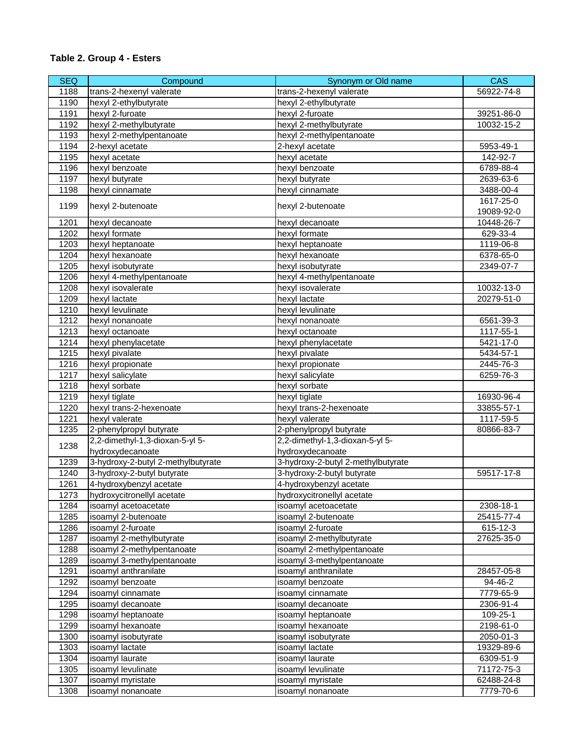**Table 2. Group 4 - Esters**

| SEQ | Compound | Synonym or Old name | CAS |
|---|---|---|---|
| 1188 | trans-2-hexenyl valerate | trans-2-hexenyl valerate | 56922-74-8 |
| 1190 | hexyl 2-ethylbutyrate | hexyl 2-ethylbutyrate | |
| 1191 | hexyl 2-furoate | hexyl 2-furoate | 39251-86-0 |
| 1192 | hexyl 2-methylbutyrate | hexyl 2-methylbutyrate | 10032-15-2 |
| 1193 | hexyl 2-methylpentanoate | hexyl 2-methylpentanoate | |
| 1194 | 2-hexyl acetate | 2-hexyl acetate | 5953-49-1 |
| 1195 | hexyl acetate | hexyl acetate | 142-92-7 |
| 1196 | hexyl benzoate | hexyl benzoate | 6789-88-4 |
| 1197 | hexyl butyrate | hexyl butyrate | 2639-63-6 |
| 1198 | hexyl cinnamate | hexyl cinnamate | 3488-00-4 |
| 1199 | hexyl 2-butenoate | hexyl 2-butenoate | 1617-25-0 19089-92-0 |
| 1201 | hexyl decanoate | hexyl decanoate | 10448-26-7 |
| 1202 | hexyl formate | hexyl formate | 629-33-4 |
| 1203 | hexyl heptanoate | hexyl heptanoate | 1119-06-8 |
| 1204 | hexyl hexanoate | hexyl hexanoate | 6378-65-0 |
| 1205 | hexyl isobutyrate | hexyl isobutyrate | 2349-07-7 |
| 1206 | hexyl 4-methylpentanoate | hexyl 4-methylpentanoate | |
| 1208 | hexyl isovalerate | hexyl isovalerate | 10032-13-0 |
| 1209 | hexyl lactate | hexyl lactate | 20279-51-0 |
| 1210 | hexyl levulinate | hexyl levulinate | |
| 1212 | hexyl nonanoate | hexyl nonanoate | 6561-39-3 |
| 1213 | hexyl octanoate | hexyl octanoate | 1117-55-1 |
| 1214 | hexyl phenylacetate | hexyl phenylacetate | 5421-17-0 |
| 1215 | hexyl pivalate | hexyl pivalate | 5434-57-1 |
| 1216 | hexyl propionate | hexyl propionate | 2445-76-3 |
| 1217 | hexyl salicylate | hexyl salicylate | 6259-76-3 |
| 1218 | hexyl sorbate | hexyl sorbate | |
| 1219 | hexyl tiglate | hexyl tiglate | 16930-96-4 |
| 1220 | hexyl trans-2-hexenoate | hexyl trans-2-hexenoate | 33855-57-1 |
| 1221 | hexyl valerate | hexyl valerate | 1117-59-5 |
| 1235 | 2-phenylpropyl butyrate | 2-phenylpropyl butyrate | 80866-83-7 |
| 1238 | 2,2-dimethyl-1,3-dioxan-5-yl 5-hydroxydecanoate | 2,2-dimethyl-1,3-dioxan-5-yl 5-hydroxydecanoate | |
| 1239 | 3-hydroxy-2-butyl 2-methylbutyrate | 3-hydroxy-2-butyl 2-methylbutyrate | |
| 1240 | 3-hydroxy-2-butyl butyrate | 3-hydroxy-2-butyl butyrate | 59517-17-8 |
| 1261 | 4-hydroxybenzyl acetate | 4-hydroxybenzyl acetate | |
| 1273 | hydroxycitronellyl acetate | hydroxycitronellyl acetate | |
| 1284 | isoamyl acetoacetate | isoamyl acetoacetate | 2308-18-1 |
| 1285 | isoamyl 2-butenoate | isoamyl 2-butenoate | 25415-77-4 |
| 1286 | isoamyl 2-furoate | isoamyl 2-furoate | 615-12-3 |
| 1287 | isoamyl 2-methylbutyrate | isoamyl 2-methylbutyrate | 27625-35-0 |
| 1288 | isoamyl 2-methylpentanoate | isoamyl 2-methylpentanoate | |
| 1289 | isoamyl 3-methylpentanoate | isoamyl 3-methylpentanoate | |
| 1291 | isoamyl anthranilate | isoamyl anthranilate | 28457-05-8 |
| 1292 | isoamyl benzoate | isoamyl benzoate | 94-46-2 |
| 1294 | isoamyl cinnamate | isoamyl cinnamate | 7779-65-9 |
| 1295 | isoamyl decanoate | isoamyl decanoate | 2306-91-4 |
| 1298 | isoamyl heptanoate | isoamyl heptanoate | 109-25-1 |
| 1299 | isoamyl hexanoate | isoamyl hexanoate | 2198-61-0 |
| 1300 | isoamyl isobutyrate | isoamyl isobutyrate | 2050-01-3 |
| 1303 | isoamyl lactate | isoamyl lactate | 19329-89-6 |
| 1304 | isoamyl laurate | isoamyl laurate | 6309-51-9 |
| 1305 | isoamyl levulinate | isoamyl levulinate | 71172-75-3 |
| 1307 | isoamyl myristate | isoamyl myristate | 62488-24-8 |
| 1308 | isoamyl nonanoate | isoamyl nonanoate | 7779-70-6 |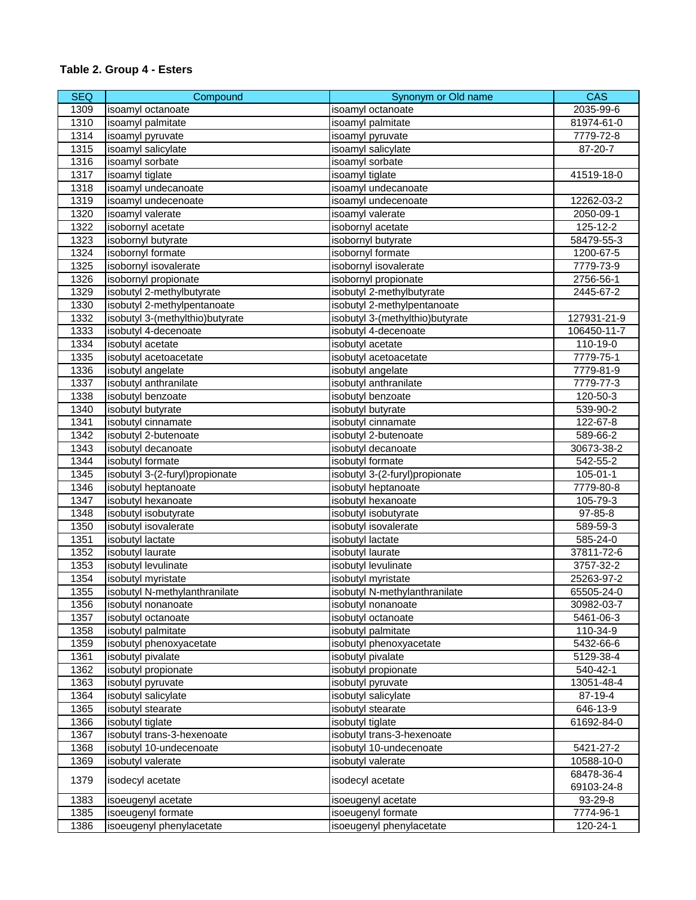**Table 2. Group 4 - Esters**

| SEQ | Compound | Synonym or Old name | CAS |
|---|---|---|---|
| 1309 | isoamyl octanoate | isoamyl octanoate | 2035-99-6 |
| 1310 | isoamyl palmitate | isoamyl palmitate | 81974-61-0 |
| 1314 | isoamyl pyruvate | isoamyl pyruvate | 7779-72-8 |
| 1315 | isoamyl salicylate | isoamyl salicylate | 87-20-7 |
| 1316 | isoamyl sorbate | isoamyl sorbate | |
| 1317 | isoamyl tiglate | isoamyl tiglate | 41519-18-0 |
| 1318 | isoamyl undecanoate | isoamyl undecanoate | |
| 1319 | isoamyl undecenoate | isoamyl undecenoate | 12262-03-2 |
| 1320 | isoamyl valerate | isoamyl valerate | 2050-09-1 |
| 1322 | isobornyl acetate | isobornyl acetate | 125-12-2 |
| 1323 | isobornyl butyrate | isobornyl butyrate | 58479-55-3 |
| 1324 | isobornyl formate | isobornyl formate | 1200-67-5 |
| 1325 | isobornyl isovalerate | isobornyl isovalerate | 7779-73-9 |
| 1326 | isobornyl propionate | isobornyl propionate | 2756-56-1 |
| 1329 | isobutyl 2-methylbutyrate | isobutyl 2-methylbutyrate | 2445-67-2 |
| 1330 | isobutyl 2-methylpentanoate | isobutyl 2-methylpentanoate | |
| 1332 | isobutyl 3-(methylthio)butyrate | isobutyl 3-(methylthio)butyrate | 127931-21-9 |
| 1333 | isobutyl 4-decenoate | isobutyl 4-decenoate | 106450-11-7 |
| 1334 | isobutyl acetate | isobutyl acetate | 110-19-0 |
| 1335 | isobutyl acetoacetate | isobutyl acetoacetate | 7779-75-1 |
| 1336 | isobutyl angelate | isobutyl angelate | 7779-81-9 |
| 1337 | isobutyl anthranilate | isobutyl anthranilate | 7779-77-3 |
| 1338 | isobutyl benzoate | isobutyl benzoate | 120-50-3 |
| 1340 | isobutyl butyrate | isobutyl butyrate | 539-90-2 |
| 1341 | isobutyl cinnamate | isobutyl cinnamate | 122-67-8 |
| 1342 | isobutyl 2-butenoate | isobutyl 2-butenoate | 589-66-2 |
| 1343 | isobutyl decanoate | isobutyl decanoate | 30673-38-2 |
| 1344 | isobutyl formate | isobutyl formate | 542-55-2 |
| 1345 | isobutyl 3-(2-furyl)propionate | isobutyl 3-(2-furyl)propionate | 105-01-1 |
| 1346 | isobutyl heptanoate | isobutyl heptanoate | 7779-80-8 |
| 1347 | isobutyl hexanoate | isobutyl hexanoate | 105-79-3 |
| 1348 | isobutyl isobutyrate | isobutyl isobutyrate | 97-85-8 |
| 1350 | isobutyl isovalerate | isobutyl isovalerate | 589-59-3 |
| 1351 | isobutyl lactate | isobutyl lactate | 585-24-0 |
| 1352 | isobutyl laurate | isobutyl laurate | 37811-72-6 |
| 1353 | isobutyl levulinate | isobutyl levulinate | 3757-32-2 |
| 1354 | isobutyl myristate | isobutyl myristate | 25263-97-2 |
| 1355 | isobutyl N-methylanthranilate | isobutyl N-methylanthranilate | 65505-24-0 |
| 1356 | isobutyl nonanoate | isobutyl nonanoate | 30982-03-7 |
| 1357 | isobutyl octanoate | isobutyl octanoate | 5461-06-3 |
| 1358 | isobutyl palmitate | isobutyl palmitate | 110-34-9 |
| 1359 | isobutyl phenoxyacetate | isobutyl phenoxyacetate | 5432-66-6 |
| 1361 | isobutyl pivalate | isobutyl pivalate | 5129-38-4 |
| 1362 | isobutyl propionate | isobutyl propionate | 540-42-1 |
| 1363 | isobutyl pyruvate | isobutyl pyruvate | 13051-48-4 |
| 1364 | isobutyl salicylate | isobutyl salicylate | 87-19-4 |
| 1365 | isobutyl stearate | isobutyl stearate | 646-13-9 |
| 1366 | isobutyl tiglate | isobutyl tiglate | 61692-84-0 |
| 1367 | isobutyl trans-3-hexenoate | isobutyl trans-3-hexenoate | |
| 1368 | isobutyl 10-undecenoate | isobutyl 10-undecenoate | 5421-27-2 |
| 1369 | isobutyl valerate | isobutyl valerate | 10588-10-0 |
| 1379 | isodecyl acetate | isodecyl acetate | 68478-36-4<br>69103-24-8 |
| 1383 | isoeugenyl acetate | isoeugenyl acetate | 93-29-8 |
| 1385 | isoeugenyl formate | isoeugenyl formate | 7774-96-1 |
| 1386 | isoeugenyl phenylacetate | isoeugenyl phenylacetate | 120-24-1 |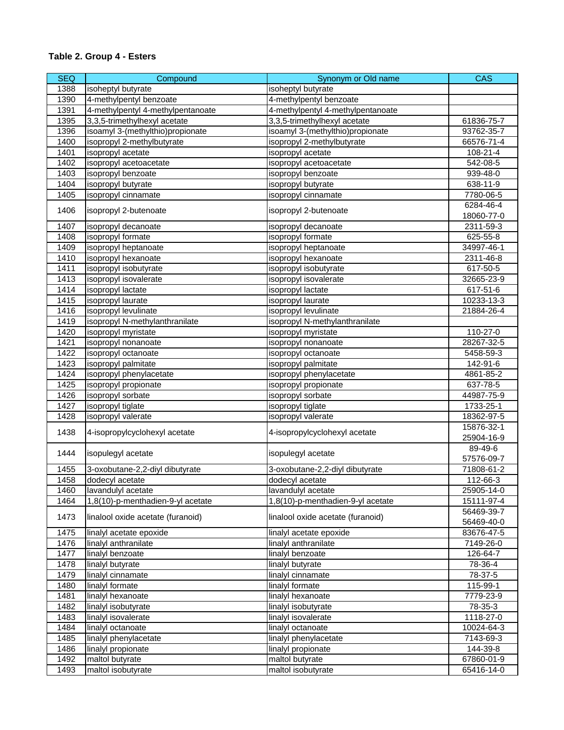**Table 2. Group 4 - Esters**

| SEQ | Compound | Synonym or Old name | CAS |
|---|---|---|---|
| 1388 | isoheptyl butyrate | isoheptyl butyrate | |
| 1390 | 4-methylpentyl benzoate | 4-methylpentyl benzoate | |
| 1391 | 4-methylpentyl 4-methylpentanoate | 4-methylpentyl 4-methylpentanoate | |
| 1395 | 3,3,5-trimethylhexyl acetate | 3,3,5-trimethylhexyl acetate | 61836-75-7 |
| 1396 | isoamyl 3-(methylthio)propionate | isoamyl 3-(methylthio)propionate | 93762-35-7 |
| 1400 | isopropyl 2-methylbutyrate | isopropyl 2-methylbutyrate | 66576-71-4 |
| 1401 | isopropyl acetate | isopropyl acetate | 108-21-4 |
| 1402 | isopropyl acetoacetate | isopropyl acetoacetate | 542-08-5 |
| 1403 | isopropyl benzoate | isopropyl benzoate | 939-48-0 |
| 1404 | isopropyl butyrate | isopropyl butyrate | 638-11-9 |
| 1405 | isopropyl cinnamate | isopropyl cinnamate | 7780-06-5 |
| 1406 | isopropyl 2-butenoate | isopropyl 2-butenoate | 6284-46-4<br>18060-77-0 |
| 1407 | isopropyl decanoate | isopropyl decanoate | 2311-59-3 |
| 1408 | isopropyl formate | isopropyl formate | 625-55-8 |
| 1409 | isopropyl heptanoate | isopropyl heptanoate | 34997-46-1 |
| 1410 | isopropyl hexanoate | isopropyl hexanoate | 2311-46-8 |
| 1411 | isopropyl isobutyrate | isopropyl isobutyrate | 617-50-5 |
| 1413 | isopropyl isovalerate | isopropyl isovalerate | 32665-23-9 |
| 1414 | isopropyl lactate | isopropyl lactate | 617-51-6 |
| 1415 | isopropyl laurate | isopropyl laurate | 10233-13-3 |
| 1416 | isopropyl levulinate | isopropyl levulinate | 21884-26-4 |
| 1419 | isopropyl N-methylanthranilate | isopropyl N-methylanthranilate | |
| 1420 | isopropyl myristate | isopropyl myristate | 110-27-0 |
| 1421 | isopropyl nonanoate | isopropyl nonanoate | 28267-32-5 |
| 1422 | isopropyl octanoate | isopropyl octanoate | 5458-59-3 |
| 1423 | isopropyl palmitate | isopropyl palmitate | 142-91-6 |
| 1424 | isopropyl phenylacetate | isopropyl phenylacetate | 4861-85-2 |
| 1425 | isopropyl propionate | isopropyl propionate | 637-78-5 |
| 1426 | isopropyl sorbate | isopropyl sorbate | 44987-75-9 |
| 1427 | isopropyl tiglate | isopropyl tiglate | 1733-25-1 |
| 1428 | isopropyl valerate | isopropyl valerate | 18362-97-5 |
| 1438 | 4-isopropylcyclohexyl acetate | 4-isopropylcyclohexyl acetate | 15876-32-1<br>25904-16-9 |
| 1444 | isopulegyl acetate | isopulegyl acetate | 89-49-6<br>57576-09-7 |
| 1455 | 3-oxobutane-2,2-diyl dibutyrate | 3-oxobutane-2,2-diyl dibutyrate | 71808-61-2 |
| 1458 | dodecyl acetate | dodecyl acetate | 112-66-3 |
| 1460 | lavandulyl acetate | lavandulyl acetate | 25905-14-0 |
| 1464 | 1,8(10)-p-menthadien-9-yl acetate | 1,8(10)-p-menthadien-9-yl acetate | 15111-97-4 |
| 1473 | linalool oxide acetate (furanoid) | linalool oxide acetate (furanoid) | 56469-39-7<br>56469-40-0 |
| 1475 | linalyl acetate epoxide | linalyl acetate epoxide | 83676-47-5 |
| 1476 | linalyl anthranilate | linalyl anthranilate | 7149-26-0 |
| 1477 | linalyl benzoate | linalyl benzoate | 126-64-7 |
| 1478 | linalyl butyrate | linalyl butyrate | 78-36-4 |
| 1479 | linalyl cinnamate | linalyl cinnamate | 78-37-5 |
| 1480 | linalyl formate | linalyl formate | 115-99-1 |
| 1481 | linalyl hexanoate | linalyl hexanoate | 7779-23-9 |
| 1482 | linalyl isobutyrate | linalyl isobutyrate | 78-35-3 |
| 1483 | linalyl isovalerate | linalyl isovalerate | 1118-27-0 |
| 1484 | linalyl octanoate | linalyl octanoate | 10024-64-3 |
| 1485 | linalyl phenylacetate | linalyl phenylacetate | 7143-69-3 |
| 1486 | linalyl propionate | linalyl propionate | 144-39-8 |
| 1492 | maltol butyrate | maltol butyrate | 67860-01-9 |
| 1493 | maltol isobutyrate | maltol isobutyrate | 65416-14-0 |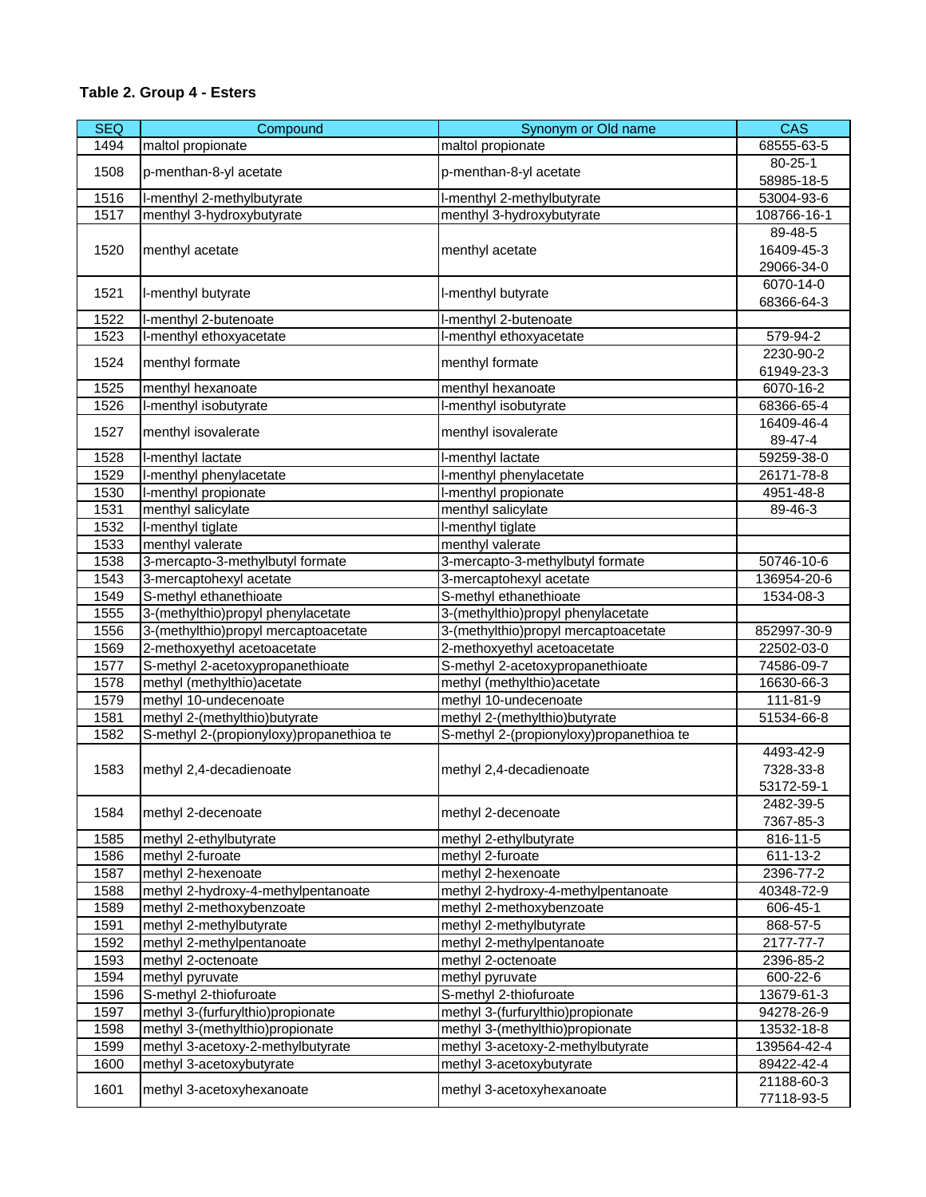**Table 2. Group 4 - Esters**

| SEQ | Compound | Synonym or Old name | CAS |
|---|---|---|---|
| 1494 | maltol propionate | maltol propionate | 68555-63-5 |
| 1508 | p-menthan-8-yl acetate | p-menthan-8-yl acetate | 80-25-1<br>58985-18-5 |
| 1516 | l-menthyl 2-methylbutyrate | l-menthyl 2-methylbutyrate | 53004-93-6 |
| 1517 | menthyl 3-hydroxybutyrate | menthyl 3-hydroxybutyrate | 108766-16-1 |
| 1520 | menthyl acetate | menthyl acetate | 89-48-5<br>16409-45-3<br>29066-34-0 |
| 1521 | l-menthyl butyrate | l-menthyl butyrate | 6070-14-0<br>68366-64-3 |
| 1522 | l-menthyl 2-butenoate | l-menthyl 2-butenoate | |
| 1523 | l-menthyl ethoxyacetate | l-menthyl ethoxyacetate | 579-94-2 |
| 1524 | menthyl formate | menthyl formate | 2230-90-2<br>61949-23-3 |
| 1525 | menthyl hexanoate | menthyl hexanoate | 6070-16-2 |
| 1526 | l-menthyl isobutyrate | l-menthyl isobutyrate | 68366-65-4 |
| 1527 | menthyl isovalerate | menthyl isovalerate | 16409-46-4<br>89-47-4 |
| 1528 | l-menthyl lactate | l-menthyl lactate | 59259-38-0 |
| 1529 | l-menthyl phenylacetate | l-menthyl phenylacetate | 26171-78-8 |
| 1530 | l-menthyl propionate | l-menthyl propionate | 4951-48-8 |
| 1531 | menthyl salicylate | menthyl salicylate | 89-46-3 |
| 1532 | l-menthyl tiglate | l-menthyl tiglate | |
| 1533 | menthyl valerate | menthyl valerate | |
| 1538 | 3-mercapto-3-methylbutyl formate | 3-mercapto-3-methylbutyl formate | 50746-10-6 |
| 1543 | 3-mercaptohexyl acetate | 3-mercaptohexyl acetate | 136954-20-6 |
| 1549 | S-methyl ethanethioate | S-methyl ethanethioate | 1534-08-3 |
| 1555 | 3-(methylthio)propyl phenylacetate | 3-(methylthio)propyl phenylacetate | |
| 1556 | 3-(methylthio)propyl mercaptoacetate | 3-(methylthio)propyl mercaptoacetate | 852997-30-9 |
| 1569 | 2-methoxyethyl acetoacetate | 2-methoxyethyl acetoacetate | 22502-03-0 |
| 1577 | S-methyl 2-acetoxypropanethioate | S-methyl 2-acetoxypropanethioate | 74586-09-7 |
| 1578 | methyl (methylthio)acetate | methyl (methylthio)acetate | 16630-66-3 |
| 1579 | methyl 10-undecenoate | methyl 10-undecenoate | 111-81-9 |
| 1581 | methyl 2-(methylthio)butyrate | methyl 2-(methylthio)butyrate | 51534-66-8 |
| 1582 | S-methyl 2-(propionyloxy)propanethioa te | S-methyl 2-(propionyloxy)propanethioa te | |
| 1583 | methyl 2,4-decadienoate | methyl 2,4-decadienoate | 4493-42-9<br>7328-33-8<br>53172-59-1 |
| 1584 | methyl 2-decenoate | methyl 2-decenoate | 2482-39-5<br>7367-85-3 |
| 1585 | methyl 2-ethylbutyrate | methyl 2-ethylbutyrate | 816-11-5 |
| 1586 | methyl 2-furoate | methyl 2-furoate | 611-13-2 |
| 1587 | methyl 2-hexenoate | methyl 2-hexenoate | 2396-77-2 |
| 1588 | methyl 2-hydroxy-4-methylpentanoate | methyl 2-hydroxy-4-methylpentanoate | 40348-72-9 |
| 1589 | methyl 2-methoxybenzoate | methyl 2-methoxybenzoate | 606-45-1 |
| 1591 | methyl 2-methylbutyrate | methyl 2-methylbutyrate | 868-57-5 |
| 1592 | methyl 2-methylpentanoate | methyl 2-methylpentanoate | 2177-77-7 |
| 1593 | methyl 2-octenoate | methyl 2-octenoate | 2396-85-2 |
| 1594 | methyl pyruvate | methyl pyruvate | 600-22-6 |
| 1596 | S-methyl 2-thiofuroate | S-methyl 2-thiofuroate | 13679-61-3 |
| 1597 | methyl 3-(furfurylthio)propionate | methyl 3-(furfurylthio)propionate | 94278-26-9 |
| 1598 | methyl 3-(methylthio)propionate | methyl 3-(methylthio)propionate | 13532-18-8 |
| 1599 | methyl 3-acetoxy-2-methylbutyrate | methyl 3-acetoxy-2-methylbutyrate | 139564-42-4 |
| 1600 | methyl 3-acetoxybutyrate | methyl 3-acetoxybutyrate | 89422-42-4 |
| 1601 | methyl 3-acetoxyhexanoate | methyl 3-acetoxyhexanoate | 21188-60-3<br>77118-93-5 |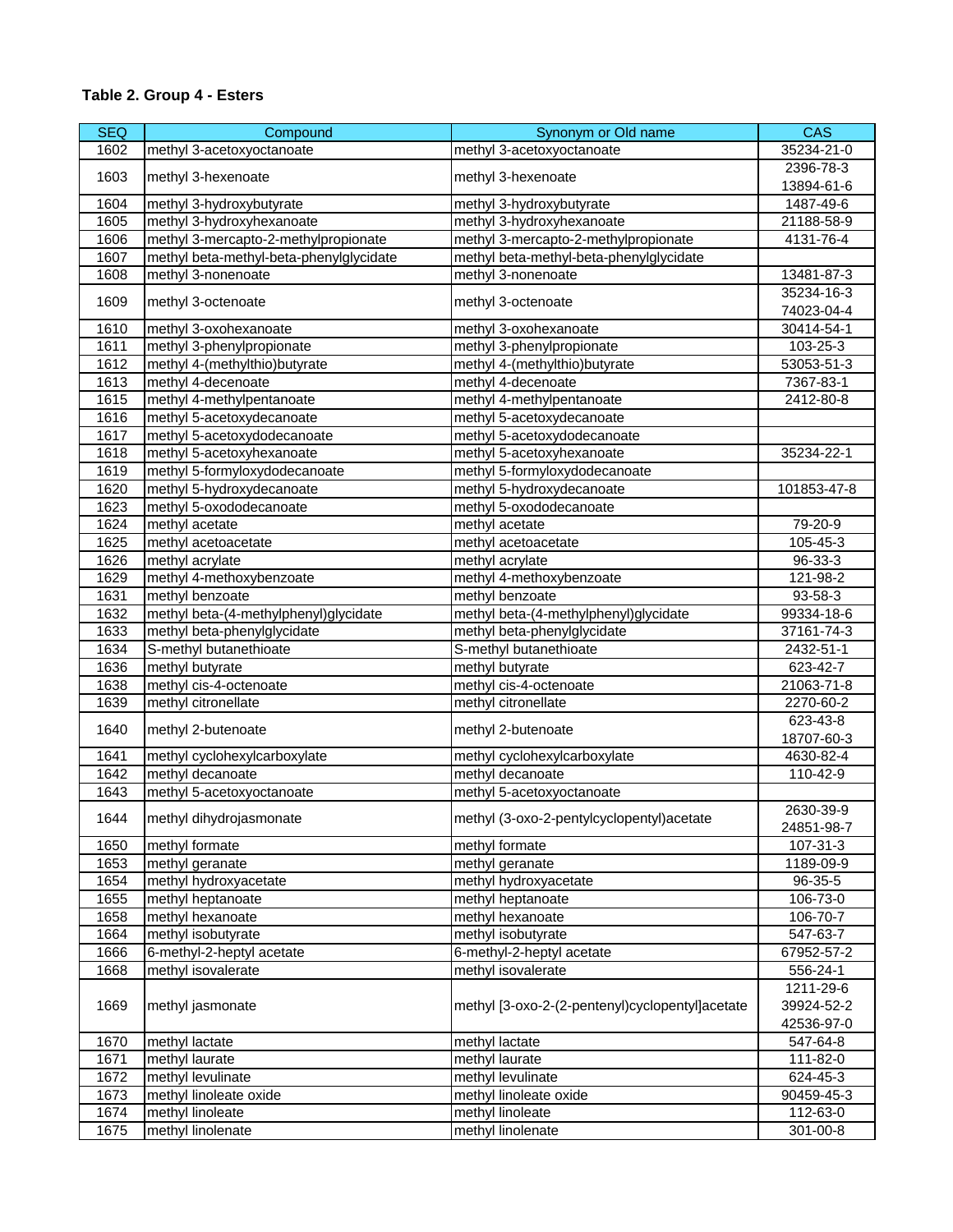**Table 2. Group 4 - Esters**

| SEQ | Compound | Synonym or Old name | CAS |
|---|---|---|---|
| 1602 | methyl 3-acetoxyoctanoate | methyl 3-acetoxyoctanoate | 35234-21-0 |
| 1603 | methyl 3-hexenoate | methyl 3-hexenoate | 2396-78-3<br>13894-61-6 |
| 1604 | methyl 3-hydroxybutyrate | methyl 3-hydroxybutyrate | 1487-49-6 |
| 1605 | methyl 3-hydroxyhexanoate | methyl 3-hydroxyhexanoate | 21188-58-9 |
| 1606 | methyl 3-mercapto-2-methylpropionate | methyl 3-mercapto-2-methylpropionate | 4131-76-4 |
| 1607 | methyl beta-methyl-beta-phenylglycidate | methyl beta-methyl-beta-phenylglycidate | |
| 1608 | methyl 3-nonenoate | methyl 3-nonenoate | 13481-87-3 |
| 1609 | methyl 3-octenoate | methyl 3-octenoate | 35234-16-3<br>74023-04-4 |
| 1610 | methyl 3-oxohexanoate | methyl 3-oxohexanoate | 30414-54-1 |
| 1611 | methyl 3-phenylpropionate | methyl 3-phenylpropionate | 103-25-3 |
| 1612 | methyl 4-(methylthio)butyrate | methyl 4-(methylthio)butyrate | 53053-51-3 |
| 1613 | methyl 4-decenoate | methyl 4-decenoate | 7367-83-1 |
| 1615 | methyl 4-methylpentanoate | methyl 4-methylpentanoate | 2412-80-8 |
| 1616 | methyl 5-acetoxydecanoate | methyl 5-acetoxydecanoate | |
| 1617 | methyl 5-acetoxydodecanoate | methyl 5-acetoxydodecanoate | |
| 1618 | methyl 5-acetoxyhexanoate | methyl 5-acetoxyhexanoate | 35234-22-1 |
| 1619 | methyl 5-formyloxydodecanoate | methyl 5-formyloxydodecanoate | |
| 1620 | methyl 5-hydroxydecanoate | methyl 5-hydroxydecanoate | 101853-47-8 |
| 1623 | methyl 5-oxododecanoate | methyl 5-oxododecanoate | |
| 1624 | methyl acetate | methyl acetate | 79-20-9 |
| 1625 | methyl acetoacetate | methyl acetoacetate | 105-45-3 |
| 1626 | methyl acrylate | methyl acrylate | 96-33-3 |
| 1629 | methyl 4-methoxybenzoate | methyl 4-methoxybenzoate | 121-98-2 |
| 1631 | methyl benzoate | methyl benzoate | 93-58-3 |
| 1632 | methyl beta-(4-methylphenyl)glycidate | methyl beta-(4-methylphenyl)glycidate | 99334-18-6 |
| 1633 | methyl beta-phenylglycidate | methyl beta-phenylglycidate | 37161-74-3 |
| 1634 | S-methyl butanethioate | S-methyl butanethioate | 2432-51-1 |
| 1636 | methyl butyrate | methyl butyrate | 623-42-7 |
| 1638 | methyl cis-4-octenoate | methyl cis-4-octenoate | 21063-71-8 |
| 1639 | methyl citronellate | methyl citronellate | 2270-60-2 |
| 1640 | methyl 2-butenoate | methyl 2-butenoate | 623-43-8<br>18707-60-3 |
| 1641 | methyl cyclohexylcarboxylate | methyl cyclohexylcarboxylate | 4630-82-4 |
| 1642 | methyl decanoate | methyl decanoate | 110-42-9 |
| 1643 | methyl 5-acetoxyoctanoate | methyl 5-acetoxyoctanoate | |
| 1644 | methyl dihydrojasmonate | methyl (3-oxo-2-pentylcyclopentyl)acetate | 2630-39-9<br>24851-98-7 |
| 1650 | methyl formate | methyl formate | 107-31-3 |
| 1653 | methyl geranate | methyl geranate | 1189-09-9 |
| 1654 | methyl hydroxyacetate | methyl hydroxyacetate | 96-35-5 |
| 1655 | methyl heptanoate | methyl heptanoate | 106-73-0 |
| 1658 | methyl hexanoate | methyl hexanoate | 106-70-7 |
| 1664 | methyl isobutyrate | methyl isobutyrate | 547-63-7 |
| 1666 | 6-methyl-2-heptyl acetate | 6-methyl-2-heptyl acetate | 67952-57-2 |
| 1668 | methyl isovalerate | methyl isovalerate | 556-24-1 |
| 1669 | methyl jasmonate | methyl [3-oxo-2-(2-pentenyl)cyclopentyl]acetate | 1211-29-6<br>39924-52-2<br>42536-97-0 |
| 1670 | methyl lactate | methyl lactate | 547-64-8 |
| 1671 | methyl laurate | methyl laurate | 111-82-0 |
| 1672 | methyl levulinate | methyl levulinate | 624-45-3 |
| 1673 | methyl linoleate oxide | methyl linoleate oxide | 90459-45-3 |
| 1674 | methyl linoleate | methyl linoleate | 112-63-0 |
| 1675 | methyl linolenate | methyl linolenate | 301-00-8 |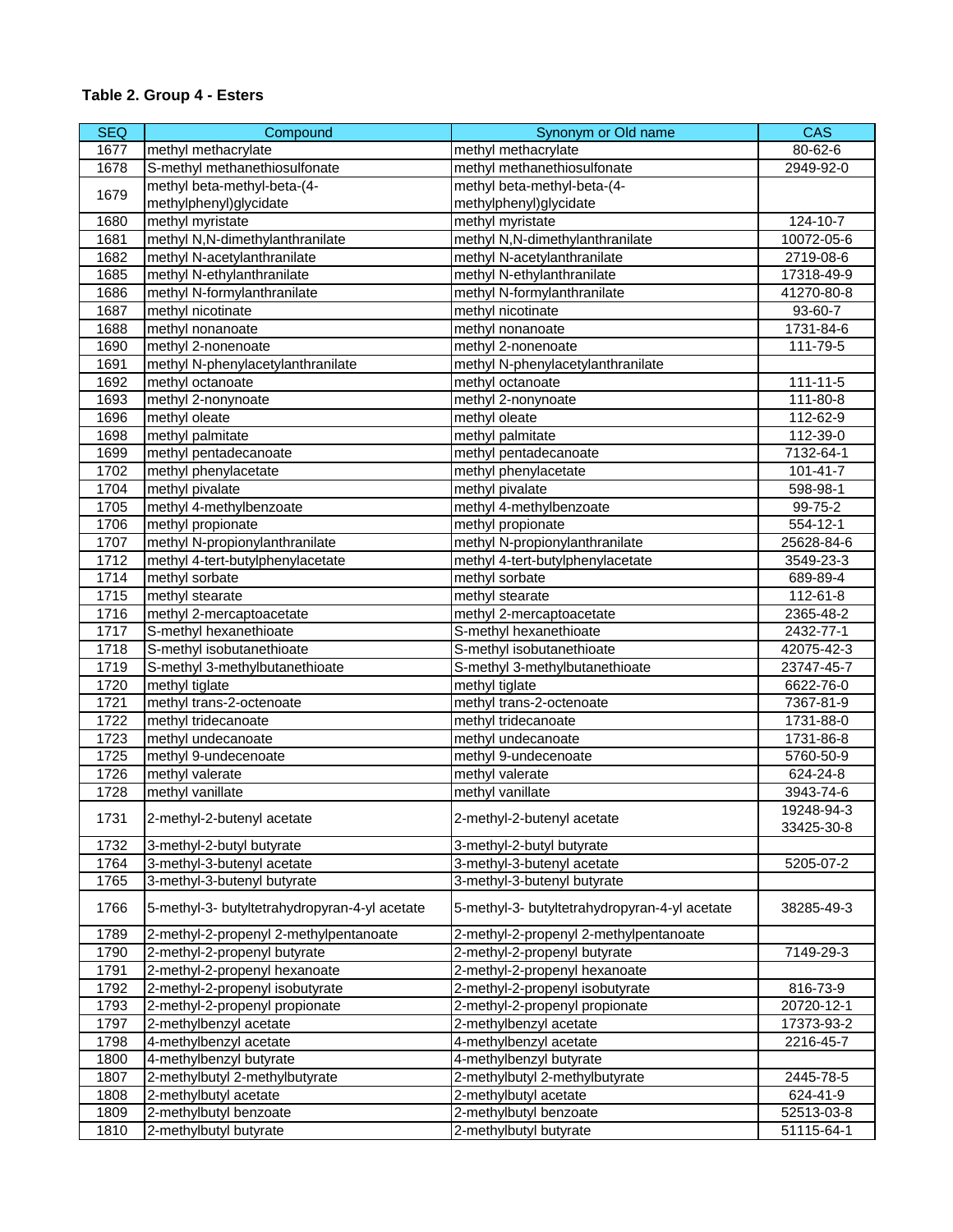**Table 2. Group 4 - Esters**

| SEQ | Compound | Synonym or Old name | CAS |
|---|---|---|---|
| 1677 | methyl methacrylate | methyl methacrylate | 80-62-6 |
| 1678 | S-methyl methanethiosulfonate | methyl methanethiosulfonate | 2949-92-0 |
| 1679 | methyl beta-methyl-beta-(4-methylphenyl)glycidate | methyl beta-methyl-beta-(4-methylphenyl)glycidate | |
| 1680 | methyl myristate | methyl myristate | 124-10-7 |
| 1681 | methyl N,N-dimethylanthranilate | methyl N,N-dimethylanthranilate | 10072-05-6 |
| 1682 | methyl N-acetylanthranilate | methyl N-acetylanthranilate | 2719-08-6 |
| 1685 | methyl N-ethylanthranilate | methyl N-ethylanthranilate | 17318-49-9 |
| 1686 | methyl N-formylanthranilate | methyl N-formylanthranilate | 41270-80-8 |
| 1687 | methyl nicotinate | methyl nicotinate | 93-60-7 |
| 1688 | methyl nonanoate | methyl nonanoate | 1731-84-6 |
| 1690 | methyl 2-nonenoate | methyl 2-nonenoate | 111-79-5 |
| 1691 | methyl N-phenylacetylanthranilate | methyl N-phenylacetylanthranilate | |
| 1692 | methyl octanoate | methyl octanoate | 111-11-5 |
| 1693 | methyl 2-nonynoate | methyl 2-nonynoate | 111-80-8 |
| 1696 | methyl oleate | methyl oleate | 112-62-9 |
| 1698 | methyl palmitate | methyl palmitate | 112-39-0 |
| 1699 | methyl pentadecanoate | methyl pentadecanoate | 7132-64-1 |
| 1702 | methyl phenylacetate | methyl phenylacetate | 101-41-7 |
| 1704 | methyl pivalate | methyl pivalate | 598-98-1 |
| 1705 | methyl 4-methylbenzoate | methyl 4-methylbenzoate | 99-75-2 |
| 1706 | methyl propionate | methyl propionate | 554-12-1 |
| 1707 | methyl N-propionylanthranilate | methyl N-propionylanthranilate | 25628-84-6 |
| 1712 | methyl 4-tert-butylphenylacetate | methyl 4-tert-butylphenylacetate | 3549-23-3 |
| 1714 | methyl sorbate | methyl sorbate | 689-89-4 |
| 1715 | methyl stearate | methyl stearate | 112-61-8 |
| 1716 | methyl 2-mercaptoacetate | methyl 2-mercaptoacetate | 2365-48-2 |
| 1717 | S-methyl hexanethioate | S-methyl hexanethioate | 2432-77-1 |
| 1718 | S-methyl isobutanethioate | S-methyl isobutanethioate | 42075-42-3 |
| 1719 | S-methyl 3-methylbutanethioate | S-methyl 3-methylbutanethioate | 23747-45-7 |
| 1720 | methyl tiglate | methyl tiglate | 6622-76-0 |
| 1721 | methyl trans-2-octenoate | methyl trans-2-octenoate | 7367-81-9 |
| 1722 | methyl tridecanoate | methyl tridecanoate | 1731-88-0 |
| 1723 | methyl undecanoate | methyl undecanoate | 1731-86-8 |
| 1725 | methyl 9-undecenoate | methyl 9-undecenoate | 5760-50-9 |
| 1726 | methyl valerate | methyl valerate | 624-24-8 |
| 1728 | methyl vanillate | methyl vanillate | 3943-74-6 |
| 1731 | 2-methyl-2-butenyl acetate | 2-methyl-2-butenyl acetate | 19248-94-3 33425-30-8 |
| 1732 | 3-methyl-2-butyl butyrate | 3-methyl-2-butyl butyrate | |
| 1764 | 3-methyl-3-butenyl acetate | 3-methyl-3-butenyl acetate | 5205-07-2 |
| 1765 | 3-methyl-3-butenyl butyrate | 3-methyl-3-butenyl butyrate | |
| 1766 | 5-methyl-3- butyltetrahydropyran-4-yl acetate | 5-methyl-3- butyltetrahydropyran-4-yl acetate | 38285-49-3 |
| 1789 | 2-methyl-2-propenyl 2-methylpentanoate | 2-methyl-2-propenyl 2-methylpentanoate | |
| 1790 | 2-methyl-2-propenyl butyrate | 2-methyl-2-propenyl butyrate | 7149-29-3 |
| 1791 | 2-methyl-2-propenyl hexanoate | 2-methyl-2-propenyl hexanoate | |
| 1792 | 2-methyl-2-propenyl isobutyrate | 2-methyl-2-propenyl isobutyrate | 816-73-9 |
| 1793 | 2-methyl-2-propenyl propionate | 2-methyl-2-propenyl propionate | 20720-12-1 |
| 1797 | 2-methylbenzyl acetate | 2-methylbenzyl acetate | 17373-93-2 |
| 1798 | 4-methylbenzyl acetate | 4-methylbenzyl acetate | 2216-45-7 |
| 1800 | 4-methylbenzyl butyrate | 4-methylbenzyl butyrate | |
| 1807 | 2-methylbutyl 2-methylbutyrate | 2-methylbutyl 2-methylbutyrate | 2445-78-5 |
| 1808 | 2-methylbutyl acetate | 2-methylbutyl acetate | 624-41-9 |
| 1809 | 2-methylbutyl benzoate | 2-methylbutyl benzoate | 52513-03-8 |
| 1810 | 2-methylbutyl butyrate | 2-methylbutyl butyrate | 51115-64-1 |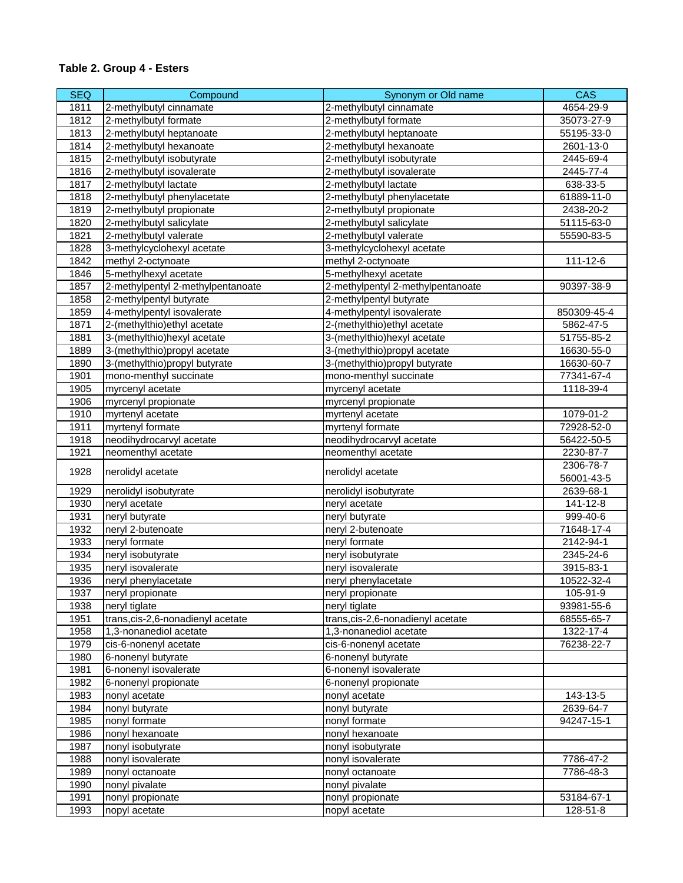**Table 2. Group 4 - Esters**

| SEQ | Compound | Synonym or Old name | CAS |
|---|---|---|---|
| 1811 | 2-methylbutyl cinnamate | 2-methylbutyl cinnamate | 4654-29-9 |
| 1812 | 2-methylbutyl formate | 2-methylbutyl formate | 35073-27-9 |
| 1813 | 2-methylbutyl heptanoate | 2-methylbutyl heptanoate | 55195-33-0 |
| 1814 | 2-methylbutyl hexanoate | 2-methylbutyl hexanoate | 2601-13-0 |
| 1815 | 2-methylbutyl isobutyrate | 2-methylbutyl isobutyrate | 2445-69-4 |
| 1816 | 2-methylbutyl isovalerate | 2-methylbutyl isovalerate | 2445-77-4 |
| 1817 | 2-methylbutyl lactate | 2-methylbutyl lactate | 638-33-5 |
| 1818 | 2-methylbutyl phenylacetate | 2-methylbutyl phenylacetate | 61889-11-0 |
| 1819 | 2-methylbutyl propionate | 2-methylbutyl propionate | 2438-20-2 |
| 1820 | 2-methylbutyl salicylate | 2-methylbutyl salicylate | 51115-63-0 |
| 1821 | 2-methylbutyl valerate | 2-methylbutyl valerate | 55590-83-5 |
| 1828 | 3-methylcyclohexyl acetate | 3-methylcyclohexyl acetate | |
| 1842 | methyl 2-octynoate | methyl 2-octynoate | 111-12-6 |
| 1846 | 5-methylhexyl acetate | 5-methylhexyl acetate | |
| 1857 | 2-methylpentyl 2-methylpentanoate | 2-methylpentyl 2-methylpentanoate | 90397-38-9 |
| 1858 | 2-methylpentyl butyrate | 2-methylpentyl butyrate | |
| 1859 | 4-methylpentyl isovalerate | 4-methylpentyl isovalerate | 850309-45-4 |
| 1871 | 2-(methylthio)ethyl acetate | 2-(methylthio)ethyl acetate | 5862-47-5 |
| 1881 | 3-(methylthio)hexyl acetate | 3-(methylthio)hexyl acetate | 51755-85-2 |
| 1889 | 3-(methylthio)propyl acetate | 3-(methylthio)propyl acetate | 16630-55-0 |
| 1890 | 3-(methylthio)propyl butyrate | 3-(methylthio)propyl butyrate | 16630-60-7 |
| 1901 | mono-menthyl succinate | mono-menthyl succinate | 77341-67-4 |
| 1905 | myrcenyl acetate | myrcenyl acetate | 1118-39-4 |
| 1906 | myrcenyl propionate | myrcenyl propionate | |
| 1910 | myrtenyl acetate | myrtenyl acetate | 1079-01-2 |
| 1911 | myrtenyl formate | myrtenyl formate | 72928-52-0 |
| 1918 | neodihydrocarvyl acetate | neodihydrocarvyl acetate | 56422-50-5 |
| 1921 | neomenthyl acetate | neomenthyl acetate | 2230-87-7 |
| 1928 | nerolidyl acetate | nerolidyl acetate | 2306-78-7<br>56001-43-5 |
| 1929 | nerolidyl isobutyrate | nerolidyl isobutyrate | 2639-68-1 |
| 1930 | neryl acetate | neryl acetate | 141-12-8 |
| 1931 | neryl butyrate | neryl butyrate | 999-40-6 |
| 1932 | neryl 2-butenoate | neryl 2-butenoate | 71648-17-4 |
| 1933 | neryl formate | neryl formate | 2142-94-1 |
| 1934 | neryl isobutyrate | neryl isobutyrate | 2345-24-6 |
| 1935 | neryl isovalerate | neryl isovalerate | 3915-83-1 |
| 1936 | neryl phenylacetate | neryl phenylacetate | 10522-32-4 |
| 1937 | neryl propionate | neryl propionate | 105-91-9 |
| 1938 | neryl tiglate | neryl tiglate | 93981-55-6 |
| 1951 | trans,cis-2,6-nonadienyl acetate | trans,cis-2,6-nonadienyl acetate | 68555-65-7 |
| 1958 | 1,3-nonanediol acetate | 1,3-nonanediol acetate | 1322-17-4 |
| 1979 | cis-6-nonenyl acetate | cis-6-nonenyl acetate | 76238-22-7 |
| 1980 | 6-nonenyl butyrate | 6-nonenyl butyrate | |
| 1981 | 6-nonenyl isovalerate | 6-nonenyl isovalerate | |
| 1982 | 6-nonenyl propionate | 6-nonenyl propionate | |
| 1983 | nonyl acetate | nonyl acetate | 143-13-5 |
| 1984 | nonyl butyrate | nonyl butyrate | 2639-64-7 |
| 1985 | nonyl formate | nonyl formate | 94247-15-1 |
| 1986 | nonyl hexanoate | nonyl hexanoate | |
| 1987 | nonyl isobutyrate | nonyl isobutyrate | |
| 1988 | nonyl isovalerate | nonyl isovalerate | 7786-47-2 |
| 1989 | nonyl octanoate | nonyl octanoate | 7786-48-3 |
| 1990 | nonyl pivalate | nonyl pivalate | |
| 1991 | nonyl propionate | nonyl propionate | 53184-67-1 |
| 1993 | nopyl acetate | nopyl acetate | 128-51-8 |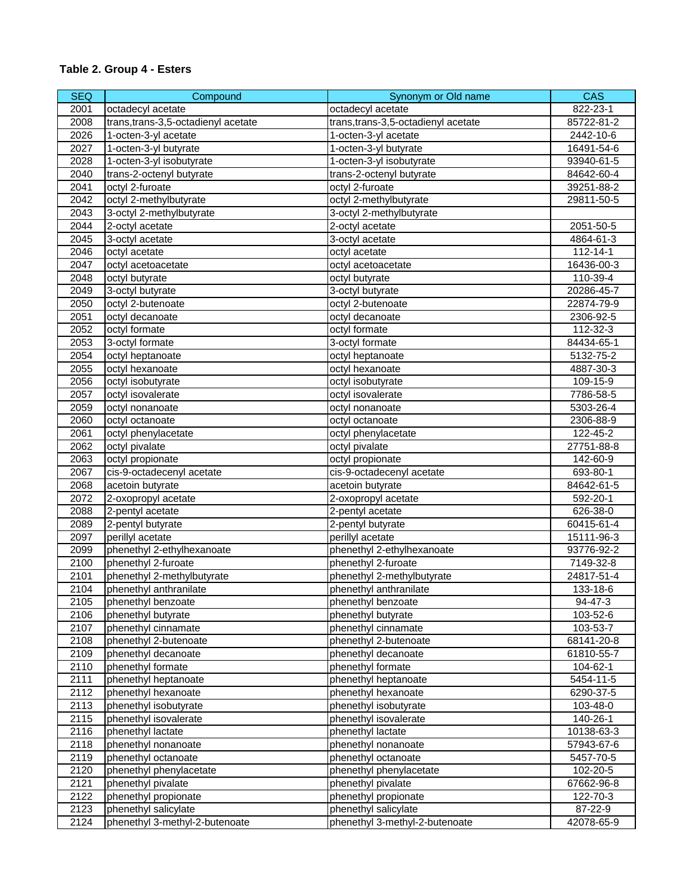**Table 2. Group 4 - Esters**

| SEQ | Compound | Synonym or Old name | CAS |
|---|---|---|---|
| 2001 | octadecyl acetate | octadecyl acetate | 822-23-1 |
| 2008 | trans,trans-3,5-octadienyl acetate | trans,trans-3,5-octadienyl acetate | 85722-81-2 |
| 2026 | 1-octen-3-yl acetate | 1-octen-3-yl acetate | 2442-10-6 |
| 2027 | 1-octen-3-yl butyrate | 1-octen-3-yl butyrate | 16491-54-6 |
| 2028 | 1-octen-3-yl isobutyrate | 1-octen-3-yl isobutyrate | 93940-61-5 |
| 2040 | trans-2-octenyl butyrate | trans-2-octenyl butyrate | 84642-60-4 |
| 2041 | octyl 2-furoate | octyl 2-furoate | 39251-88-2 |
| 2042 | octyl 2-methylbutyrate | octyl 2-methylbutyrate | 29811-50-5 |
| 2043 | 3-octyl 2-methylbutyrate | 3-octyl 2-methylbutyrate | |
| 2044 | 2-octyl acetate | 2-octyl acetate | 2051-50-5 |
| 2045 | 3-octyl acetate | 3-octyl acetate | 4864-61-3 |
| 2046 | octyl acetate | octyl acetate | 112-14-1 |
| 2047 | octyl acetoacetate | octyl acetoacetate | 16436-00-3 |
| 2048 | octyl butyrate | octyl butyrate | 110-39-4 |
| 2049 | 3-octyl butyrate | 3-octyl butyrate | 20286-45-7 |
| 2050 | octyl 2-butenoate | octyl 2-butenoate | 22874-79-9 |
| 2051 | octyl decanoate | octyl decanoate | 2306-92-5 |
| 2052 | octyl formate | octyl formate | 112-32-3 |
| 2053 | 3-octyl formate | 3-octyl formate | 84434-65-1 |
| 2054 | octyl heptanoate | octyl heptanoate | 5132-75-2 |
| 2055 | octyl hexanoate | octyl hexanoate | 4887-30-3 |
| 2056 | octyl isobutyrate | octyl isobutyrate | 109-15-9 |
| 2057 | octyl isovalerate | octyl isovalerate | 7786-58-5 |
| 2059 | octyl nonanoate | octyl nonanoate | 5303-26-4 |
| 2060 | octyl octanoate | octyl octanoate | 2306-88-9 |
| 2061 | octyl phenylacetate | octyl phenylacetate | 122-45-2 |
| 2062 | octyl pivalate | octyl pivalate | 27751-88-8 |
| 2063 | octyl propionate | octyl propionate | 142-60-9 |
| 2067 | cis-9-octadecenyl acetate | cis-9-octadecenyl acetate | 693-80-1 |
| 2068 | acetoin butyrate | acetoin butyrate | 84642-61-5 |
| 2072 | 2-oxopropyl acetate | 2-oxopropyl acetate | 592-20-1 |
| 2088 | 2-pentyl acetate | 2-pentyl acetate | 626-38-0 |
| 2089 | 2-pentyl butyrate | 2-pentyl butyrate | 60415-61-4 |
| 2097 | perillyl acetate | perillyl acetate | 15111-96-3 |
| 2099 | phenethyl 2-ethylhexanoate | phenethyl 2-ethylhexanoate | 93776-92-2 |
| 2100 | phenethyl 2-furoate | phenethyl 2-furoate | 7149-32-8 |
| 2101 | phenethyl 2-methylbutyrate | phenethyl 2-methylbutyrate | 24817-51-4 |
| 2104 | phenethyl anthranilate | phenethyl anthranilate | 133-18-6 |
| 2105 | phenethyl benzoate | phenethyl benzoate | 94-47-3 |
| 2106 | phenethyl butyrate | phenethyl butyrate | 103-52-6 |
| 2107 | phenethyl cinnamate | phenethyl cinnamate | 103-53-7 |
| 2108 | phenethyl 2-butenoate | phenethyl 2-butenoate | 68141-20-8 |
| 2109 | phenethyl decanoate | phenethyl decanoate | 61810-55-7 |
| 2110 | phenethyl formate | phenethyl formate | 104-62-1 |
| 2111 | phenethyl heptanoate | phenethyl heptanoate | 5454-11-5 |
| 2112 | phenethyl hexanoate | phenethyl hexanoate | 6290-37-5 |
| 2113 | phenethyl isobutyrate | phenethyl isobutyrate | 103-48-0 |
| 2115 | phenethyl isovalerate | phenethyl isovalerate | 140-26-1 |
| 2116 | phenethyl lactate | phenethyl lactate | 10138-63-3 |
| 2118 | phenethyl nonanoate | phenethyl nonanoate | 57943-67-6 |
| 2119 | phenethyl octanoate | phenethyl octanoate | 5457-70-5 |
| 2120 | phenethyl phenylacetate | phenethyl phenylacetate | 102-20-5 |
| 2121 | phenethyl pivalate | phenethyl pivalate | 67662-96-8 |
| 2122 | phenethyl propionate | phenethyl propionate | 122-70-3 |
| 2123 | phenethyl salicylate | phenethyl salicylate | 87-22-9 |
| 2124 | phenethyl 3-methyl-2-butenoate | phenethyl 3-methyl-2-butenoate | 42078-65-9 |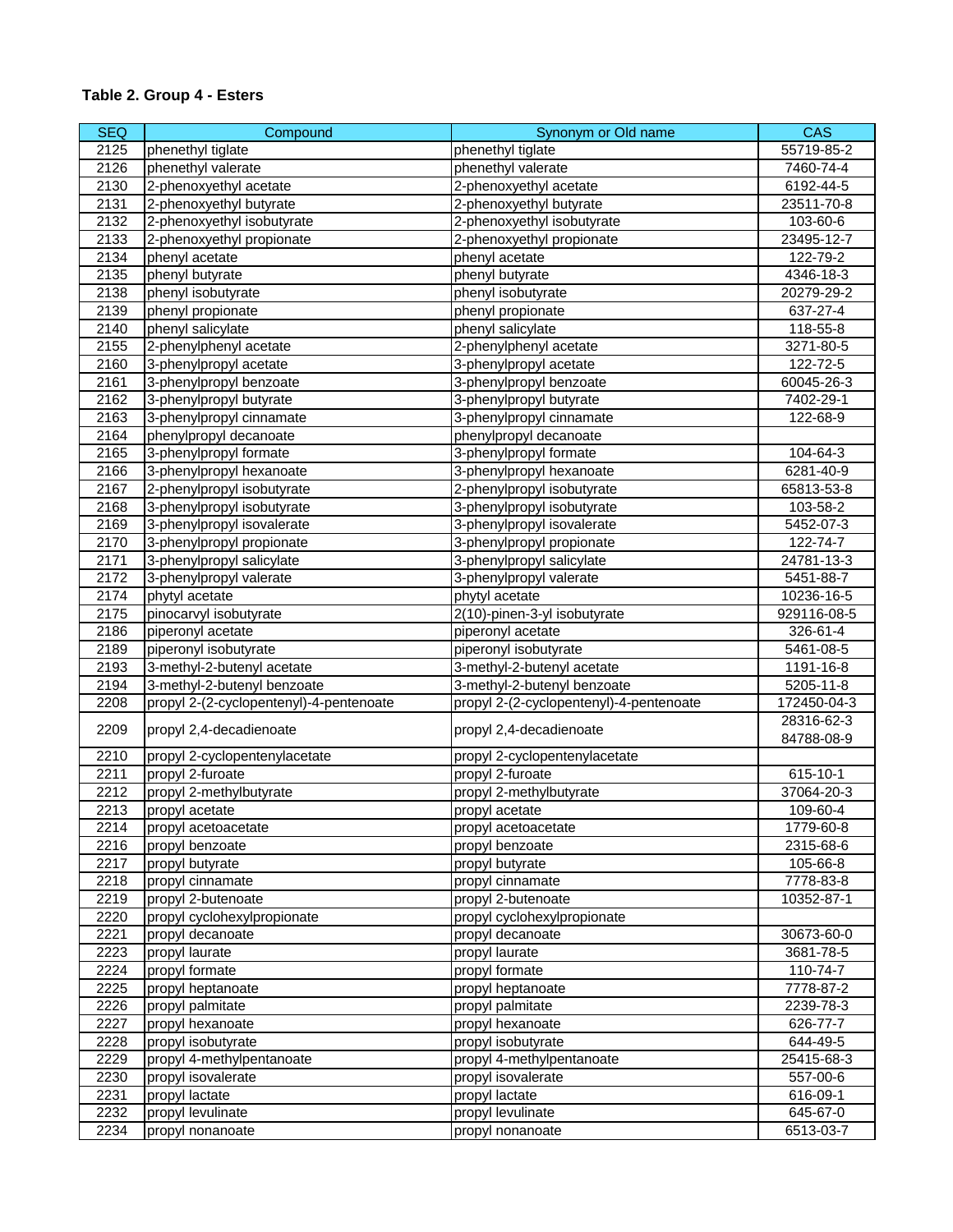**Table 2. Group 4 - Esters**

| SEQ | Compound | Synonym or Old name | CAS |
|---|---|---|---|
| 2125 | phenethyl tiglate | phenethyl tiglate | 55719-85-2 |
| 2126 | phenethyl valerate | phenethyl valerate | 7460-74-4 |
| 2130 | 2-phenoxyethyl acetate | 2-phenoxyethyl acetate | 6192-44-5 |
| 2131 | 2-phenoxyethyl butyrate | 2-phenoxyethyl butyrate | 23511-70-8 |
| 2132 | 2-phenoxyethyl isobutyrate | 2-phenoxyethyl isobutyrate | 103-60-6 |
| 2133 | 2-phenoxyethyl propionate | 2-phenoxyethyl propionate | 23495-12-7 |
| 2134 | phenyl acetate | phenyl acetate | 122-79-2 |
| 2135 | phenyl butyrate | phenyl butyrate | 4346-18-3 |
| 2138 | phenyl isobutyrate | phenyl isobutyrate | 20279-29-2 |
| 2139 | phenyl propionate | phenyl propionate | 637-27-4 |
| 2140 | phenyl salicylate | phenyl salicylate | 118-55-8 |
| 2155 | 2-phenylphenyl acetate | 2-phenylphenyl acetate | 3271-80-5 |
| 2160 | 3-phenylpropyl acetate | 3-phenylpropyl acetate | 122-72-5 |
| 2161 | 3-phenylpropyl benzoate | 3-phenylpropyl benzoate | 60045-26-3 |
| 2162 | 3-phenylpropyl butyrate | 3-phenylpropyl butyrate | 7402-29-1 |
| 2163 | 3-phenylpropyl cinnamate | 3-phenylpropyl cinnamate | 122-68-9 |
| 2164 | phenylpropyl decanoate | phenylpropyl decanoate | |
| 2165 | 3-phenylpropyl formate | 3-phenylpropyl formate | 104-64-3 |
| 2166 | 3-phenylpropyl hexanoate | 3-phenylpropyl hexanoate | 6281-40-9 |
| 2167 | 2-phenylpropyl isobutyrate | 2-phenylpropyl isobutyrate | 65813-53-8 |
| 2168 | 3-phenylpropyl isobutyrate | 3-phenylpropyl isobutyrate | 103-58-2 |
| 2169 | 3-phenylpropyl isovalerate | 3-phenylpropyl isovalerate | 5452-07-3 |
| 2170 | 3-phenylpropyl propionate | 3-phenylpropyl propionate | 122-74-7 |
| 2171 | 3-phenylpropyl salicylate | 3-phenylpropyl salicylate | 24781-13-3 |
| 2172 | 3-phenylpropyl valerate | 3-phenylpropyl valerate | 5451-88-7 |
| 2174 | phytyl acetate | phytyl acetate | 10236-16-5 |
| 2175 | pinocarvyl isobutyrate | 2(10)-pinen-3-yl isobutyrate | 929116-08-5 |
| 2186 | piperonyl acetate | piperonyl acetate | 326-61-4 |
| 2189 | piperonyl isobutyrate | piperonyl isobutyrate | 5461-08-5 |
| 2193 | 3-methyl-2-butenyl acetate | 3-methyl-2-butenyl acetate | 1191-16-8 |
| 2194 | 3-methyl-2-butenyl benzoate | 3-methyl-2-butenyl benzoate | 5205-11-8 |
| 2208 | propyl 2-(2-cyclopentenyl)-4-pentenoate | propyl 2-(2-cyclopentenyl)-4-pentenoate | 172450-04-3 |
| 2209 | propyl 2,4-decadienoate | propyl 2,4-decadienoate | 28316-62-3<br>84788-08-9 |
| 2210 | propyl 2-cyclopentenylacetate | propyl 2-cyclopentenylacetate | |
| 2211 | propyl 2-furoate | propyl 2-furoate | 615-10-1 |
| 2212 | propyl 2-methylbutyrate | propyl 2-methylbutyrate | 37064-20-3 |
| 2213 | propyl acetate | propyl acetate | 109-60-4 |
| 2214 | propyl acetoacetate | propyl acetoacetate | 1779-60-8 |
| 2216 | propyl benzoate | propyl benzoate | 2315-68-6 |
| 2217 | propyl butyrate | propyl butyrate | 105-66-8 |
| 2218 | propyl cinnamate | propyl cinnamate | 7778-83-8 |
| 2219 | propyl 2-butenoate | propyl 2-butenoate | 10352-87-1 |
| 2220 | propyl cyclohexylpropionate | propyl cyclohexylpropionate | |
| 2221 | propyl decanoate | propyl decanoate | 30673-60-0 |
| 2223 | propyl laurate | propyl laurate | 3681-78-5 |
| 2224 | propyl formate | propyl formate | 110-74-7 |
| 2225 | propyl heptanoate | propyl heptanoate | 7778-87-2 |
| 2226 | propyl palmitate | propyl palmitate | 2239-78-3 |
| 2227 | propyl hexanoate | propyl hexanoate | 626-77-7 |
| 2228 | propyl isobutyrate | propyl isobutyrate | 644-49-5 |
| 2229 | propyl 4-methylpentanoate | propyl 4-methylpentanoate | 25415-68-3 |
| 2230 | propyl isovalerate | propyl isovalerate | 557-00-6 |
| 2231 | propyl lactate | propyl lactate | 616-09-1 |
| 2232 | propyl levulinate | propyl levulinate | 645-67-0 |
| 2234 | propyl nonanoate | propyl nonanoate | 6513-03-7 |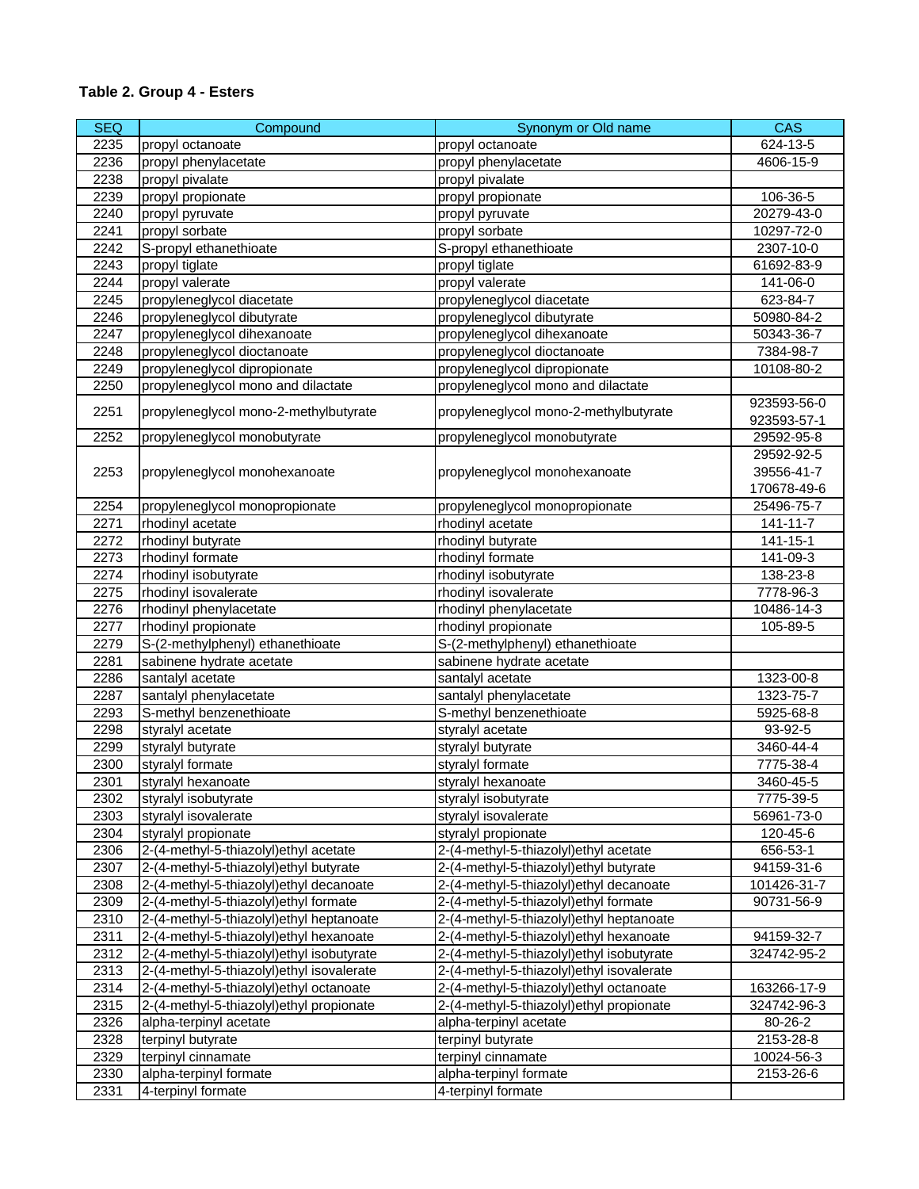**Table 2. Group 4 - Esters**

| SEQ | Compound | Synonym or Old name | CAS |
|---|---|---|---|
| 2235 | propyl octanoate | propyl octanoate | 624-13-5 |
| 2236 | propyl phenylacetate | propyl phenylacetate | 4606-15-9 |
| 2238 | propyl pivalate | propyl pivalate | |
| 2239 | propyl propionate | propyl propionate | 106-36-5 |
| 2240 | propyl pyruvate | propyl pyruvate | 20279-43-0 |
| 2241 | propyl sorbate | propyl sorbate | 10297-72-0 |
| 2242 | S-propyl ethanethioate | S-propyl ethanethioate | 2307-10-0 |
| 2243 | propyl tiglate | propyl tiglate | 61692-83-9 |
| 2244 | propyl valerate | propyl valerate | 141-06-0 |
| 2245 | propyleneglycol diacetate | propyleneglycol diacetate | 623-84-7 |
| 2246 | propyleneglycol dibutyrate | propyleneglycol dibutyrate | 50980-84-2 |
| 2247 | propyleneglycol dihexanoate | propyleneglycol dihexanoate | 50343-36-7 |
| 2248 | propyleneglycol dioctanoate | propyleneglycol dioctanoate | 7384-98-7 |
| 2249 | propyleneglycol dipropionate | propyleneglycol dipropionate | 10108-80-2 |
| 2250 | propyleneglycol mono and dilactate | propyleneglycol mono and dilactate | |
| 2251 | propyleneglycol mono-2-methylbutyrate | propyleneglycol mono-2-methylbutyrate | 923593-56-0<br>923593-57-1 |
| 2252 | propyleneglycol monobutyrate | propyleneglycol monobutyrate | 29592-95-8 |
| 2253 | propyleneglycol monohexanoate | propyleneglycol monohexanoate | 29592-92-5<br>39556-41-7<br>170678-49-6 |
| 2254 | propyleneglycol monopropionate | propyleneglycol monopropionate | 25496-75-7 |
| 2271 | rhodinyl acetate | rhodinyl acetate | 141-11-7 |
| 2272 | rhodinyl butyrate | rhodinyl butyrate | 141-15-1 |
| 2273 | rhodinyl formate | rhodinyl formate | 141-09-3 |
| 2274 | rhodinyl isobutyrate | rhodinyl isobutyrate | 138-23-8 |
| 2275 | rhodinyl isovalerate | rhodinyl isovalerate | 7778-96-3 |
| 2276 | rhodinyl phenylacetate | rhodinyl phenylacetate | 10486-14-3 |
| 2277 | rhodinyl propionate | rhodinyl propionate | 105-89-5 |
| 2279 | S-(2-methylphenyl) ethanethioate | S-(2-methylphenyl) ethanethioate | |
| 2281 | sabinene hydrate acetate | sabinene hydrate acetate | |
| 2286 | santalyl acetate | santalyl acetate | 1323-00-8 |
| 2287 | santalyl phenylacetate | santalyl phenylacetate | 1323-75-7 |
| 2293 | S-methyl benzenethioate | S-methyl benzenethioate | 5925-68-8 |
| 2298 | styralyl acetate | styralyl acetate | 93-92-5 |
| 2299 | styralyl butyrate | styralyl butyrate | 3460-44-4 |
| 2300 | styralyl formate | styralyl formate | 7775-38-4 |
| 2301 | styralyl hexanoate | styralyl hexanoate | 3460-45-5 |
| 2302 | styralyl isobutyrate | styralyl isobutyrate | 7775-39-5 |
| 2303 | styralyl isovalerate | styralyl isovalerate | 56961-73-0 |
| 2304 | styralyl propionate | styralyl propionate | 120-45-6 |
| 2306 | 2-(4-methyl-5-thiazolyl)ethyl acetate | 2-(4-methyl-5-thiazolyl)ethyl acetate | 656-53-1 |
| 2307 | 2-(4-methyl-5-thiazolyl)ethyl butyrate | 2-(4-methyl-5-thiazolyl)ethyl butyrate | 94159-31-6 |
| 2308 | 2-(4-methyl-5-thiazolyl)ethyl decanoate | 2-(4-methyl-5-thiazolyl)ethyl decanoate | 101426-31-7 |
| 2309 | 2-(4-methyl-5-thiazolyl)ethyl formate | 2-(4-methyl-5-thiazolyl)ethyl formate | 90731-56-9 |
| 2310 | 2-(4-methyl-5-thiazolyl)ethyl heptanoate | 2-(4-methyl-5-thiazolyl)ethyl heptanoate | |
| 2311 | 2-(4-methyl-5-thiazolyl)ethyl hexanoate | 2-(4-methyl-5-thiazolyl)ethyl hexanoate | 94159-32-7 |
| 2312 | 2-(4-methyl-5-thiazolyl)ethyl isobutyrate | 2-(4-methyl-5-thiazolyl)ethyl isobutyrate | 324742-95-2 |
| 2313 | 2-(4-methyl-5-thiazolyl)ethyl isovalerate | 2-(4-methyl-5-thiazolyl)ethyl isovalerate | |
| 2314 | 2-(4-methyl-5-thiazolyl)ethyl octanoate | 2-(4-methyl-5-thiazolyl)ethyl octanoate | 163266-17-9 |
| 2315 | 2-(4-methyl-5-thiazolyl)ethyl propionate | 2-(4-methyl-5-thiazolyl)ethyl propionate | 324742-96-3 |
| 2326 | alpha-terpinyl acetate | alpha-terpinyl acetate | 80-26-2 |
| 2328 | terpinyl butyrate | terpinyl butyrate | 2153-28-8 |
| 2329 | terpinyl cinnamate | terpinyl cinnamate | 10024-56-3 |
| 2330 | alpha-terpinyl formate | alpha-terpinyl formate | 2153-26-6 |
| 2331 | 4-terpinyl formate | 4-terpinyl formate | |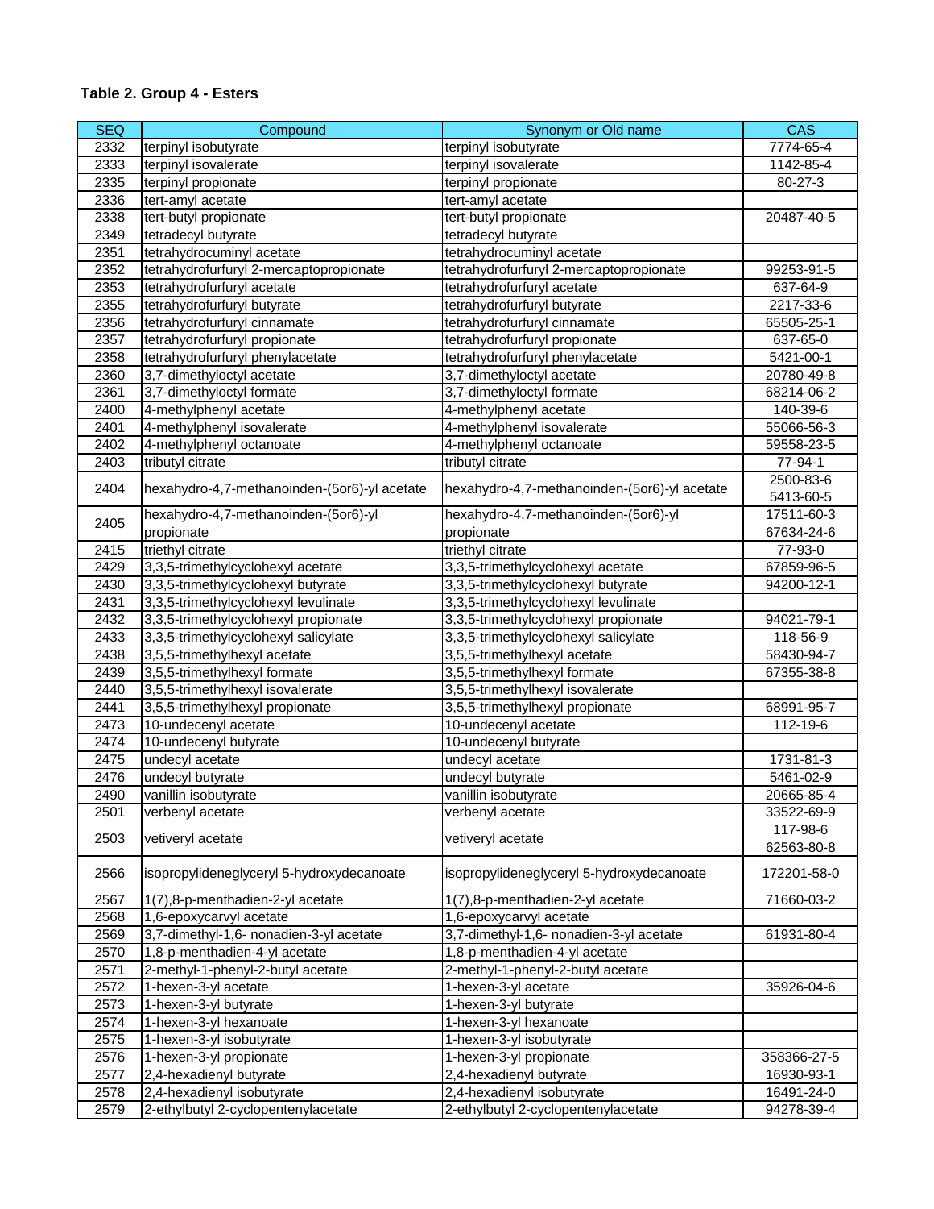**Table 2. Group 4 - Esters**

| SEQ | Compound | Synonym or Old name | CAS |
|---|---|---|---|
| 2332 | terpinyl isobutyrate | terpinyl isobutyrate | 7774-65-4 |
| 2333 | terpinyl isovalerate | terpinyl isovalerate | 1142-85-4 |
| 2335 | terpinyl propionate | terpinyl propionate | 80-27-3 |
| 2336 | tert-amyl acetate | tert-amyl acetate | |
| 2338 | tert-butyl propionate | tert-butyl propionate | 20487-40-5 |
| 2349 | tetradecyl butyrate | tetradecyl butyrate | |
| 2351 | tetrahydrocuminyl acetate | tetrahydrocuminyl acetate | |
| 2352 | tetrahydrofurfuryl 2-mercaptopropionate | tetrahydrofurfuryl 2-mercaptopropionate | 99253-91-5 |
| 2353 | tetrahydrofurfuryl acetate | tetrahydrofurfuryl acetate | 637-64-9 |
| 2355 | tetrahydrofurfuryl butyrate | tetrahydrofurfuryl butyrate | 2217-33-6 |
| 2356 | tetrahydrofurfuryl cinnamate | tetrahydrofurfuryl cinnamate | 65505-25-1 |
| 2357 | tetrahydrofurfuryl propionate | tetrahydrofurfuryl propionate | 637-65-0 |
| 2358 | tetrahydrofurfuryl phenylacetate | tetrahydrofurfuryl phenylacetate | 5421-00-1 |
| 2360 | 3,7-dimethyloctyl acetate | 3,7-dimethyloctyl acetate | 20780-49-8 |
| 2361 | 3,7-dimethyloctyl formate | 3,7-dimethyloctyl formate | 68214-06-2 |
| 2400 | 4-methylphenyl acetate | 4-methylphenyl acetate | 140-39-6 |
| 2401 | 4-methylphenyl isovalerate | 4-methylphenyl isovalerate | 55066-56-3 |
| 2402 | 4-methylphenyl octanoate | 4-methylphenyl octanoate | 59558-23-5 |
| 2403 | tributyl citrate | tributyl citrate | 77-94-1 |
| 2404 | hexahydro-4,7-methanoinden-(5or6)-yl acetate | hexahydro-4,7-methanoinden-(5or6)-yl acetate | 2500-83-6 5413-60-5 |
| 2405 | hexahydro-4,7-methanoinden-(5or6)-yl propionate | hexahydro-4,7-methanoinden-(5or6)-yl propionate | 17511-60-3 67634-24-6 |
| 2415 | triethyl citrate | triethyl citrate | 77-93-0 |
| 2429 | 3,3,5-trimethylcyclohexyl acetate | 3,3,5-trimethylcyclohexyl acetate | 67859-96-5 |
| 2430 | 3,3,5-trimethylcyclohexyl butyrate | 3,3,5-trimethylcyclohexyl butyrate | 94200-12-1 |
| 2431 | 3,3,5-trimethylcyclohexyl levulinate | 3,3,5-trimethylcyclohexyl levulinate | |
| 2432 | 3,3,5-trimethylcyclohexyl propionate | 3,3,5-trimethylcyclohexyl propionate | 94021-79-1 |
| 2433 | 3,3,5-trimethylcyclohexyl salicylate | 3,3,5-trimethylcyclohexyl salicylate | 118-56-9 |
| 2438 | 3,5,5-trimethylhexyl acetate | 3,5,5-trimethylhexyl acetate | 58430-94-7 |
| 2439 | 3,5,5-trimethylhexyl formate | 3,5,5-trimethylhexyl formate | 67355-38-8 |
| 2440 | 3,5,5-trimethylhexyl isovalerate | 3,5,5-trimethylhexyl isovalerate | |
| 2441 | 3,5,5-trimethylhexyl propionate | 3,5,5-trimethylhexyl propionate | 68991-95-7 |
| 2473 | 10-undecenyl acetate | 10-undecenyl acetate | 112-19-6 |
| 2474 | 10-undecenyl butyrate | 10-undecenyl butyrate | |
| 2475 | undecyl acetate | undecyl acetate | 1731-81-3 |
| 2476 | undecyl butyrate | undecyl butyrate | 5461-02-9 |
| 2490 | vanillin isobutyrate | vanillin isobutyrate | 20665-85-4 |
| 2501 | verbenyl acetate | verbenyl acetate | 33522-69-9 |
| 2503 | vetiveryl acetate | vetiveryl acetate | 117-98-6 62563-80-8 |
| 2566 | isopropylideneglyceryl 5-hydroxydecanoate | isopropylideneglyceryl 5-hydroxydecanoate | 172201-58-0 |
| 2567 | 1(7),8-p-menthadien-2-yl acetate | 1(7),8-p-menthadien-2-yl acetate | 71660-03-2 |
| 2568 | 1,6-epoxycarvyl acetate | 1,6-epoxycarvyl acetate | |
| 2569 | 3,7-dimethyl-1,6- nonadien-3-yl acetate | 3,7-dimethyl-1,6- nonadien-3-yl acetate | 61931-80-4 |
| 2570 | 1,8-p-menthadien-4-yl acetate | 1,8-p-menthadien-4-yl acetate | |
| 2571 | 2-methyl-1-phenyl-2-butyl acetate | 2-methyl-1-phenyl-2-butyl acetate | |
| 2572 | 1-hexen-3-yl acetate | 1-hexen-3-yl acetate | 35926-04-6 |
| 2573 | 1-hexen-3-yl butyrate | 1-hexen-3-yl butyrate | |
| 2574 | 1-hexen-3-yl hexanoate | 1-hexen-3-yl hexanoate | |
| 2575 | 1-hexen-3-yl isobutyrate | 1-hexen-3-yl isobutyrate | |
| 2576 | 1-hexen-3-yl propionate | 1-hexen-3-yl propionate | 358366-27-5 |
| 2577 | 2,4-hexadienyl butyrate | 2,4-hexadienyl butyrate | 16930-93-1 |
| 2578 | 2,4-hexadienyl isobutyrate | 2,4-hexadienyl isobutyrate | 16491-24-0 |
| 2579 | 2-ethylbutyl 2-cyclopentenylacetate | 2-ethylbutyl 2-cyclopentenylacetate | 94278-39-4 |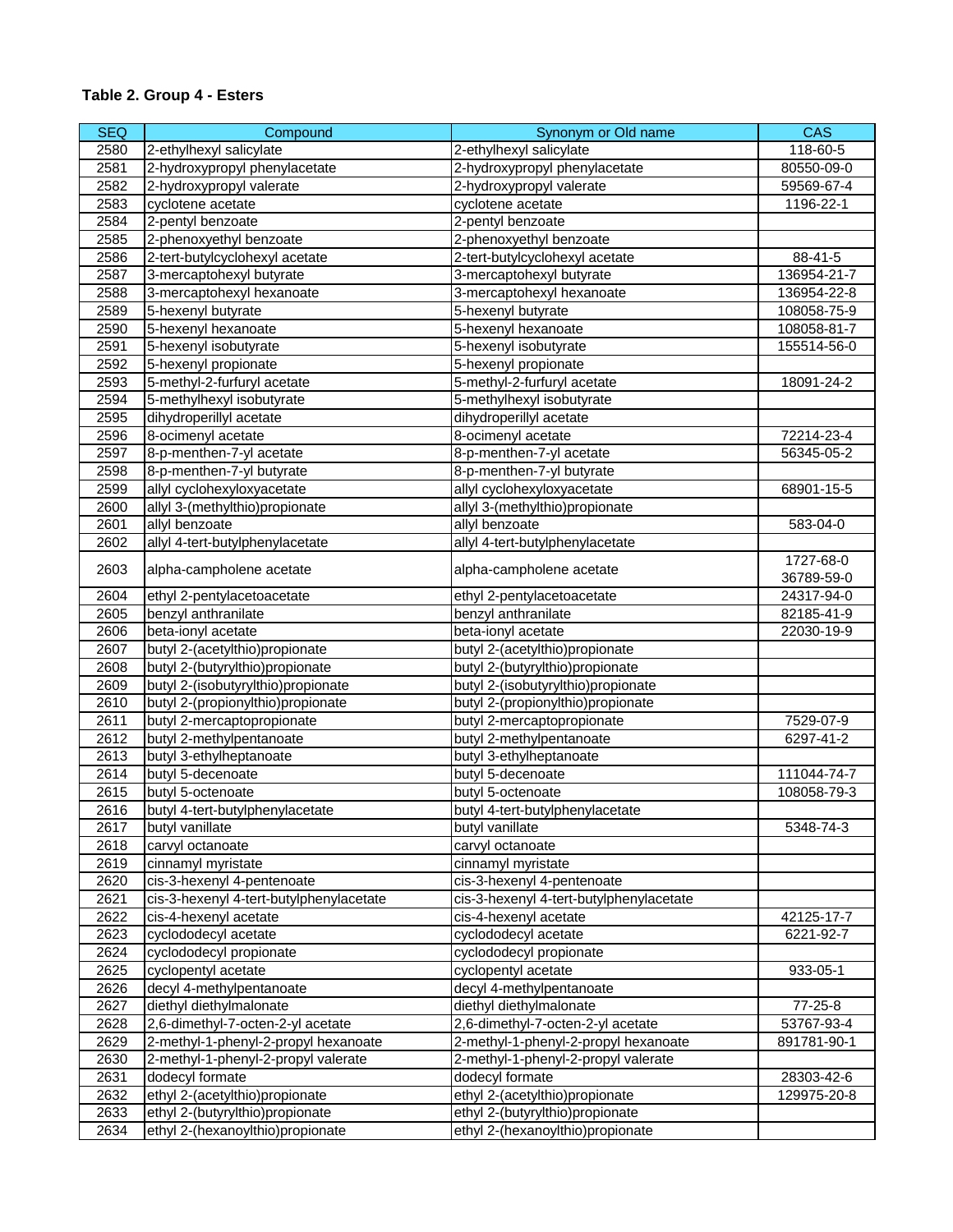**Table 2. Group 4 - Esters**

| SEQ | Compound | Synonym or Old name | CAS |
|---|---|---|---|
| 2580 | 2-ethylhexyl salicylate | 2-ethylhexyl salicylate | 118-60-5 |
| 2581 | 2-hydroxypropyl phenylacetate | 2-hydroxypropyl phenylacetate | 80550-09-0 |
| 2582 | 2-hydroxypropyl valerate | 2-hydroxypropyl valerate | 59569-67-4 |
| 2583 | cyclotene acetate | cyclotene acetate | 1196-22-1 |
| 2584 | 2-pentyl benzoate | 2-pentyl benzoate | |
| 2585 | 2-phenoxyethyl benzoate | 2-phenoxyethyl benzoate | |
| 2586 | 2-tert-butylcyclohexyl acetate | 2-tert-butylcyclohexyl acetate | 88-41-5 |
| 2587 | 3-mercaptohexyl butyrate | 3-mercaptohexyl butyrate | 136954-21-7 |
| 2588 | 3-mercaptohexyl hexanoate | 3-mercaptohexyl hexanoate | 136954-22-8 |
| 2589 | 5-hexenyl butyrate | 5-hexenyl butyrate | 108058-75-9 |
| 2590 | 5-hexenyl hexanoate | 5-hexenyl hexanoate | 108058-81-7 |
| 2591 | 5-hexenyl isobutyrate | 5-hexenyl isobutyrate | 155514-56-0 |
| 2592 | 5-hexenyl propionate | 5-hexenyl propionate | |
| 2593 | 5-methyl-2-furfuryl acetate | 5-methyl-2-furfuryl acetate | 18091-24-2 |
| 2594 | 5-methylhexyl isobutyrate | 5-methylhexyl isobutyrate | |
| 2595 | dihydroperillyl acetate | dihydroperillyl acetate | |
| 2596 | 8-ocimenyl acetate | 8-ocimenyl acetate | 72214-23-4 |
| 2597 | 8-p-menthen-7-yl acetate | 8-p-menthen-7-yl acetate | 56345-05-2 |
| 2598 | 8-p-menthen-7-yl butyrate | 8-p-menthen-7-yl butyrate | |
| 2599 | allyl cyclohexyloxyacetate | allyl cyclohexyloxyacetate | 68901-15-5 |
| 2600 | allyl 3-(methylthio)propionate | allyl 3-(methylthio)propionate | |
| 2601 | allyl benzoate | allyl benzoate | 583-04-0 |
| 2602 | allyl 4-tert-butylphenylacetate | allyl 4-tert-butylphenylacetate | |
| 2603 | alpha-campholene acetate | alpha-campholene acetate | 1727-68-0<br>36789-59-0 |
| 2604 | ethyl 2-pentylacetoacetate | ethyl 2-pentylacetoacetate | 24317-94-0 |
| 2605 | benzyl anthranilate | benzyl anthranilate | 82185-41-9 |
| 2606 | beta-ionyl acetate | beta-ionyl acetate | 22030-19-9 |
| 2607 | butyl 2-(acetylthio)propionate | butyl 2-(acetylthio)propionate | |
| 2608 | butyl 2-(butyrylthio)propionate | butyl 2-(butyrylthio)propionate | |
| 2609 | butyl 2-(isobutyrylthio)propionate | butyl 2-(isobutyrylthio)propionate | |
| 2610 | butyl 2-(propionylthio)propionate | butyl 2-(propionylthio)propionate | |
| 2611 | butyl 2-mercaptopropionate | butyl 2-mercaptopropionate | 7529-07-9 |
| 2612 | butyl 2-methylpentanoate | butyl 2-methylpentanoate | 6297-41-2 |
| 2613 | butyl 3-ethylheptanoate | butyl 3-ethylheptanoate | |
| 2614 | butyl 5-decenoate | butyl 5-decenoate | 111044-74-7 |
| 2615 | butyl 5-octenoate | butyl 5-octenoate | 108058-79-3 |
| 2616 | butyl 4-tert-butylphenylacetate | butyl 4-tert-butylphenylacetate | |
| 2617 | butyl vanillate | butyl vanillate | 5348-74-3 |
| 2618 | carvyl octanoate | carvyl octanoate | |
| 2619 | cinnamyl myristate | cinnamyl myristate | |
| 2620 | cis-3-hexenyl 4-pentenoate | cis-3-hexenyl 4-pentenoate | |
| 2621 | cis-3-hexenyl 4-tert-butylphenylacetate | cis-3-hexenyl 4-tert-butylphenylacetate | |
| 2622 | cis-4-hexenyl acetate | cis-4-hexenyl acetate | 42125-17-7 |
| 2623 | cyclododecyl acetate | cyclododecyl acetate | 6221-92-7 |
| 2624 | cyclododecyl propionate | cyclododecyl propionate | |
| 2625 | cyclopentyl acetate | cyclopentyl acetate | 933-05-1 |
| 2626 | decyl 4-methylpentanoate | decyl 4-methylpentanoate | |
| 2627 | diethyl diethylmalonate | diethyl diethylmalonate | 77-25-8 |
| 2628 | 2,6-dimethyl-7-octen-2-yl acetate | 2,6-dimethyl-7-octen-2-yl acetate | 53767-93-4 |
| 2629 | 2-methyl-1-phenyl-2-propyl hexanoate | 2-methyl-1-phenyl-2-propyl hexanoate | 891781-90-1 |
| 2630 | 2-methyl-1-phenyl-2-propyl valerate | 2-methyl-1-phenyl-2-propyl valerate | |
| 2631 | dodecyl formate | dodecyl formate | 28303-42-6 |
| 2632 | ethyl 2-(acetylthio)propionate | ethyl 2-(acetylthio)propionate | 129975-20-8 |
| 2633 | ethyl 2-(butyrylthio)propionate | ethyl 2-(butyrylthio)propionate | |
| 2634 | ethyl 2-(hexanoylthio)propionate | ethyl 2-(hexanoylthio)propionate | |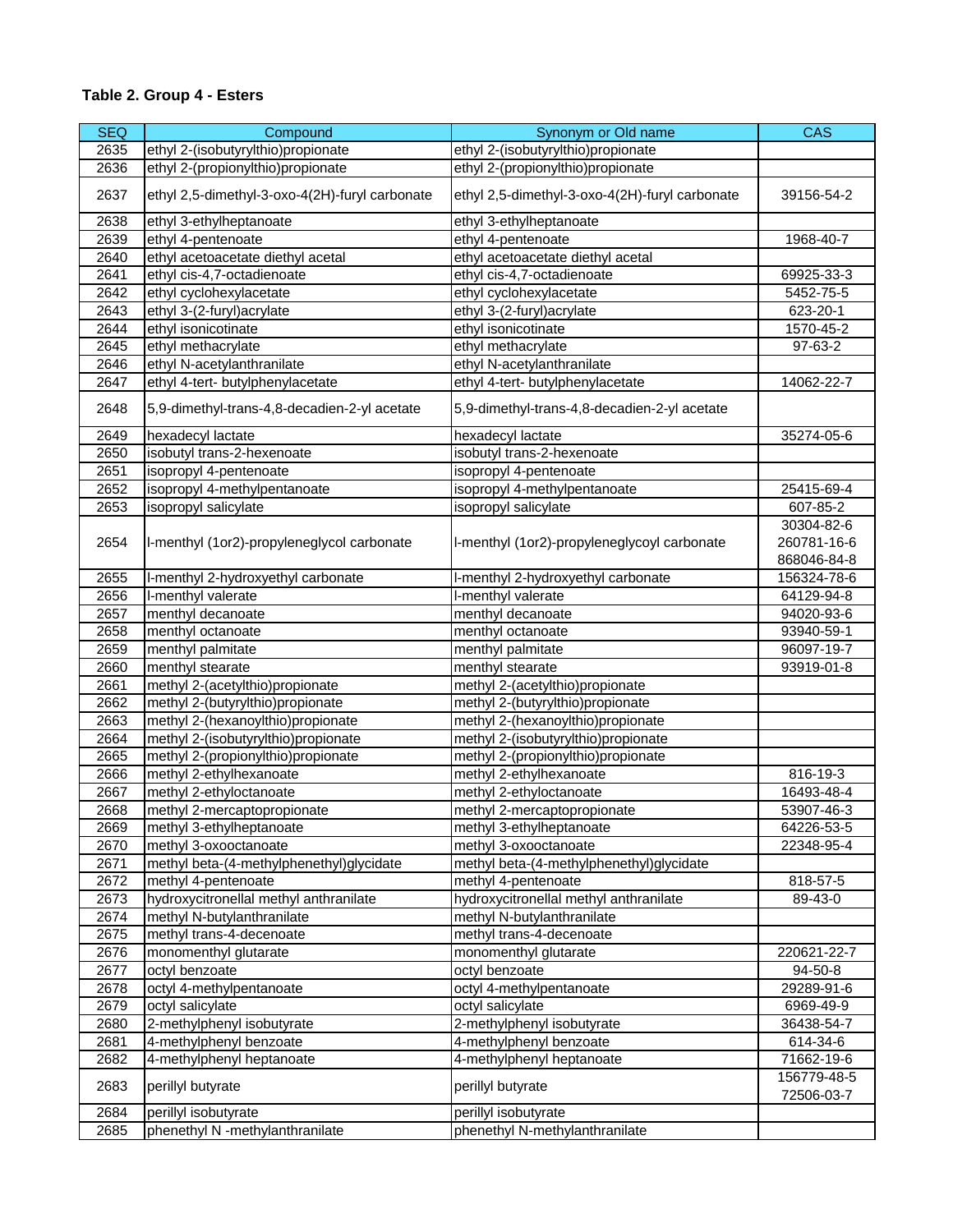**Table 2. Group 4 - Esters**

| SEQ | Compound | Synonym or Old name | CAS |
|---|---|---|---|
| 2635 | ethyl 2-(isobutyrylthio)propionate | ethyl 2-(isobutyrylthio)propionate | |
| 2636 | ethyl 2-(propionylthio)propionate | ethyl 2-(propionylthio)propionate | |
| 2637 | ethyl 2,5-dimethyl-3-oxo-4(2H)-furyl carbonate | ethyl 2,5-dimethyl-3-oxo-4(2H)-furyl carbonate | 39156-54-2 |
| 2638 | ethyl 3-ethylheptanoate | ethyl 3-ethylheptanoate | |
| 2639 | ethyl 4-pentenoate | ethyl 4-pentenoate | 1968-40-7 |
| 2640 | ethyl acetoacetate diethyl acetal | ethyl acetoacetate diethyl acetal | |
| 2641 | ethyl cis-4,7-octadienoate | ethyl cis-4,7-octadienoate | 69925-33-3 |
| 2642 | ethyl cyclohexylacetate | ethyl cyclohexylacetate | 5452-75-5 |
| 2643 | ethyl 3-(2-furyl)acrylate | ethyl 3-(2-furyl)acrylate | 623-20-1 |
| 2644 | ethyl isonicotinate | ethyl isonicotinate | 1570-45-2 |
| 2645 | ethyl methacrylate | ethyl methacrylate | 97-63-2 |
| 2646 | ethyl N-acetylanthranilate | ethyl N-acetylanthranilate | |
| 2647 | ethyl 4-tert- butylphenylacetate | ethyl 4-tert- butylphenylacetate | 14062-22-7 |
| 2648 | 5,9-dimethyl-trans-4,8-decadien-2-yl acetate | 5,9-dimethyl-trans-4,8-decadien-2-yl acetate | |
| 2649 | hexadecyl lactate | hexadecyl lactate | 35274-05-6 |
| 2650 | isobutyl trans-2-hexenoate | isobutyl trans-2-hexenoate | |
| 2651 | isopropyl 4-pentenoate | isopropyl 4-pentenoate | |
| 2652 | isopropyl 4-methylpentanoate | isopropyl 4-methylpentanoate | 25415-69-4 |
| 2653 | isopropyl salicylate | isopropyl salicylate | 607-85-2 |
| 2654 | l-menthyl (1or2)-propyleneglycol carbonate | l-menthyl (1or2)-propyleneglycoyl carbonate | 30304-82-6 260781-16-6 868046-84-8 |
| 2655 | l-menthyl 2-hydroxyethyl carbonate | l-menthyl 2-hydroxyethyl carbonate | 156324-78-6 |
| 2656 | l-menthyl valerate | l-menthyl valerate | 64129-94-8 |
| 2657 | menthyl decanoate | menthyl decanoate | 94020-93-6 |
| 2658 | menthyl octanoate | menthyl octanoate | 93940-59-1 |
| 2659 | menthyl palmitate | menthyl palmitate | 96097-19-7 |
| 2660 | menthyl stearate | menthyl stearate | 93919-01-8 |
| 2661 | methyl 2-(acetylthio)propionate | methyl 2-(acetylthio)propionate | |
| 2662 | methyl 2-(butyrylthio)propionate | methyl 2-(butyrylthio)propionate | |
| 2663 | methyl 2-(hexanoylthio)propionate | methyl 2-(hexanoylthio)propionate | |
| 2664 | methyl 2-(isobutyrylthio)propionate | methyl 2-(isobutyrylthio)propionate | |
| 2665 | methyl 2-(propionylthio)propionate | methyl 2-(propionylthio)propionate | |
| 2666 | methyl 2-ethylhexanoate | methyl 2-ethylhexanoate | 816-19-3 |
| 2667 | methyl 2-ethyloctanoate | methyl 2-ethyloctanoate | 16493-48-4 |
| 2668 | methyl 2-mercaptopropionate | methyl 2-mercaptopropionate | 53907-46-3 |
| 2669 | methyl 3-ethylheptanoate | methyl 3-ethylheptanoate | 64226-53-5 |
| 2670 | methyl 3-oxooctanoate | methyl 3-oxooctanoate | 22348-95-4 |
| 2671 | methyl beta-(4-methylphenethyl)glycidate | methyl beta-(4-methylphenethyl)glycidate | |
| 2672 | methyl 4-pentenoate | methyl 4-pentenoate | 818-57-5 |
| 2673 | hydroxycitronellal methyl anthranilate | hydroxycitronellal methyl anthranilate | 89-43-0 |
| 2674 | methyl N-butylanthranilate | methyl N-butylanthranilate | |
| 2675 | methyl trans-4-decenoate | methyl trans-4-decenoate | |
| 2676 | monomenthyl glutarate | monomenthyl glutarate | 220621-22-7 |
| 2677 | octyl benzoate | octyl benzoate | 94-50-8 |
| 2678 | octyl 4-methylpentanoate | octyl 4-methylpentanoate | 29289-91-6 |
| 2679 | octyl salicylate | octyl salicylate | 6969-49-9 |
| 2680 | 2-methylphenyl isobutyrate | 2-methylphenyl isobutyrate | 36438-54-7 |
| 2681 | 4-methylphenyl benzoate | 4-methylphenyl benzoate | 614-34-6 |
| 2682 | 4-methylphenyl heptanoate | 4-methylphenyl heptanoate | 71662-19-6 |
| 2683 | perillyl butyrate | perillyl butyrate | 156779-48-5 72506-03-7 |
| 2684 | perillyl isobutyrate | perillyl isobutyrate | |
| 2685 | phenethyl N -methylanthranilate | phenethyl N-methylanthranilate | |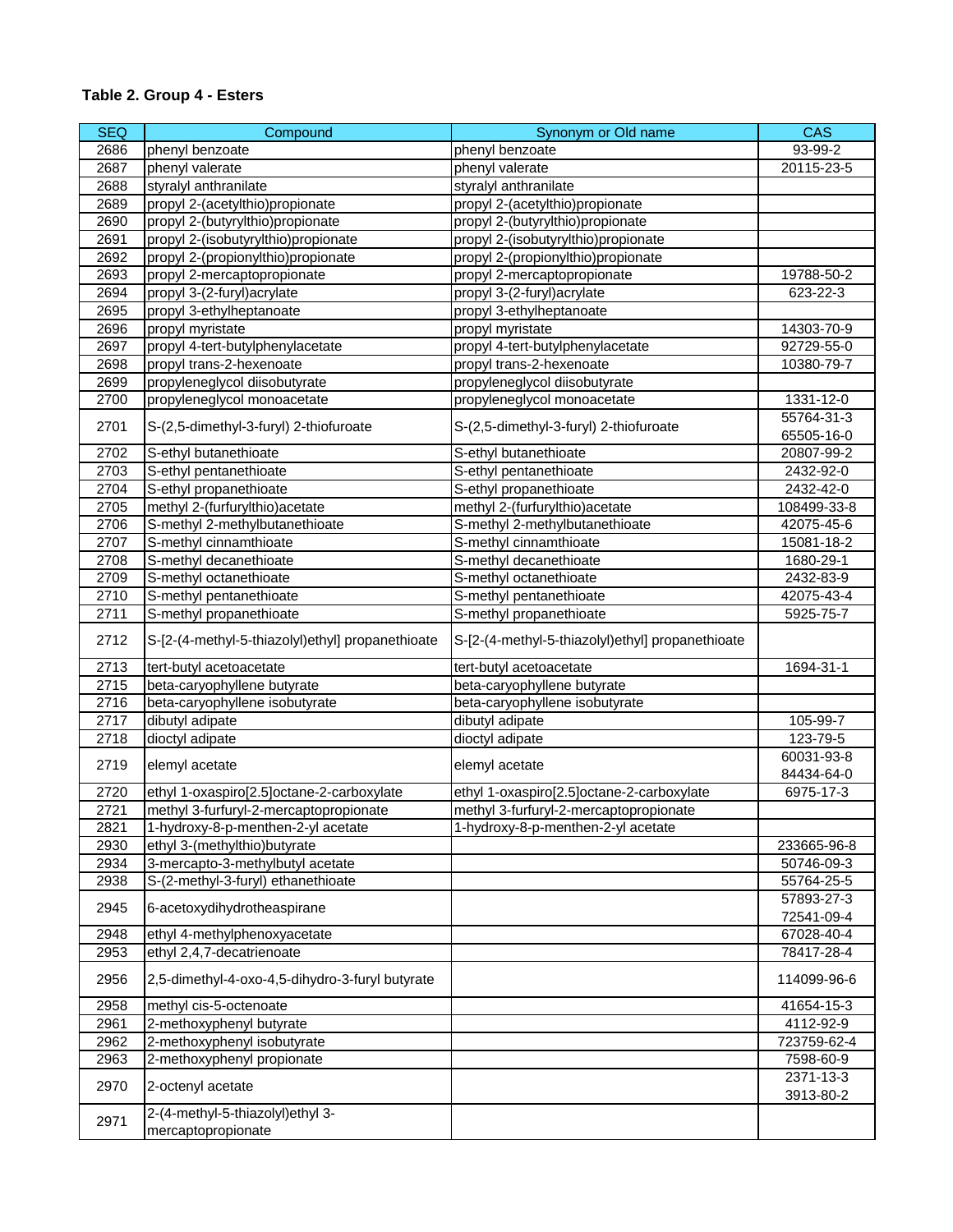**Table 2. Group 4 - Esters**

| SEQ | Compound | Synonym or Old name | CAS |
|---|---|---|---|
| 2686 | phenyl benzoate | phenyl benzoate | 93-99-2 |
| 2687 | phenyl valerate | phenyl valerate | 20115-23-5 |
| 2688 | styralyl anthranilate | styralyl anthranilate | |
| 2689 | propyl 2-(acetylthio)propionate | propyl 2-(acetylthio)propionate | |
| 2690 | propyl 2-(butyrylthio)propionate | propyl 2-(butyrylthio)propionate | |
| 2691 | propyl 2-(isobutyrylthio)propionate | propyl 2-(isobutyrylthio)propionate | |
| 2692 | propyl 2-(propionylthio)propionate | propyl 2-(propionylthio)propionate | |
| 2693 | propyl 2-mercaptopropionate | propyl 2-mercaptopropionate | 19788-50-2 |
| 2694 | propyl 3-(2-furyl)acrylate | propyl 3-(2-furyl)acrylate | 623-22-3 |
| 2695 | propyl 3-ethylheptanoate | propyl 3-ethylheptanoate | |
| 2696 | propyl myristate | propyl myristate | 14303-70-9 |
| 2697 | propyl 4-tert-butylphenylacetate | propyl 4-tert-butylphenylacetate | 92729-55-0 |
| 2698 | propyl trans-2-hexenoate | propyl trans-2-hexenoate | 10380-79-7 |
| 2699 | propyleneglycol diisobutyrate | propyleneglycol diisobutyrate | |
| 2700 | propyleneglycol monoacetate | propyleneglycol monoacetate | 1331-12-0 |
| 2701 | S-(2,5-dimethyl-3-furyl) 2-thiofuroate | S-(2,5-dimethyl-3-furyl) 2-thiofuroate | 55764-31-3<br>65505-16-0 |
| 2702 | S-ethyl butanethioate | S-ethyl butanethioate | 20807-99-2 |
| 2703 | S-ethyl pentanethioate | S-ethyl pentanethioate | 2432-92-0 |
| 2704 | S-ethyl propanethioate | S-ethyl propanethioate | 2432-42-0 |
| 2705 | methyl 2-(furfurylthio)acetate | methyl 2-(furfurylthio)acetate | 108499-33-8 |
| 2706 | S-methyl 2-methylbutanethioate | S-methyl 2-methylbutanethioate | 42075-45-6 |
| 2707 | S-methyl cinnamthioate | S-methyl cinnamthioate | 15081-18-2 |
| 2708 | S-methyl decanethioate | S-methyl decanethioate | 1680-29-1 |
| 2709 | S-methyl octanethioate | S-methyl octanethioate | 2432-83-9 |
| 2710 | S-methyl pentanethioate | S-methyl pentanethioate | 42075-43-4 |
| 2711 | S-methyl propanethioate | S-methyl propanethioate | 5925-75-7 |
| 2712 | S-[2-(4-methyl-5-thiazolyl)ethyl] propanethioate | S-[2-(4-methyl-5-thiazolyl)ethyl] propanethioate | |
| 2713 | tert-butyl acetoacetate | tert-butyl acetoacetate | 1694-31-1 |
| 2715 | beta-caryophyllene butyrate | beta-caryophyllene butyrate | |
| 2716 | beta-caryophyllene isobutyrate | beta-caryophyllene isobutyrate | |
| 2717 | dibutyl adipate | dibutyl adipate | 105-99-7 |
| 2718 | dioctyl adipate | dioctyl adipate | 123-79-5 |
| 2719 | elemyl acetate | elemyl acetate | 60031-93-8<br>84434-64-0 |
| 2720 | ethyl 1-oxaspiro[2.5]octane-2-carboxylate | ethyl 1-oxaspiro[2.5]octane-2-carboxylate | 6975-17-3 |
| 2721 | methyl 3-furfuryl-2-mercaptopropionate | methyl 3-furfuryl-2-mercaptopropionate | |
| 2821 | 1-hydroxy-8-p-menthen-2-yl acetate | 1-hydroxy-8-p-menthen-2-yl acetate | |
| 2930 | ethyl 3-(methylthio)butyrate | | 233665-96-8 |
| 2934 | 3-mercapto-3-methylbutyl acetate | | 50746-09-3 |
| 2938 | S-(2-methyl-3-furyl) ethanethioate | | 55764-25-5 |
| 2945 | 6-acetoxydihydrotheaspirane | | 57893-27-3<br>72541-09-4 |
| 2948 | ethyl 4-methylphenoxyacetate | | 67028-40-4 |
| 2953 | ethyl 2,4,7-decatrienoate | | 78417-28-4 |
| 2956 | 2,5-dimethyl-4-oxo-4,5-dihydro-3-furyl butyrate | | 114099-96-6 |
| 2958 | methyl cis-5-octenoate | | 41654-15-3 |
| 2961 | 2-methoxyphenyl butyrate | | 4112-92-9 |
| 2962 | 2-methoxyphenyl isobutyrate | | 723759-62-4 |
| 2963 | 2-methoxyphenyl propionate | | 7598-60-9 |
| 2970 | 2-octenyl acetate | | 2371-13-3<br>3913-80-2 |
| 2971 | 2-(4-methyl-5-thiazolyl)ethyl 3-mercaptopropionate | | |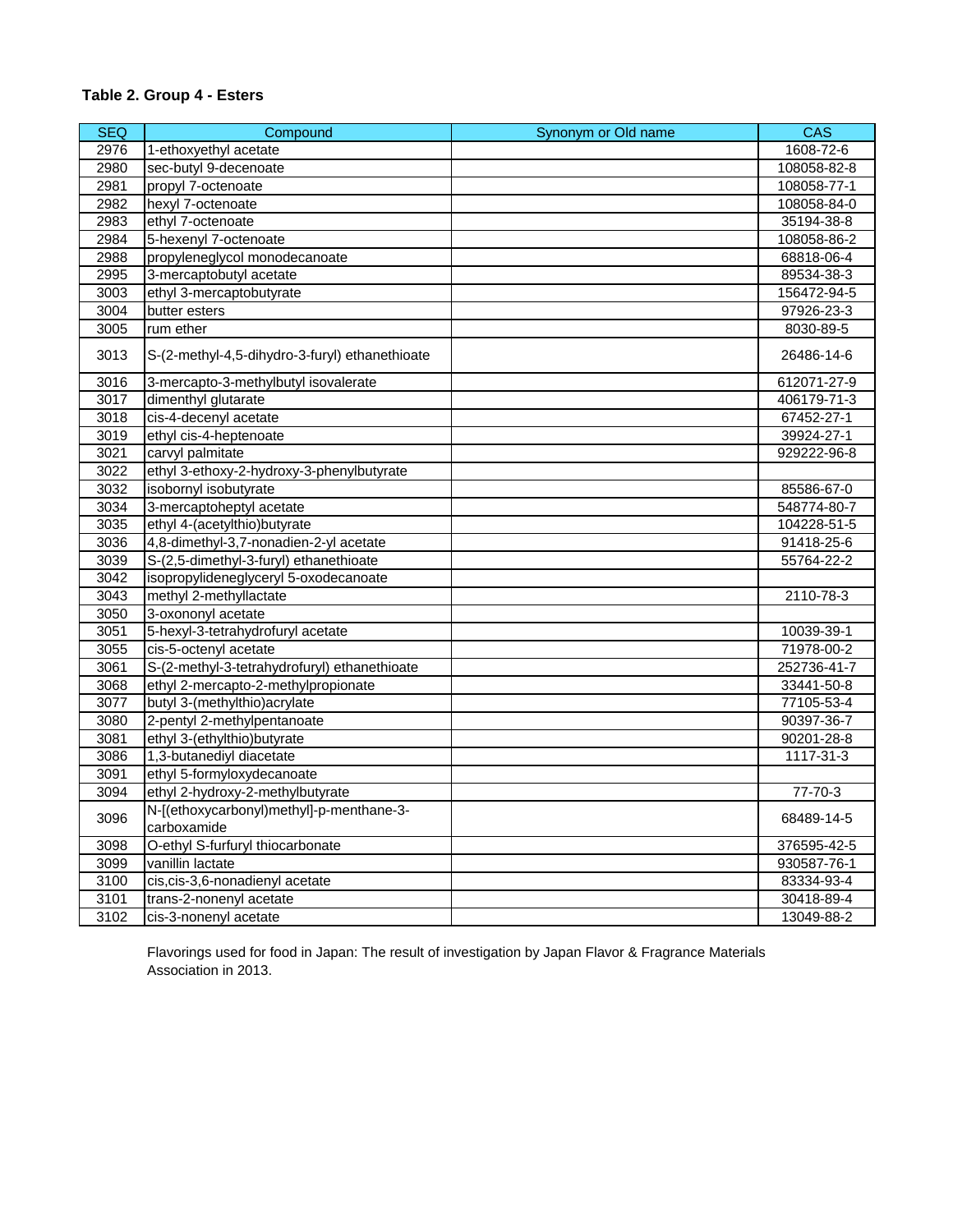**Table 2. Group 4 - Esters**

| SEQ | Compound | Synonym or Old name | CAS |
|---|---|---|---|
| 2976 | 1-ethoxyethyl acetate | | 1608-72-6 |
| 2980 | sec-butyl 9-decenoate | | 108058-82-8 |
| 2981 | propyl 7-octenoate | | 108058-77-1 |
| 2982 | hexyl 7-octenoate | | 108058-84-0 |
| 2983 | ethyl 7-octenoate | | 35194-38-8 |
| 2984 | 5-hexenyl 7-octenoate | | 108058-86-2 |
| 2988 | propyleneglycol monodecanoate | | 68818-06-4 |
| 2995 | 3-mercaptobutyl acetate | | 89534-38-3 |
| 3003 | ethyl 3-mercaptobutyrate | | 156472-94-5 |
| 3004 | butter esters | | 97926-23-3 |
| 3005 | rum ether | | 8030-89-5 |
| 3013 | S-(2-methyl-4,5-dihydro-3-furyl) ethanethioate | | 26486-14-6 |
| 3016 | 3-mercapto-3-methylbutyl isovalerate | | 612071-27-9 |
| 3017 | dimenthyl glutarate | | 406179-71-3 |
| 3018 | cis-4-decenyl acetate | | 67452-27-1 |
| 3019 | ethyl cis-4-heptenoate | | 39924-27-1 |
| 3021 | carvyl palmitate | | 929222-96-8 |
| 3022 | ethyl 3-ethoxy-2-hydroxy-3-phenylbutyrate | | |
| 3032 | isobornyl isobutyrate | | 85586-67-0 |
| 3034 | 3-mercaptoheptyl acetate | | 548774-80-7 |
| 3035 | ethyl 4-(acetylthio)butyrate | | 104228-51-5 |
| 3036 | 4,8-dimethyl-3,7-nonadien-2-yl acetate | | 91418-25-6 |
| 3039 | S-(2,5-dimethyl-3-furyl) ethanethioate | | 55764-22-2 |
| 3042 | isopropylideneglyceryl 5-oxodecanoate | | |
| 3043 | methyl 2-methyllactate | | 2110-78-3 |
| 3050 | 3-oxononyl acetate | | |
| 3051 | 5-hexyl-3-tetrahydrofuryl acetate | | 10039-39-1 |
| 3055 | cis-5-octenyl acetate | | 71978-00-2 |
| 3061 | S-(2-methyl-3-tetrahydrofuryl) ethanethioate | | 252736-41-7 |
| 3068 | ethyl 2-mercapto-2-methylpropionate | | 33441-50-8 |
| 3077 | butyl 3-(methylthio)acrylate | | 77105-53-4 |
| 3080 | 2-pentyl 2-methylpentanoate | | 90397-36-7 |
| 3081 | ethyl 3-(ethylthio)butyrate | | 90201-28-8 |
| 3086 | 1,3-butanediyl diacetate | | 1117-31-3 |
| 3091 | ethyl 5-formyloxydecanoate | | |
| 3094 | ethyl 2-hydroxy-2-methylbutyrate | | 77-70-3 |
| 3096 | N-[(ethoxycarbonyl)methyl]-p-menthane-3-carboxamide | | 68489-14-5 |
| 3098 | O-ethyl S-furfuryl thiocarbonate | | 376595-42-5 |
| 3099 | vanillin lactate | | 930587-76-1 |
| 3100 | cis,cis-3,6-nonadienyl acetate | | 83334-93-4 |
| 3101 | trans-2-nonenyl acetate | | 30418-89-4 |
| 3102 | cis-3-nonenyl acetate | | 13049-88-2 |

Flavorings used for food in Japan: The result of investigation by Japan Flavor & Fragrance Materials Association in 2013.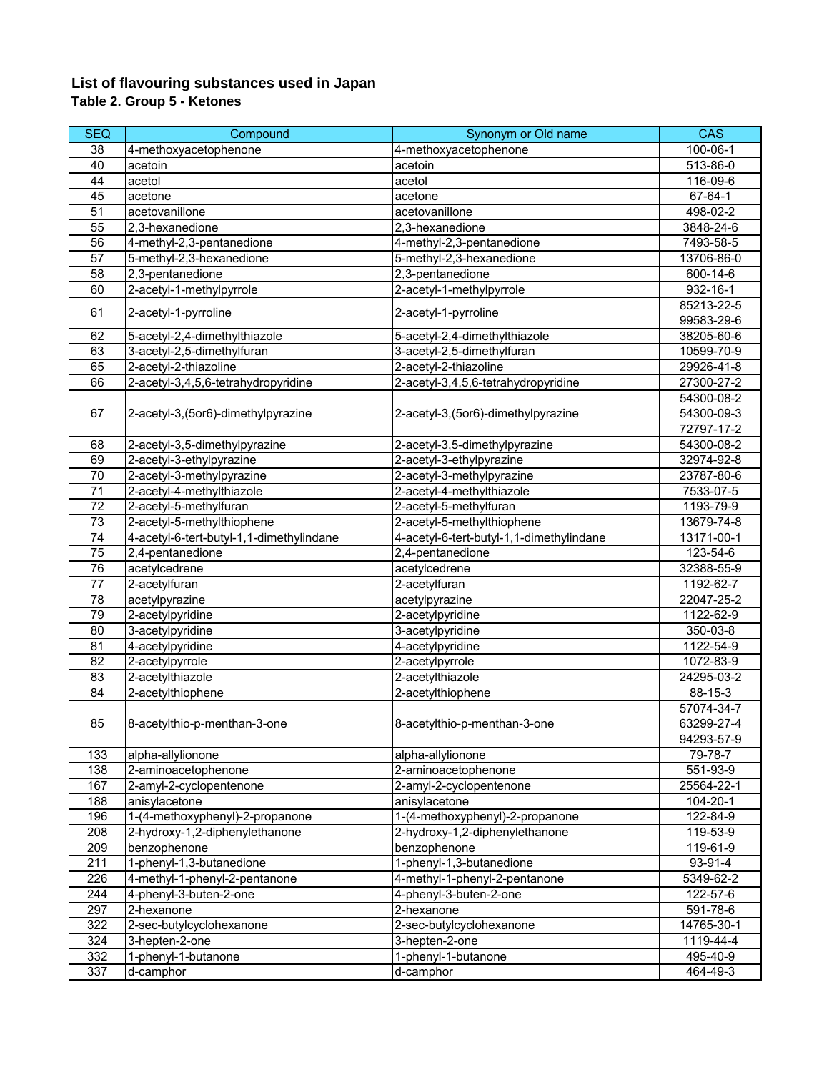# List of flavouring substances used in Japan

## Table 2. Group 5 - Ketones

| SEQ | Compound | Synonym or Old name | CAS |
|---|---|---|---|
| 38 | 4-methoxyacetophenone | 4-methoxyacetophenone | 100-06-1 |
| 40 | acetoin | acetoin | 513-86-0 |
| 44 | acetol | acetol | 116-09-6 |
| 45 | acetone | acetone | 67-64-1 |
| 51 | acetovanillone | acetovanillone | 498-02-2 |
| 55 | 2,3-hexanedione | 2,3-hexanedione | 3848-24-6 |
| 56 | 4-methyl-2,3-pentanedione | 4-methyl-2,3-pentanedione | 7493-58-5 |
| 57 | 5-methyl-2,3-hexanedione | 5-methyl-2,3-hexanedione | 13706-86-0 |
| 58 | 2,3-pentanedione | 2,3-pentanedione | 600-14-6 |
| 60 | 2-acetyl-1-methylpyrrole | 2-acetyl-1-methylpyrrole | 932-16-1 |
| 61 | 2-acetyl-1-pyrroline | 2-acetyl-1-pyrroline | 85213-22-5<br>99583-29-6 |
| 62 | 5-acetyl-2,4-dimethylthiazole | 5-acetyl-2,4-dimethylthiazole | 38205-60-6 |
| 63 | 3-acetyl-2,5-dimethylfuran | 3-acetyl-2,5-dimethylfuran | 10599-70-9 |
| 65 | 2-acetyl-2-thiazoline | 2-acetyl-2-thiazoline | 29926-41-8 |
| 66 | 2-acetyl-3,4,5,6-tetrahydropyridine | 2-acetyl-3,4,5,6-tetrahydropyridine | 27300-27-2 |
| 67 | 2-acetyl-3,(5or6)-dimethylpyrazine | 2-acetyl-3,(5or6)-dimethylpyrazine | 54300-08-2<br>54300-09-3<br>72797-17-2 |
| 68 | 2-acetyl-3,5-dimethylpyrazine | 2-acetyl-3,5-dimethylpyrazine | 54300-08-2 |
| 69 | 2-acetyl-3-ethylpyrazine | 2-acetyl-3-ethylpyrazine | 32974-92-8 |
| 70 | 2-acetyl-3-methylpyrazine | 2-acetyl-3-methylpyrazine | 23787-80-6 |
| 71 | 2-acetyl-4-methylthiazole | 2-acetyl-4-methylthiazole | 7533-07-5 |
| 72 | 2-acetyl-5-methylfuran | 2-acetyl-5-methylfuran | 1193-79-9 |
| 73 | 2-acetyl-5-methylthiophene | 2-acetyl-5-methylthiophene | 13679-74-8 |
| 74 | 4-acetyl-6-tert-butyl-1,1-dimethylindane | 4-acetyl-6-tert-butyl-1,1-dimethylindane | 13171-00-1 |
| 75 | 2,4-pentanedione | 2,4-pentanedione | 123-54-6 |
| 76 | acetylcedrene | acetylcedrene | 32388-55-9 |
| 77 | 2-acetylfuran | 2-acetylfuran | 1192-62-7 |
| 78 | acetylpyrazine | acetylpyrazine | 22047-25-2 |
| 79 | 2-acetylpyridine | 2-acetylpyridine | 1122-62-9 |
| 80 | 3-acetylpyridine | 3-acetylpyridine | 350-03-8 |
| 81 | 4-acetylpyridine | 4-acetylpyridine | 1122-54-9 |
| 82 | 2-acetylpyrrole | 2-acetylpyrrole | 1072-83-9 |
| 83 | 2-acetylthiazole | 2-acetylthiazole | 24295-03-2 |
| 84 | 2-acetylthiophene | 2-acetylthiophene | 88-15-3 |
| 85 | 8-acetylthio-p-menthan-3-one | 8-acetylthio-p-menthan-3-one | 57074-34-7<br>63299-27-4<br>94293-57-9 |
| 133 | alpha-allylionone | alpha-allylionone | 79-78-7 |
| 138 | 2-aminoacetophenone | 2-aminoacetophenone | 551-93-9 |
| 167 | 2-amyl-2-cyclopentenone | 2-amyl-2-cyclopentenone | 25564-22-1 |
| 188 | anisylacetone | anisylacetone | 104-20-1 |
| 196 | 1-(4-methoxyphenyl)-2-propanone | 1-(4-methoxyphenyl)-2-propanone | 122-84-9 |
| 208 | 2-hydroxy-1,2-diphenylethanone | 2-hydroxy-1,2-diphenylethanone | 119-53-9 |
| 209 | benzophenone | benzophenone | 119-61-9 |
| 211 | 1-phenyl-1,3-butanedione | 1-phenyl-1,3-butanedione | 93-91-4 |
| 226 | 4-methyl-1-phenyl-2-pentanone | 4-methyl-1-phenyl-2-pentanone | 5349-62-2 |
| 244 | 4-phenyl-3-buten-2-one | 4-phenyl-3-buten-2-one | 122-57-6 |
| 297 | 2-hexanone | 2-hexanone | 591-78-6 |
| 322 | 2-sec-butylcyclohexanone | 2-sec-butylcyclohexanone | 14765-30-1 |
| 324 | 3-hepten-2-one | 3-hepten-2-one | 1119-44-4 |
| 332 | 1-phenyl-1-butanone | 1-phenyl-1-butanone | 495-40-9 |
| 337 | d-camphor | d-camphor | 464-49-3 |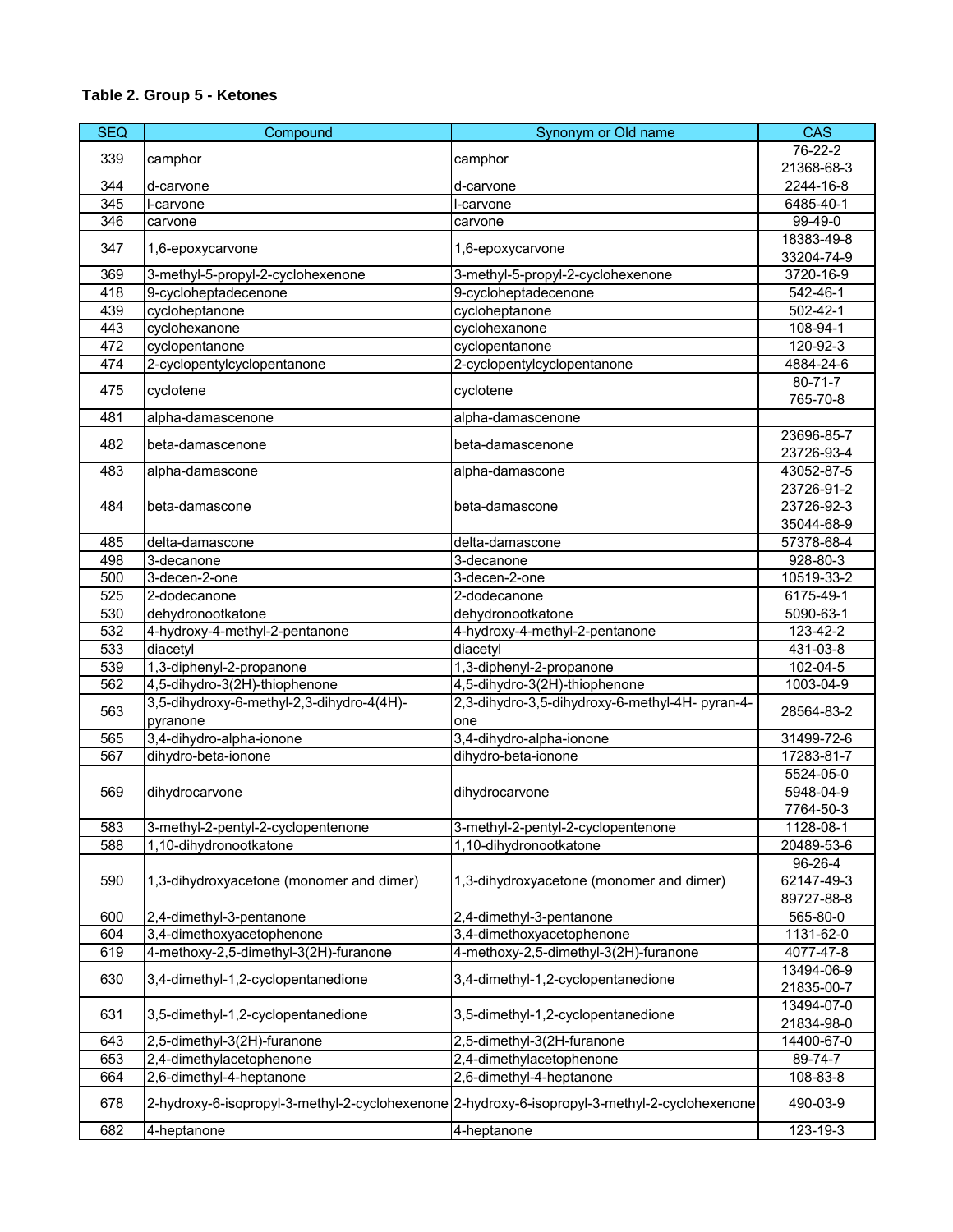**Table 2. Group 5 - Ketones**

| SEQ | Compound | Synonym or Old name | CAS |
|---|---|---|---|
| 339 | camphor | camphor | 76-22-2<br>21368-68-3 |
| 344 | d-carvone | d-carvone | 2244-16-8 |
| 345 | l-carvone | l-carvone | 6485-40-1 |
| 346 | carvone | carvone | 99-49-0 |
| 347 | 1,6-epoxycarvone | 1,6-epoxycarvone | 18383-49-8<br>33204-74-9 |
| 369 | 3-methyl-5-propyl-2-cyclohexenone | 3-methyl-5-propyl-2-cyclohexenone | 3720-16-9 |
| 418 | 9-cycloheptadecenone | 9-cycloheptadecenone | 542-46-1 |
| 439 | cycloheptanone | cycloheptanone | 502-42-1 |
| 443 | cyclohexanone | cyclohexanone | 108-94-1 |
| 472 | cyclopentanone | cyclopentanone | 120-92-3 |
| 474 | 2-cyclopentylcyclopentanone | 2-cyclopentylcyclopentanone | 4884-24-6 |
| 475 | cyclotene | cyclotene | 80-71-7<br>765-70-8 |
| 481 | alpha-damascenone | alpha-damascenone | |
| 482 | beta-damascenone | beta-damascenone | 23696-85-7<br>23726-93-4 |
| 483 | alpha-damascone | alpha-damascone | 43052-87-5 |
| 484 | beta-damascone | beta-damascone | 23726-91-2<br>23726-92-3<br>35044-68-9 |
| 485 | delta-damascone | delta-damascone | 57378-68-4 |
| 498 | 3-decanone | 3-decanone | 928-80-3 |
| 500 | 3-decen-2-one | 3-decen-2-one | 10519-33-2 |
| 525 | 2-dodecanone | 2-dodecanone | 6175-49-1 |
| 530 | dehydronootkatone | dehydronootkatone | 5090-63-1 |
| 532 | 4-hydroxy-4-methyl-2-pentanone | 4-hydroxy-4-methyl-2-pentanone | 123-42-2 |
| 533 | diacetyl | diacetyl | 431-03-8 |
| 539 | 1,3-diphenyl-2-propanone | 1,3-diphenyl-2-propanone | 102-04-5 |
| 562 | 4,5-dihydro-3(2H)-thiophenone | 4,5-dihydro-3(2H)-thiophenone | 1003-04-9 |
| 563 | 3,5-dihydroxy-6-methyl-2,3-dihydro-4(4H)-pyranone | 2,3-dihydro-3,5-dihydroxy-6-methyl-4H- pyran-4-one | 28564-83-2 |
| 565 | 3,4-dihydro-alpha-ionone | 3,4-dihydro-alpha-ionone | 31499-72-6 |
| 567 | dihydro-beta-ionone | dihydro-beta-ionone | 17283-81-7 |
| 569 | dihydrocarvone | dihydrocarvone | 5524-05-0<br>5948-04-9<br>7764-50-3 |
| 583 | 3-methyl-2-pentyl-2-cyclopentenone | 3-methyl-2-pentyl-2-cyclopentenone | 1128-08-1 |
| 588 | 1,10-dihydronootkatone | 1,10-dihydronootkatone | 20489-53-6 |
| 590 | 1,3-dihydroxyacetone (monomer and dimer) | 1,3-dihydroxyacetone (monomer and dimer) | 96-26-4<br>62147-49-3<br>89727-88-8 |
| 600 | 2,4-dimethyl-3-pentanone | 2,4-dimethyl-3-pentanone | 565-80-0 |
| 604 | 3,4-dimethoxyacetophenone | 3,4-dimethoxyacetophenone | 1131-62-0 |
| 619 | 4-methoxy-2,5-dimethyl-3(2H)-furanone | 4-methoxy-2,5-dimethyl-3(2H)-furanone | 4077-47-8 |
| 630 | 3,4-dimethyl-1,2-cyclopentanedione | 3,4-dimethyl-1,2-cyclopentanedione | 13494-06-9<br>21835-00-7 |
| 631 | 3,5-dimethyl-1,2-cyclopentanedione | 3,5-dimethyl-1,2-cyclopentanedione | 13494-07-0<br>21834-98-0 |
| 643 | 2,5-dimethyl-3(2H)-furanone | 2,5-dimethyl-3(2H-furanone | 14400-67-0 |
| 653 | 2,4-dimethylacetophenone | 2,4-dimethylacetophenone | 89-74-7 |
| 664 | 2,6-dimethyl-4-heptanone | 2,6-dimethyl-4-heptanone | 108-83-8 |
| 678 | 2-hydroxy-6-isopropyl-3-methyl-2-cyclohexenone | 2-hydroxy-6-isopropyl-3-methyl-2-cyclohexenone | 490-03-9 |
| 682 | 4-heptanone | 4-heptanone | 123-19-3 |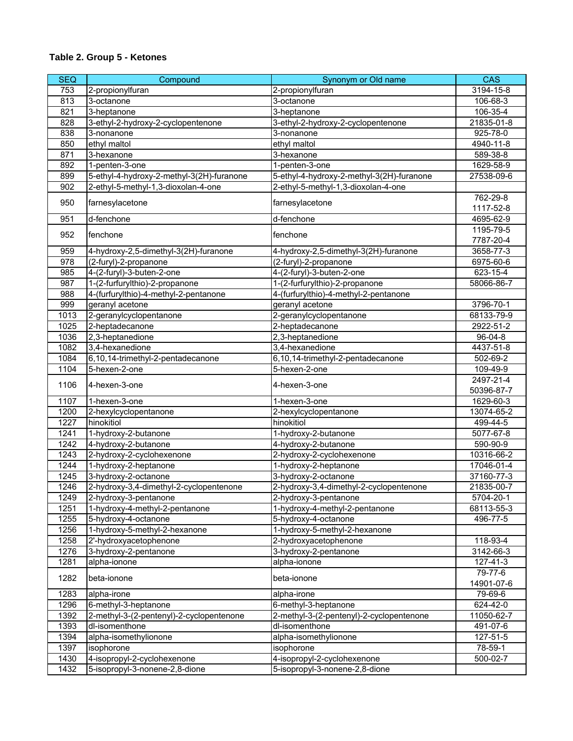**Table 2. Group 5 - Ketones**

| SEQ | Compound | Synonym or Old name | CAS |
|---|---|---|---|
| 753 | 2-propionylfuran | 2-propionylfuran | 3194-15-8 |
| 813 | 3-octanone | 3-octanone | 106-68-3 |
| 821 | 3-heptanone | 3-heptanone | 106-35-4 |
| 828 | 3-ethyl-2-hydroxy-2-cyclopentenone | 3-ethyl-2-hydroxy-2-cyclopentenone | 21835-01-8 |
| 838 | 3-nonanone | 3-nonanone | 925-78-0 |
| 850 | ethyl maltol | ethyl maltol | 4940-11-8 |
| 871 | 3-hexanone | 3-hexanone | 589-38-8 |
| 892 | 1-penten-3-one | 1-penten-3-one | 1629-58-9 |
| 899 | 5-ethyl-4-hydroxy-2-methyl-3(2H)-furanone | 5-ethyl-4-hydroxy-2-methyl-3(2H)-furanone | 27538-09-6 |
| 902 | 2-ethyl-5-methyl-1,3-dioxolan-4-one | 2-ethyl-5-methyl-1,3-dioxolan-4-one | |
| 950 | farnesylacetone | farnesylacetone | 762-29-8<br>1117-52-8 |
| 951 | d-fenchone | d-fenchone | 4695-62-9 |
| 952 | fenchone | fenchone | 1195-79-5<br>7787-20-4 |
| 959 | 4-hydroxy-2,5-dimethyl-3(2H)-furanone | 4-hydroxy-2,5-dimethyl-3(2H)-furanone | 3658-77-3 |
| 978 | (2-furyl)-2-propanone | (2-furyl)-2-propanone | 6975-60-6 |
| 985 | 4-(2-furyl)-3-buten-2-one | 4-(2-furyl)-3-buten-2-one | 623-15-4 |
| 987 | 1-(2-furfurylthio)-2-propanone | 1-(2-furfurylthio)-2-propanone | 58066-86-7 |
| 988 | 4-(furfurylthio)-4-methyl-2-pentanone | 4-(furfurylthio)-4-methyl-2-pentanone | |
| 999 | geranyl acetone | geranyl acetone | 3796-70-1 |
| 1013 | 2-geranylcyclopentanone | 2-geranylcyclopentanone | 68133-79-9 |
| 1025 | 2-heptadecanone | 2-heptadecanone | 2922-51-2 |
| 1036 | 2,3-heptanedione | 2,3-heptanedione | 96-04-8 |
| 1082 | 3,4-hexanedione | 3,4-hexanedione | 4437-51-8 |
| 1084 | 6,10,14-trimethyl-2-pentadecanone | 6,10,14-trimethyl-2-pentadecanone | 502-69-2 |
| 1104 | 5-hexen-2-one | 5-hexen-2-one | 109-49-9 |
| 1106 | 4-hexen-3-one | 4-hexen-3-one | 2497-21-4<br>50396-87-7 |
| 1107 | 1-hexen-3-one | 1-hexen-3-one | 1629-60-3 |
| 1200 | 2-hexylcyclopentanone | 2-hexylcyclopentanone | 13074-65-2 |
| 1227 | hinokitiol | hinokitiol | 499-44-5 |
| 1241 | 1-hydroxy-2-butanone | 1-hydroxy-2-butanone | 5077-67-8 |
| 1242 | 4-hydroxy-2-butanone | 4-hydroxy-2-butanone | 590-90-9 |
| 1243 | 2-hydroxy-2-cyclohexenone | 2-hydroxy-2-cyclohexenone | 10316-66-2 |
| 1244 | 1-hydroxy-2-heptanone | 1-hydroxy-2-heptanone | 17046-01-4 |
| 1245 | 3-hydroxy-2-octanone | 3-hydroxy-2-octanone | 37160-77-3 |
| 1246 | 2-hydroxy-3,4-dimethyl-2-cyclopentenone | 2-hydroxy-3,4-dimethyl-2-cyclopentenone | 21835-00-7 |
| 1249 | 2-hydroxy-3-pentanone | 2-hydroxy-3-pentanone | 5704-20-1 |
| 1251 | 1-hydroxy-4-methyl-2-pentanone | 1-hydroxy-4-methyl-2-pentanone | 68113-55-3 |
| 1255 | 5-hydroxy-4-octanone | 5-hydroxy-4-octanone | 496-77-5 |
| 1256 | 1-hydroxy-5-methyl-2-hexanone | 1-hydroxy-5-methyl-2-hexanone | |
| 1258 | 2'-hydroxyacetophenone | 2-hydroxyacetophenone | 118-93-4 |
| 1276 | 3-hydroxy-2-pentanone | 3-hydroxy-2-pentanone | 3142-66-3 |
| 1281 | alpha-ionone | alpha-ionone | 127-41-3 |
| 1282 | beta-ionone | beta-ionone | 79-77-6<br>14901-07-6 |
| 1283 | alpha-irone | alpha-irone | 79-69-6 |
| 1296 | 6-methyl-3-heptanone | 6-methyl-3-heptanone | 624-42-0 |
| 1392 | 2-methyl-3-(2-pentenyl)-2-cyclopentenone | 2-methyl-3-(2-pentenyl)-2-cyclopentenone | 11050-62-7 |
| 1393 | dl-isomenthone | dl-isomenthone | 491-07-6 |
| 1394 | alpha-isomethylionone | alpha-isomethylionone | 127-51-5 |
| 1397 | isophorone | isophorone | 78-59-1 |
| 1430 | 4-isopropyl-2-cyclohexenone | 4-isopropyl-2-cyclohexenone | 500-02-7 |
| 1432 | 5-isopropyl-3-nonene-2,8-dione | 5-isopropyl-3-nonene-2,8-dione | |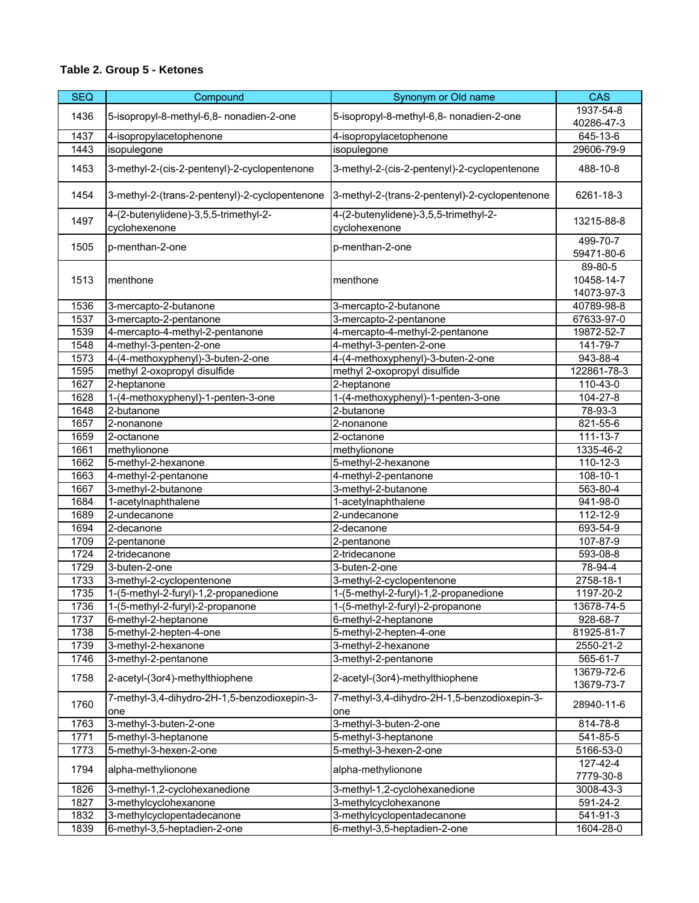**Table 2. Group 5 - Ketones**

| SEQ | Compound | Synonym or Old name | CAS |
|---|---|---|---|
| 1436 | 5-isopropyl-8-methyl-6,8- nonadien-2-one | 5-isopropyl-8-methyl-6,8- nonadien-2-one | 1937-54-8<br>40286-47-3 |
| 1437 | 4-isopropylacetophenone | 4-isopropylacetophenone | 645-13-6 |
| 1443 | isopulegone | isopulegone | 29606-79-9 |
| 1453 | 3-methyl-2-(cis-2-pentenyl)-2-cyclopentenone | 3-methyl-2-(cis-2-pentenyl)-2-cyclopentenone | 488-10-8 |
| 1454 | 3-methyl-2-(trans-2-pentenyl)-2-cyclopentenone | 3-methyl-2-(trans-2-pentenyl)-2-cyclopentenone | 6261-18-3 |
| 1497 | 4-(2-butenylidene)-3,5,5-trimethyl-2-cyclohexenone | 4-(2-butenylidene)-3,5,5-trimethyl-2-cyclohexenone | 13215-88-8 |
| 1505 | p-menthan-2-one | p-menthan-2-one | 499-70-7<br>59471-80-6 |
| 1513 | menthone | menthone | 89-80-5<br>10458-14-7<br>14073-97-3 |
| 1536 | 3-mercapto-2-butanone | 3-mercapto-2-butanone | 40789-98-8 |
| 1537 | 3-mercapto-2-pentanone | 3-mercapto-2-pentanone | 67633-97-0 |
| 1539 | 4-mercapto-4-methyl-2-pentanone | 4-mercapto-4-methyl-2-pentanone | 19872-52-7 |
| 1548 | 4-methyl-3-penten-2-one | 4-methyl-3-penten-2-one | 141-79-7 |
| 1573 | 4-(4-methoxyphenyl)-3-buten-2-one | 4-(4-methoxyphenyl)-3-buten-2-one | 943-88-4 |
| 1595 | methyl 2-oxopropyl disulfide | methyl 2-oxopropyl disulfide | 122861-78-3 |
| 1627 | 2-heptanone | 2-heptanone | 110-43-0 |
| 1628 | 1-(4-methoxyphenyl)-1-penten-3-one | 1-(4-methoxyphenyl)-1-penten-3-one | 104-27-8 |
| 1648 | 2-butanone | 2-butanone | 78-93-3 |
| 1657 | 2-nonanone | 2-nonanone | 821-55-6 |
| 1659 | 2-octanone | 2-octanone | 111-13-7 |
| 1661 | methylionone | methylionone | 1335-46-2 |
| 1662 | 5-methyl-2-hexanone | 5-methyl-2-hexanone | 110-12-3 |
| 1663 | 4-methyl-2-pentanone | 4-methyl-2-pentanone | 108-10-1 |
| 1667 | 3-methyl-2-butanone | 3-methyl-2-butanone | 563-80-4 |
| 1684 | 1-acetylnaphthalene | 1-acetylnaphthalene | 941-98-0 |
| 1689 | 2-undecanone | 2-undecanone | 112-12-9 |
| 1694 | 2-decanone | 2-decanone | 693-54-9 |
| 1709 | 2-pentanone | 2-pentanone | 107-87-9 |
| 1724 | 2-tridecanone | 2-tridecanone | 593-08-8 |
| 1729 | 3-buten-2-one | 3-buten-2-one | 78-94-4 |
| 1733 | 3-methyl-2-cyclopentenone | 3-methyl-2-cyclopentenone | 2758-18-1 |
| 1735 | 1-(5-methyl-2-furyl)-1,2-propanedione | 1-(5-methyl-2-furyl)-1,2-propanedione | 1197-20-2 |
| 1736 | 1-(5-methyl-2-furyl)-2-propanone | 1-(5-methyl-2-furyl)-2-propanone | 13678-74-5 |
| 1737 | 6-methyl-2-heptanone | 6-methyl-2-heptanone | 928-68-7 |
| 1738 | 5-methyl-2-hepten-4-one | 5-methyl-2-hepten-4-one | 81925-81-7 |
| 1739 | 3-methyl-2-hexanone | 3-methyl-2-hexanone | 2550-21-2 |
| 1746 | 3-methyl-2-pentanone | 3-methyl-2-pentanone | 565-61-7 |
| 1758 | 2-acetyl-(3or4)-methylthiophene | 2-acetyl-(3or4)-methylthiophene | 13679-72-6<br>13679-73-7 |
| 1760 | 7-methyl-3,4-dihydro-2H-1,5-benzodioxepin-3-one | 7-methyl-3,4-dihydro-2H-1,5-benzodioxepin-3-one | 28940-11-6 |
| 1763 | 3-methyl-3-buten-2-one | 3-methyl-3-buten-2-one | 814-78-8 |
| 1771 | 5-methyl-3-heptanone | 5-methyl-3-heptanone | 541-85-5 |
| 1773 | 5-methyl-3-hexen-2-one | 5-methyl-3-hexen-2-one | 5166-53-0 |
| 1794 | alpha-methylionone | alpha-methylionone | 127-42-4<br>7779-30-8 |
| 1826 | 3-methyl-1,2-cyclohexanedione | 3-methyl-1,2-cyclohexanedione | 3008-43-3 |
| 1827 | 3-methylcyclohexanone | 3-methylcyclohexanone | 591-24-2 |
| 1832 | 3-methylcyclopentadecanone | 3-methylcyclopentadecanone | 541-91-3 |
| 1839 | 6-methyl-3,5-heptadien-2-one | 6-methyl-3,5-heptadien-2-one | 1604-28-0 |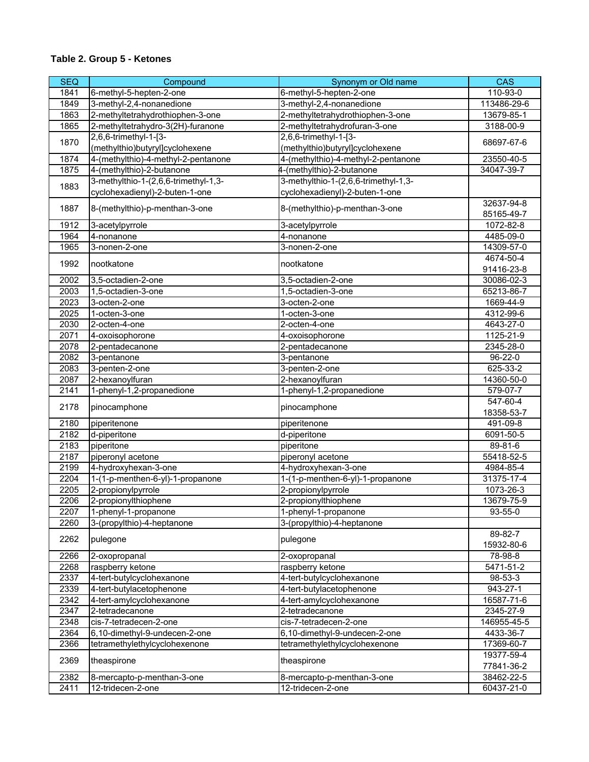**Table 2. Group 5 - Ketones**

| SEQ | Compound | Synonym or Old name | CAS |
|---|---|---|---|
| 1841 | 6-methyl-5-hepten-2-one | 6-methyl-5-hepten-2-one | 110-93-0 |
| 1849 | 3-methyl-2,4-nonanedione | 3-methyl-2,4-nonanedione | 113486-29-6 |
| 1863 | 2-methyltetrahydrothiophen-3-one | 2-methyltetrahydrothiophen-3-one | 13679-85-1 |
| 1865 | 2-methyltetrahydro-3(2H)-furanone | 2-methyltetrahydrofuran-3-one | 3188-00-9 |
| 1870 | 2,6,6-trimethyl-1-[3-(methylthio)butyryl]cyclohexene | 2,6,6-trimethyl-1-[3-(methylthio)butyryl]cyclohexene | 68697-67-6 |
| 1874 | 4-(methylthio)-4-methyl-2-pentanone | 4-(methylthio)-4-methyl-2-pentanone | 23550-40-5 |
| 1875 | 4-(methylthio)-2-butanone | 4-(methylthio)-2-butanone | 34047-39-7 |
| 1883 | 3-methylthio-1-(2,6,6-trimethyl-1,3-cyclohexadienyl)-2-buten-1-one | 3-methylthio-1-(2,6,6-trimethyl-1,3-cyclohexadienyl)-2-buten-1-one | |
| 1887 | 8-(methylthio)-p-menthan-3-one | 8-(methylthio)-p-menthan-3-one | 32637-94-8<br>85165-49-7 |
| 1912 | 3-acetylpyrrole | 3-acetylpyrrole | 1072-82-8 |
| 1964 | 4-nonanone | 4-nonanone | 4485-09-0 |
| 1965 | 3-nonen-2-one | 3-nonen-2-one | 14309-57-0 |
| 1992 | nootkatone | nootkatone | 4674-50-4<br>91416-23-8 |
| 2002 | 3,5-octadien-2-one | 3,5-octadien-2-one | 30086-02-3 |
| 2003 | 1,5-octadien-3-one | 1,5-octadien-3-one | 65213-86-7 |
| 2023 | 3-octen-2-one | 3-octen-2-one | 1669-44-9 |
| 2025 | 1-octen-3-one | 1-octen-3-one | 4312-99-6 |
| 2030 | 2-octen-4-one | 2-octen-4-one | 4643-27-0 |
| 2071 | 4-oxoisophorone | 4-oxoisophorone | 1125-21-9 |
| 2078 | 2-pentadecanone | 2-pentadecanone | 2345-28-0 |
| 2082 | 3-pentanone | 3-pentanone | 96-22-0 |
| 2083 | 3-penten-2-one | 3-penten-2-one | 625-33-2 |
| 2087 | 2-hexanoylfuran | 2-hexanoylfuran | 14360-50-0 |
| 2141 | 1-phenyl-1,2-propanedione | 1-phenyl-1,2-propanedione | 579-07-7 |
| 2178 | pinocamphone | pinocamphone | 547-60-4<br>18358-53-7 |
| 2180 | piperitenone | piperitenone | 491-09-8 |
| 2182 | d-piperitone | d-piperitone | 6091-50-5 |
| 2183 | piperitone | piperitone | 89-81-6 |
| 2187 | piperonyl acetone | piperonyl acetone | 55418-52-5 |
| 2199 | 4-hydroxyhexan-3-one | 4-hydroxyhexan-3-one | 4984-85-4 |
| 2204 | 1-(1-p-menthen-6-yl)-1-propanone | 1-(1-p-menthen-6-yl)-1-propanone | 31375-17-4 |
| 2205 | 2-propionylpyrrole | 2-propionylpyrrole | 1073-26-3 |
| 2206 | 2-propionylthiophene | 2-propionylthiophene | 13679-75-9 |
| 2207 | 1-phenyl-1-propanone | 1-phenyl-1-propanone | 93-55-0 |
| 2260 | 3-(propylthio)-4-heptanone | 3-(propylthio)-4-heptanone | |
| 2262 | pulegone | pulegone | 89-82-7<br>15932-80-6 |
| 2266 | 2-oxopropanal | 2-oxopropanal | 78-98-8 |
| 2268 | raspberry ketone | raspberry ketone | 5471-51-2 |
| 2337 | 4-tert-butylcyclohexanone | 4-tert-butylcyclohexanone | 98-53-3 |
| 2339 | 4-tert-butylacetophenone | 4-tert-butylacetophenone | 943-27-1 |
| 2342 | 4-tert-amylcyclohexanone | 4-tert-amylcyclohexanone | 16587-71-6 |
| 2347 | 2-tetradecanone | 2-tetradecanone | 2345-27-9 |
| 2348 | cis-7-tetradecen-2-one | cis-7-tetradecen-2-one | 146955-45-5 |
| 2364 | 6,10-dimethyl-9-undecen-2-one | 6,10-dimethyl-9-undecen-2-one | 4433-36-7 |
| 2366 | tetramethylethylcyclohexenone | tetramethylethylcyclohexenone | 17369-60-7 |
| 2369 | theaspirone | theaspirone | 19377-59-4<br>77841-36-2 |
| 2382 | 8-mercapto-p-menthan-3-one | 8-mercapto-p-menthan-3-one | 38462-22-5 |
| 2411 | 12-tridecen-2-one | 12-tridecen-2-one | 60437-21-0 |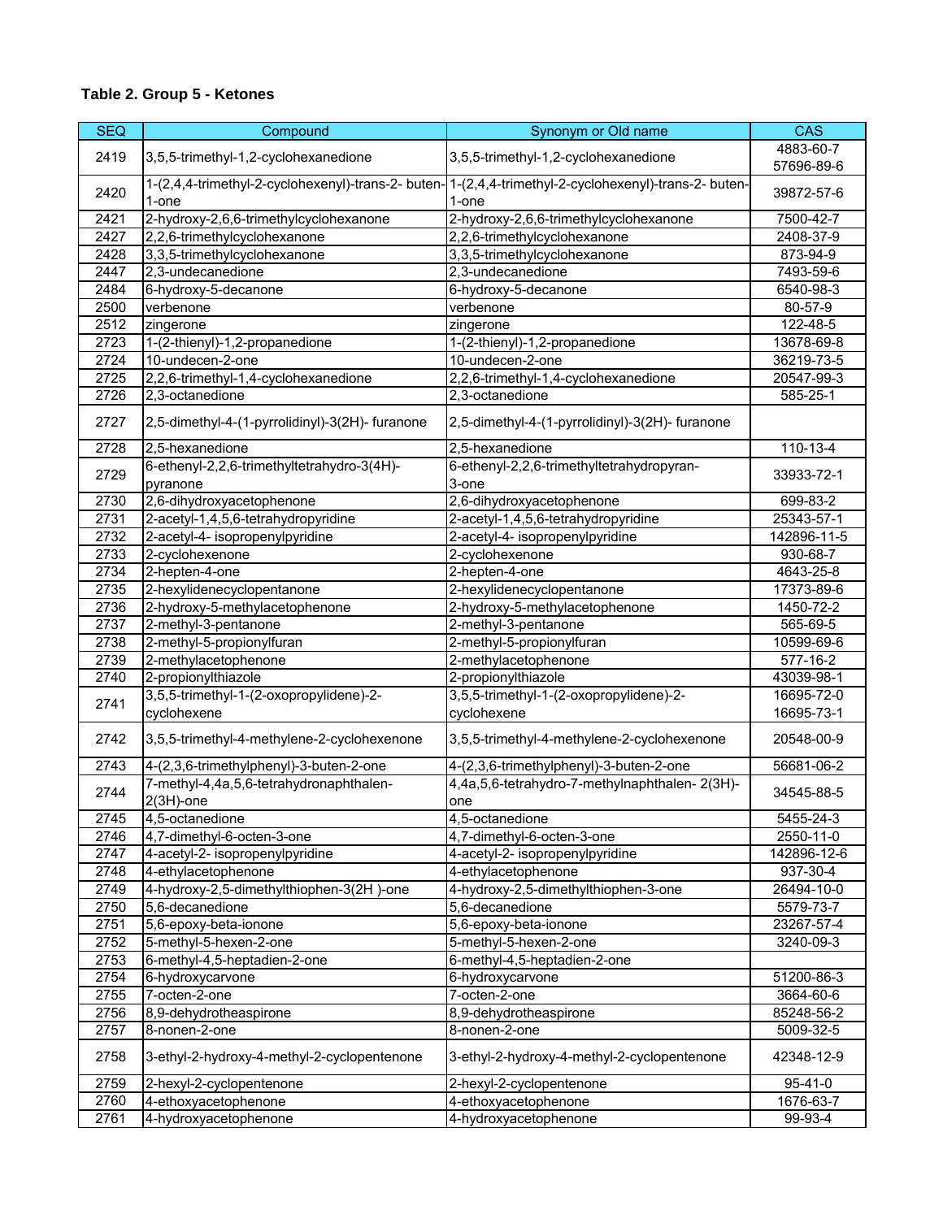**Table 2. Group 5 - Ketones**

| SEQ | Compound | Synonym or Old name | CAS |
|---|---|---|---|
| 2419 | 3,5,5-trimethyl-1,2-cyclohexanedione | 3,5,5-trimethyl-1,2-cyclohexanedione | 4883-60-7 57696-89-6 |
| 2420 | 1-(2,4,4-trimethyl-2-cyclohexenyl)-trans-2- buten-1-one | 1-(2,4,4-trimethyl-2-cyclohexenyl)-trans-2- buten-1-one | 39872-57-6 |
| 2421 | 2-hydroxy-2,6,6-trimethylcyclohexanone | 2-hydroxy-2,6,6-trimethylcyclohexanone | 7500-42-7 |
| 2427 | 2,2,6-trimethylcyclohexanone | 2,2,6-trimethylcyclohexanone | 2408-37-9 |
| 2428 | 3,3,5-trimethylcyclohexanone | 3,3,5-trimethylcyclohexanone | 873-94-9 |
| 2447 | 2,3-undecanedione | 2,3-undecanedione | 7493-59-6 |
| 2484 | 6-hydroxy-5-decanone | 6-hydroxy-5-decanone | 6540-98-3 |
| 2500 | verbenone | verbenone | 80-57-9 |
| 2512 | zingerone | zingerone | 122-48-5 |
| 2723 | 1-(2-thienyl)-1,2-propanedione | 1-(2-thienyl)-1,2-propanedione | 13678-69-8 |
| 2724 | 10-undecen-2-one | 10-undecen-2-one | 36219-73-5 |
| 2725 | 2,2,6-trimethyl-1,4-cyclohexanedione | 2,2,6-trimethyl-1,4-cyclohexanedione | 20547-99-3 |
| 2726 | 2,3-octanedione | 2,3-octanedione | 585-25-1 |
| 2727 | 2,5-dimethyl-4-(1-pyrrolidinyl)-3(2H)- furanone | 2,5-dimethyl-4-(1-pyrrolidinyl)-3(2H)- furanone | |
| 2728 | 2,5-hexanedione | 2,5-hexanedione | 110-13-4 |
| 2729 | 6-ethenyl-2,2,6-trimethyltetrahydro-3(4H)-pyranone | 6-ethenyl-2,2,6-trimethyltetrahydropyran-3-one | 33933-72-1 |
| 2730 | 2,6-dihydroxyacetophenone | 2,6-dihydroxyacetophenone | 699-83-2 |
| 2731 | 2-acetyl-1,4,5,6-tetrahydropyridine | 2-acetyl-1,4,5,6-tetrahydropyridine | 25343-57-1 |
| 2732 | 2-acetyl-4- isopropenylpyridine | 2-acetyl-4- isopropenylpyridine | 142896-11-5 |
| 2733 | 2-cyclohexenone | 2-cyclohexenone | 930-68-7 |
| 2734 | 2-hepten-4-one | 2-hepten-4-one | 4643-25-8 |
| 2735 | 2-hexylidenecyclopentanone | 2-hexylidenecyclopentanone | 17373-89-6 |
| 2736 | 2-hydroxy-5-methylacetophenone | 2-hydroxy-5-methylacetophenone | 1450-72-2 |
| 2737 | 2-methyl-3-pentanone | 2-methyl-3-pentanone | 565-69-5 |
| 2738 | 2-methyl-5-propionylfuran | 2-methyl-5-propionylfuran | 10599-69-6 |
| 2739 | 2-methylacetophenone | 2-methylacetophenone | 577-16-2 |
| 2740 | 2-propionylthiazole | 2-propionylthiazole | 43039-98-1 |
| 2741 | 3,5,5-trimethyl-1-(2-oxopropylidene)-2-cyclohexene | 3,5,5-trimethyl-1-(2-oxopropylidene)-2-cyclohexene | 16695-72-0 16695-73-1 |
| 2742 | 3,5,5-trimethyl-4-methylene-2-cyclohexenone | 3,5,5-trimethyl-4-methylene-2-cyclohexenone | 20548-00-9 |
| 2743 | 4-(2,3,6-trimethylphenyl)-3-buten-2-one | 4-(2,3,6-trimethylphenyl)-3-buten-2-one | 56681-06-2 |
| 2744 | 7-methyl-4,4a,5,6-tetrahydronaphthalen-2(3H)-one | 4,4a,5,6-tetrahydro-7-methylnaphthalen- 2(3H)-one | 34545-88-5 |
| 2745 | 4,5-octanedione | 4,5-octanedione | 5455-24-3 |
| 2746 | 4,7-dimethyl-6-octen-3-one | 4,7-dimethyl-6-octen-3-one | 2550-11-0 |
| 2747 | 4-acetyl-2- isopropenylpyridine | 4-acetyl-2- isopropenylpyridine | 142896-12-6 |
| 2748 | 4-ethylacetophenone | 4-ethylacetophenone | 937-30-4 |
| 2749 | 4-hydroxy-2,5-dimethylthiophen-3(2H )-one | 4-hydroxy-2,5-dimethylthiophen-3-one | 26494-10-0 |
| 2750 | 5,6-decanedione | 5,6-decanedione | 5579-73-7 |
| 2751 | 5,6-epoxy-beta-ionone | 5,6-epoxy-beta-ionone | 23267-57-4 |
| 2752 | 5-methyl-5-hexen-2-one | 5-methyl-5-hexen-2-one | 3240-09-3 |
| 2753 | 6-methyl-4,5-heptadien-2-one | 6-methyl-4,5-heptadien-2-one | |
| 2754 | 6-hydroxycarvone | 6-hydroxycarvone | 51200-86-3 |
| 2755 | 7-octen-2-one | 7-octen-2-one | 3664-60-6 |
| 2756 | 8,9-dehydrotheaspirone | 8,9-dehydrotheaspirone | 85248-56-2 |
| 2757 | 8-nonen-2-one | 8-nonen-2-one | 5009-32-5 |
| 2758 | 3-ethyl-2-hydroxy-4-methyl-2-cyclopentenone | 3-ethyl-2-hydroxy-4-methyl-2-cyclopentenone | 42348-12-9 |
| 2759 | 2-hexyl-2-cyclopentenone | 2-hexyl-2-cyclopentenone | 95-41-0 |
| 2760 | 4-ethoxyacetophenone | 4-ethoxyacetophenone | 1676-63-7 |
| 2761 | 4-hydroxyacetophenone | 4-hydroxyacetophenone | 99-93-4 |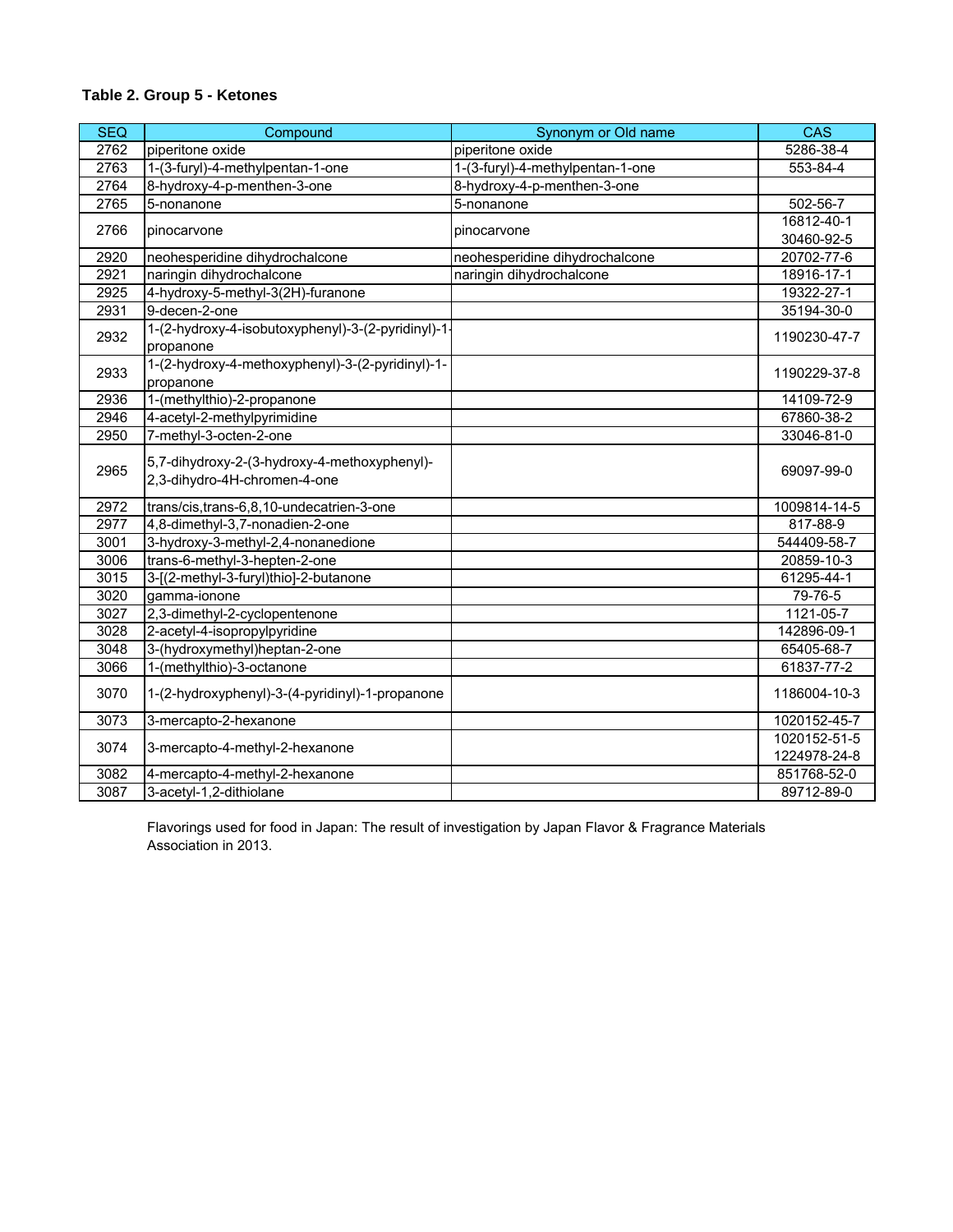**Table 2. Group 5 - Ketones**

| SEQ | Compound | Synonym or Old name | CAS |
|---|---|---|---|
| 2762 | piperitone oxide | piperitone oxide | 5286-38-4 |
| 2763 | 1-(3-furyl)-4-methylpentan-1-one | 1-(3-furyl)-4-methylpentan-1-one | 553-84-4 |
| 2764 | 8-hydroxy-4-p-menthen-3-one | 8-hydroxy-4-p-menthen-3-one | |
| 2765 | 5-nonanone | 5-nonanone | 502-56-7 |
| 2766 | pinocarvone | pinocarvone | 16812-40-1<br>30460-92-5 |
| 2920 | neohesperidine dihydrochalcone | neohesperidine dihydrochalcone | 20702-77-6 |
| 2921 | naringin dihydrochalcone | naringin dihydrochalcone | 18916-17-1 |
| 2925 | 4-hydroxy-5-methyl-3(2H)-furanone | | 19322-27-1 |
| 2931 | 9-decen-2-one | | 35194-30-0 |
| 2932 | 1-(2-hydroxy-4-isobutoxyphenyl)-3-(2-pyridinyl)-1-propanone | | 1190230-47-7 |
| 2933 | 1-(2-hydroxy-4-methoxyphenyl)-3-(2-pyridinyl)-1-propanone | | 1190229-37-8 |
| 2936 | 1-(methylthio)-2-propanone | | 14109-72-9 |
| 2946 | 4-acetyl-2-methylpyrimidine | | 67860-38-2 |
| 2950 | 7-methyl-3-octen-2-one | | 33046-81-0 |
| 2965 | 5,7-dihydroxy-2-(3-hydroxy-4-methoxyphenyl)-2,3-dihydro-4H-chromen-4-one | | 69097-99-0 |
| 2972 | trans/cis,trans-6,8,10-undecatrien-3-one | | 1009814-14-5 |
| 2977 | 4,8-dimethyl-3,7-nonadien-2-one | | 817-88-9 |
| 3001 | 3-hydroxy-3-methyl-2,4-nonanedione | | 544409-58-7 |
| 3006 | trans-6-methyl-3-hepten-2-one | | 20859-10-3 |
| 3015 | 3-[(2-methyl-3-furyl)thio]-2-butanone | | 61295-44-1 |
| 3020 | gamma-ionone | | 79-76-5 |
| 3027 | 2,3-dimethyl-2-cyclopentenone | | 1121-05-7 |
| 3028 | 2-acetyl-4-isopropylpyridine | | 142896-09-1 |
| 3048 | 3-(hydroxymethyl)heptan-2-one | | 65405-68-7 |
| 3066 | 1-(methylthio)-3-octanone | | 61837-77-2 |
| 3070 | 1-(2-hydroxyphenyl)-3-(4-pyridinyl)-1-propanone | | 1186004-10-3 |
| 3073 | 3-mercapto-2-hexanone | | 1020152-45-7 |
| 3074 | 3-mercapto-4-methyl-2-hexanone | | 1020152-51-5<br>1224978-24-8 |
| 3082 | 4-mercapto-4-methyl-2-hexanone | | 851768-52-0 |
| 3087 | 3-acetyl-1,2-dithiolane | | 89712-89-0 |

Flavorings used for food in Japan: The result of investigation by Japan Flavor & Fragrance Materials Association in 2013.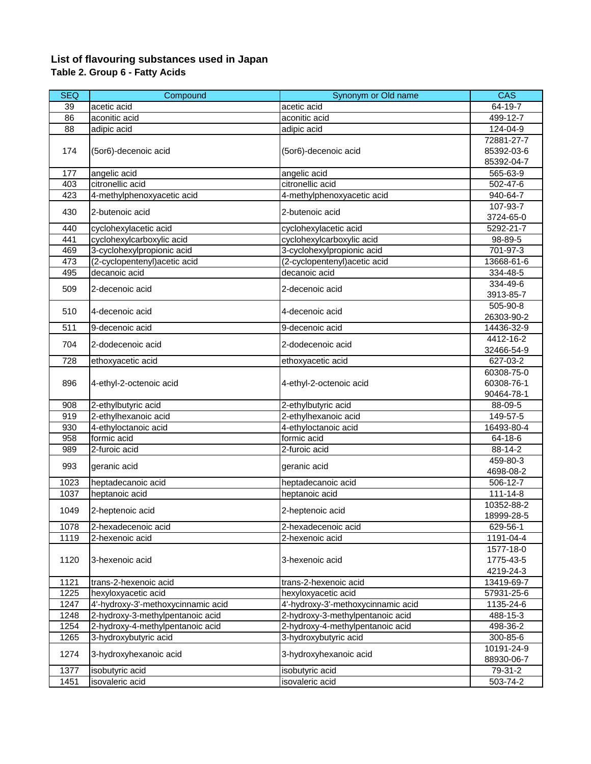# List of flavouring substances used in Japan

## Table 2. Group 6 - Fatty Acids

| SEQ | Compound | Synonym or Old name | CAS |
|---|---|---|---|
| 39 | acetic acid | acetic acid | 64-19-7 |
| 86 | aconitic acid | aconitic acid | 499-12-7 |
| 88 | adipic acid | adipic acid | 124-04-9 |
| 174 | (5or6)-decenoic acid | (5or6)-decenoic acid | 72881-27-7<br>85392-03-6<br>85392-04-7 |
| 177 | angelic acid | angelic acid | 565-63-9 |
| 403 | citronellic acid | citronellic acid | 502-47-6 |
| 423 | 4-methylphenoxyacetic acid | 4-methylphenoxyacetic acid | 940-64-7 |
| 430 | 2-butenoic acid | 2-butenoic acid | 107-93-7<br>3724-65-0 |
| 440 | cyclohexylacetic acid | cyclohexylacetic acid | 5292-21-7 |
| 441 | cyclohexylcarboxylic acid | cyclohexylcarboxylic acid | 98-89-5 |
| 469 | 3-cyclohexylpropionic acid | 3-cyclohexylpropionic acid | 701-97-3 |
| 473 | (2-cyclopentenyl)acetic acid | (2-cyclopentenyl)acetic acid | 13668-61-6 |
| 495 | decanoic acid | decanoic acid | 334-48-5 |
| 509 | 2-decenoic acid | 2-decenoic acid | 334-49-6<br>3913-85-7 |
| 510 | 4-decenoic acid | 4-decenoic acid | 505-90-8<br>26303-90-2 |
| 511 | 9-decenoic acid | 9-decenoic acid | 14436-32-9 |
| 704 | 2-dodecenoic acid | 2-dodecenoic acid | 4412-16-2<br>32466-54-9 |
| 728 | ethoxyacetic acid | ethoxyacetic acid | 627-03-2 |
| 896 | 4-ethyl-2-octenoic acid | 4-ethyl-2-octenoic acid | 60308-75-0<br>60308-76-1<br>90464-78-1 |
| 908 | 2-ethylbutyric acid | 2-ethylbutyric acid | 88-09-5 |
| 919 | 2-ethylhexanoic acid | 2-ethylhexanoic acid | 149-57-5 |
| 930 | 4-ethyloctanoic acid | 4-ethyloctanoic acid | 16493-80-4 |
| 958 | formic acid | formic acid | 64-18-6 |
| 989 | 2-furoic acid | 2-furoic acid | 88-14-2 |
| 993 | geranic acid | geranic acid | 459-80-3<br>4698-08-2 |
| 1023 | heptadecanoic acid | heptadecanoic acid | 506-12-7 |
| 1037 | heptanoic acid | heptanoic acid | 111-14-8 |
| 1049 | 2-heptenoic acid | 2-heptenoic acid | 10352-88-2<br>18999-28-5 |
| 1078 | 2-hexadecenoic acid | 2-hexadecenoic acid | 629-56-1 |
| 1119 | 2-hexenoic acid | 2-hexenoic acid | 1191-04-4 |
| 1120 | 3-hexenoic acid | 3-hexenoic acid | 1577-18-0<br>1775-43-5<br>4219-24-3 |
| 1121 | trans-2-hexenoic acid | trans-2-hexenoic acid | 13419-69-7 |
| 1225 | hexyloxyacetic acid | hexyloxyacetic acid | 57931-25-6 |
| 1247 | 4'-hydroxy-3'-methoxycinnamic acid | 4'-hydroxy-3'-methoxycinnamic acid | 1135-24-6 |
| 1248 | 2-hydroxy-3-methylpentanoic acid | 2-hydroxy-3-methylpentanoic acid | 488-15-3 |
| 1254 | 2-hydroxy-4-methylpentanoic acid | 2-hydroxy-4-methylpentanoic acid | 498-36-2 |
| 1265 | 3-hydroxybutyric acid | 3-hydroxybutyric acid | 300-85-6 |
| 1274 | 3-hydroxyhexanoic acid | 3-hydroxyhexanoic acid | 10191-24-9<br>88930-06-7 |
| 1377 | isobutyric acid | isobutyric acid | 79-31-2 |
| 1451 | isovaleric acid | isovaleric acid | 503-74-2 |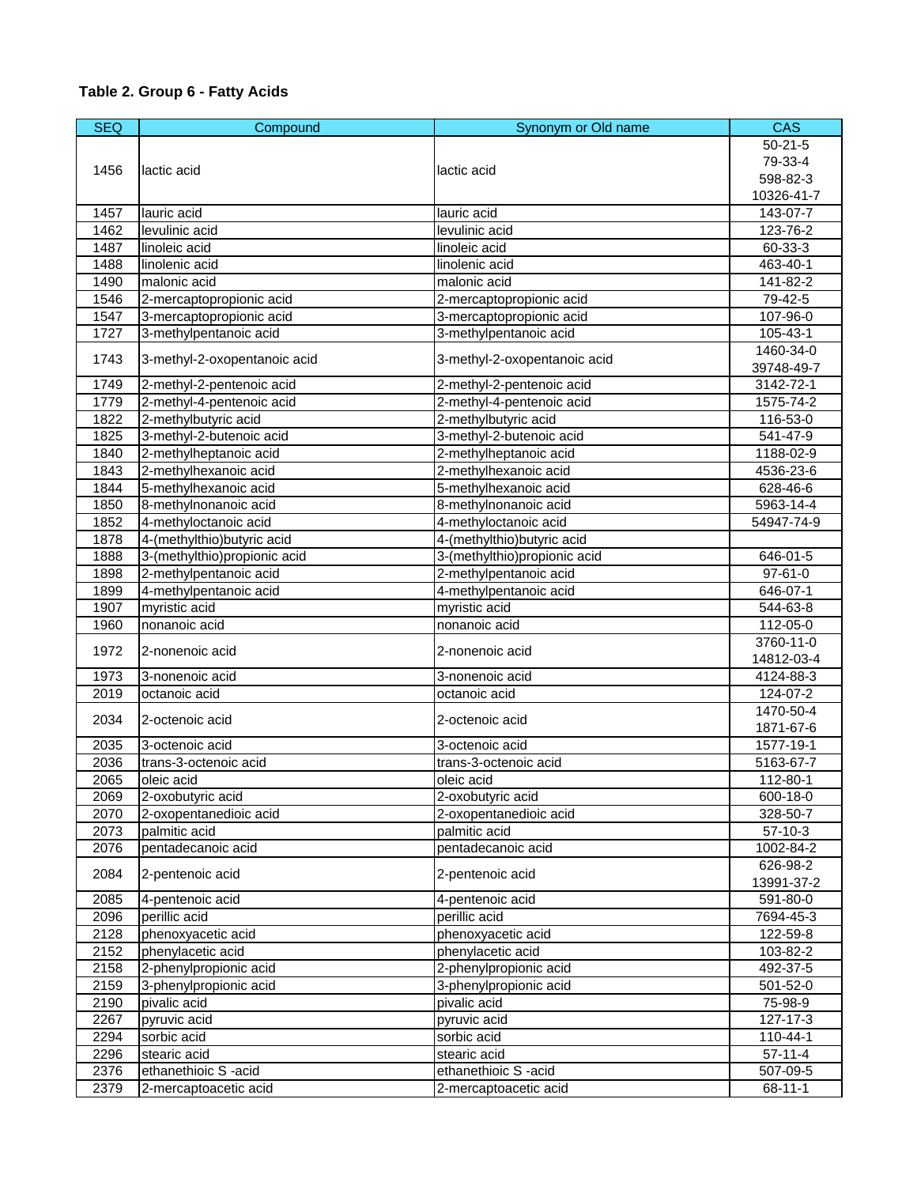**Table 2. Group 6 - Fatty Acids**

| SEQ | Compound | Synonym or Old name | CAS |
|---|---|---|---|
| 1456 | lactic acid | lactic acid | 50-21-5<br>79-33-4<br>598-82-3<br>10326-41-7 |
| 1457 | lauric acid | lauric acid | 143-07-7 |
| 1462 | levulinic acid | levulinic acid | 123-76-2 |
| 1487 | linoleic acid | linoleic acid | 60-33-3 |
| 1488 | linolenic acid | linolenic acid | 463-40-1 |
| 1490 | malonic acid | malonic acid | 141-82-2 |
| 1546 | 2-mercaptopropionic acid | 2-mercaptopropionic acid | 79-42-5 |
| 1547 | 3-mercaptopropionic acid | 3-mercaptopropionic acid | 107-96-0 |
| 1727 | 3-methylpentanoic acid | 3-methylpentanoic acid | 105-43-1 |
| 1743 | 3-methyl-2-oxopentanoic acid | 3-methyl-2-oxopentanoic acid | 1460-34-0<br>39748-49-7 |
| 1749 | 2-methyl-2-pentenoic acid | 2-methyl-2-pentenoic acid | 3142-72-1 |
| 1779 | 2-methyl-4-pentenoic acid | 2-methyl-4-pentenoic acid | 1575-74-2 |
| 1822 | 2-methylbutyric acid | 2-methylbutyric acid | 116-53-0 |
| 1825 | 3-methyl-2-butenoic acid | 3-methyl-2-butenoic acid | 541-47-9 |
| 1840 | 2-methylheptanoic acid | 2-methylheptanoic acid | 1188-02-9 |
| 1843 | 2-methylhexanoic acid | 2-methylhexanoic acid | 4536-23-6 |
| 1844 | 5-methylhexanoic acid | 5-methylhexanoic acid | 628-46-6 |
| 1850 | 8-methylnonanoic acid | 8-methylnonanoic acid | 5963-14-4 |
| 1852 | 4-methyloctanoic acid | 4-methyloctanoic acid | 54947-74-9 |
| 1878 | 4-(methylthio)butyric acid | 4-(methylthio)butyric acid | |
| 1888 | 3-(methylthio)propionic acid | 3-(methylthio)propionic acid | 646-01-5 |
| 1898 | 2-methylpentanoic acid | 2-methylpentanoic acid | 97-61-0 |
| 1899 | 4-methylpentanoic acid | 4-methylpentanoic acid | 646-07-1 |
| 1907 | myristic acid | myristic acid | 544-63-8 |
| 1960 | nonanoic acid | nonanoic acid | 112-05-0 |
| 1972 | 2-nonenoic acid | 2-nonenoic acid | 3760-11-0<br>14812-03-4 |
| 1973 | 3-nonenoic acid | 3-nonenoic acid | 4124-88-3 |
| 2019 | octanoic acid | octanoic acid | 124-07-2 |
| 2034 | 2-octenoic acid | 2-octenoic acid | 1470-50-4<br>1871-67-6 |
| 2035 | 3-octenoic acid | 3-octenoic acid | 1577-19-1 |
| 2036 | trans-3-octenoic acid | trans-3-octenoic acid | 5163-67-7 |
| 2065 | oleic acid | oleic acid | 112-80-1 |
| 2069 | 2-oxobutyric acid | 2-oxobutyric acid | 600-18-0 |
| 2070 | 2-oxopentanedioic acid | 2-oxopentanedioic acid | 328-50-7 |
| 2073 | palmitic acid | palmitic acid | 57-10-3 |
| 2076 | pentadecanoic acid | pentadecanoic acid | 1002-84-2 |
| 2084 | 2-pentenoic acid | 2-pentenoic acid | 626-98-2<br>13991-37-2 |
| 2085 | 4-pentenoic acid | 4-pentenoic acid | 591-80-0 |
| 2096 | perillic acid | perillic acid | 7694-45-3 |
| 2128 | phenoxyacetic acid | phenoxyacetic acid | 122-59-8 |
| 2152 | phenylacetic acid | phenylacetic acid | 103-82-2 |
| 2158 | 2-phenylpropionic acid | 2-phenylpropionic acid | 492-37-5 |
| 2159 | 3-phenylpropionic acid | 3-phenylpropionic acid | 501-52-0 |
| 2190 | pivalic acid | pivalic acid | 75-98-9 |
| 2267 | pyruvic acid | pyruvic acid | 127-17-3 |
| 2294 | sorbic acid | sorbic acid | 110-44-1 |
| 2296 | stearic acid | stearic acid | 57-11-4 |
| 2376 | ethanethioic S -acid | ethanethioic S -acid | 507-09-5 |
| 2379 | 2-mercaptoacetic acid | 2-mercaptoacetic acid | 68-11-1 |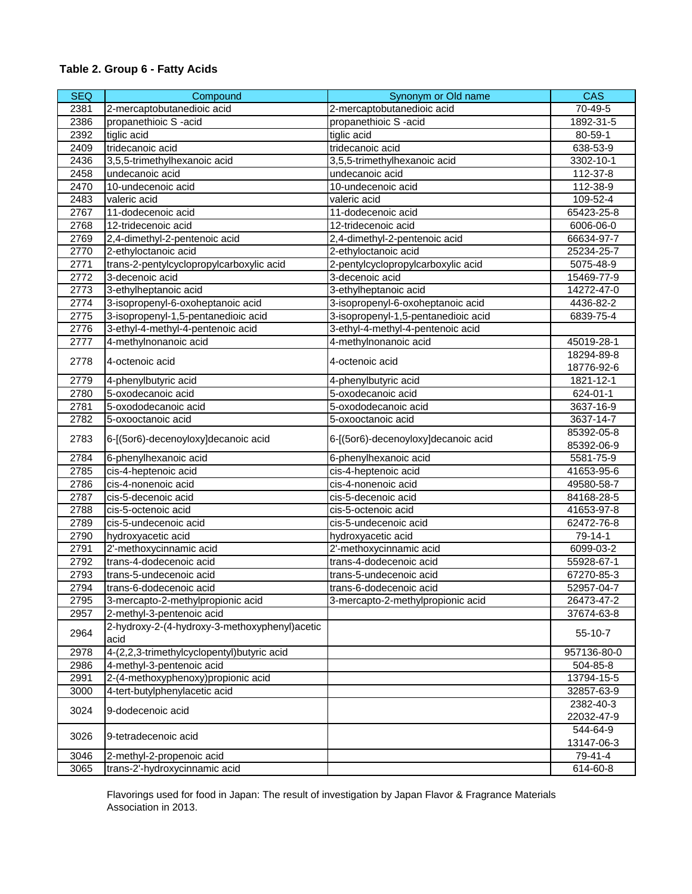**Table 2. Group 6 - Fatty Acids**

| SEQ | Compound | Synonym or Old name | CAS |
|---|---|---|---|
| 2381 | 2-mercaptobutanedioic acid | 2-mercaptobutanedioic acid | 70-49-5 |
| 2386 | propanethioic S -acid | propanethioic S -acid | 1892-31-5 |
| 2392 | tiglic acid | tiglic acid | 80-59-1 |
| 2409 | tridecanoic acid | tridecanoic acid | 638-53-9 |
| 2436 | 3,5,5-trimethylhexanoic acid | 3,5,5-trimethylhexanoic acid | 3302-10-1 |
| 2458 | undecanoic acid | undecanoic acid | 112-37-8 |
| 2470 | 10-undecenoic acid | 10-undecenoic acid | 112-38-9 |
| 2483 | valeric acid | valeric acid | 109-52-4 |
| 2767 | 11-dodecenoic acid | 11-dodecenoic acid | 65423-25-8 |
| 2768 | 12-tridecenoic acid | 12-tridecenoic acid | 6006-06-0 |
| 2769 | 2,4-dimethyl-2-pentenoic acid | 2,4-dimethyl-2-pentenoic acid | 66634-97-7 |
| 2770 | 2-ethyloctanoic acid | 2-ethyloctanoic acid | 25234-25-7 |
| 2771 | trans-2-pentylcyclopropylcarboxylic acid | 2-pentylcyclopropylcarboxylic acid | 5075-48-9 |
| 2772 | 3-decenoic acid | 3-decenoic acid | 15469-77-9 |
| 2773 | 3-ethylheptanoic acid | 3-ethylheptanoic acid | 14272-47-0 |
| 2774 | 3-isopropenyl-6-oxoheptanoic acid | 3-isopropenyl-6-oxoheptanoic acid | 4436-82-2 |
| 2775 | 3-isopropenyl-1,5-pentanedioic acid | 3-isopropenyl-1,5-pentanedioic acid | 6839-75-4 |
| 2776 | 3-ethyl-4-methyl-4-pentenoic acid | 3-ethyl-4-methyl-4-pentenoic acid | |
| 2777 | 4-methylnonanoic acid | 4-methylnonanoic acid | 45019-28-1 |
| 2778 | 4-octenoic acid | 4-octenoic acid | 18294-89-8<br>18776-92-6 |
| 2779 | 4-phenylbutyric acid | 4-phenylbutyric acid | 1821-12-1 |
| 2780 | 5-oxodecanoic acid | 5-oxodecanoic acid | 624-01-1 |
| 2781 | 5-oxododecanoic acid | 5-oxododecanoic acid | 3637-16-9 |
| 2782 | 5-oxooctanoic acid | 5-oxooctanoic acid | 3637-14-7 |
| 2783 | 6-[(5or6)-decenoyloxy]decanoic acid | 6-[(5or6)-decenoyloxy]decanoic acid | 85392-05-8<br>85392-06-9 |
| 2784 | 6-phenylhexanoic acid | 6-phenylhexanoic acid | 5581-75-9 |
| 2785 | cis-4-heptenoic acid | cis-4-heptenoic acid | 41653-95-6 |
| 2786 | cis-4-nonenoic acid | cis-4-nonenoic acid | 49580-58-7 |
| 2787 | cis-5-decenoic acid | cis-5-decenoic acid | 84168-28-5 |
| 2788 | cis-5-octenoic acid | cis-5-octenoic acid | 41653-97-8 |
| 2789 | cis-5-undecenoic acid | cis-5-undecenoic acid | 62472-76-8 |
| 2790 | hydroxyacetic acid | hydroxyacetic acid | 79-14-1 |
| 2791 | 2'-methoxycinnamic acid | 2'-methoxycinnamic acid | 6099-03-2 |
| 2792 | trans-4-dodecenoic acid | trans-4-dodecenoic acid | 55928-67-1 |
| 2793 | trans-5-undecenoic acid | trans-5-undecenoic acid | 67270-85-3 |
| 2794 | trans-6-dodecenoic acid | trans-6-dodecenoic acid | 52957-04-7 |
| 2795 | 3-mercapto-2-methylpropionic acid | 3-mercapto-2-methylpropionic acid | 26473-47-2 |
| 2957 | 2-methyl-3-pentenoic acid | | 37674-63-8 |
| 2964 | 2-hydroxy-2-(4-hydroxy-3-methoxyphenyl)acetic acid | | 55-10-7 |
| 2978 | 4-(2,2,3-trimethylcyclopentyl)butyric acid | | 957136-80-0 |
| 2986 | 4-methyl-3-pentenoic acid | | 504-85-8 |
| 2991 | 2-(4-methoxyphenoxy)propionic acid | | 13794-15-5 |
| 3000 | 4-tert-butylphenylacetic acid | | 32857-63-9 |
| 3024 | 9-dodecenoic acid | | 2382-40-3<br>22032-47-9 |
| 3026 | 9-tetradecenoic acid | | 544-64-9<br>13147-06-3 |
| 3046 | 2-methyl-2-propenoic acid | | 79-41-4 |
| 3065 | trans-2'-hydroxycinnamic acid | | 614-60-8 |

Flavorings used for food in Japan: The result of investigation by Japan Flavor & Fragrance Materials Association in 2013.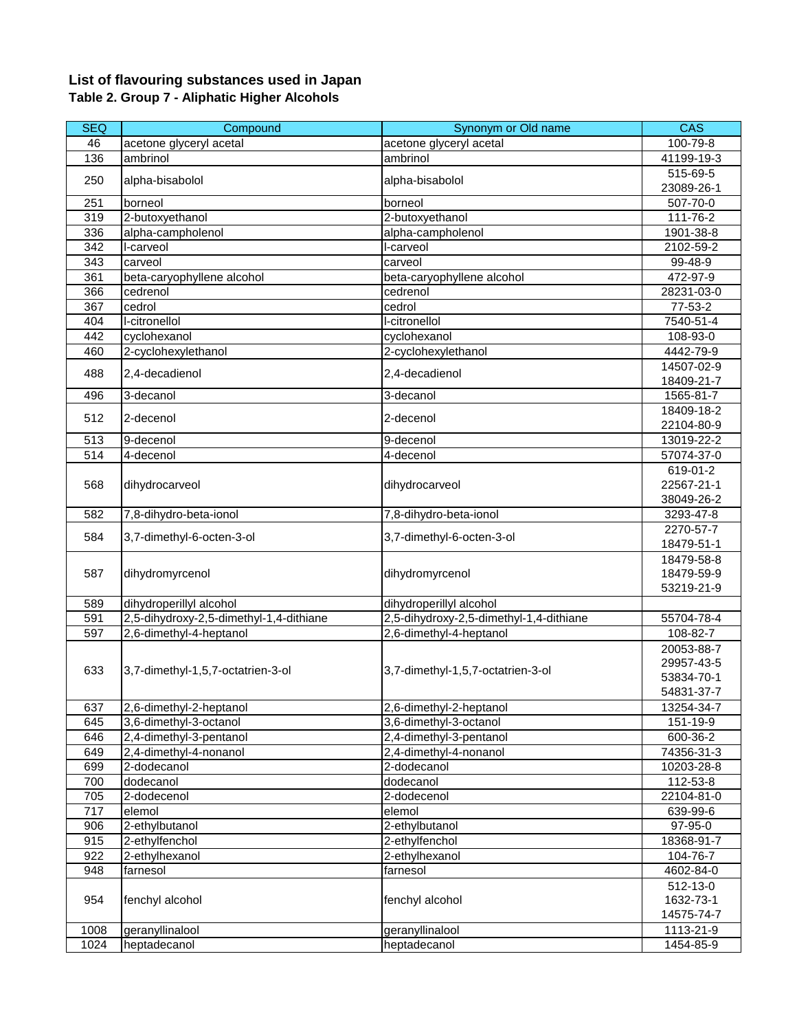## List of flavouring substances used in Japan

### Table 2. Group 7 - Aliphatic Higher Alcohols

| SEQ | Compound | Synonym or Old name | CAS |
|---|---|---|---|
| 46 | acetone glyceryl acetal | acetone glyceryl acetal | 100-79-8 |
| 136 | ambrinol | ambrinol | 41199-19-3 |
| 250 | alpha-bisabolol | alpha-bisabolol | 515-69-5<br>23089-26-1 |
| 251 | borneol | borneol | 507-70-0 |
| 319 | 2-butoxyethanol | 2-butoxyethanol | 111-76-2 |
| 336 | alpha-campholenol | alpha-campholenol | 1901-38-8 |
| 342 | l-carveol | l-carveol | 2102-59-2 |
| 343 | carveol | carveol | 99-48-9 |
| 361 | beta-caryophyllene alcohol | beta-caryophyllene alcohol | 472-97-9 |
| 366 | cedrenol | cedrenol | 28231-03-0 |
| 367 | cedrol | cedrol | 77-53-2 |
| 404 | l-citronellol | l-citronellol | 7540-51-4 |
| 442 | cyclohexanol | cyclohexanol | 108-93-0 |
| 460 | 2-cyclohexylethanol | 2-cyclohexylethanol | 4442-79-9 |
| 488 | 2,4-decadienol | 2,4-decadienol | 14507-02-9<br>18409-21-7 |
| 496 | 3-decanol | 3-decanol | 1565-81-7 |
| 512 | 2-decenol | 2-decenol | 18409-18-2<br>22104-80-9 |
| 513 | 9-decenol | 9-decenol | 13019-22-2 |
| 514 | 4-decenol | 4-decenol | 57074-37-0 |
| 568 | dihydrocarveol | dihydrocarveol | 619-01-2<br>22567-21-1<br>38049-26-2 |
| 582 | 7,8-dihydro-beta-ionol | 7,8-dihydro-beta-ionol | 3293-47-8 |
| 584 | 3,7-dimethyl-6-octen-3-ol | 3,7-dimethyl-6-octen-3-ol | 2270-57-7<br>18479-51-1 |
| 587 | dihydromyrcenol | dihydromyrcenol | 18479-58-8<br>18479-59-9<br>53219-21-9 |
| 589 | dihydroperillyl alcohol | dihydroperillyl alcohol | |
| 591 | 2,5-dihydroxy-2,5-dimethyl-1,4-dithiane | 2,5-dihydroxy-2,5-dimethyl-1,4-dithiane | 55704-78-4 |
| 597 | 2,6-dimethyl-4-heptanol | 2,6-dimethyl-4-heptanol | 108-82-7 |
| 633 | 3,7-dimethyl-1,5,7-octatrien-3-ol | 3,7-dimethyl-1,5,7-octatrien-3-ol | 20053-88-7<br>29957-43-5<br>53834-70-1<br>54831-37-7 |
| 637 | 2,6-dimethyl-2-heptanol | 2,6-dimethyl-2-heptanol | 13254-34-7 |
| 645 | 3,6-dimethyl-3-octanol | 3,6-dimethyl-3-octanol | 151-19-9 |
| 646 | 2,4-dimethyl-3-pentanol | 2,4-dimethyl-3-pentanol | 600-36-2 |
| 649 | 2,4-dimethyl-4-nonanol | 2,4-dimethyl-4-nonanol | 74356-31-3 |
| 699 | 2-dodecanol | 2-dodecanol | 10203-28-8 |
| 700 | dodecanol | dodecanol | 112-53-8 |
| 705 | 2-dodecenol | 2-dodecenol | 22104-81-0 |
| 717 | elemol | elemol | 639-99-6 |
| 906 | 2-ethylbutanol | 2-ethylbutanol | 97-95-0 |
| 915 | 2-ethylfenchol | 2-ethylfenchol | 18368-91-7 |
| 922 | 2-ethylhexanol | 2-ethylhexanol | 104-76-7 |
| 948 | farnesol | farnesol | 4602-84-0 |
| 954 | fenchyl alcohol | fenchyl alcohol | 512-13-0<br>1632-73-1<br>14575-74-7 |
| 1008 | geranyllinalool | geranyllinalool | 1113-21-9 |
| 1024 | heptadecanol | heptadecanol | 1454-85-9 |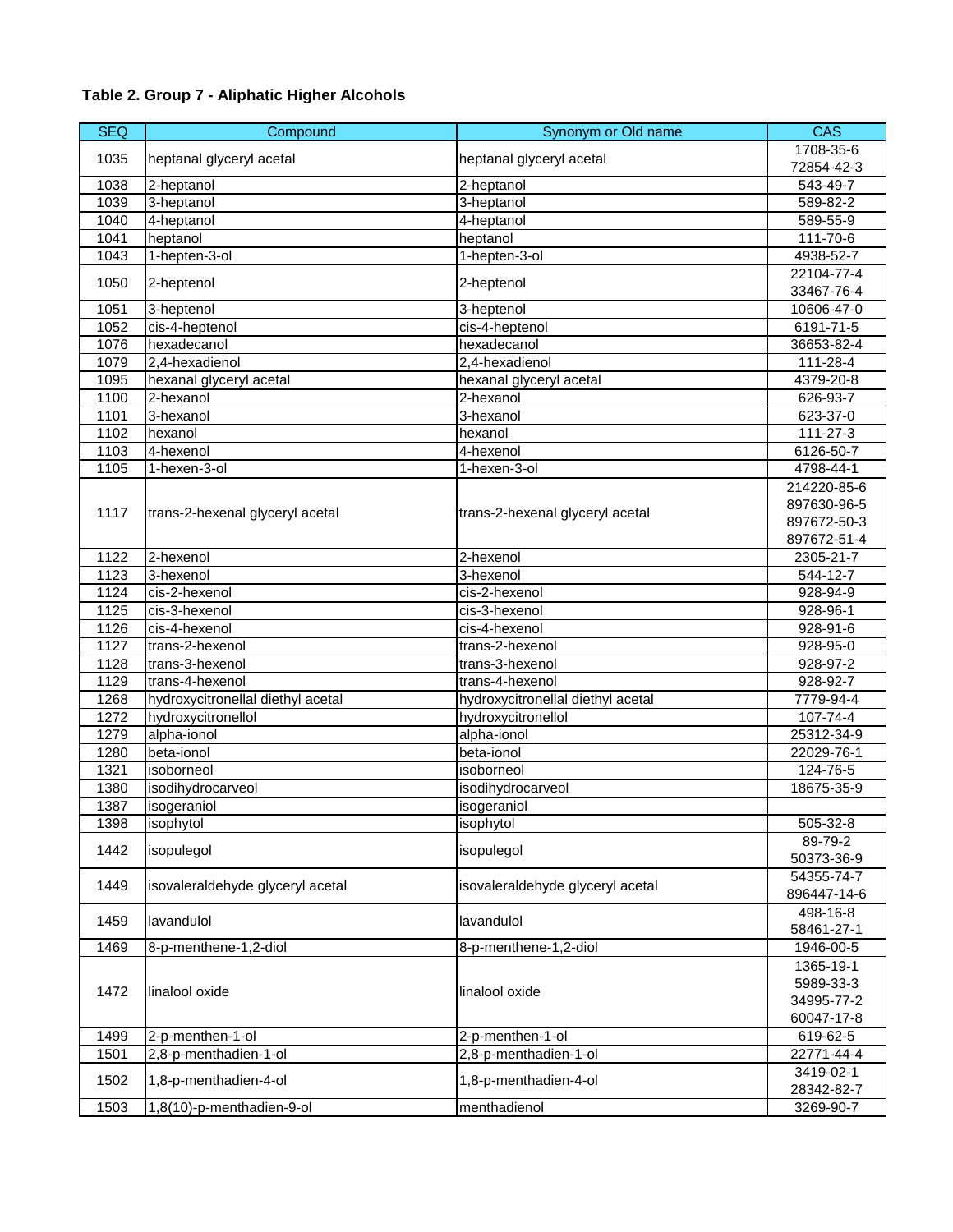**Table 2. Group 7 - Aliphatic Higher Alcohols**

| SEQ | Compound | Synonym or Old name | CAS |
|---|---|---|---|
| 1035 | heptanal glyceryl acetal | heptanal glyceryl acetal | 1708-35-6<br>72854-42-3 |
| 1038 | 2-heptanol | 2-heptanol | 543-49-7 |
| 1039 | 3-heptanol | 3-heptanol | 589-82-2 |
| 1040 | 4-heptanol | 4-heptanol | 589-55-9 |
| 1041 | heptanol | heptanol | 111-70-6 |
| 1043 | 1-hepten-3-ol | 1-hepten-3-ol | 4938-52-7 |
| 1050 | 2-heptenol | 2-heptenol | 22104-77-4<br>33467-76-4 |
| 1051 | 3-heptenol | 3-heptenol | 10606-47-0 |
| 1052 | cis-4-heptenol | cis-4-heptenol | 6191-71-5 |
| 1076 | hexadecanol | hexadecanol | 36653-82-4 |
| 1079 | 2,4-hexadienol | 2,4-hexadienol | 111-28-4 |
| 1095 | hexanal glyceryl acetal | hexanal glyceryl acetal | 4379-20-8 |
| 1100 | 2-hexanol | 2-hexanol | 626-93-7 |
| 1101 | 3-hexanol | 3-hexanol | 623-37-0 |
| 1102 | hexanol | hexanol | 111-27-3 |
| 1103 | 4-hexenol | 4-hexenol | 6126-50-7 |
| 1105 | 1-hexen-3-ol | 1-hexen-3-ol | 4798-44-1 |
| 1117 | trans-2-hexenal glyceryl acetal | trans-2-hexenal glyceryl acetal | 214220-85-6<br>897630-96-5<br>897672-50-3<br>897672-51-4 |
| 1122 | 2-hexenol | 2-hexenol | 2305-21-7 |
| 1123 | 3-hexenol | 3-hexenol | 544-12-7 |
| 1124 | cis-2-hexenol | cis-2-hexenol | 928-94-9 |
| 1125 | cis-3-hexenol | cis-3-hexenol | 928-96-1 |
| 1126 | cis-4-hexenol | cis-4-hexenol | 928-91-6 |
| 1127 | trans-2-hexenol | trans-2-hexenol | 928-95-0 |
| 1128 | trans-3-hexenol | trans-3-hexenol | 928-97-2 |
| 1129 | trans-4-hexenol | trans-4-hexenol | 928-92-7 |
| 1268 | hydroxycitronellal diethyl acetal | hydroxycitronellal diethyl acetal | 7779-94-4 |
| 1272 | hydroxycitronellol | hydroxycitronellol | 107-74-4 |
| 1279 | alpha-ionol | alpha-ionol | 25312-34-9 |
| 1280 | beta-ionol | beta-ionol | 22029-76-1 |
| 1321 | isoborneol | isoborneol | 124-76-5 |
| 1380 | isodihydrocarveol | isodihydrocarveol | 18675-35-9 |
| 1387 | isogeraniol | isogeraniol | |
| 1398 | isophytol | isophytol | 505-32-8 |
| 1442 | isopulegol | isopulegol | 89-79-2<br>50373-36-9 |
| 1449 | isovaleraldehyde glyceryl acetal | isovaleraldehyde glyceryl acetal | 54355-74-7<br>896447-14-6 |
| 1459 | lavandulol | lavandulol | 498-16-8<br>58461-27-1 |
| 1469 | 8-p-menthene-1,2-diol | 8-p-menthene-1,2-diol | 1946-00-5 |
| 1472 | linalool oxide | linalool oxide | 1365-19-1<br>5989-33-3<br>34995-77-2<br>60047-17-8 |
| 1499 | 2-p-menthen-1-ol | 2-p-menthen-1-ol | 619-62-5 |
| 1501 | 2,8-p-menthadien-1-ol | 2,8-p-menthadien-1-ol | 22771-44-4 |
| 1502 | 1,8-p-menthadien-4-ol | 1,8-p-menthadien-4-ol | 3419-02-1<br>28342-82-7 |
| 1503 | 1,8(10)-p-menthadien-9-ol | menthadienol | 3269-90-7 |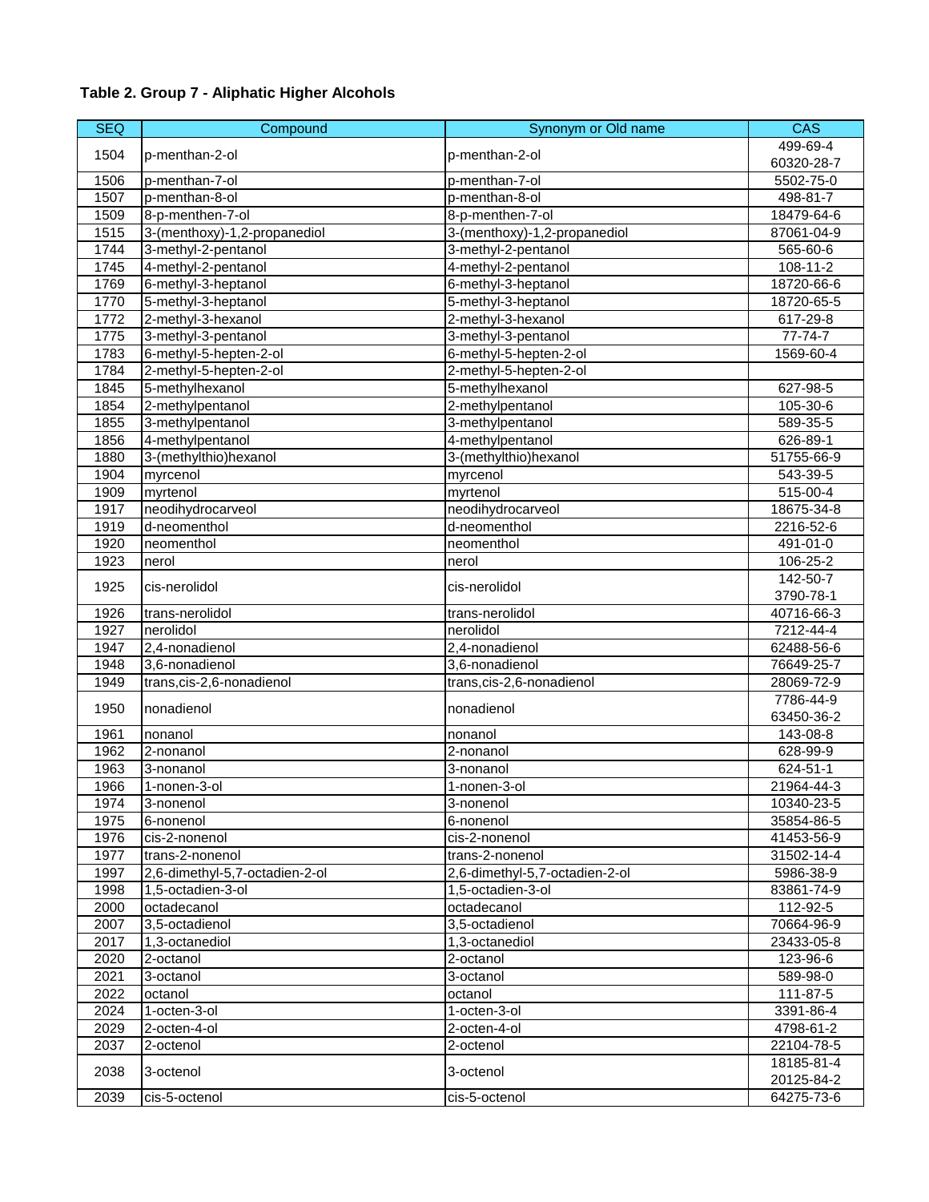**Table 2. Group 7 - Aliphatic Higher Alcohols**

| SEQ | Compound | Synonym or Old name | CAS |
|---|---|---|---|
| 1504 | p-menthan-2-ol | p-menthan-2-ol | 499-69-4<br>60320-28-7 |
| 1506 | p-menthan-7-ol | p-menthan-7-ol | 5502-75-0 |
| 1507 | p-menthan-8-ol | p-menthan-8-ol | 498-81-7 |
| 1509 | 8-p-menthen-7-ol | 8-p-menthen-7-ol | 18479-64-6 |
| 1515 | 3-(menthoxy)-1,2-propanediol | 3-(menthoxy)-1,2-propanediol | 87061-04-9 |
| 1744 | 3-methyl-2-pentanol | 3-methyl-2-pentanol | 565-60-6 |
| 1745 | 4-methyl-2-pentanol | 4-methyl-2-pentanol | 108-11-2 |
| 1769 | 6-methyl-3-heptanol | 6-methyl-3-heptanol | 18720-66-6 |
| 1770 | 5-methyl-3-heptanol | 5-methyl-3-heptanol | 18720-65-5 |
| 1772 | 2-methyl-3-hexanol | 2-methyl-3-hexanol | 617-29-8 |
| 1775 | 3-methyl-3-pentanol | 3-methyl-3-pentanol | 77-74-7 |
| 1783 | 6-methyl-5-hepten-2-ol | 6-methyl-5-hepten-2-ol | 1569-60-4 |
| 1784 | 2-methyl-5-hepten-2-ol | 2-methyl-5-hepten-2-ol | |
| 1845 | 5-methylhexanol | 5-methylhexanol | 627-98-5 |
| 1854 | 2-methylpentanol | 2-methylpentanol | 105-30-6 |
| 1855 | 3-methylpentanol | 3-methylpentanol | 589-35-5 |
| 1856 | 4-methylpentanol | 4-methylpentanol | 626-89-1 |
| 1880 | 3-(methylthio)hexanol | 3-(methylthio)hexanol | 51755-66-9 |
| 1904 | myrcenol | myrcenol | 543-39-5 |
| 1909 | myrtenol | myrtenol | 515-00-4 |
| 1917 | neodihydrocarveol | neodihydrocarveol | 18675-34-8 |
| 1919 | d-neomenthol | d-neomenthol | 2216-52-6 |
| 1920 | neomenthol | neomenthol | 491-01-0 |
| 1923 | nerol | nerol | 106-25-2 |
| 1925 | cis-nerolidol | cis-nerolidol | 142-50-7<br>3790-78-1 |
| 1926 | trans-nerolidol | trans-nerolidol | 40716-66-3 |
| 1927 | nerolidol | nerolidol | 7212-44-4 |
| 1947 | 2,4-nonadienol | 2,4-nonadienol | 62488-56-6 |
| 1948 | 3,6-nonadienol | 3,6-nonadienol | 76649-25-7 |
| 1949 | trans,cis-2,6-nonadienol | trans,cis-2,6-nonadienol | 28069-72-9 |
| 1950 | nonadienol | nonadienol | 7786-44-9<br>63450-36-2 |
| 1961 | nonanol | nonanol | 143-08-8 |
| 1962 | 2-nonanol | 2-nonanol | 628-99-9 |
| 1963 | 3-nonanol | 3-nonanol | 624-51-1 |
| 1966 | 1-nonen-3-ol | 1-nonen-3-ol | 21964-44-3 |
| 1974 | 3-nonenol | 3-nonenol | 10340-23-5 |
| 1975 | 6-nonenol | 6-nonenol | 35854-86-5 |
| 1976 | cis-2-nonenol | cis-2-nonenol | 41453-56-9 |
| 1977 | trans-2-nonenol | trans-2-nonenol | 31502-14-4 |
| 1997 | 2,6-dimethyl-5,7-octadien-2-ol | 2,6-dimethyl-5,7-octadien-2-ol | 5986-38-9 |
| 1998 | 1,5-octadien-3-ol | 1,5-octadien-3-ol | 83861-74-9 |
| 2000 | octadecanol | octadecanol | 112-92-5 |
| 2007 | 3,5-octadienol | 3,5-octadienol | 70664-96-9 |
| 2017 | 1,3-octanediol | 1,3-octanediol | 23433-05-8 |
| 2020 | 2-octanol | 2-octanol | 123-96-6 |
| 2021 | 3-octanol | 3-octanol | 589-98-0 |
| 2022 | octanol | octanol | 111-87-5 |
| 2024 | 1-octen-3-ol | 1-octen-3-ol | 3391-86-4 |
| 2029 | 2-octen-4-ol | 2-octen-4-ol | 4798-61-2 |
| 2037 | 2-octenol | 2-octenol | 22104-78-5 |
| 2038 | 3-octenol | 3-octenol | 18185-81-4<br>20125-84-2 |
| 2039 | cis-5-octenol | cis-5-octenol | 64275-73-6 |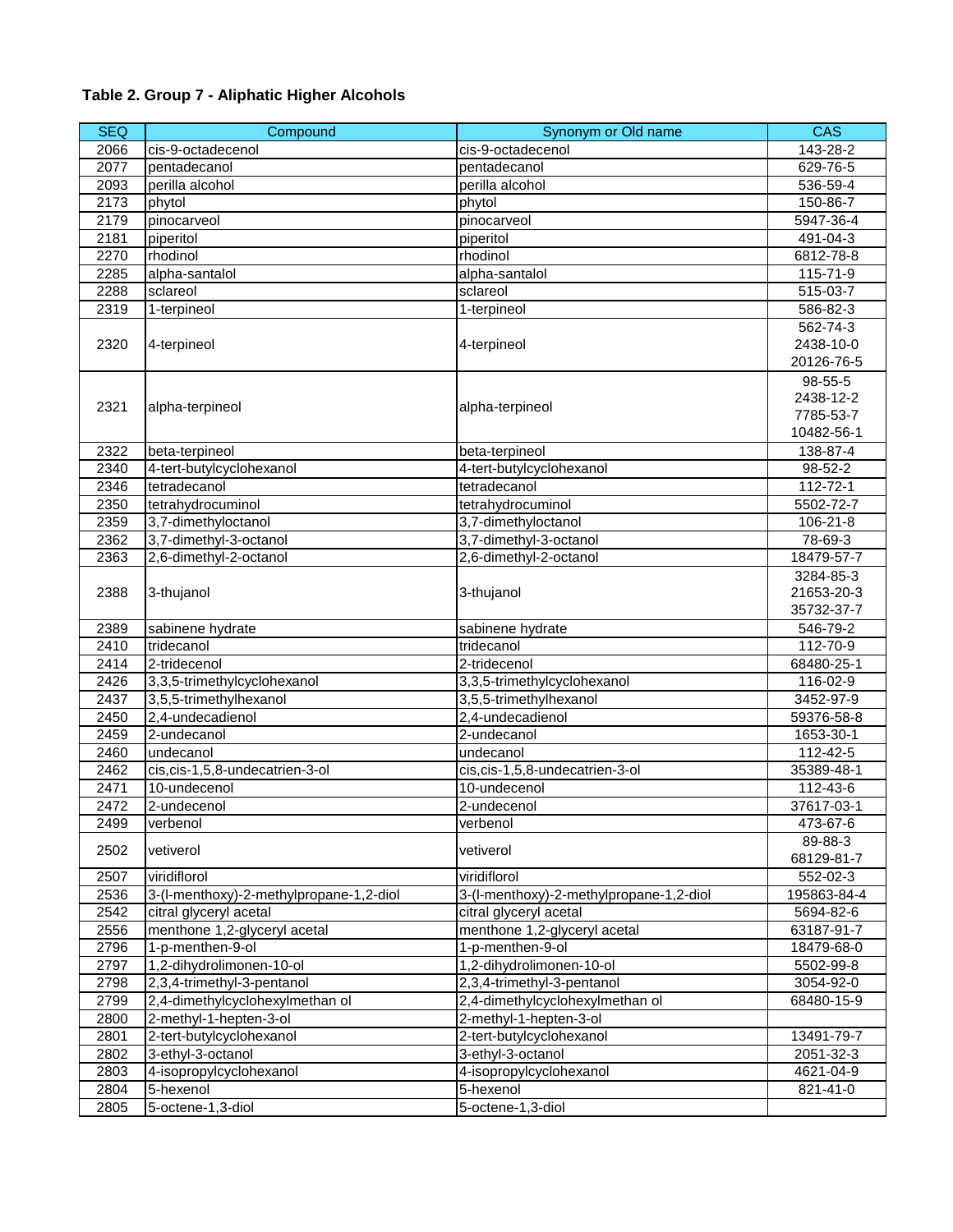**Table 2. Group 7 - Aliphatic Higher Alcohols**

| SEQ | Compound | Synonym or Old name | CAS |
|---|---|---|---|
| 2066 | cis-9-octadecenol | cis-9-octadecenol | 143-28-2 |
| 2077 | pentadecanol | pentadecanol | 629-76-5 |
| 2093 | perilla alcohol | perilla alcohol | 536-59-4 |
| 2173 | phytol | phytol | 150-86-7 |
| 2179 | pinocarveol | pinocarveol | 5947-36-4 |
| 2181 | piperitol | piperitol | 491-04-3 |
| 2270 | rhodinol | rhodinol | 6812-78-8 |
| 2285 | alpha-santalol | alpha-santalol | 115-71-9 |
| 2288 | sclareol | sclareol | 515-03-7 |
| 2319 | 1-terpineol | 1-terpineol | 586-82-3 |
| 2320 | 4-terpineol | 4-terpineol | 562-74-3<br>2438-10-0<br>20126-76-5 |
| 2321 | alpha-terpineol | alpha-terpineol | 98-55-5<br>2438-12-2<br>7785-53-7<br>10482-56-1 |
| 2322 | beta-terpineol | beta-terpineol | 138-87-4 |
| 2340 | 4-tert-butylcyclohexanol | 4-tert-butylcyclohexanol | 98-52-2 |
| 2346 | tetradecanol | tetradecanol | 112-72-1 |
| 2350 | tetrahydrocuminol | tetrahydrocuminol | 5502-72-7 |
| 2359 | 3,7-dimethyloctanol | 3,7-dimethyloctanol | 106-21-8 |
| 2362 | 3,7-dimethyl-3-octanol | 3,7-dimethyl-3-octanol | 78-69-3 |
| 2363 | 2,6-dimethyl-2-octanol | 2,6-dimethyl-2-octanol | 18479-57-7 |
| 2388 | 3-thujanol | 3-thujanol | 3284-85-3<br>21653-20-3<br>35732-37-7 |
| 2389 | sabinene hydrate | sabinene hydrate | 546-79-2 |
| 2410 | tridecanol | tridecanol | 112-70-9 |
| 2414 | 2-tridecenol | 2-tridecenol | 68480-25-1 |
| 2426 | 3,3,5-trimethylcyclohexanol | 3,3,5-trimethylcyclohexanol | 116-02-9 |
| 2437 | 3,5,5-trimethylhexanol | 3,5,5-trimethylhexanol | 3452-97-9 |
| 2450 | 2,4-undecadienol | 2,4-undecadienol | 59376-58-8 |
| 2459 | 2-undecanol | 2-undecanol | 1653-30-1 |
| 2460 | undecanol | undecanol | 112-42-5 |
| 2462 | cis,cis-1,5,8-undecatrien-3-ol | cis,cis-1,5,8-undecatrien-3-ol | 35389-48-1 |
| 2471 | 10-undecenol | 10-undecenol | 112-43-6 |
| 2472 | 2-undecenol | 2-undecenol | 37617-03-1 |
| 2499 | verbenol | verbenol | 473-67-6 |
| 2502 | vetiverol | vetiverol | 89-88-3<br>68129-81-7 |
| 2507 | viridiflorol | viridiflorol | 552-02-3 |
| 2536 | 3-(l-menthoxy)-2-methylpropane-1,2-diol | 3-(l-menthoxy)-2-methylpropane-1,2-diol | 195863-84-4 |
| 2542 | citral glyceryl acetal | citral glyceryl acetal | 5694-82-6 |
| 2556 | menthone 1,2-glyceryl acetal | menthone 1,2-glyceryl acetal | 63187-91-7 |
| 2796 | 1-p-menthen-9-ol | 1-p-menthen-9-ol | 18479-68-0 |
| 2797 | 1,2-dihydrolimonen-10-ol | 1,2-dihydrolimonen-10-ol | 5502-99-8 |
| 2798 | 2,3,4-trimethyl-3-pentanol | 2,3,4-trimethyl-3-pentanol | 3054-92-0 |
| 2799 | 2,4-dimethylcyclohexylmethan ol | 2,4-dimethylcyclohexylmethan ol | 68480-15-9 |
| 2800 | 2-methyl-1-hepten-3-ol | 2-methyl-1-hepten-3-ol | |
| 2801 | 2-tert-butylcyclohexanol | 2-tert-butylcyclohexanol | 13491-79-7 |
| 2802 | 3-ethyl-3-octanol | 3-ethyl-3-octanol | 2051-32-3 |
| 2803 | 4-isopropylcyclohexanol | 4-isopropylcyclohexanol | 4621-04-9 |
| 2804 | 5-hexenol | 5-hexenol | 821-41-0 |
| 2805 | 5-octene-1,3-diol | 5-octene-1,3-diol | |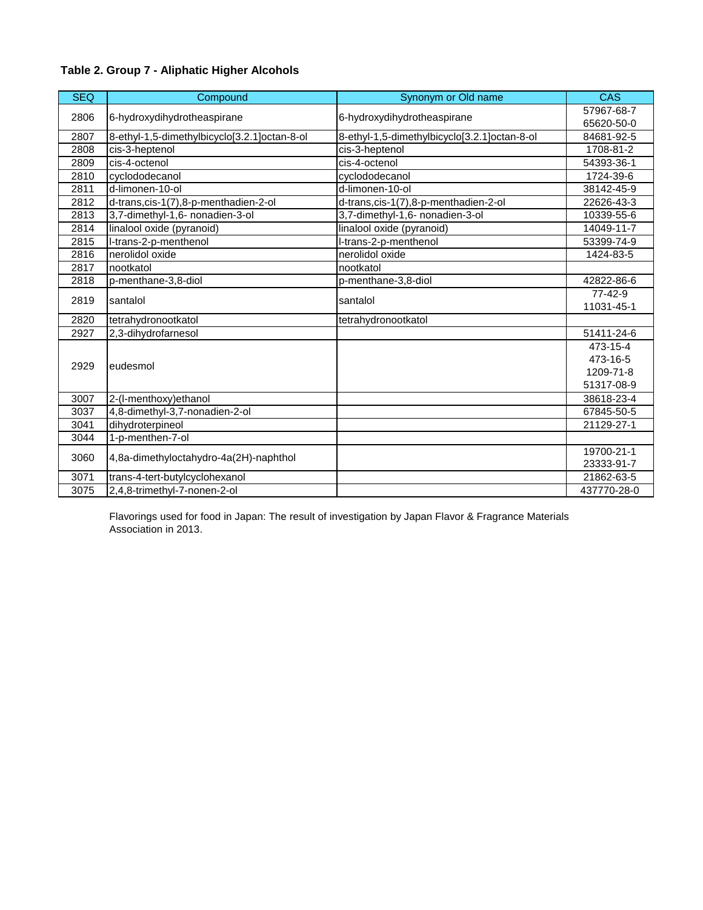**Table 2. Group 7 - Aliphatic Higher Alcohols**

| SEQ | Compound | Synonym or Old name | CAS |
|---|---|---|---|
| 2806 | 6-hydroxydihydrotheaspirane | 6-hydroxydihydrotheaspirane | 57967-68-7<br>65620-50-0 |
| 2807 | 8-ethyl-1,5-dimethylbicyclo[3.2.1]octan-8-ol | 8-ethyl-1,5-dimethylbicyclo[3.2.1]octan-8-ol | 84681-92-5 |
| 2808 | cis-3-heptenol | cis-3-heptenol | 1708-81-2 |
| 2809 | cis-4-octenol | cis-4-octenol | 54393-36-1 |
| 2810 | cyclododecanol | cyclododecanol | 1724-39-6 |
| 2811 | d-limonen-10-ol | d-limonen-10-ol | 38142-45-9 |
| 2812 | d-trans,cis-1(7),8-p-menthadien-2-ol | d-trans,cis-1(7),8-p-menthadien-2-ol | 22626-43-3 |
| 2813 | 3,7-dimethyl-1,6- nonadien-3-ol | 3,7-dimethyl-1,6- nonadien-3-ol | 10339-55-6 |
| 2814 | linalool oxide (pyranoid) | linalool oxide (pyranoid) | 14049-11-7 |
| 2815 | l-trans-2-p-menthenol | l-trans-2-p-menthenol | 53399-74-9 |
| 2816 | nerolidol oxide | nerolidol oxide | 1424-83-5 |
| 2817 | nootkatol | nootkatol | |
| 2818 | p-menthane-3,8-diol | p-menthane-3,8-diol | 42822-86-6 |
| 2819 | santalol | santalol | 77-42-9<br>11031-45-1 |
| 2820 | tetrahydronootkatol | tetrahydronootkatol | |
| 2927 | 2,3-dihydrofarnesol | | 51411-24-6 |
| 2929 | eudesmol | | 473-15-4<br>473-16-5<br>1209-71-8<br>51317-08-9 |
| 3007 | 2-(l-menthoxy)ethanol | | 38618-23-4 |
| 3037 | 4,8-dimethyl-3,7-nonadien-2-ol | | 67845-50-5 |
| 3041 | dihydroterpineol | | 21129-27-1 |
| 3044 | 1-p-menthen-7-ol | | |
| 3060 | 4,8a-dimethyloctahydro-4a(2H)-naphthol | | 19700-21-1<br>23333-91-7 |
| 3071 | trans-4-tert-butylcyclohexanol | | 21862-63-5 |
| 3075 | 2,4,8-trimethyl-7-nonen-2-ol | | 437770-28-0 |

Flavorings used for food in Japan: The result of investigation by Japan Flavor & Fragrance Materials Association in 2013.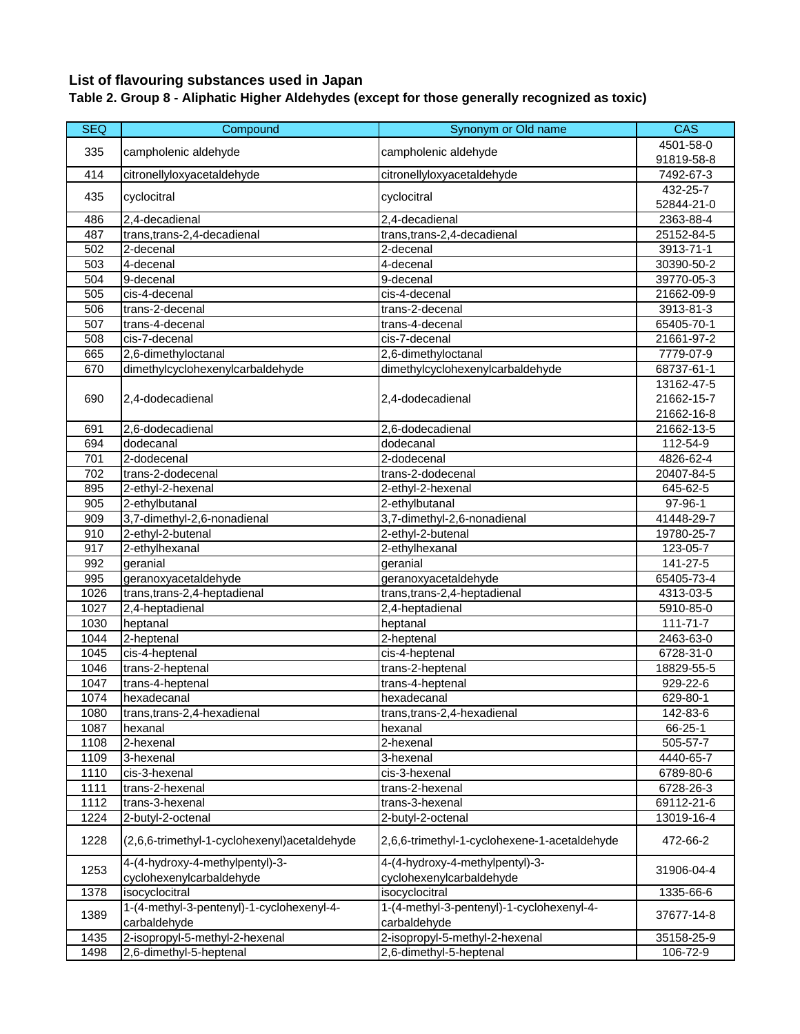## List of flavouring substances used in Japan

### Table 2. Group 8 - Aliphatic Higher Aldehydes (except for those generally recognized as toxic)

| SEQ | Compound | Synonym or Old name | CAS |
|---|---|---|---|
| 335 | campholenic aldehyde | campholenic aldehyde | 4501-58-0<br>91819-58-8 |
| 414 | citronellyloxyacetaldehyde | citronellyloxyacetaldehyde | 7492-67-3 |
| 435 | cyclocitral | cyclocitral | 432-25-7<br>52844-21-0 |
| 486 | 2,4-decadienal | 2,4-decadienal | 2363-88-4 |
| 487 | trans,trans-2,4-decadienal | trans,trans-2,4-decadienal | 25152-84-5 |
| 502 | 2-decenal | 2-decenal | 3913-71-1 |
| 503 | 4-decenal | 4-decenal | 30390-50-2 |
| 504 | 9-decenal | 9-decenal | 39770-05-3 |
| 505 | cis-4-decenal | cis-4-decenal | 21662-09-9 |
| 506 | trans-2-decenal | trans-2-decenal | 3913-81-3 |
| 507 | trans-4-decenal | trans-4-decenal | 65405-70-1 |
| 508 | cis-7-decenal | cis-7-decenal | 21661-97-2 |
| 665 | 2,6-dimethyloctanal | 2,6-dimethyloctanal | 7779-07-9 |
| 670 | dimethylcyclohexenylcarbaldehyde | dimethylcyclohexenylcarbaldehyde | 68737-61-1 |
| 690 | 2,4-dodecadienal | 2,4-dodecadienal | 13162-47-5<br>21662-15-7<br>21662-16-8 |
| 691 | 2,6-dodecadienal | 2,6-dodecadienal | 21662-13-5 |
| 694 | dodecanal | dodecanal | 112-54-9 |
| 701 | 2-dodecenal | 2-dodecenal | 4826-62-4 |
| 702 | trans-2-dodecenal | trans-2-dodecenal | 20407-84-5 |
| 895 | 2-ethyl-2-hexenal | 2-ethyl-2-hexenal | 645-62-5 |
| 905 | 2-ethylbutanal | 2-ethylbutanal | 97-96-1 |
| 909 | 3,7-dimethyl-2,6-nonadienal | 3,7-dimethyl-2,6-nonadienal | 41448-29-7 |
| 910 | 2-ethyl-2-butenal | 2-ethyl-2-butenal | 19780-25-7 |
| 917 | 2-ethylhexanal | 2-ethylhexanal | 123-05-7 |
| 992 | geranial | geranial | 141-27-5 |
| 995 | geranoxyacetaldehyde | geranoxyacetaldehyde | 65405-73-4 |
| 1026 | trans,trans-2,4-heptadienal | trans,trans-2,4-heptadienal | 4313-03-5 |
| 1027 | 2,4-heptadienal | 2,4-heptadienal | 5910-85-0 |
| 1030 | heptanal | heptanal | 111-71-7 |
| 1044 | 2-heptenal | 2-heptenal | 2463-63-0 |
| 1045 | cis-4-heptenal | cis-4-heptenal | 6728-31-0 |
| 1046 | trans-2-heptenal | trans-2-heptenal | 18829-55-5 |
| 1047 | trans-4-heptenal | trans-4-heptenal | 929-22-6 |
| 1074 | hexadecanal | hexadecanal | 629-80-1 |
| 1080 | trans,trans-2,4-hexadienal | trans,trans-2,4-hexadienal | 142-83-6 |
| 1087 | hexanal | hexanal | 66-25-1 |
| 1108 | 2-hexenal | 2-hexenal | 505-57-7 |
| 1109 | 3-hexenal | 3-hexenal | 4440-65-7 |
| 1110 | cis-3-hexenal | cis-3-hexenal | 6789-80-6 |
| 1111 | trans-2-hexenal | trans-2-hexenal | 6728-26-3 |
| 1112 | trans-3-hexenal | trans-3-hexenal | 69112-21-6 |
| 1224 | 2-butyl-2-octenal | 2-butyl-2-octenal | 13019-16-4 |
| 1228 | (2,6,6-trimethyl-1-cyclohexenyl)acetaldehyde | 2,6,6-trimethyl-1-cyclohexene-1-acetaldehyde | 472-66-2 |
| 1253 | 4-(4-hydroxy-4-methylpentyl)-3-cyclohexenylcarbaldehyde | 4-(4-hydroxy-4-methylpentyl)-3-cyclohexenylcarbaldehyde | 31906-04-4 |
| 1378 | isocyclocitral | isocyclocitral | 1335-66-6 |
| 1389 | 1-(4-methyl-3-pentenyl)-1-cyclohexenyl-4-carbaldehyde | 1-(4-methyl-3-pentenyl)-1-cyclohexenyl-4-carbaldehyde | 37677-14-8 |
| 1435 | 2-isopropyl-5-methyl-2-hexenal | 2-isopropyl-5-methyl-2-hexenal | 35158-25-9 |
| 1498 | 2,6-dimethyl-5-heptenal | 2,6-dimethyl-5-heptenal | 106-72-9 |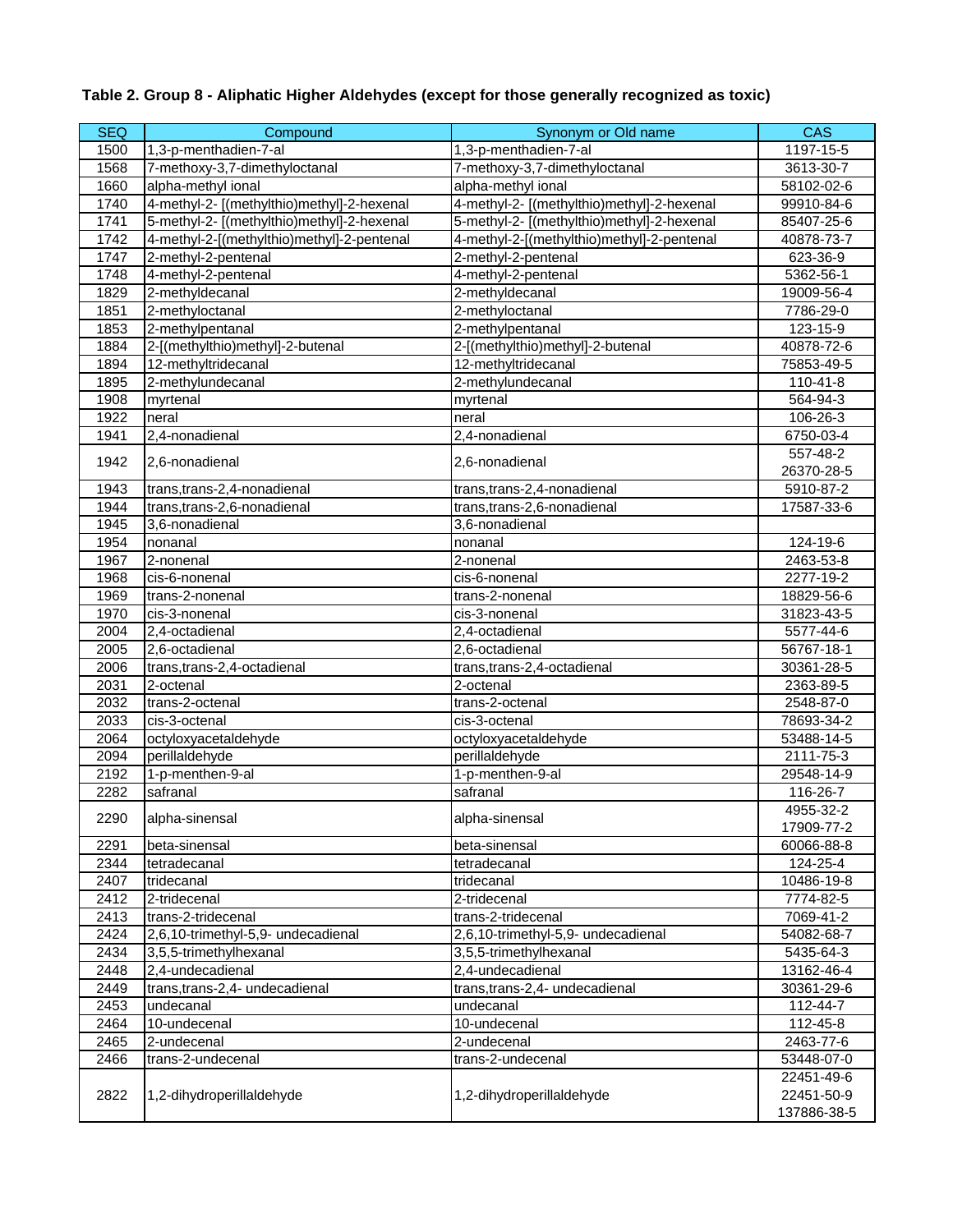**Table 2. Group 8 - Aliphatic Higher Aldehydes (except for those generally recognized as toxic)**

| SEQ | Compound | Synonym or Old name | CAS |
|---|---|---|---|
| 1500 | 1,3-p-menthadien-7-al | 1,3-p-menthadien-7-al | 1197-15-5 |
| 1568 | 7-methoxy-3,7-dimethyloctanal | 7-methoxy-3,7-dimethyloctanal | 3613-30-7 |
| 1660 | alpha-methyl ional | alpha-methyl ional | 58102-02-6 |
| 1740 | 4-methyl-2- [(methylthio)methyl]-2-hexenal | 4-methyl-2- [(methylthio)methyl]-2-hexenal | 99910-84-6 |
| 1741 | 5-methyl-2- [(methylthio)methyl]-2-hexenal | 5-methyl-2- [(methylthio)methyl]-2-hexenal | 85407-25-6 |
| 1742 | 4-methyl-2-[(methylthio)methyl]-2-pentenal | 4-methyl-2-[(methylthio)methyl]-2-pentenal | 40878-73-7 |
| 1747 | 2-methyl-2-pentenal | 2-methyl-2-pentenal | 623-36-9 |
| 1748 | 4-methyl-2-pentenal | 4-methyl-2-pentenal | 5362-56-1 |
| 1829 | 2-methyldecanal | 2-methyldecanal | 19009-56-4 |
| 1851 | 2-methyloctanal | 2-methyloctanal | 7786-29-0 |
| 1853 | 2-methylpentanal | 2-methylpentanal | 123-15-9 |
| 1884 | 2-[(methylthio)methyl]-2-butenal | 2-[(methylthio)methyl]-2-butenal | 40878-72-6 |
| 1894 | 12-methyltridecanal | 12-methyltridecanal | 75853-49-5 |
| 1895 | 2-methylundecanal | 2-methylundecanal | 110-41-8 |
| 1908 | myrtenal | myrtenal | 564-94-3 |
| 1922 | neral | neral | 106-26-3 |
| 1941 | 2,4-nonadienal | 2,4-nonadienal | 6750-03-4 |
| 1942 | 2,6-nonadienal | 2,6-nonadienal | 557-48-2<br>26370-28-5 |
| 1943 | trans,trans-2,4-nonadienal | trans,trans-2,4-nonadienal | 5910-87-2 |
| 1944 | trans,trans-2,6-nonadienal | trans,trans-2,6-nonadienal | 17587-33-6 |
| 1945 | 3,6-nonadienal | 3,6-nonadienal | |
| 1954 | nonanal | nonanal | 124-19-6 |
| 1967 | 2-nonenal | 2-nonenal | 2463-53-8 |
| 1968 | cis-6-nonenal | cis-6-nonenal | 2277-19-2 |
| 1969 | trans-2-nonenal | trans-2-nonenal | 18829-56-6 |
| 1970 | cis-3-nonenal | cis-3-nonenal | 31823-43-5 |
| 2004 | 2,4-octadienal | 2,4-octadienal | 5577-44-6 |
| 2005 | 2,6-octadienal | 2,6-octadienal | 56767-18-1 |
| 2006 | trans,trans-2,4-octadienal | trans,trans-2,4-octadienal | 30361-28-5 |
| 2031 | 2-octenal | 2-octenal | 2363-89-5 |
| 2032 | trans-2-octenal | trans-2-octenal | 2548-87-0 |
| 2033 | cis-3-octenal | cis-3-octenal | 78693-34-2 |
| 2064 | octyloxyacetaldehyde | octyloxyacetaldehyde | 53488-14-5 |
| 2094 | perillaldehyde | perillaldehyde | 2111-75-3 |
| 2192 | 1-p-menthen-9-al | 1-p-menthen-9-al | 29548-14-9 |
| 2282 | safranal | safranal | 116-26-7 |
| 2290 | alpha-sinensal | alpha-sinensal | 4955-32-2<br>17909-77-2 |
| 2291 | beta-sinensal | beta-sinensal | 60066-88-8 |
| 2344 | tetradecanal | tetradecanal | 124-25-4 |
| 2407 | tridecanal | tridecanal | 10486-19-8 |
| 2412 | 2-tridecenal | 2-tridecenal | 7774-82-5 |
| 2413 | trans-2-tridecenal | trans-2-tridecenal | 7069-41-2 |
| 2424 | 2,6,10-trimethyl-5,9- undecadienal | 2,6,10-trimethyl-5,9- undecadienal | 54082-68-7 |
| 2434 | 3,5,5-trimethylhexanal | 3,5,5-trimethylhexanal | 5435-64-3 |
| 2448 | 2,4-undecadienal | 2,4-undecadienal | 13162-46-4 |
| 2449 | trans,trans-2,4- undecadienal | trans,trans-2,4- undecadienal | 30361-29-6 |
| 2453 | undecanal | undecanal | 112-44-7 |
| 2464 | 10-undecenal | 10-undecenal | 112-45-8 |
| 2465 | 2-undecenal | 2-undecenal | 2463-77-6 |
| 2466 | trans-2-undecenal | trans-2-undecenal | 53448-07-0 |
| 2822 | 1,2-dihydroperillaldehyde | 1,2-dihydroperillaldehyde | 22451-49-6<br>22451-50-9<br>137886-38-5 |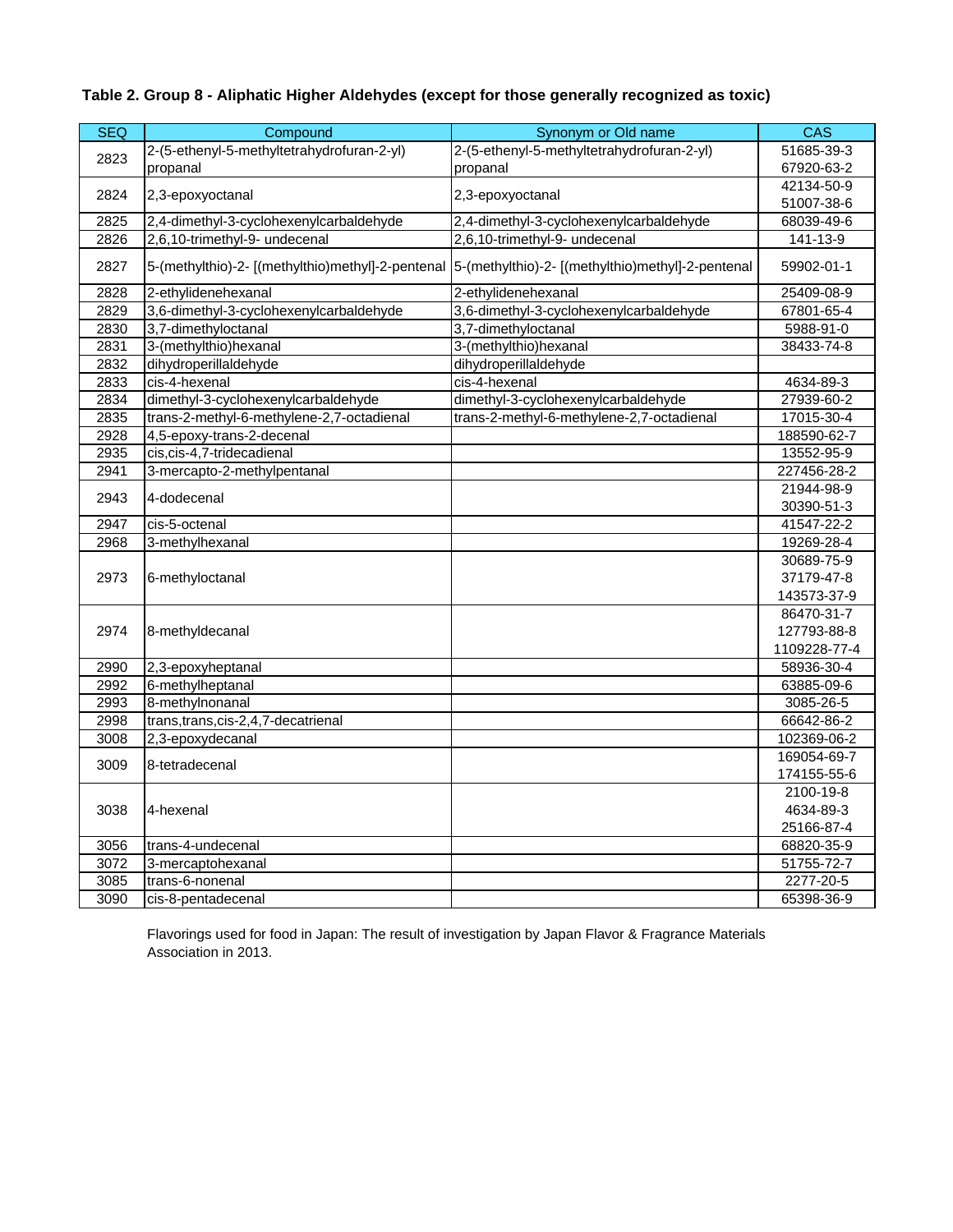**Table 2. Group 8 - Aliphatic Higher Aldehydes (except for those generally recognized as toxic)**

| SEQ | Compound | Synonym or Old name | CAS |
|---|---|---|---|
| 2823 | 2-(5-ethenyl-5-methyltetrahydrofuran-2-yl) propanal | 2-(5-ethenyl-5-methyltetrahydrofuran-2-yl) propanal | 51685-39-3<br>67920-63-2 |
| 2824 | 2,3-epoxyoctanal | 2,3-epoxyoctanal | 42134-50-9<br>51007-38-6 |
| 2825 | 2,4-dimethyl-3-cyclohexenylcarbaldehyde | 2,4-dimethyl-3-cyclohexenylcarbaldehyde | 68039-49-6 |
| 2826 | 2,6,10-trimethyl-9- undecenal | 2,6,10-trimethyl-9- undecenal | 141-13-9 |
| 2827 | 5-(methylthio)-2- [(methylthio)methyl]-2-pentenal | 5-(methylthio)-2- [(methylthio)methyl]-2-pentenal | 59902-01-1 |
| 2828 | 2-ethylidenehexanal | 2-ethylidenehexanal | 25409-08-9 |
| 2829 | 3,6-dimethyl-3-cyclohexenylcarbaldehyde | 3,6-dimethyl-3-cyclohexenylcarbaldehyde | 67801-65-4 |
| 2830 | 3,7-dimethyloctanal | 3,7-dimethyloctanal | 5988-91-0 |
| 2831 | 3-(methylthio)hexanal | 3-(methylthio)hexanal | 38433-74-8 |
| 2832 | dihydroperillaldehyde | dihydroperillaldehyde | |
| 2833 | cis-4-hexenal | cis-4-hexenal | 4634-89-3 |
| 2834 | dimethyl-3-cyclohexenylcarbaldehyde | dimethyl-3-cyclohexenylcarbaldehyde | 27939-60-2 |
| 2835 | trans-2-methyl-6-methylene-2,7-octadienal | trans-2-methyl-6-methylene-2,7-octadienal | 17015-30-4 |
| 2928 | 4,5-epoxy-trans-2-decenal | | 188590-62-7 |
| 2935 | cis,cis-4,7-tridecadienal | | 13552-95-9 |
| 2941 | 3-mercapto-2-methylpentanal | | 227456-28-2 |
| 2943 | 4-dodecenal | | 21944-98-9<br>30390-51-3 |
| 2947 | cis-5-octenal | | 41547-22-2 |
| 2968 | 3-methylhexanal | | 19269-28-4 |
| 2973 | 6-methyloctanal | | 30689-75-9<br>37179-47-8<br>143573-37-9 |
| 2974 | 8-methyldecanal | | 86470-31-7<br>127793-88-8<br>1109228-77-4 |
| 2990 | 2,3-epoxyheptanal | | 58936-30-4 |
| 2992 | 6-methylheptanal | | 63885-09-6 |
| 2993 | 8-methylnonanal | | 3085-26-5 |
| 2998 | trans,trans,cis-2,4,7-decatrienal | | 66642-86-2 |
| 3008 | 2,3-epoxydecanal | | 102369-06-2 |
| 3009 | 8-tetradecenal | | 169054-69-7<br>174155-55-6 |
| 3038 | 4-hexenal | | 2100-19-8<br>4634-89-3<br>25166-87-4 |
| 3056 | trans-4-undecenal | | 68820-35-9 |
| 3072 | 3-mercaptohexanal | | 51755-72-7 |
| 3085 | trans-6-nonenal | | 2277-20-5 |
| 3090 | cis-8-pentadecenal | | 65398-36-9 |

Flavorings used for food in Japan: The result of investigation by Japan Flavor & Fragrance Materials Association in 2013.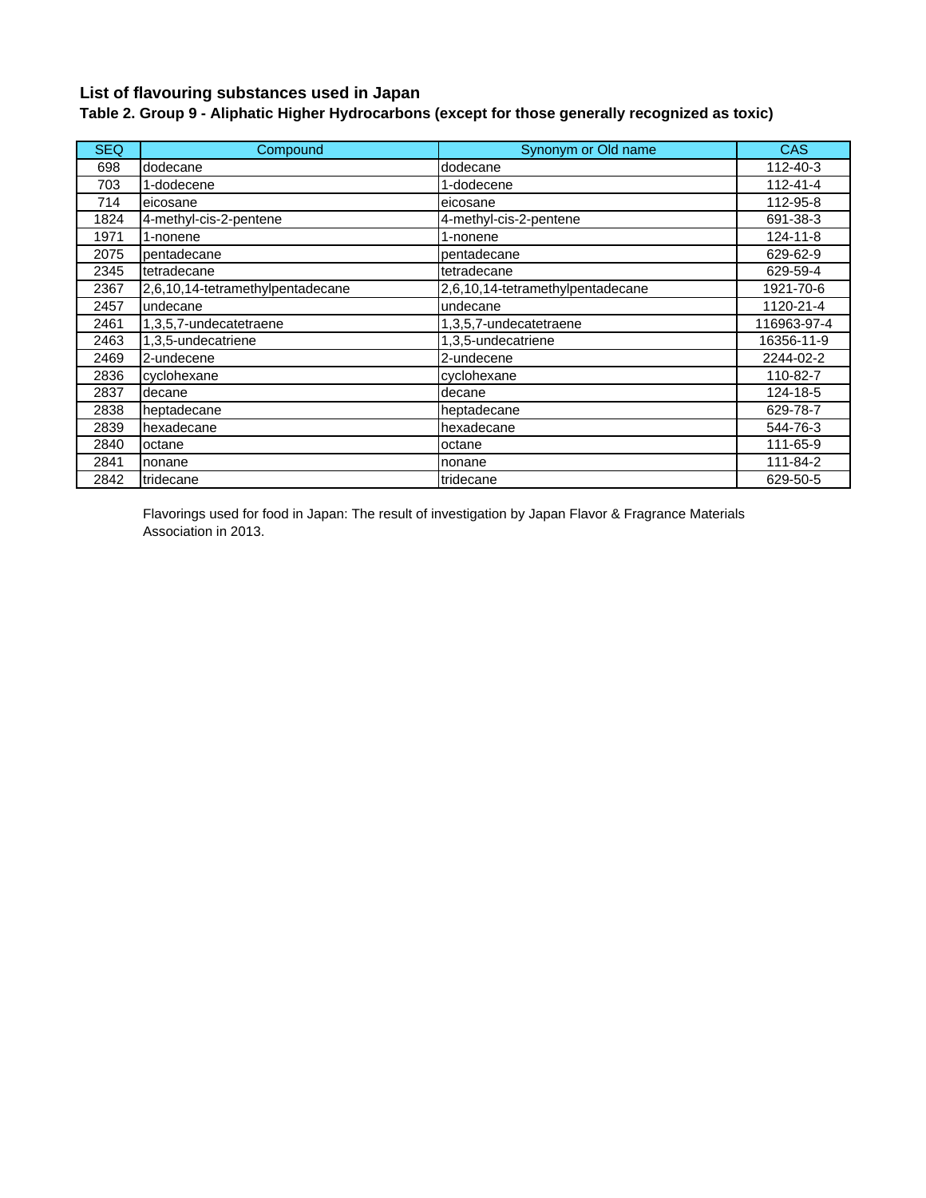## List of flavouring substances used in Japan

### Table 2. Group 9 - Aliphatic Higher Hydrocarbons (except for those generally recognized as toxic)

| SEQ | Compound | Synonym or Old name | CAS |
|---|---|---|---|
| 698 | dodecane | dodecane | 112-40-3 |
| 703 | 1-dodecene | 1-dodecene | 112-41-4 |
| 714 | eicosane | eicosane | 112-95-8 |
| 1824 | 4-methyl-cis-2-pentene | 4-methyl-cis-2-pentene | 691-38-3 |
| 1971 | 1-nonene | 1-nonene | 124-11-8 |
| 2075 | pentadecane | pentadecane | 629-62-9 |
| 2345 | tetradecane | tetradecane | 629-59-4 |
| 2367 | 2,6,10,14-tetramethylpentadecane | 2,6,10,14-tetramethylpentadecane | 1921-70-6 |
| 2457 | undecane | undecane | 1120-21-4 |
| 2461 | 1,3,5,7-undecatetraene | 1,3,5,7-undecatetraene | 116963-97-4 |
| 2463 | 1,3,5-undecatriene | 1,3,5-undecatriene | 16356-11-9 |
| 2469 | 2-undecene | 2-undecene | 2244-02-2 |
| 2836 | cyclohexane | cyclohexane | 110-82-7 |
| 2837 | decane | decane | 124-18-5 |
| 2838 | heptadecane | heptadecane | 629-78-7 |
| 2839 | hexadecane | hexadecane | 544-76-3 |
| 2840 | octane | octane | 111-65-9 |
| 2841 | nonane | nonane | 111-84-2 |
| 2842 | tridecane | tridecane | 629-50-5 |

Flavorings used for food in Japan: The result of investigation by Japan Flavor & Fragrance Materials Association in 2013.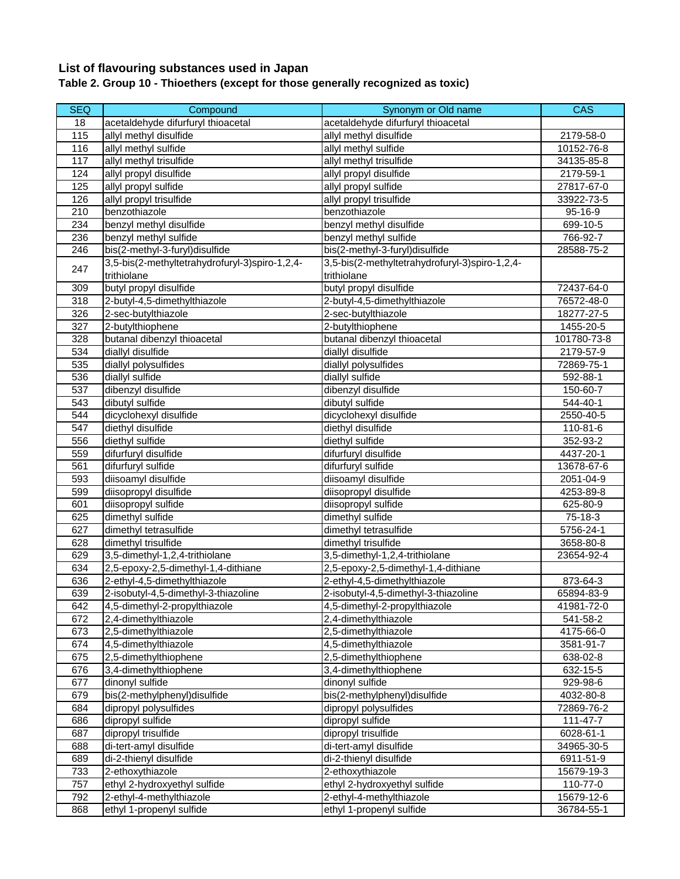## List of flavouring substances used in Japan

### Table 2. Group 10 - Thioethers (except for those generally recognized as toxic)

| SEQ | Compound | Synonym or Old name | CAS |
|---|---|---|---|
| 18 | acetaldehyde difurfuryl thioacetal | acetaldehyde difurfuryl thioacetal | |
| 115 | allyl methyl disulfide | allyl methyl disulfide | 2179-58-0 |
| 116 | allyl methyl sulfide | allyl methyl sulfide | 10152-76-8 |
| 117 | allyl methyl trisulfide | allyl methyl trisulfide | 34135-85-8 |
| 124 | allyl propyl disulfide | allyl propyl disulfide | 2179-59-1 |
| 125 | allyl propyl sulfide | allyl propyl sulfide | 27817-67-0 |
| 126 | allyl propyl trisulfide | allyl propyl trisulfide | 33922-73-5 |
| 210 | benzothiazole | benzothiazole | 95-16-9 |
| 234 | benzyl methyl disulfide | benzyl methyl disulfide | 699-10-5 |
| 236 | benzyl methyl sulfide | benzyl methyl sulfide | 766-92-7 |
| 246 | bis(2-methyl-3-furyl)disulfide | bis(2-methyl-3-furyl)disulfide | 28588-75-2 |
| 247 | 3,5-bis(2-methyltetrahydrofuryl-3)spiro-1,2,4-trithiolane | 3,5-bis(2-methyltetrahydrofuryl-3)spiro-1,2,4-trithiolane | |
| 309 | butyl propyl disulfide | butyl propyl disulfide | 72437-64-0 |
| 318 | 2-butyl-4,5-dimethylthiazole | 2-butyl-4,5-dimethylthiazole | 76572-48-0 |
| 326 | 2-sec-butylthiazole | 2-sec-butylthiazole | 18277-27-5 |
| 327 | 2-butylthiophene | 2-butylthiophene | 1455-20-5 |
| 328 | butanal dibenzyl thioacetal | butanal dibenzyl thioacetal | 101780-73-8 |
| 534 | diallyl disulfide | diallyl disulfide | 2179-57-9 |
| 535 | diallyl polysulfides | diallyl polysulfides | 72869-75-1 |
| 536 | diallyl sulfide | diallyl sulfide | 592-88-1 |
| 537 | dibenzyl disulfide | dibenzyl disulfide | 150-60-7 |
| 543 | dibutyl sulfide | dibutyl sulfide | 544-40-1 |
| 544 | dicyclohexyl disulfide | dicyclohexyl disulfide | 2550-40-5 |
| 547 | diethyl disulfide | diethyl disulfide | 110-81-6 |
| 556 | diethyl sulfide | diethyl sulfide | 352-93-2 |
| 559 | difurfuryl disulfide | difurfuryl disulfide | 4437-20-1 |
| 561 | difurfuryl sulfide | difurfuryl sulfide | 13678-67-6 |
| 593 | diisoamyl disulfide | diisoamyl disulfide | 2051-04-9 |
| 599 | diisopropyl disulfide | diisopropyl disulfide | 4253-89-8 |
| 601 | diisopropyl sulfide | diisopropyl sulfide | 625-80-9 |
| 625 | dimethyl sulfide | dimethyl sulfide | 75-18-3 |
| 627 | dimethyl tetrasulfide | dimethyl tetrasulfide | 5756-24-1 |
| 628 | dimethyl trisulfide | dimethyl trisulfide | 3658-80-8 |
| 629 | 3,5-dimethyl-1,2,4-trithiolane | 3,5-dimethyl-1,2,4-trithiolane | 23654-92-4 |
| 634 | 2,5-epoxy-2,5-dimethyl-1,4-dithiane | 2,5-epoxy-2,5-dimethyl-1,4-dithiane | |
| 636 | 2-ethyl-4,5-dimethylthiazole | 2-ethyl-4,5-dimethylthiazole | 873-64-3 |
| 639 | 2-isobutyl-4,5-dimethyl-3-thiazoline | 2-isobutyl-4,5-dimethyl-3-thiazoline | 65894-83-9 |
| 642 | 4,5-dimethyl-2-propylthiazole | 4,5-dimethyl-2-propylthiazole | 41981-72-0 |
| 672 | 2,4-dimethylthiazole | 2,4-dimethylthiazole | 541-58-2 |
| 673 | 2,5-dimethylthiazole | 2,5-dimethylthiazole | 4175-66-0 |
| 674 | 4,5-dimethylthiazole | 4,5-dimethylthiazole | 3581-91-7 |
| 675 | 2,5-dimethylthiophene | 2,5-dimethylthiophene | 638-02-8 |
| 676 | 3,4-dimethylthiophene | 3,4-dimethylthiophene | 632-15-5 |
| 677 | dinonyl sulfide | dinonyl sulfide | 929-98-6 |
| 679 | bis(2-methylphenyl)disulfide | bis(2-methylphenyl)disulfide | 4032-80-8 |
| 684 | dipropyl polysulfides | dipropyl polysulfides | 72869-76-2 |
| 686 | dipropyl sulfide | dipropyl sulfide | 111-47-7 |
| 687 | dipropyl trisulfide | dipropyl trisulfide | 6028-61-1 |
| 688 | di-tert-amyl disulfide | di-tert-amyl disulfide | 34965-30-5 |
| 689 | di-2-thienyl disulfide | di-2-thienyl disulfide | 6911-51-9 |
| 733 | 2-ethoxythiazole | 2-ethoxythiazole | 15679-19-3 |
| 757 | ethyl 2-hydroxyethyl sulfide | ethyl 2-hydroxyethyl sulfide | 110-77-0 |
| 792 | 2-ethyl-4-methylthiazole | 2-ethyl-4-methylthiazole | 15679-12-6 |
| 868 | ethyl 1-propenyl sulfide | ethyl 1-propenyl sulfide | 36784-55-1 |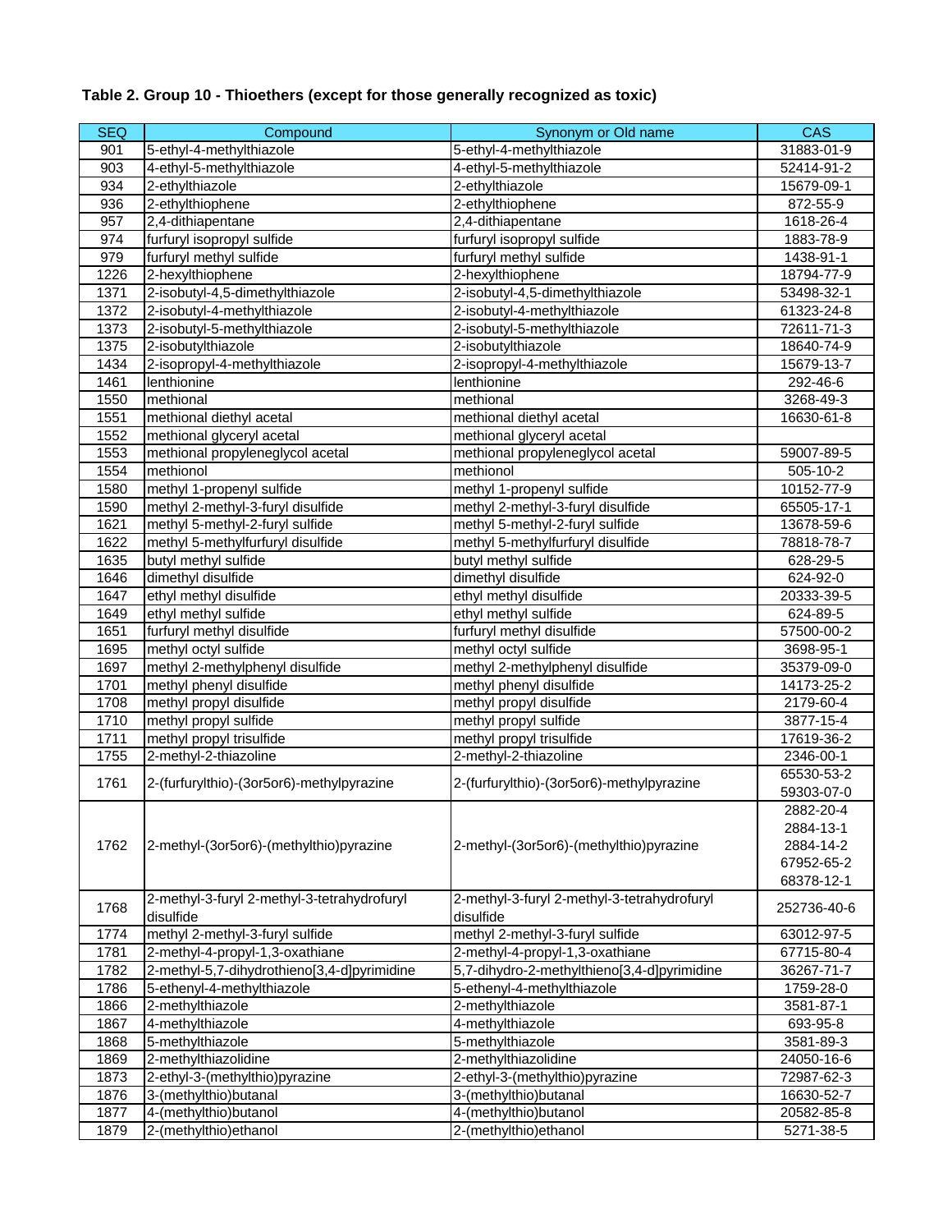**Table 2. Group 10 - Thioethers (except for those generally recognized as toxic)**

| SEQ | Compound | Synonym or Old name | CAS |
|---|---|---|---|
| 901 | 5-ethyl-4-methylthiazole | 5-ethyl-4-methylthiazole | 31883-01-9 |
| 903 | 4-ethyl-5-methylthiazole | 4-ethyl-5-methylthiazole | 52414-91-2 |
| 934 | 2-ethylthiazole | 2-ethylthiazole | 15679-09-1 |
| 936 | 2-ethylthiophene | 2-ethylthiophene | 872-55-9 |
| 957 | 2,4-dithiapentane | 2,4-dithiapentane | 1618-26-4 |
| 974 | furfuryl isopropyl sulfide | furfuryl isopropyl sulfide | 1883-78-9 |
| 979 | furfuryl methyl sulfide | furfuryl methyl sulfide | 1438-91-1 |
| 1226 | 2-hexylthiophene | 2-hexylthiophene | 18794-77-9 |
| 1371 | 2-isobutyl-4,5-dimethylthiazole | 2-isobutyl-4,5-dimethylthiazole | 53498-32-1 |
| 1372 | 2-isobutyl-4-methylthiazole | 2-isobutyl-4-methylthiazole | 61323-24-8 |
| 1373 | 2-isobutyl-5-methylthiazole | 2-isobutyl-5-methylthiazole | 72611-71-3 |
| 1375 | 2-isobutylthiazole | 2-isobutylthiazole | 18640-74-9 |
| 1434 | 2-isopropyl-4-methylthiazole | 2-isopropyl-4-methylthiazole | 15679-13-7 |
| 1461 | lenthionine | lenthionine | 292-46-6 |
| 1550 | methional | methional | 3268-49-3 |
| 1551 | methional diethyl acetal | methional diethyl acetal | 16630-61-8 |
| 1552 | methional glyceryl acetal | methional glyceryl acetal | |
| 1553 | methional propyleneglycol acetal | methional propyleneglycol acetal | 59007-89-5 |
| 1554 | methionol | methionol | 505-10-2 |
| 1580 | methyl 1-propenyl sulfide | methyl 1-propenyl sulfide | 10152-77-9 |
| 1590 | methyl 2-methyl-3-furyl disulfide | methyl 2-methyl-3-furyl disulfide | 65505-17-1 |
| 1621 | methyl 5-methyl-2-furyl sulfide | methyl 5-methyl-2-furyl sulfide | 13678-59-6 |
| 1622 | methyl 5-methylfurfuryl disulfide | methyl 5-methylfurfuryl disulfide | 78818-78-7 |
| 1635 | butyl methyl sulfide | butyl methyl sulfide | 628-29-5 |
| 1646 | dimethyl disulfide | dimethyl disulfide | 624-92-0 |
| 1647 | ethyl methyl disulfide | ethyl methyl disulfide | 20333-39-5 |
| 1649 | ethyl methyl sulfide | ethyl methyl sulfide | 624-89-5 |
| 1651 | furfuryl methyl disulfide | furfuryl methyl disulfide | 57500-00-2 |
| 1695 | methyl octyl sulfide | methyl octyl sulfide | 3698-95-1 |
| 1697 | methyl 2-methylphenyl disulfide | methyl 2-methylphenyl disulfide | 35379-09-0 |
| 1701 | methyl phenyl disulfide | methyl phenyl disulfide | 14173-25-2 |
| 1708 | methyl propyl disulfide | methyl propyl disulfide | 2179-60-4 |
| 1710 | methyl propyl sulfide | methyl propyl sulfide | 3877-15-4 |
| 1711 | methyl propyl trisulfide | methyl propyl trisulfide | 17619-36-2 |
| 1755 | 2-methyl-2-thiazoline | 2-methyl-2-thiazoline | 2346-00-1 |
| 1761 | 2-(furfurylthio)-(3or5or6)-methylpyrazine | 2-(furfurylthio)-(3or5or6)-methylpyrazine | 65530-53-2<br>59303-07-0 |
| 1762 | 2-methyl-(3or5or6)-(methylthio)pyrazine | 2-methyl-(3or5or6)-(methylthio)pyrazine | 2882-20-4<br>2884-13-1<br>2884-14-2<br>67952-65-2<br>68378-12-1 |
| 1768 | 2-methyl-3-furyl 2-methyl-3-tetrahydrofuryl disulfide | 2-methyl-3-furyl 2-methyl-3-tetrahydrofuryl disulfide | 252736-40-6 |
| 1774 | methyl 2-methyl-3-furyl sulfide | methyl 2-methyl-3-furyl sulfide | 63012-97-5 |
| 1781 | 2-methyl-4-propyl-1,3-oxathiane | 2-methyl-4-propyl-1,3-oxathiane | 67715-80-4 |
| 1782 | 2-methyl-5,7-dihydrothieno[3,4-d]pyrimidine | 5,7-dihydro-2-methylthieno[3,4-d]pyrimidine | 36267-71-7 |
| 1786 | 5-ethenyl-4-methylthiazole | 5-ethenyl-4-methylthiazole | 1759-28-0 |
| 1866 | 2-methylthiazole | 2-methylthiazole | 3581-87-1 |
| 1867 | 4-methylthiazole | 4-methylthiazole | 693-95-8 |
| 1868 | 5-methylthiazole | 5-methylthiazole | 3581-89-3 |
| 1869 | 2-methylthiazolidine | 2-methylthiazolidine | 24050-16-6 |
| 1873 | 2-ethyl-3-(methylthio)pyrazine | 2-ethyl-3-(methylthio)pyrazine | 72987-62-3 |
| 1876 | 3-(methylthio)butanal | 3-(methylthio)butanal | 16630-52-7 |
| 1877 | 4-(methylthio)butanol | 4-(methylthio)butanol | 20582-85-8 |
| 1879 | 2-(methylthio)ethanol | 2-(methylthio)ethanol | 5271-38-5 |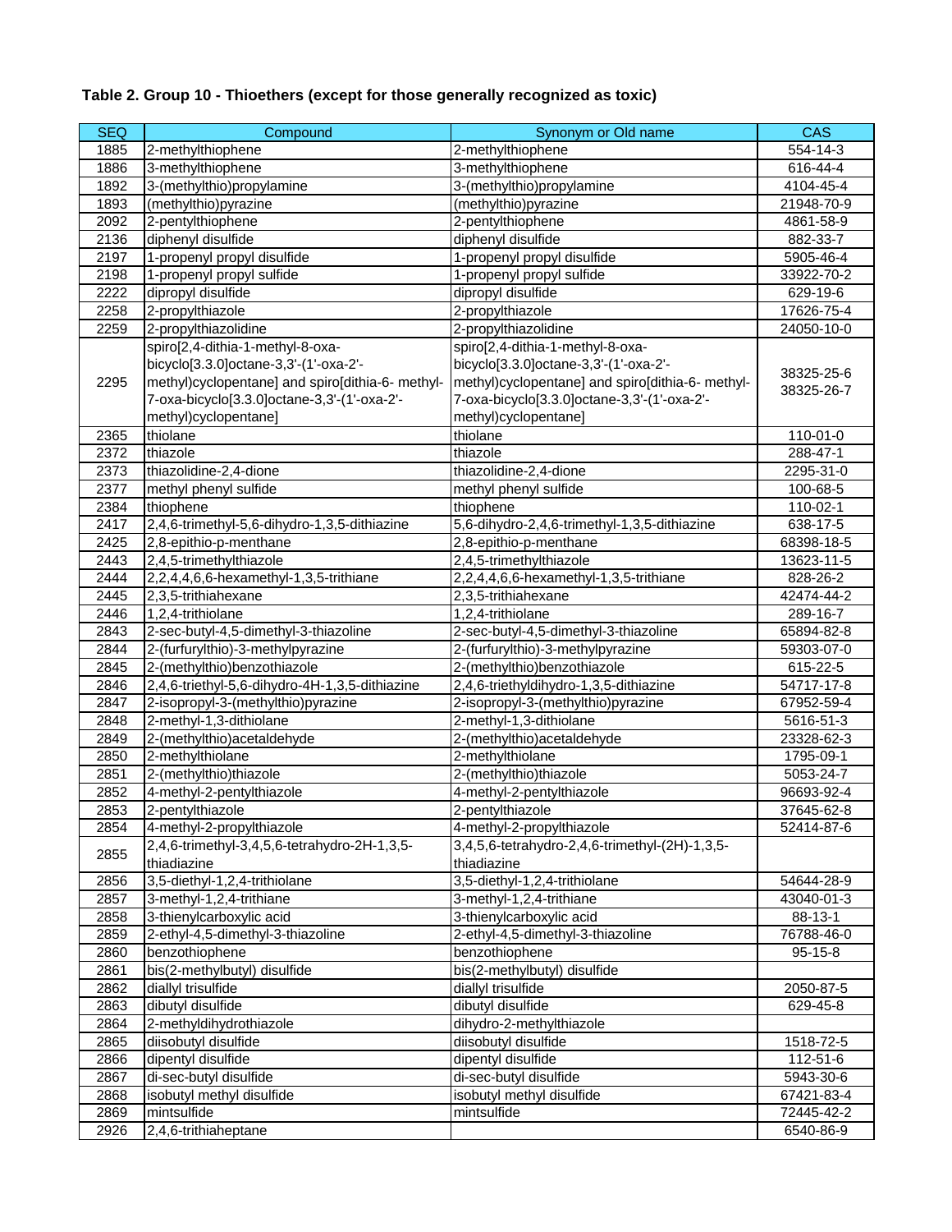**Table 2. Group 10 - Thioethers (except for those generally recognized as toxic)**

| SEQ | Compound | Synonym or Old name | CAS |
|---|---|---|---|
| 1885 | 2-methylthiophene | 2-methylthiophene | 554-14-3 |
| 1886 | 3-methylthiophene | 3-methylthiophene | 616-44-4 |
| 1892 | 3-(methylthio)propylamine | 3-(methylthio)propylamine | 4104-45-4 |
| 1893 | (methylthio)pyrazine | (methylthio)pyrazine | 21948-70-9 |
| 2092 | 2-pentylthiophene | 2-pentylthiophene | 4861-58-9 |
| 2136 | diphenyl disulfide | diphenyl disulfide | 882-33-7 |
| 2197 | 1-propenyl propyl disulfide | 1-propenyl propyl disulfide | 5905-46-4 |
| 2198 | 1-propenyl propyl sulfide | 1-propenyl propyl sulfide | 33922-70-2 |
| 2222 | dipropyl disulfide | dipropyl disulfide | 629-19-6 |
| 2258 | 2-propylthiazole | 2-propylthiazole | 17626-75-4 |
| 2259 | 2-propylthiazolidine | 2-propylthiazolidine | 24050-10-0 |
| 2295 | spiro[2,4-dithia-1-methyl-8-oxa-bicyclo[3.3.0]octane-3,3'-(1'-oxa-2'-methyl)cyclopentane] and spiro[dithia-6- methyl-7-oxa-bicyclo[3.3.0]octane-3,3'-(1'-oxa-2'-methyl)cyclopentane] | spiro[2,4-dithia-1-methyl-8-oxa-bicyclo[3.3.0]octane-3,3'-(1'-oxa-2'-methyl)cyclopentane] and spiro[dithia-6- methyl-7-oxa-bicyclo[3.3.0]octane-3,3'-(1'-oxa-2'-methyl)cyclopentane] | 38325-25-6 38325-26-7 |
| 2365 | thiolane | thiolane | 110-01-0 |
| 2372 | thiazole | thiazole | 288-47-1 |
| 2373 | thiazolidine-2,4-dione | thiazolidine-2,4-dione | 2295-31-0 |
| 2377 | methyl phenyl sulfide | methyl phenyl sulfide | 100-68-5 |
| 2384 | thiophene | thiophene | 110-02-1 |
| 2417 | 2,4,6-trimethyl-5,6-dihydro-1,3,5-dithiazine | 5,6-dihydro-2,4,6-trimethyl-1,3,5-dithiazine | 638-17-5 |
| 2425 | 2,8-epithio-p-menthane | 2,8-epithio-p-menthane | 68398-18-5 |
| 2443 | 2,4,5-trimethylthiazole | 2,4,5-trimethylthiazole | 13623-11-5 |
| 2444 | 2,2,4,4,6,6-hexamethyl-1,3,5-trithiane | 2,2,4,4,6,6-hexamethyl-1,3,5-trithiane | 828-26-2 |
| 2445 | 2,3,5-trithiahexane | 2,3,5-trithiahexane | 42474-44-2 |
| 2446 | 1,2,4-trithiolane | 1,2,4-trithiolane | 289-16-7 |
| 2843 | 2-sec-butyl-4,5-dimethyl-3-thiazoline | 2-sec-butyl-4,5-dimethyl-3-thiazoline | 65894-82-8 |
| 2844 | 2-(furfurylthio)-3-methylpyrazine | 2-(furfurylthio)-3-methylpyrazine | 59303-07-0 |
| 2845 | 2-(methylthio)benzothiazole | 2-(methylthio)benzothiazole | 615-22-5 |
| 2846 | 2,4,6-triethyl-5,6-dihydro-4H-1,3,5-dithiazine | 2,4,6-triethyldihydro-1,3,5-dithiazine | 54717-17-8 |
| 2847 | 2-isopropyl-3-(methylthio)pyrazine | 2-isopropyl-3-(methylthio)pyrazine | 67952-59-4 |
| 2848 | 2-methyl-1,3-dithiolane | 2-methyl-1,3-dithiolane | 5616-51-3 |
| 2849 | 2-(methylthio)acetaldehyde | 2-(methylthio)acetaldehyde | 23328-62-3 |
| 2850 | 2-methylthiolane | 2-methylthiolane | 1795-09-1 |
| 2851 | 2-(methylthio)thiazole | 2-(methylthio)thiazole | 5053-24-7 |
| 2852 | 4-methyl-2-pentylthiazole | 4-methyl-2-pentylthiazole | 96693-92-4 |
| 2853 | 2-pentylthiazole | 2-pentylthiazole | 37645-62-8 |
| 2854 | 4-methyl-2-propylthiazole | 4-methyl-2-propylthiazole | 52414-87-6 |
| 2855 | 2,4,6-trimethyl-3,4,5,6-tetrahydro-2H-1,3,5-thiadiazine | 3,4,5,6-tetrahydro-2,4,6-trimethyl-(2H)-1,3,5-thiadiazine | |
| 2856 | 3,5-diethyl-1,2,4-trithiolane | 3,5-diethyl-1,2,4-trithiolane | 54644-28-9 |
| 2857 | 3-methyl-1,2,4-trithiane | 3-methyl-1,2,4-trithiane | 43040-01-3 |
| 2858 | 3-thienylcarboxylic acid | 3-thienylcarboxylic acid | 88-13-1 |
| 2859 | 2-ethyl-4,5-dimethyl-3-thiazoline | 2-ethyl-4,5-dimethyl-3-thiazoline | 76788-46-0 |
| 2860 | benzothiophene | benzothiophene | 95-15-8 |
| 2861 | bis(2-methylbutyl) disulfide | bis(2-methylbutyl) disulfide | |
| 2862 | diallyl trisulfide | diallyl trisulfide | 2050-87-5 |
| 2863 | dibutyl disulfide | dibutyl disulfide | 629-45-8 |
| 2864 | 2-methyldihydrothiazole | dihydro-2-methylthiazole | |
| 2865 | diisobutyl disulfide | diisobutyl disulfide | 1518-72-5 |
| 2866 | dipentyl disulfide | dipentyl disulfide | 112-51-6 |
| 2867 | di-sec-butyl disulfide | di-sec-butyl disulfide | 5943-30-6 |
| 2868 | isobutyl methyl disulfide | isobutyl methyl disulfide | 67421-83-4 |
| 2869 | mintsulfide | mintsulfide | 72445-42-2 |
| 2926 | 2,4,6-trithiaheptane | | 6540-86-9 |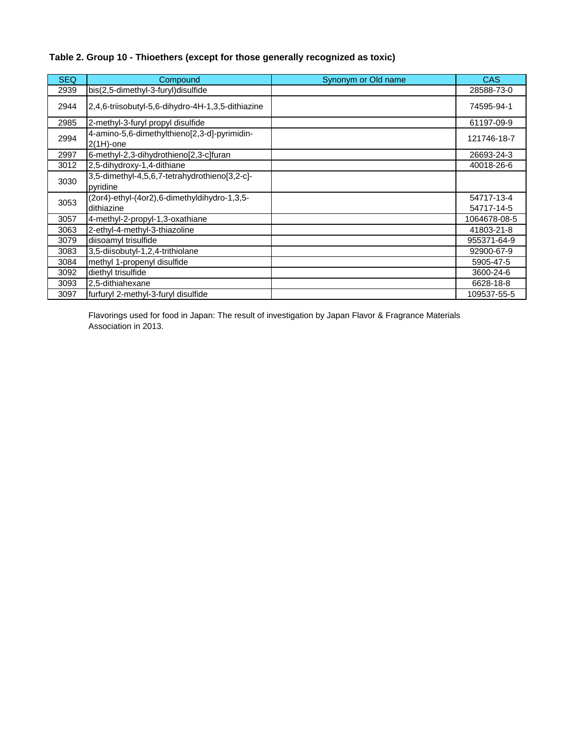**Table 2. Group 10 - Thioethers (except for those generally recognized as toxic)**

| SEQ | Compound | Synonym or Old name | CAS |
|---|---|---|---|
| 2939 | bis(2,5-dimethyl-3-furyl)disulfide | | 28588-73-0 |
| 2944 | 2,4,6-triisobutyl-5,6-dihydro-4H-1,3,5-dithiazine | | 74595-94-1 |
| 2985 | 2-methyl-3-furyl propyl disulfide | | 61197-09-9 |
| 2994 | 4-amino-5,6-dimethylthieno[2,3-d]-pyrimidin-2(1H)-one | | 121746-18-7 |
| 2997 | 6-methyl-2,3-dihydrothieno[2,3-c]furan | | 26693-24-3 |
| 3012 | 2,5-dihydroxy-1,4-dithiane | | 40018-26-6 |
| 3030 | 3,5-dimethyl-4,5,6,7-tetrahydrothieno[3,2-c]-pyridine | | |
| 3053 | (2or4)-ethyl-(4or2),6-dimethyldihydro-1,3,5-dithiazine | | 54717-13-4<br>54717-14-5 |
| 3057 | 4-methyl-2-propyl-1,3-oxathiane | | 1064678-08-5 |
| 3063 | 2-ethyl-4-methyl-3-thiazoline | | 41803-21-8 |
| 3079 | diisoamyl trisulfide | | 955371-64-9 |
| 3083 | 3,5-diisobutyl-1,2,4-trithiolane | | 92900-67-9 |
| 3084 | methyl 1-propenyl disulfide | | 5905-47-5 |
| 3092 | diethyl trisulfide | | 3600-24-6 |
| 3093 | 2,5-dithiahexane | | 6628-18-8 |
| 3097 | furfuryl 2-methyl-3-furyl disulfide | | 109537-55-5 |

Flavorings used for food in Japan: The result of investigation by Japan Flavor & Fragrance Materials Association in 2013.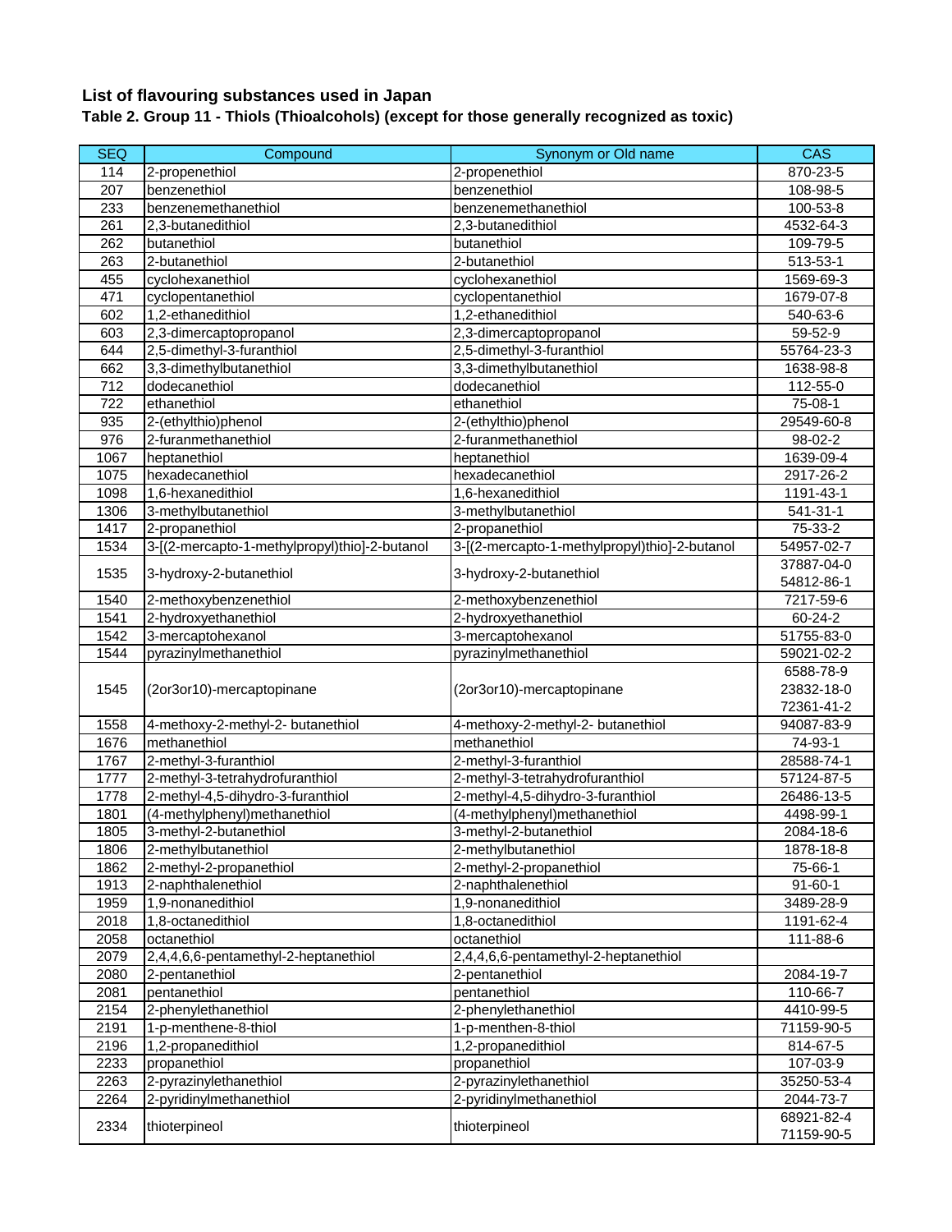## List of flavouring substances used in Japan

### Table 2. Group 11 - Thiols (Thioalcohols) (except for those generally recognized as toxic)

| SEQ | Compound | Synonym or Old name | CAS |
|---|---|---|---|
| 114 | 2-propenethiol | 2-propenethiol | 870-23-5 |
| 207 | benzenethiol | benzenethiol | 108-98-5 |
| 233 | benzenemethanethiol | benzenemethanethiol | 100-53-8 |
| 261 | 2,3-butanedithiol | 2,3-butanedithiol | 4532-64-3 |
| 262 | butanethiol | butanethiol | 109-79-5 |
| 263 | 2-butanethiol | 2-butanethiol | 513-53-1 |
| 455 | cyclohexanethiol | cyclohexanethiol | 1569-69-3 |
| 471 | cyclopentanethiol | cyclopentanethiol | 1679-07-8 |
| 602 | 1,2-ethanedithiol | 1,2-ethanedithiol | 540-63-6 |
| 603 | 2,3-dimercaptopropanol | 2,3-dimercaptopropanol | 59-52-9 |
| 644 | 2,5-dimethyl-3-furanthiol | 2,5-dimethyl-3-furanthiol | 55764-23-3 |
| 662 | 3,3-dimethylbutanethiol | 3,3-dimethylbutanethiol | 1638-98-8 |
| 712 | dodecanethiol | dodecanethiol | 112-55-0 |
| 722 | ethanethiol | ethanethiol | 75-08-1 |
| 935 | 2-(ethylthio)phenol | 2-(ethylthio)phenol | 29549-60-8 |
| 976 | 2-furanmethanethiol | 2-furanmethanethiol | 98-02-2 |
| 1067 | heptanethiol | heptanethiol | 1639-09-4 |
| 1075 | hexadecanethiol | hexadecanethiol | 2917-26-2 |
| 1098 | 1,6-hexanedithiol | 1,6-hexanedithiol | 1191-43-1 |
| 1306 | 3-methylbutanethiol | 3-methylbutanethiol | 541-31-1 |
| 1417 | 2-propanethiol | 2-propanethiol | 75-33-2 |
| 1534 | 3-[(2-mercapto-1-methylpropyl)thio]-2-butanol | 3-[(2-mercapto-1-methylpropyl)thio]-2-butanol | 54957-02-7 |
| 1535 | 3-hydroxy-2-butanethiol | 3-hydroxy-2-butanethiol | 37887-04-0<br>54812-86-1 |
| 1540 | 2-methoxybenzenethiol | 2-methoxybenzenethiol | 7217-59-6 |
| 1541 | 2-hydroxyethanethiol | 2-hydroxyethanethiol | 60-24-2 |
| 1542 | 3-mercaptohexanol | 3-mercaptohexanol | 51755-83-0 |
| 1544 | pyrazinylmethanethiol | pyrazinylmethanethiol | 59021-02-2 |
| 1545 | (2or3or10)-mercaptopinane | (2or3or10)-mercaptopinane | 6588-78-9<br>23832-18-0<br>72361-41-2 |
| 1558 | 4-methoxy-2-methyl-2- butanethiol | 4-methoxy-2-methyl-2- butanethiol | 94087-83-9 |
| 1676 | methanethiol | methanethiol | 74-93-1 |
| 1767 | 2-methyl-3-furanthiol | 2-methyl-3-furanthiol | 28588-74-1 |
| 1777 | 2-methyl-3-tetrahydrofuranthiol | 2-methyl-3-tetrahydrofuranthiol | 57124-87-5 |
| 1778 | 2-methyl-4,5-dihydro-3-furanthiol | 2-methyl-4,5-dihydro-3-furanthiol | 26486-13-5 |
| 1801 | (4-methylphenyl)methanethiol | (4-methylphenyl)methanethiol | 4498-99-1 |
| 1805 | 3-methyl-2-butanethiol | 3-methyl-2-butanethiol | 2084-18-6 |
| 1806 | 2-methylbutanethiol | 2-methylbutanethiol | 1878-18-8 |
| 1862 | 2-methyl-2-propanethiol | 2-methyl-2-propanethiol | 75-66-1 |
| 1913 | 2-naphthalenethiol | 2-naphthalenethiol | 91-60-1 |
| 1959 | 1,9-nonanedithiol | 1,9-nonanedithiol | 3489-28-9 |
| 2018 | 1,8-octanedithiol | 1,8-octanedithiol | 1191-62-4 |
| 2058 | octanethiol | octanethiol | 111-88-6 |
| 2079 | 2,4,4,6,6-pentamethyl-2-heptanethiol | 2,4,4,6,6-pentamethyl-2-heptanethiol | |
| 2080 | 2-pentanethiol | 2-pentanethiol | 2084-19-7 |
| 2081 | pentanethiol | pentanethiol | 110-66-7 |
| 2154 | 2-phenylethanethiol | 2-phenylethanethiol | 4410-99-5 |
| 2191 | 1-p-menthene-8-thiol | 1-p-menthen-8-thiol | 71159-90-5 |
| 2196 | 1,2-propanedithiol | 1,2-propanedithiol | 814-67-5 |
| 2233 | propanethiol | propanethiol | 107-03-9 |
| 2263 | 2-pyrazinylethanethiol | 2-pyrazinylethanethiol | 35250-53-4 |
| 2264 | 2-pyridinylmethanethiol | 2-pyridinylmethanethiol | 2044-73-7 |
| 2334 | thioterpineol | thioterpineol | 68921-82-4<br>71159-90-5 |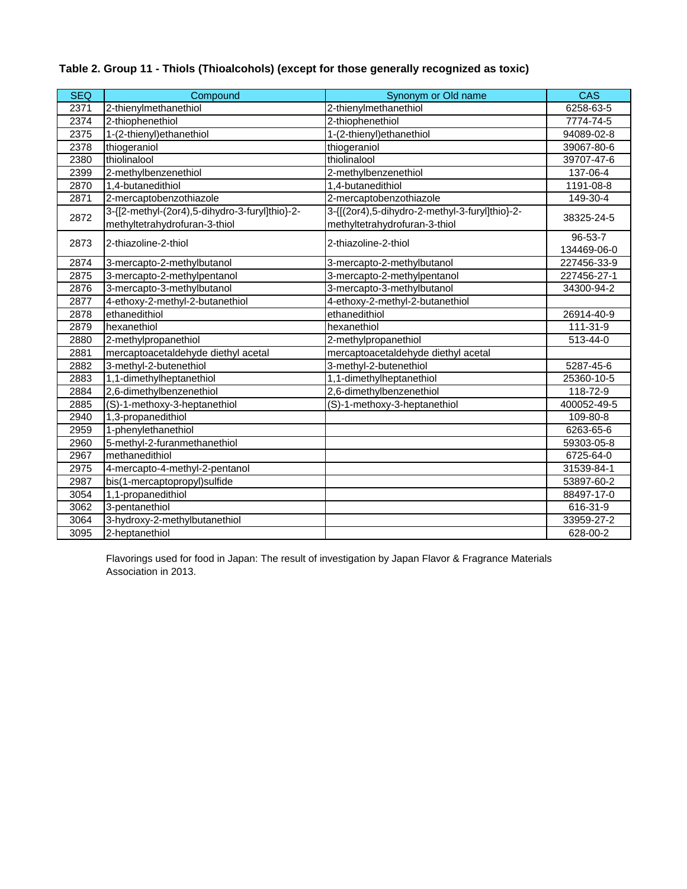**Table 2. Group 11 - Thiols (Thioalcohols) (except for those generally recognized as toxic)**

| SEQ | Compound | Synonym or Old name | CAS |
|---|---|---|---|
| 2371 | 2-thienylmethanethiol | 2-thienylmethanethiol | 6258-63-5 |
| 2374 | 2-thiophenethiol | 2-thiophenethiol | 7774-74-5 |
| 2375 | 1-(2-thienyl)ethanethiol | 1-(2-thienyl)ethanethiol | 94089-02-8 |
| 2378 | thiogeraniol | thiogeraniol | 39067-80-6 |
| 2380 | thiolinalool | thiolinalool | 39707-47-6 |
| 2399 | 2-methylbenzenethiol | 2-methylbenzenethiol | 137-06-4 |
| 2870 | 1,4-butanedithiol | 1,4-butanedithiol | 1191-08-8 |
| 2871 | 2-mercaptobenzothiazole | 2-mercaptobenzothiazole | 149-30-4 |
| 2872 | 3-{[2-methyl-(2or4),5-dihydro-3-furyl]thio}-2-methyltetrahydrofuran-3-thiol | 3-{[(2or4),5-dihydro-2-methyl-3-furyl]thio}-2-methyltetrahydrofuran-3-thiol | 38325-24-5 |
| 2873 | 2-thiazoline-2-thiol | 2-thiazoline-2-thiol | 96-53-7 134469-06-0 |
| 2874 | 3-mercapto-2-methylbutanol | 3-mercapto-2-methylbutanol | 227456-33-9 |
| 2875 | 3-mercapto-2-methylpentanol | 3-mercapto-2-methylpentanol | 227456-27-1 |
| 2876 | 3-mercapto-3-methylbutanol | 3-mercapto-3-methylbutanol | 34300-94-2 |
| 2877 | 4-ethoxy-2-methyl-2-butanethiol | 4-ethoxy-2-methyl-2-butanethiol | |
| 2878 | ethanedithiol | ethanedithiol | 26914-40-9 |
| 2879 | hexanethiol | hexanethiol | 111-31-9 |
| 2880 | 2-methylpropanethiol | 2-methylpropanethiol | 513-44-0 |
| 2881 | mercaptoacetaldehyde diethyl acetal | mercaptoacetaldehyde diethyl acetal | |
| 2882 | 3-methyl-2-butenethiol | 3-methyl-2-butenethiol | 5287-45-6 |
| 2883 | 1,1-dimethylheptanethiol | 1,1-dimethylheptanethiol | 25360-10-5 |
| 2884 | 2,6-dimethylbenzenethiol | 2,6-dimethylbenzenethiol | 118-72-9 |
| 2885 | (S)-1-methoxy-3-heptanethiol | (S)-1-methoxy-3-heptanethiol | 400052-49-5 |
| 2940 | 1,3-propanedithiol | | 109-80-8 |
| 2959 | 1-phenylethanethiol | | 6263-65-6 |
| 2960 | 5-methyl-2-furanmethanethiol | | 59303-05-8 |
| 2967 | methanedithiol | | 6725-64-0 |
| 2975 | 4-mercapto-4-methyl-2-pentanol | | 31539-84-1 |
| 2987 | bis(1-mercaptopropyl)sulfide | | 53897-60-2 |
| 3054 | 1,1-propanedithiol | | 88497-17-0 |
| 3062 | 3-pentanethiol | | 616-31-9 |
| 3064 | 3-hydroxy-2-methylbutanethiol | | 33959-27-2 |
| 3095 | 2-heptanethiol | | 628-00-2 |

Flavorings used for food in Japan: The result of investigation by Japan Flavor & Fragrance Materials Association in 2013.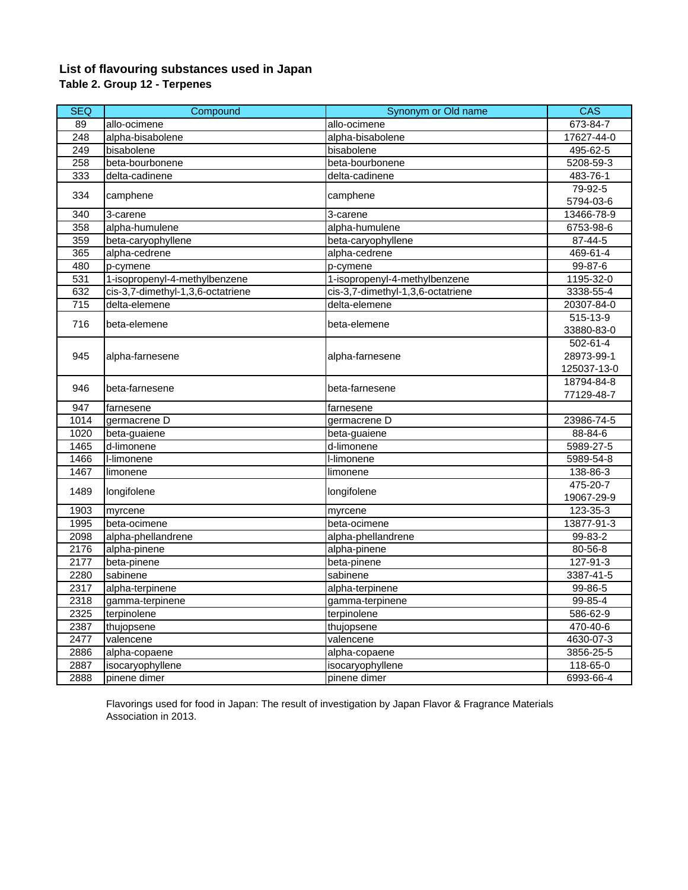## List of flavouring substances used in Japan

### Table 2. Group 12 - Terpenes

| SEQ | Compound | Synonym or Old name | CAS |
|---|---|---|---|
| 89 | allo-ocimene | allo-ocimene | 673-84-7 |
| 248 | alpha-bisabolene | alpha-bisabolene | 17627-44-0 |
| 249 | bisabolene | bisabolene | 495-62-5 |
| 258 | beta-bourbonene | beta-bourbonene | 5208-59-3 |
| 333 | delta-cadinene | delta-cadinene | 483-76-1 |
| 334 | camphene | camphene | 79-92-5<br>5794-03-6 |
| 340 | 3-carene | 3-carene | 13466-78-9 |
| 358 | alpha-humulene | alpha-humulene | 6753-98-6 |
| 359 | beta-caryophyllene | beta-caryophyllene | 87-44-5 |
| 365 | alpha-cedrene | alpha-cedrene | 469-61-4 |
| 480 | p-cymene | p-cymene | 99-87-6 |
| 531 | 1-isopropenyl-4-methylbenzene | 1-isopropenyl-4-methylbenzene | 1195-32-0 |
| 632 | cis-3,7-dimethyl-1,3,6-octatriene | cis-3,7-dimethyl-1,3,6-octatriene | 3338-55-4 |
| 715 | delta-elemene | delta-elemene | 20307-84-0 |
| 716 | beta-elemene | beta-elemene | 515-13-9<br>33880-83-0 |
| 945 | alpha-farnesene | alpha-farnesene | 502-61-4<br>28973-99-1<br>125037-13-0 |
| 946 | beta-farnesene | beta-farnesene | 18794-84-8<br>77129-48-7 |
| 947 | farnesene | farnesene | |
| 1014 | germacrene D | germacrene D | 23986-74-5 |
| 1020 | beta-guaiene | beta-guaiene | 88-84-6 |
| 1465 | d-limonene | d-limonene | 5989-27-5 |
| 1466 | l-limonene | l-limonene | 5989-54-8 |
| 1467 | limonene | limonene | 138-86-3 |
| 1489 | longifolene | longifolene | 475-20-7<br>19067-29-9 |
| 1903 | myrcene | myrcene | 123-35-3 |
| 1995 | beta-ocimene | beta-ocimene | 13877-91-3 |
| 2098 | alpha-phellandrene | alpha-phellandrene | 99-83-2 |
| 2176 | alpha-pinene | alpha-pinene | 80-56-8 |
| 2177 | beta-pinene | beta-pinene | 127-91-3 |
| 2280 | sabinene | sabinene | 3387-41-5 |
| 2317 | alpha-terpinene | alpha-terpinene | 99-86-5 |
| 2318 | gamma-terpinene | gamma-terpinene | 99-85-4 |
| 2325 | terpinolene | terpinolene | 586-62-9 |
| 2387 | thujopsene | thujopsene | 470-40-6 |
| 2477 | valencene | valencene | 4630-07-3 |
| 2886 | alpha-copaene | alpha-copaene | 3856-25-5 |
| 2887 | isocaryophyllene | isocaryophyllene | 118-65-0 |
| 2888 | pinene dimer | pinene dimer | 6993-66-4 |

Flavorings used for food in Japan: The result of investigation by Japan Flavor & Fragrance Materials Association in 2013.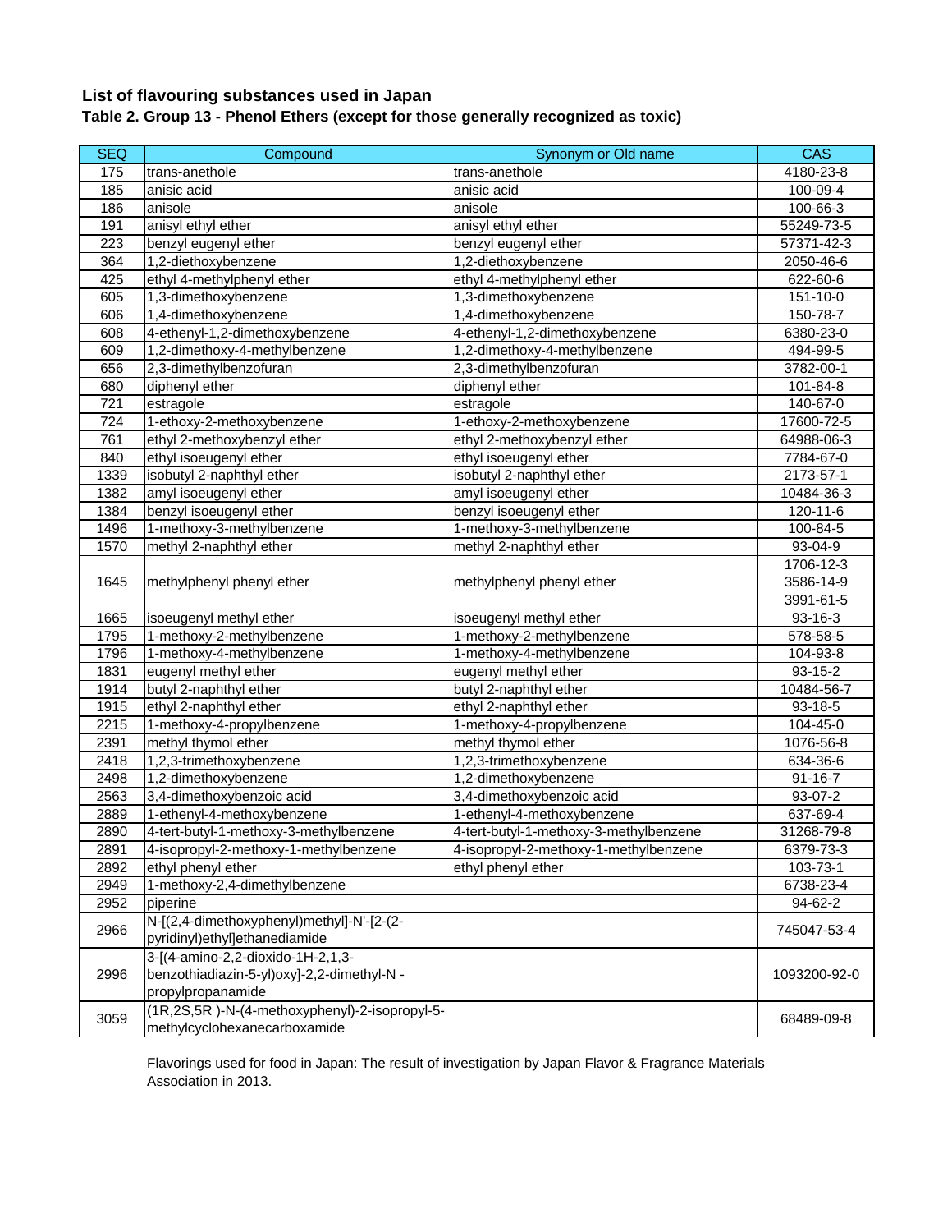## List of flavouring substances used in Japan

### Table 2. Group 13 - Phenol Ethers (except for those generally recognized as toxic)

| SEQ | Compound | Synonym or Old name | CAS |
|---|---|---|---|
| 175 | trans-anethole | trans-anethole | 4180-23-8 |
| 185 | anisic acid | anisic acid | 100-09-4 |
| 186 | anisole | anisole | 100-66-3 |
| 191 | anisyl ethyl ether | anisyl ethyl ether | 55249-73-5 |
| 223 | benzyl eugenyl ether | benzyl eugenyl ether | 57371-42-3 |
| 364 | 1,2-diethoxybenzene | 1,2-diethoxybenzene | 2050-46-6 |
| 425 | ethyl 4-methylphenyl ether | ethyl 4-methylphenyl ether | 622-60-6 |
| 605 | 1,3-dimethoxybenzene | 1,3-dimethoxybenzene | 151-10-0 |
| 606 | 1,4-dimethoxybenzene | 1,4-dimethoxybenzene | 150-78-7 |
| 608 | 4-ethenyl-1,2-dimethoxybenzene | 4-ethenyl-1,2-dimethoxybenzene | 6380-23-0 |
| 609 | 1,2-dimethoxy-4-methylbenzene | 1,2-dimethoxy-4-methylbenzene | 494-99-5 |
| 656 | 2,3-dimethylbenzofuran | 2,3-dimethylbenzofuran | 3782-00-1 |
| 680 | diphenyl ether | diphenyl ether | 101-84-8 |
| 721 | estragole | estragole | 140-67-0 |
| 724 | 1-ethoxy-2-methoxybenzene | 1-ethoxy-2-methoxybenzene | 17600-72-5 |
| 761 | ethyl 2-methoxybenzyl ether | ethyl 2-methoxybenzyl ether | 64988-06-3 |
| 840 | ethyl isoeugenyl ether | ethyl isoeugenyl ether | 7784-67-0 |
| 1339 | isobutyl 2-naphthyl ether | isobutyl 2-naphthyl ether | 2173-57-1 |
| 1382 | amyl isoeugenyl ether | amyl isoeugenyl ether | 10484-36-3 |
| 1384 | benzyl isoeugenyl ether | benzyl isoeugenyl ether | 120-11-6 |
| 1496 | 1-methoxy-3-methylbenzene | 1-methoxy-3-methylbenzene | 100-84-5 |
| 1570 | methyl 2-naphthyl ether | methyl 2-naphthyl ether | 93-04-9 |
| 1645 | methylphenyl phenyl ether | methylphenyl phenyl ether | 1706-12-3<br>3586-14-9<br>3991-61-5 |
| 1665 | isoeugenyl methyl ether | isoeugenyl methyl ether | 93-16-3 |
| 1795 | 1-methoxy-2-methylbenzene | 1-methoxy-2-methylbenzene | 578-58-5 |
| 1796 | 1-methoxy-4-methylbenzene | 1-methoxy-4-methylbenzene | 104-93-8 |
| 1831 | eugenyl methyl ether | eugenyl methyl ether | 93-15-2 |
| 1914 | butyl 2-naphthyl ether | butyl 2-naphthyl ether | 10484-56-7 |
| 1915 | ethyl 2-naphthyl ether | ethyl 2-naphthyl ether | 93-18-5 |
| 2215 | 1-methoxy-4-propylbenzene | 1-methoxy-4-propylbenzene | 104-45-0 |
| 2391 | methyl thymol ether | methyl thymol ether | 1076-56-8 |
| 2418 | 1,2,3-trimethoxybenzene | 1,2,3-trimethoxybenzene | 634-36-6 |
| 2498 | 1,2-dimethoxybenzene | 1,2-dimethoxybenzene | 91-16-7 |
| 2563 | 3,4-dimethoxybenzoic acid | 3,4-dimethoxybenzoic acid | 93-07-2 |
| 2889 | 1-ethenyl-4-methoxybenzene | 1-ethenyl-4-methoxybenzene | 637-69-4 |
| 2890 | 4-tert-butyl-1-methoxy-3-methylbenzene | 4-tert-butyl-1-methoxy-3-methylbenzene | 31268-79-8 |
| 2891 | 4-isopropyl-2-methoxy-1-methylbenzene | 4-isopropyl-2-methoxy-1-methylbenzene | 6379-73-3 |
| 2892 | ethyl phenyl ether | ethyl phenyl ether | 103-73-1 |
| 2949 | 1-methoxy-2,4-dimethylbenzene | | 6738-23-4 |
| 2952 | piperine | | 94-62-2 |
| 2966 | N-[(2,4-dimethoxyphenyl)methyl]-N'-[2-(2-pyridinyl)ethyl]ethanediamide | | 745047-53-4 |
| 2996 | 3-[(4-amino-2,2-dioxido-1H-2,1,3-benzothiadiazin-5-yl)oxy]-2,2-dimethyl-N -propylpropanamide | | 1093200-92-0 |
| 3059 | (1R,2S,5R )-N-(4-methoxyphenyl)-2-isopropyl-5-methylcyclohexanecarboxamide | | 68489-09-8 |

Flavorings used for food in Japan: The result of investigation by Japan Flavor & Fragrance Materials Association in 2013.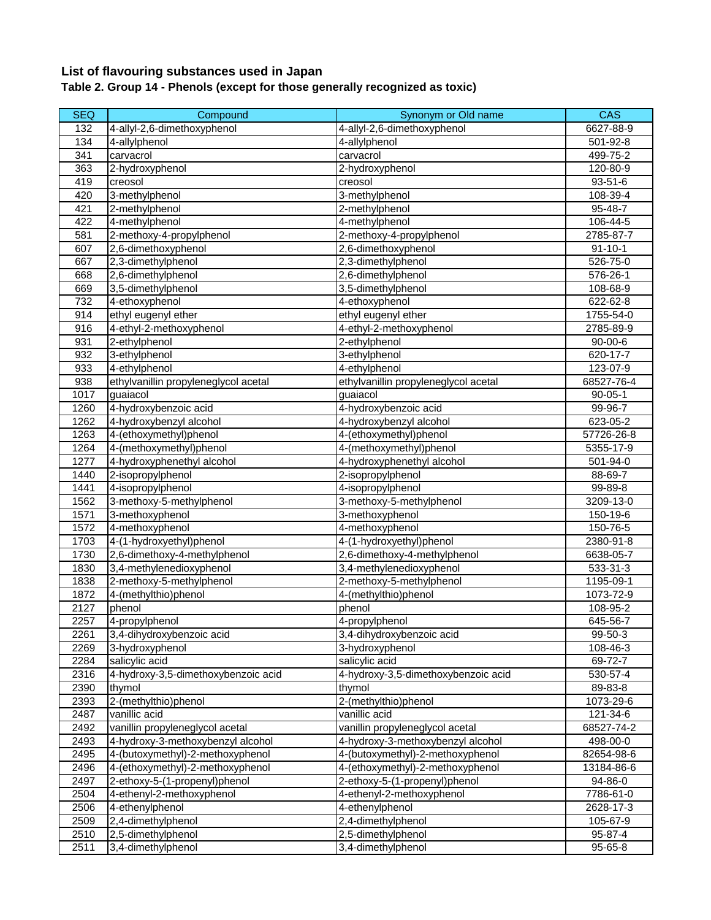# List of flavouring substances used in Japan

## Table 2. Group 14 - Phenols (except for those generally recognized as toxic)

| SEQ | Compound | Synonym or Old name | CAS |
| --- | --- | --- | --- |
| 132 | 4-allyl-2,6-dimethoxyphenol | 4-allyl-2,6-dimethoxyphenol | 6627-88-9 |
| 134 | 4-allylphenol | 4-allylphenol | 501-92-8 |
| 341 | carvacrol | carvacrol | 499-75-2 |
| 363 | 2-hydroxyphenol | 2-hydroxyphenol | 120-80-9 |
| 419 | creosol | creosol | 93-51-6 |
| 420 | 3-methylphenol | 3-methylphenol | 108-39-4 |
| 421 | 2-methylphenol | 2-methylphenol | 95-48-7 |
| 422 | 4-methylphenol | 4-methylphenol | 106-44-5 |
| 581 | 2-methoxy-4-propylphenol | 2-methoxy-4-propylphenol | 2785-87-7 |
| 607 | 2,6-dimethoxyphenol | 2,6-dimethoxyphenol | 91-10-1 |
| 667 | 2,3-dimethylphenol | 2,3-dimethylphenol | 526-75-0 |
| 668 | 2,6-dimethylphenol | 2,6-dimethylphenol | 576-26-1 |
| 669 | 3,5-dimethylphenol | 3,5-dimethylphenol | 108-68-9 |
| 732 | 4-ethoxyphenol | 4-ethoxyphenol | 622-62-8 |
| 914 | ethyl eugenyl ether | ethyl eugenyl ether | 1755-54-0 |
| 916 | 4-ethyl-2-methoxyphenol | 4-ethyl-2-methoxyphenol | 2785-89-9 |
| 931 | 2-ethylphenol | 2-ethylphenol | 90-00-6 |
| 932 | 3-ethylphenol | 3-ethylphenol | 620-17-7 |
| 933 | 4-ethylphenol | 4-ethylphenol | 123-07-9 |
| 938 | ethylvanillin propyleneglycol acetal | ethylvanillin propyleneglycol acetal | 68527-76-4 |
| 1017 | guaiacol | guaiacol | 90-05-1 |
| 1260 | 4-hydroxybenzoic acid | 4-hydroxybenzoic acid | 99-96-7 |
| 1262 | 4-hydroxybenzyl alcohol | 4-hydroxybenzyl alcohol | 623-05-2 |
| 1263 | 4-(ethoxymethyl)phenol | 4-(ethoxymethyl)phenol | 57726-26-8 |
| 1264 | 4-(methoxymethyl)phenol | 4-(methoxymethyl)phenol | 5355-17-9 |
| 1277 | 4-hydroxyphenethyl alcohol | 4-hydroxyphenethyl alcohol | 501-94-0 |
| 1440 | 2-isopropylphenol | 2-isopropylphenol | 88-69-7 |
| 1441 | 4-isopropylphenol | 4-isopropylphenol | 99-89-8 |
| 1562 | 3-methoxy-5-methylphenol | 3-methoxy-5-methylphenol | 3209-13-0 |
| 1571 | 3-methoxyphenol | 3-methoxyphenol | 150-19-6 |
| 1572 | 4-methoxyphenol | 4-methoxyphenol | 150-76-5 |
| 1703 | 4-(1-hydroxyethyl)phenol | 4-(1-hydroxyethyl)phenol | 2380-91-8 |
| 1730 | 2,6-dimethoxy-4-methylphenol | 2,6-dimethoxy-4-methylphenol | 6638-05-7 |
| 1830 | 3,4-methylenedioxyphenol | 3,4-methylenedioxyphenol | 533-31-3 |
| 1838 | 2-methoxy-5-methylphenol | 2-methoxy-5-methylphenol | 1195-09-1 |
| 1872 | 4-(methylthio)phenol | 4-(methylthio)phenol | 1073-72-9 |
| 2127 | phenol | phenol | 108-95-2 |
| 2257 | 4-propylphenol | 4-propylphenol | 645-56-7 |
| 2261 | 3,4-dihydroxybenzoic acid | 3,4-dihydroxybenzoic acid | 99-50-3 |
| 2269 | 3-hydroxyphenol | 3-hydroxyphenol | 108-46-3 |
| 2284 | salicylic acid | salicylic acid | 69-72-7 |
| 2316 | 4-hydroxy-3,5-dimethoxybenzoic acid | 4-hydroxy-3,5-dimethoxybenzoic acid | 530-57-4 |
| 2390 | thymol | thymol | 89-83-8 |
| 2393 | 2-(methylthio)phenol | 2-(methylthio)phenol | 1073-29-6 |
| 2487 | vanillic acid | vanillic acid | 121-34-6 |
| 2492 | vanillin propyleneglycol acetal | vanillin propyleneglycol acetal | 68527-74-2 |
| 2493 | 4-hydroxy-3-methoxybenzyl alcohol | 4-hydroxy-3-methoxybenzyl alcohol | 498-00-0 |
| 2495 | 4-(butoxymethyl)-2-methoxyphenol | 4-(butoxymethyl)-2-methoxyphenol | 82654-98-6 |
| 2496 | 4-(ethoxymethyl)-2-methoxyphenol | 4-(ethoxymethyl)-2-methoxyphenol | 13184-86-6 |
| 2497 | 2-ethoxy-5-(1-propenyl)phenol | 2-ethoxy-5-(1-propenyl)phenol | 94-86-0 |
| 2504 | 4-ethenyl-2-methoxyphenol | 4-ethenyl-2-methoxyphenol | 7786-61-0 |
| 2506 | 4-ethenylphenol | 4-ethenylphenol | 2628-17-3 |
| 2509 | 2,4-dimethylphenol | 2,4-dimethylphenol | 105-67-9 |
| 2510 | 2,5-dimethylphenol | 2,5-dimethylphenol | 95-87-4 |
| 2511 | 3,4-dimethylphenol | 3,4-dimethylphenol | 95-65-8 |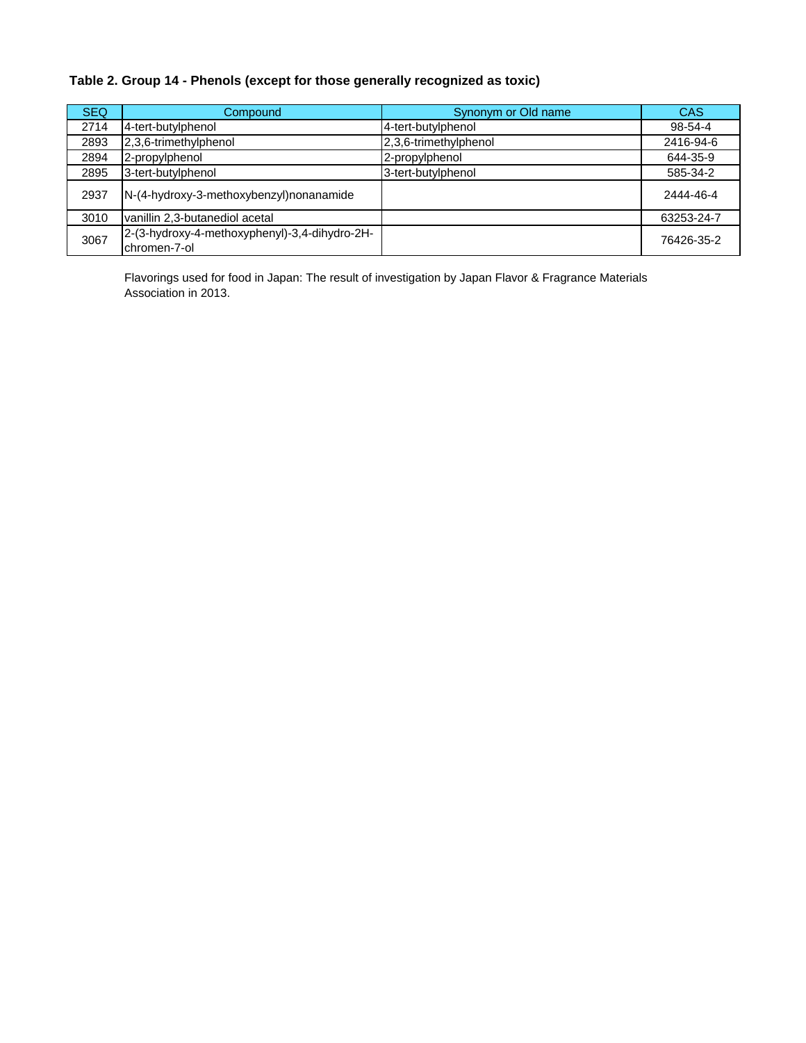**Table 2. Group 14 - Phenols (except for those generally recognized as toxic)**

| SEQ | Compound | Synonym or Old name | CAS |
|---|---|---|---|
| 2714 | 4-tert-butylphenol | 4-tert-butylphenol | 98-54-4 |
| 2893 | 2,3,6-trimethylphenol | 2,3,6-trimethylphenol | 2416-94-6 |
| 2894 | 2-propylphenol | 2-propylphenol | 644-35-9 |
| 2895 | 3-tert-butylphenol | 3-tert-butylphenol | 585-34-2 |
| 2937 | N-(4-hydroxy-3-methoxybenzyl)nonanamide | | 2444-46-4 |
| 3010 | vanillin 2,3-butanediol acetal | | 63253-24-7 |
| 3067 | 2-(3-hydroxy-4-methoxyphenyl)-3,4-dihydro-2H-chromen-7-ol | | 76426-35-2 |

Flavorings used for food in Japan: The result of investigation by Japan Flavor & Fragrance Materials Association in 2013.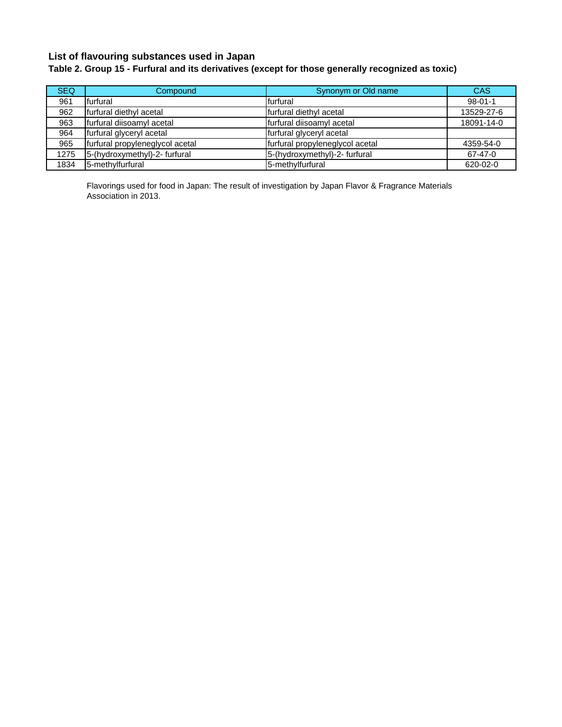## List of flavouring substances used in Japan

### Table 2. Group 15 - Furfural and its derivatives (except for those generally recognized as toxic)

| SEQ | Compound | Synonym or Old name | CAS |
|---|---|---|---|
| 961 | furfural | furfural | 98-01-1 |
| 962 | furfural diethyl acetal | furfural diethyl acetal | 13529-27-6 |
| 963 | furfural diisoamyl acetal | furfural diisoamyl acetal | 18091-14-0 |
| 964 | furfural glyceryl acetal | furfural glyceryl acetal | |
| 965 | furfural propyleneglycol acetal | furfural propyleneglycol acetal | 4359-54-0 |
| 1275 | 5-(hydroxymethyl)-2- furfural | 5-(hydroxymethyl)-2- furfural | 67-47-0 |
| 1834 | 5-methylfurfural | 5-methylfurfural | 620-02-0 |

Flavorings used for food in Japan: The result of investigation by Japan Flavor & Fragrance Materials Association in 2013.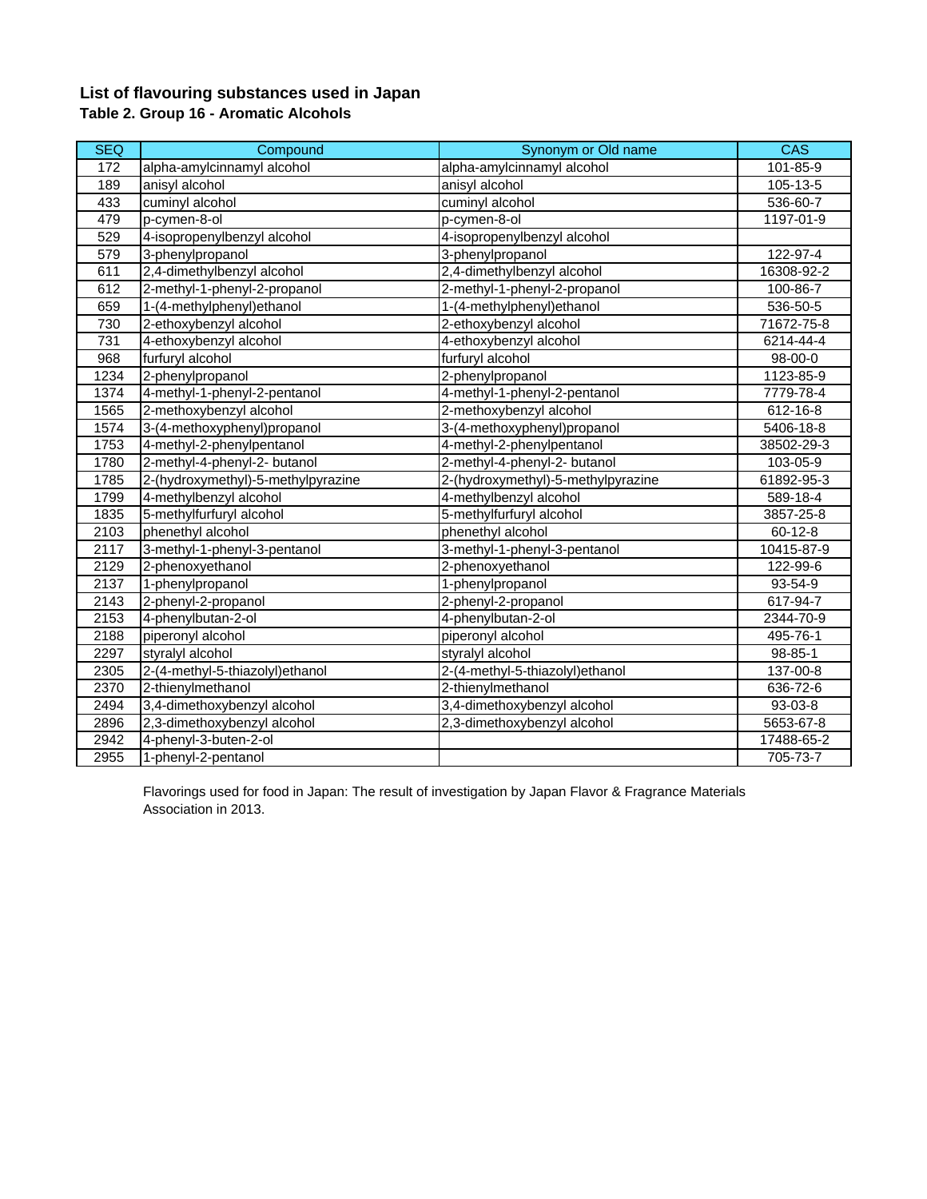## List of flavouring substances used in Japan

### Table 2. Group 16 - Aromatic Alcohols

| SEQ | Compound | Synonym or Old name | CAS |
|---|---|---|---|
| 172 | alpha-amylcinnamyl alcohol | alpha-amylcinnamyl alcohol | 101-85-9 |
| 189 | anisyl alcohol | anisyl alcohol | 105-13-5 |
| 433 | cuminyl alcohol | cuminyl alcohol | 536-60-7 |
| 479 | p-cymen-8-ol | p-cymen-8-ol | 1197-01-9 |
| 529 | 4-isopropenylbenzyl alcohol | 4-isopropenylbenzyl alcohol | |
| 579 | 3-phenylpropanol | 3-phenylpropanol | 122-97-4 |
| 611 | 2,4-dimethylbenzyl alcohol | 2,4-dimethylbenzyl alcohol | 16308-92-2 |
| 612 | 2-methyl-1-phenyl-2-propanol | 2-methyl-1-phenyl-2-propanol | 100-86-7 |
| 659 | 1-(4-methylphenyl)ethanol | 1-(4-methylphenyl)ethanol | 536-50-5 |
| 730 | 2-ethoxybenzyl alcohol | 2-ethoxybenzyl alcohol | 71672-75-8 |
| 731 | 4-ethoxybenzyl alcohol | 4-ethoxybenzyl alcohol | 6214-44-4 |
| 968 | furfuryl alcohol | furfuryl alcohol | 98-00-0 |
| 1234 | 2-phenylpropanol | 2-phenylpropanol | 1123-85-9 |
| 1374 | 4-methyl-1-phenyl-2-pentanol | 4-methyl-1-phenyl-2-pentanol | 7779-78-4 |
| 1565 | 2-methoxybenzyl alcohol | 2-methoxybenzyl alcohol | 612-16-8 |
| 1574 | 3-(4-methoxyphenyl)propanol | 3-(4-methoxyphenyl)propanol | 5406-18-8 |
| 1753 | 4-methyl-2-phenylpentanol | 4-methyl-2-phenylpentanol | 38502-29-3 |
| 1780 | 2-methyl-4-phenyl-2- butanol | 2-methyl-4-phenyl-2- butanol | 103-05-9 |
| 1785 | 2-(hydroxymethyl)-5-methylpyrazine | 2-(hydroxymethyl)-5-methylpyrazine | 61892-95-3 |
| 1799 | 4-methylbenzyl alcohol | 4-methylbenzyl alcohol | 589-18-4 |
| 1835 | 5-methylfurfuryl alcohol | 5-methylfurfuryl alcohol | 3857-25-8 |
| 2103 | phenethyl alcohol | phenethyl alcohol | 60-12-8 |
| 2117 | 3-methyl-1-phenyl-3-pentanol | 3-methyl-1-phenyl-3-pentanol | 10415-87-9 |
| 2129 | 2-phenoxyethanol | 2-phenoxyethanol | 122-99-6 |
| 2137 | 1-phenylpropanol | 1-phenylpropanol | 93-54-9 |
| 2143 | 2-phenyl-2-propanol | 2-phenyl-2-propanol | 617-94-7 |
| 2153 | 4-phenylbutan-2-ol | 4-phenylbutan-2-ol | 2344-70-9 |
| 2188 | piperonyl alcohol | piperonyl alcohol | 495-76-1 |
| 2297 | styralyl alcohol | styralyl alcohol | 98-85-1 |
| 2305 | 2-(4-methyl-5-thiazolyl)ethanol | 2-(4-methyl-5-thiazolyl)ethanol | 137-00-8 |
| 2370 | 2-thienylmethanol | 2-thienylmethanol | 636-72-6 |
| 2494 | 3,4-dimethoxybenzyl alcohol | 3,4-dimethoxybenzyl alcohol | 93-03-8 |
| 2896 | 2,3-dimethoxybenzyl alcohol | 2,3-dimethoxybenzyl alcohol | 5653-67-8 |
| 2942 | 4-phenyl-3-buten-2-ol | | 17488-65-2 |
| 2955 | 1-phenyl-2-pentanol | | 705-73-7 |

Flavorings used for food in Japan: The result of investigation by Japan Flavor & Fragrance Materials Association in 2013.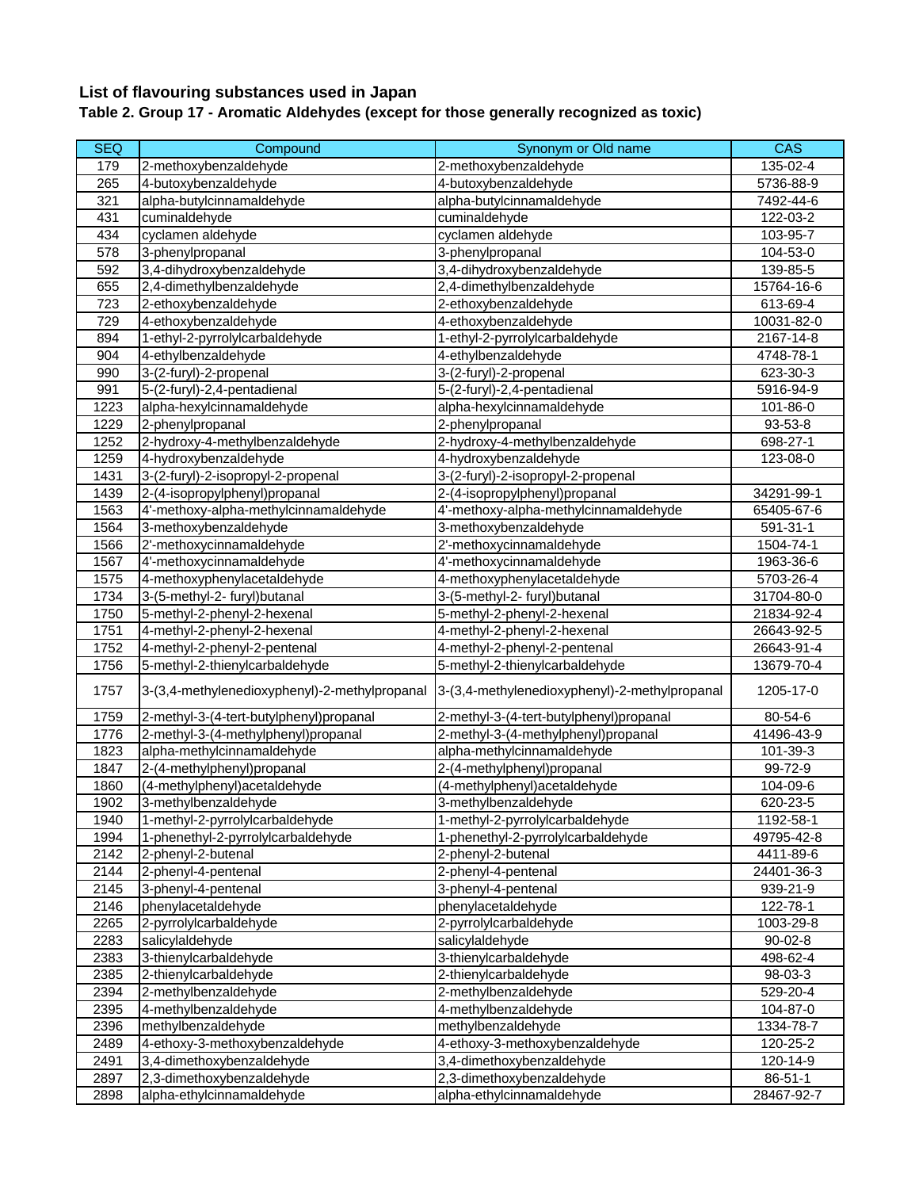## List of flavouring substances used in Japan

### Table 2. Group 17 - Aromatic Aldehydes (except for those generally recognized as toxic)

| SEQ | Compound | Synonym or Old name | CAS |
|---|---|---|---|
| 179 | 2-methoxybenzaldehyde | 2-methoxybenzaldehyde | 135-02-4 |
| 265 | 4-butoxybenzaldehyde | 4-butoxybenzaldehyde | 5736-88-9 |
| 321 | alpha-butylcinnamaldehyde | alpha-butylcinnamaldehyde | 7492-44-6 |
| 431 | cuminaldehyde | cuminaldehyde | 122-03-2 |
| 434 | cyclamen aldehyde | cyclamen aldehyde | 103-95-7 |
| 578 | 3-phenylpropanal | 3-phenylpropanal | 104-53-0 |
| 592 | 3,4-dihydroxybenzaldehyde | 3,4-dihydroxybenzaldehyde | 139-85-5 |
| 655 | 2,4-dimethylbenzaldehyde | 2,4-dimethylbenzaldehyde | 15764-16-6 |
| 723 | 2-ethoxybenzaldehyde | 2-ethoxybenzaldehyde | 613-69-4 |
| 729 | 4-ethoxybenzaldehyde | 4-ethoxybenzaldehyde | 10031-82-0 |
| 894 | 1-ethyl-2-pyrrolylcarbaldehyde | 1-ethyl-2-pyrrolylcarbaldehyde | 2167-14-8 |
| 904 | 4-ethylbenzaldehyde | 4-ethylbenzaldehyde | 4748-78-1 |
| 990 | 3-(2-furyl)-2-propenal | 3-(2-furyl)-2-propenal | 623-30-3 |
| 991 | 5-(2-furyl)-2,4-pentadienal | 5-(2-furyl)-2,4-pentadienal | 5916-94-9 |
| 1223 | alpha-hexylcinnamaldehyde | alpha-hexylcinnamaldehyde | 101-86-0 |
| 1229 | 2-phenylpropanal | 2-phenylpropanal | 93-53-8 |
| 1252 | 2-hydroxy-4-methylbenzaldehyde | 2-hydroxy-4-methylbenzaldehyde | 698-27-1 |
| 1259 | 4-hydroxybenzaldehyde | 4-hydroxybenzaldehyde | 123-08-0 |
| 1431 | 3-(2-furyl)-2-isopropyl-2-propenal | 3-(2-furyl)-2-isopropyl-2-propenal | |
| 1439 | 2-(4-isopropylphenyl)propanal | 2-(4-isopropylphenyl)propanal | 34291-99-1 |
| 1563 | 4'-methoxy-alpha-methylcinnamaldehyde | 4'-methoxy-alpha-methylcinnamaldehyde | 65405-67-6 |
| 1564 | 3-methoxybenzaldehyde | 3-methoxybenzaldehyde | 591-31-1 |
| 1566 | 2'-methoxycinnamaldehyde | 2'-methoxycinnamaldehyde | 1504-74-1 |
| 1567 | 4'-methoxycinnamaldehyde | 4'-methoxycinnamaldehyde | 1963-36-6 |
| 1575 | 4-methoxyphenylacetaldehyde | 4-methoxyphenylacetaldehyde | 5703-26-4 |
| 1734 | 3-(5-methyl-2- furyl)butanal | 3-(5-methyl-2- furyl)butanal | 31704-80-0 |
| 1750 | 5-methyl-2-phenyl-2-hexenal | 5-methyl-2-phenyl-2-hexenal | 21834-92-4 |
| 1751 | 4-methyl-2-phenyl-2-hexenal | 4-methyl-2-phenyl-2-hexenal | 26643-92-5 |
| 1752 | 4-methyl-2-phenyl-2-pentenal | 4-methyl-2-phenyl-2-pentenal | 26643-91-4 |
| 1756 | 5-methyl-2-thienylcarbaldehyde | 5-methyl-2-thienylcarbaldehyde | 13679-70-4 |
| 1757 | 3-(3,4-methylenedioxyphenyl)-2-methylpropanal | 3-(3,4-methylenedioxyphenyl)-2-methylpropanal | 1205-17-0 |
| 1759 | 2-methyl-3-(4-tert-butylphenyl)propanal | 2-methyl-3-(4-tert-butylphenyl)propanal | 80-54-6 |
| 1776 | 2-methyl-3-(4-methylphenyl)propanal | 2-methyl-3-(4-methylphenyl)propanal | 41496-43-9 |
| 1823 | alpha-methylcinnamaldehyde | alpha-methylcinnamaldehyde | 101-39-3 |
| 1847 | 2-(4-methylphenyl)propanal | 2-(4-methylphenyl)propanal | 99-72-9 |
| 1860 | (4-methylphenyl)acetaldehyde | (4-methylphenyl)acetaldehyde | 104-09-6 |
| 1902 | 3-methylbenzaldehyde | 3-methylbenzaldehyde | 620-23-5 |
| 1940 | 1-methyl-2-pyrrolylcarbaldehyde | 1-methyl-2-pyrrolylcarbaldehyde | 1192-58-1 |
| 1994 | 1-phenethyl-2-pyrrolylcarbaldehyde | 1-phenethyl-2-pyrrolylcarbaldehyde | 49795-42-8 |
| 2142 | 2-phenyl-2-butenal | 2-phenyl-2-butenal | 4411-89-6 |
| 2144 | 2-phenyl-4-pentenal | 2-phenyl-4-pentenal | 24401-36-3 |
| 2145 | 3-phenyl-4-pentenal | 3-phenyl-4-pentenal | 939-21-9 |
| 2146 | phenylacetaldehyde | phenylacetaldehyde | 122-78-1 |
| 2265 | 2-pyrrolylcarbaldehyde | 2-pyrrolylcarbaldehyde | 1003-29-8 |
| 2283 | salicylaldehyde | salicylaldehyde | 90-02-8 |
| 2383 | 3-thienylcarbaldehyde | 3-thienylcarbaldehyde | 498-62-4 |
| 2385 | 2-thienylcarbaldehyde | 2-thienylcarbaldehyde | 98-03-3 |
| 2394 | 2-methylbenzaldehyde | 2-methylbenzaldehyde | 529-20-4 |
| 2395 | 4-methylbenzaldehyde | 4-methylbenzaldehyde | 104-87-0 |
| 2396 | methylbenzaldehyde | methylbenzaldehyde | 1334-78-7 |
| 2489 | 4-ethoxy-3-methoxybenzaldehyde | 4-ethoxy-3-methoxybenzaldehyde | 120-25-2 |
| 2491 | 3,4-dimethoxybenzaldehyde | 3,4-dimethoxybenzaldehyde | 120-14-9 |
| 2897 | 2,3-dimethoxybenzaldehyde | 2,3-dimethoxybenzaldehyde | 86-51-1 |
| 2898 | alpha-ethylcinnamaldehyde | alpha-ethylcinnamaldehyde | 28467-92-7 |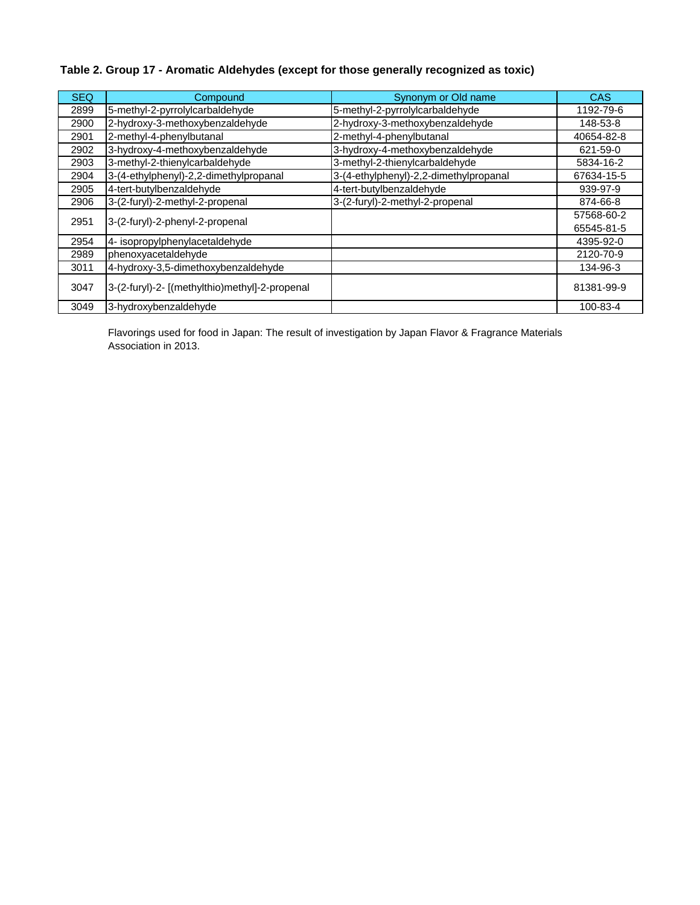**Table 2. Group 17 - Aromatic Aldehydes (except for those generally recognized as toxic)**

| SEQ | Compound | Synonym or Old name | CAS |
|---|---|---|---|
| 2899 | 5-methyl-2-pyrrolylcarbaldehyde | 5-methyl-2-pyrrolylcarbaldehyde | 1192-79-6 |
| 2900 | 2-hydroxy-3-methoxybenzaldehyde | 2-hydroxy-3-methoxybenzaldehyde | 148-53-8 |
| 2901 | 2-methyl-4-phenylbutanal | 2-methyl-4-phenylbutanal | 40654-82-8 |
| 2902 | 3-hydroxy-4-methoxybenzaldehyde | 3-hydroxy-4-methoxybenzaldehyde | 621-59-0 |
| 2903 | 3-methyl-2-thienylcarbaldehyde | 3-methyl-2-thienylcarbaldehyde | 5834-16-2 |
| 2904 | 3-(4-ethylphenyl)-2,2-dimethylpropanal | 3-(4-ethylphenyl)-2,2-dimethylpropanal | 67634-15-5 |
| 2905 | 4-tert-butylbenzaldehyde | 4-tert-butylbenzaldehyde | 939-97-9 |
| 2906 | 3-(2-furyl)-2-methyl-2-propenal | 3-(2-furyl)-2-methyl-2-propenal | 874-66-8 |
| 2951 | 3-(2-furyl)-2-phenyl-2-propenal | | 57568-60-2<br>65545-81-5 |
| 2954 | 4- isopropylphenylacetaldehyde | | 4395-92-0 |
| 2989 | phenoxyacetaldehyde | | 2120-70-9 |
| 3011 | 4-hydroxy-3,5-dimethoxybenzaldehyde | | 134-96-3 |
| 3047 | 3-(2-furyl)-2- [(methylthio)methyl]-2-propenal | | 81381-99-9 |
| 3049 | 3-hydroxybenzaldehyde | | 100-83-4 |

Flavorings used for food in Japan: The result of investigation by Japan Flavor & Fragrance Materials Association in 2013.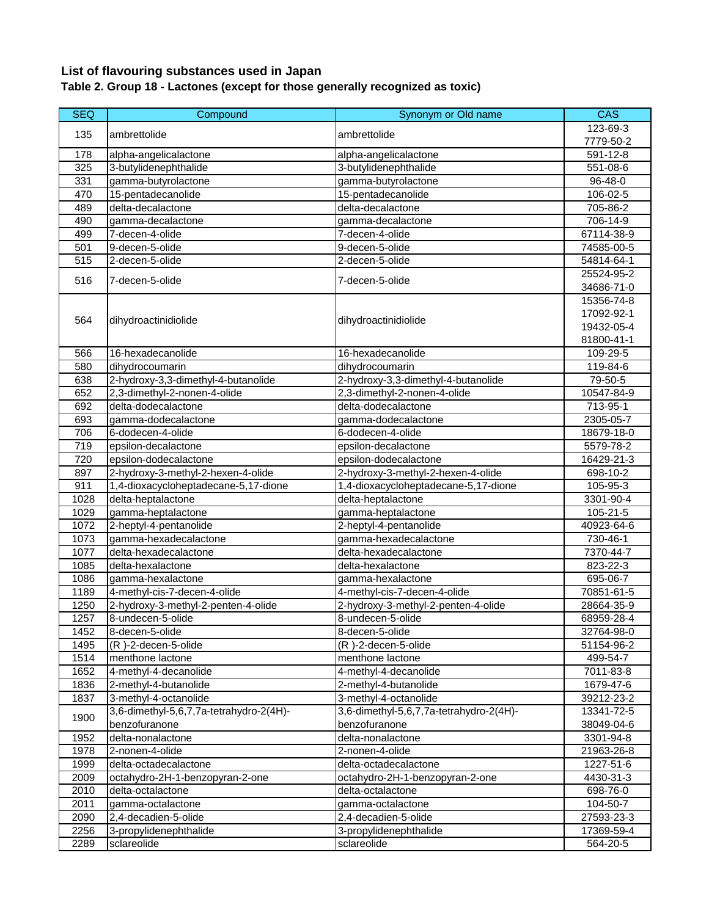# List of flavouring substances used in Japan

## Table 2. Group 18 - Lactones (except for those generally recognized as toxic)

| SEQ | Compound | Synonym or Old name | CAS |
|---|---|---|---|
| 135 | ambrettolide | ambrettolide | 123-69-3<br>7779-50-2 |
| 178 | alpha-angelicalactone | alpha-angelicalactone | 591-12-8 |
| 325 | 3-butylidenephthalide | 3-butylidenephthalide | 551-08-6 |
| 331 | gamma-butyrolactone | gamma-butyrolactone | 96-48-0 |
| 470 | 15-pentadecanolide | 15-pentadecanolide | 106-02-5 |
| 489 | delta-decalactone | delta-decalactone | 705-86-2 |
| 490 | gamma-decalactone | gamma-decalactone | 706-14-9 |
| 499 | 7-decen-4-olide | 7-decen-4-olide | 67114-38-9 |
| 501 | 9-decen-5-olide | 9-decen-5-olide | 74585-00-5 |
| 515 | 2-decen-5-olide | 2-decen-5-olide | 54814-64-1 |
| 516 | 7-decen-5-olide | 7-decen-5-olide | 25524-95-2<br>34686-71-0 |
| 564 | dihydroactinidiolide | dihydroactinidiolide | 15356-74-8<br>17092-92-1<br>19432-05-4<br>81800-41-1 |
| 566 | 16-hexadecanolide | 16-hexadecanolide | 109-29-5 |
| 580 | dihydrocoumarin | dihydrocoumarin | 119-84-6 |
| 638 | 2-hydroxy-3,3-dimethyl-4-butanolide | 2-hydroxy-3,3-dimethyl-4-butanolide | 79-50-5 |
| 652 | 2,3-dimethyl-2-nonen-4-olide | 2,3-dimethyl-2-nonen-4-olide | 10547-84-9 |
| 692 | delta-dodecalactone | delta-dodecalactone | 713-95-1 |
| 693 | gamma-dodecalactone | gamma-dodecalactone | 2305-05-7 |
| 706 | 6-dodecen-4-olide | 6-dodecen-4-olide | 18679-18-0 |
| 719 | epsilon-decalactone | epsilon-decalactone | 5579-78-2 |
| 720 | epsilon-dodecalactone | epsilon-dodecalactone | 16429-21-3 |
| 897 | 2-hydroxy-3-methyl-2-hexen-4-olide | 2-hydroxy-3-methyl-2-hexen-4-olide | 698-10-2 |
| 911 | 1,4-dioxacycloheptadecane-5,17-dione | 1,4-dioxacycloheptadecane-5,17-dione | 105-95-3 |
| 1028 | delta-heptalactone | delta-heptalactone | 3301-90-4 |
| 1029 | gamma-heptalactone | gamma-heptalactone | 105-21-5 |
| 1072 | 2-heptyl-4-pentanolide | 2-heptyl-4-pentanolide | 40923-64-6 |
| 1073 | gamma-hexadecalactone | gamma-hexadecalactone | 730-46-1 |
| 1077 | delta-hexadecalactone | delta-hexadecalactone | 7370-44-7 |
| 1085 | delta-hexalactone | delta-hexalactone | 823-22-3 |
| 1086 | gamma-hexalactone | gamma-hexalactone | 695-06-7 |
| 1189 | 4-methyl-cis-7-decen-4-olide | 4-methyl-cis-7-decen-4-olide | 70851-61-5 |
| 1250 | 2-hydroxy-3-methyl-2-penten-4-olide | 2-hydroxy-3-methyl-2-penten-4-olide | 28664-35-9 |
| 1257 | 8-undecen-5-olide | 8-undecen-5-olide | 68959-28-4 |
| 1452 | 8-decen-5-olide | 8-decen-5-olide | 32764-98-0 |
| 1495 | (R )-2-decen-5-olide | (R )-2-decen-5-olide | 51154-96-2 |
| 1514 | menthone lactone | menthone lactone | 499-54-7 |
| 1652 | 4-methyl-4-decanolide | 4-methyl-4-decanolide | 7011-83-8 |
| 1836 | 2-methyl-4-butanolide | 2-methyl-4-butanolide | 1679-47-6 |
| 1837 | 3-methyl-4-octanolide | 3-methyl-4-octanolide | 39212-23-2 |
| 1900 | 3,6-dimethyl-5,6,7,7a-tetrahydro-2(4H)-benzofuranone | 3,6-dimethyl-5,6,7,7a-tetrahydro-2(4H)-benzofuranone | 13341-72-5<br>38049-04-6 |
| 1952 | delta-nonalactone | delta-nonalactone | 3301-94-8 |
| 1978 | 2-nonen-4-olide | 2-nonen-4-olide | 21963-26-8 |
| 1999 | delta-octadecalactone | delta-octadecalactone | 1227-51-6 |
| 2009 | octahydro-2H-1-benzopyran-2-one | octahydro-2H-1-benzopyran-2-one | 4430-31-3 |
| 2010 | delta-octalactone | delta-octalactone | 698-76-0 |
| 2011 | gamma-octalactone | gamma-octalactone | 104-50-7 |
| 2090 | 2,4-decadien-5-olide | 2,4-decadien-5-olide | 27593-23-3 |
| 2256 | 3-propylidenephthalide | 3-propylidenephthalide | 17369-59-4 |
| 2289 | sclareolide | sclareolide | 564-20-5 |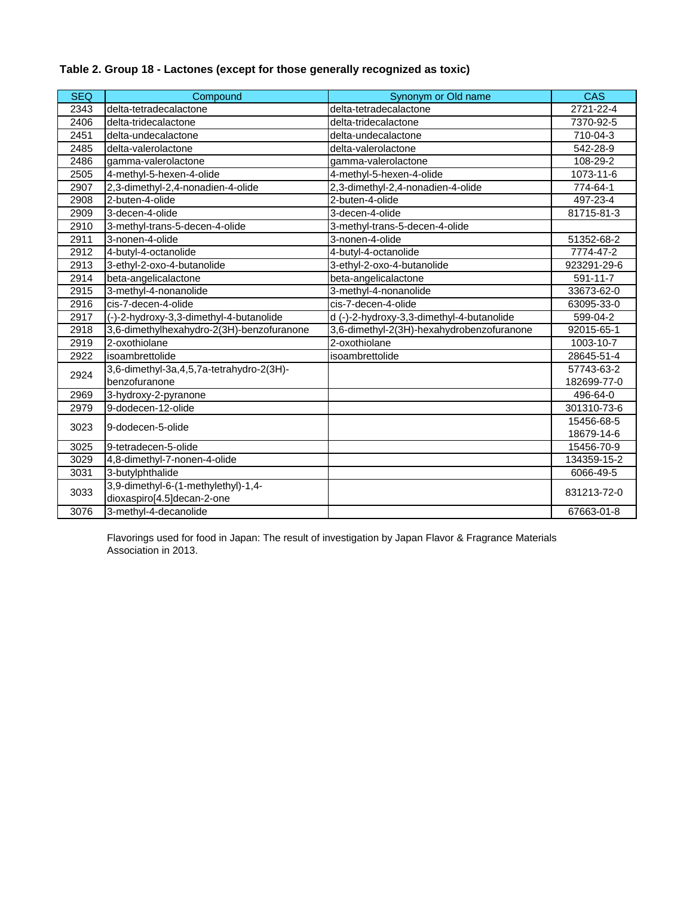**Table 2. Group 18 - Lactones (except for those generally recognized as toxic)**

| SEQ | Compound | Synonym or Old name | CAS |
|---|---|---|---|
| 2343 | delta-tetradecalactone | delta-tetradecalactone | 2721-22-4 |
| 2406 | delta-tridecalactone | delta-tridecalactone | 7370-92-5 |
| 2451 | delta-undecalactone | delta-undecalactone | 710-04-3 |
| 2485 | delta-valerolactone | delta-valerolactone | 542-28-9 |
| 2486 | gamma-valerolactone | gamma-valerolactone | 108-29-2 |
| 2505 | 4-methyl-5-hexen-4-olide | 4-methyl-5-hexen-4-olide | 1073-11-6 |
| 2907 | 2,3-dimethyl-2,4-nonadien-4-olide | 2,3-dimethyl-2,4-nonadien-4-olide | 774-64-1 |
| 2908 | 2-buten-4-olide | 2-buten-4-olide | 497-23-4 |
| 2909 | 3-decen-4-olide | 3-decen-4-olide | 81715-81-3 |
| 2910 | 3-methyl-trans-5-decen-4-olide | 3-methyl-trans-5-decen-4-olide | |
| 2911 | 3-nonen-4-olide | 3-nonen-4-olide | 51352-68-2 |
| 2912 | 4-butyl-4-octanolide | 4-butyl-4-octanolide | 7774-47-2 |
| 2913 | 3-ethyl-2-oxo-4-butanolide | 3-ethyl-2-oxo-4-butanolide | 923291-29-6 |
| 2914 | beta-angelicalactone | beta-angelicalactone | 591-11-7 |
| 2915 | 3-methyl-4-nonanolide | 3-methyl-4-nonanolide | 33673-62-0 |
| 2916 | cis-7-decen-4-olide | cis-7-decen-4-olide | 63095-33-0 |
| 2917 | (-)-2-hydroxy-3,3-dimethyl-4-butanolide | d (-)-2-hydroxy-3,3-dimethyl-4-butanolide | 599-04-2 |
| 2918 | 3,6-dimethylhexahydro-2(3H)-benzofuranone | 3,6-dimethyl-2(3H)-hexahydrobenzofuranone | 92015-65-1 |
| 2919 | 2-oxothiolane | 2-oxothiolane | 1003-10-7 |
| 2922 | isoambrettolide | isoambrettolide | 28645-51-4 |
| 2924 | 3,6-dimethyl-3a,4,5,7a-tetrahydro-2(3H)-benzofuranone | | 57743-63-2<br>182699-77-0 |
| 2969 | 3-hydroxy-2-pyranone | | 496-64-0 |
| 2979 | 9-dodecen-12-olide | | 301310-73-6 |
| 3023 | 9-dodecen-5-olide | | 15456-68-5<br>18679-14-6 |
| 3025 | 9-tetradecen-5-olide | | 15456-70-9 |
| 3029 | 4,8-dimethyl-7-nonen-4-olide | | 134359-15-2 |
| 3031 | 3-butylphthalide | | 6066-49-5 |
| 3033 | 3,9-dimethyl-6-(1-methylethyl)-1,4-dioxaspiro[4.5]decan-2-one | | 831213-72-0 |
| 3076 | 3-methyl-4-decanolide | | 67663-01-8 |

Flavorings used for food in Japan: The result of investigation by Japan Flavor & Fragrance Materials Association in 2013.